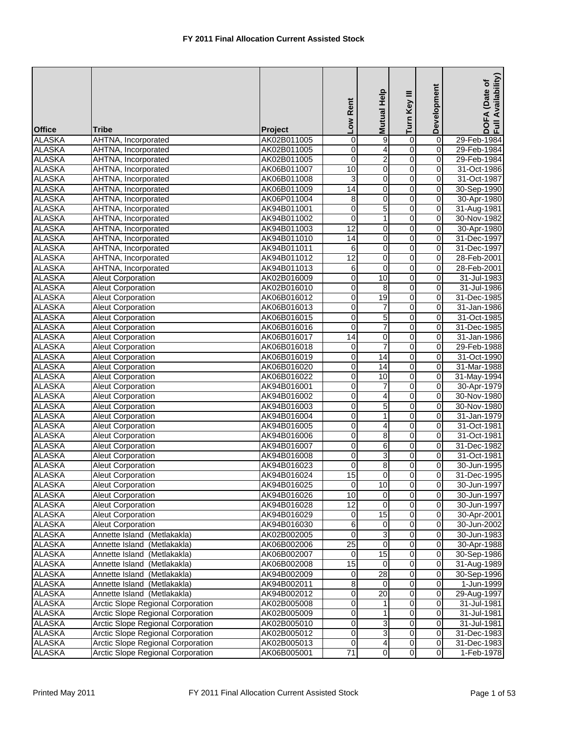# FY 2011 Final Allocation Current Assisted Stock

| Office | Tribe | Project | Low Rent | Mutual Help | Turn Key III | Development | DOFA (Date of Full Availability) |
|---|---|---|---|---|---|---|---|
| ALASKA | AHTNA, Incorporated | AK02B011005 | 0 | 9 | 0 | 0 | 29-Feb-1984 |
| ALASKA | AHTNA, Incorporated | AK02B011005 | 0 | 4 | 0 | 0 | 29-Feb-1984 |
| ALASKA | AHTNA, Incorporated | AK02B011005 | 0 | 2 | 0 | 0 | 29-Feb-1984 |
| ALASKA | AHTNA, Incorporated | AK06B011007 | 10 | 0 | 0 | 0 | 31-Oct-1986 |
| ALASKA | AHTNA, Incorporated | AK06B011008 | 3 | 0 | 0 | 0 | 31-Oct-1987 |
| ALASKA | AHTNA, Incorporated | AK06B011009 | 14 | 0 | 0 | 0 | 30-Sep-1990 |
| ALASKA | AHTNA, Incorporated | AK06P011004 | 8 | 0 | 0 | 0 | 30-Apr-1980 |
| ALASKA | AHTNA, Incorporated | AK94B011001 | 0 | 5 | 0 | 0 | 31-Aug-1981 |
| ALASKA | AHTNA, Incorporated | AK94B011002 | 0 | 1 | 0 | 0 | 30-Nov-1982 |
| ALASKA | AHTNA, Incorporated | AK94B011003 | 12 | 0 | 0 | 0 | 30-Apr-1980 |
| ALASKA | AHTNA, Incorporated | AK94B011010 | 14 | 0 | 0 | 0 | 31-Dec-1997 |
| ALASKA | AHTNA, Incorporated | AK94B011011 | 6 | 0 | 0 | 0 | 31-Dec-1997 |
| ALASKA | AHTNA, Incorporated | AK94B011012 | 12 | 0 | 0 | 0 | 28-Feb-2001 |
| ALASKA | AHTNA, Incorporated | AK94B011013 | 6 | 0 | 0 | 0 | 28-Feb-2001 |
| ALASKA | Aleut Corporation | AK02B016009 | 0 | 10 | 0 | 0 | 31-Jul-1983 |
| ALASKA | Aleut Corporation | AK02B016010 | 0 | 8 | 0 | 0 | 31-Jul-1986 |
| ALASKA | Aleut Corporation | AK06B016012 | 0 | 19 | 0 | 0 | 31-Dec-1985 |
| ALASKA | Aleut Corporation | AK06B016013 | 0 | 7 | 0 | 0 | 31-Jan-1986 |
| ALASKA | Aleut Corporation | AK06B016015 | 0 | 5 | 0 | 0 | 31-Oct-1985 |
| ALASKA | Aleut Corporation | AK06B016016 | 0 | 7 | 0 | 0 | 31-Dec-1985 |
| ALASKA | Aleut Corporation | AK06B016017 | 14 | 0 | 0 | 0 | 31-Jan-1986 |
| ALASKA | Aleut Corporation | AK06B016018 | 0 | 7 | 0 | 0 | 29-Feb-1988 |
| ALASKA | Aleut Corporation | AK06B016019 | 0 | 14 | 0 | 0 | 31-Oct-1990 |
| ALASKA | Aleut Corporation | AK06B016020 | 0 | 14 | 0 | 0 | 31-Mar-1988 |
| ALASKA | Aleut Corporation | AK06B016022 | 0 | 10 | 0 | 0 | 31-May-1994 |
| ALASKA | Aleut Corporation | AK94B016001 | 0 | 7 | 0 | 0 | 30-Apr-1979 |
| ALASKA | Aleut Corporation | AK94B016002 | 0 | 4 | 0 | 0 | 30-Nov-1980 |
| ALASKA | Aleut Corporation | AK94B016003 | 0 | 5 | 0 | 0 | 30-Nov-1980 |
| ALASKA | Aleut Corporation | AK94B016004 | 0 | 1 | 0 | 0 | 31-Jan-1979 |
| ALASKA | Aleut Corporation | AK94B016005 | 0 | 4 | 0 | 0 | 31-Oct-1981 |
| ALASKA | Aleut Corporation | AK94B016006 | 0 | 8 | 0 | 0 | 31-Oct-1981 |
| ALASKA | Aleut Corporation | AK94B016007 | 0 | 6 | 0 | 0 | 31-Dec-1982 |
| ALASKA | Aleut Corporation | AK94B016008 | 0 | 3 | 0 | 0 | 31-Oct-1981 |
| ALASKA | Aleut Corporation | AK94B016023 | 0 | 8 | 0 | 0 | 30-Jun-1995 |
| ALASKA | Aleut Corporation | AK94B016024 | 15 | 0 | 0 | 0 | 31-Dec-1995 |
| ALASKA | Aleut Corporation | AK94B016025 | 0 | 10 | 0 | 0 | 30-Jun-1997 |
| ALASKA | Aleut Corporation | AK94B016026 | 10 | 0 | 0 | 0 | 30-Jun-1997 |
| ALASKA | Aleut Corporation | AK94B016028 | 12 | 0 | 0 | 0 | 30-Jun-1997 |
| ALASKA | Aleut Corporation | AK94B016029 | 0 | 15 | 0 | 0 | 30-Apr-2001 |
| ALASKA | Aleut Corporation | AK94B016030 | 6 | 0 | 0 | 0 | 30-Jun-2002 |
| ALASKA | Annette Island (Metlakakla) | AK02B002005 | 0 | 3 | 0 | 0 | 30-Jun-1983 |
| ALASKA | Annette Island (Metlakakla) | AK06B002006 | 25 | 0 | 0 | 0 | 30-Apr-1988 |
| ALASKA | Annette Island (Metlakakla) | AK06B002007 | 0 | 15 | 0 | 0 | 30-Sep-1986 |
| ALASKA | Annette Island (Metlakakla) | AK06B002008 | 15 | 0 | 0 | 0 | 31-Aug-1989 |
| ALASKA | Annette Island (Metlakakla) | AK94B002009 | 0 | 28 | 0 | 0 | 30-Sep-1996 |
| ALASKA | Annette Island (Metlakakla) | AK94B002011 | 8 | 0 | 0 | 0 | 1-Jun-1999 |
| ALASKA | Annette Island (Metlakakla) | AK94B002012 | 0 | 20 | 0 | 0 | 29-Aug-1997 |
| ALASKA | Arctic Slope Regional Corporation | AK02B005008 | 0 | 1 | 0 | 0 | 31-Jul-1981 |
| ALASKA | Arctic Slope Regional Corporation | AK02B005009 | 0 | 1 | 0 | 0 | 31-Jul-1981 |
| ALASKA | Arctic Slope Regional Corporation | AK02B005010 | 0 | 3 | 0 | 0 | 31-Jul-1981 |
| ALASKA | Arctic Slope Regional Corporation | AK02B005012 | 0 | 3 | 0 | 0 | 31-Dec-1983 |
| ALASKA | Arctic Slope Regional Corporation | AK02B005013 | 0 | 4 | 0 | 0 | 31-Dec-1983 |
| ALASKA | Arctic Slope Regional Corporation | AK06B005001 | 71 | 0 | 0 | 0 | 1-Feb-1978 |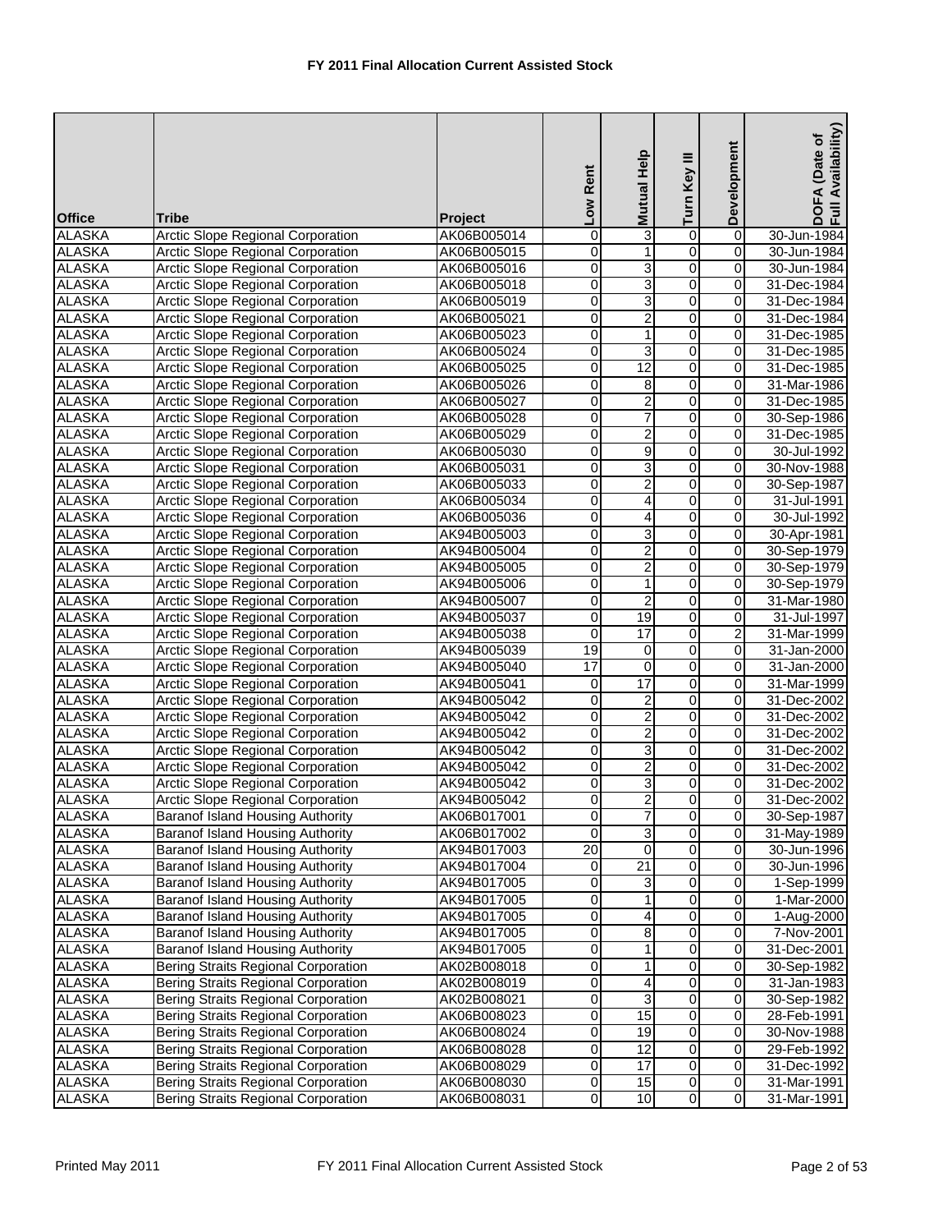**FY 2011 Final Allocation Current Assisted Stock**

| Office | Tribe | Project | Low Rent | Mutual Help | Turn Key III | Development | DOFA (Date of Full Availability) |
|---|---|---|---|---|---|---|---|
| ALASKA | Arctic Slope Regional Corporation | AK06B005014 | 0 | 3 | 0 | 0 | 30-Jun-1984 |
| ALASKA | Arctic Slope Regional Corporation | AK06B005015 | 0 | 1 | 0 | 0 | 30-Jun-1984 |
| ALASKA | Arctic Slope Regional Corporation | AK06B005016 | 0 | 3 | 0 | 0 | 30-Jun-1984 |
| ALASKA | Arctic Slope Regional Corporation | AK06B005018 | 0 | 3 | 0 | 0 | 31-Dec-1984 |
| ALASKA | Arctic Slope Regional Corporation | AK06B005019 | 0 | 3 | 0 | 0 | 31-Dec-1984 |
| ALASKA | Arctic Slope Regional Corporation | AK06B005021 | 0 | 2 | 0 | 0 | 31-Dec-1984 |
| ALASKA | Arctic Slope Regional Corporation | AK06B005023 | 0 | 1 | 0 | 0 | 31-Dec-1985 |
| ALASKA | Arctic Slope Regional Corporation | AK06B005024 | 0 | 3 | 0 | 0 | 31-Dec-1985 |
| ALASKA | Arctic Slope Regional Corporation | AK06B005025 | 0 | 12 | 0 | 0 | 31-Dec-1985 |
| ALASKA | Arctic Slope Regional Corporation | AK06B005026 | 0 | 8 | 0 | 0 | 31-Mar-1986 |
| ALASKA | Arctic Slope Regional Corporation | AK06B005027 | 0 | 2 | 0 | 0 | 31-Dec-1985 |
| ALASKA | Arctic Slope Regional Corporation | AK06B005028 | 0 | 7 | 0 | 0 | 30-Sep-1986 |
| ALASKA | Arctic Slope Regional Corporation | AK06B005029 | 0 | 2 | 0 | 0 | 31-Dec-1985 |
| ALASKA | Arctic Slope Regional Corporation | AK06B005030 | 0 | 9 | 0 | 0 | 30-Jul-1992 |
| ALASKA | Arctic Slope Regional Corporation | AK06B005031 | 0 | 3 | 0 | 0 | 30-Nov-1988 |
| ALASKA | Arctic Slope Regional Corporation | AK06B005033 | 0 | 2 | 0 | 0 | 30-Sep-1987 |
| ALASKA | Arctic Slope Regional Corporation | AK06B005034 | 0 | 4 | 0 | 0 | 31-Jul-1991 |
| ALASKA | Arctic Slope Regional Corporation | AK06B005036 | 0 | 4 | 0 | 0 | 30-Jul-1992 |
| ALASKA | Arctic Slope Regional Corporation | AK94B005003 | 0 | 3 | 0 | 0 | 30-Apr-1981 |
| ALASKA | Arctic Slope Regional Corporation | AK94B005004 | 0 | 2 | 0 | 0 | 30-Sep-1979 |
| ALASKA | Arctic Slope Regional Corporation | AK94B005005 | 0 | 2 | 0 | 0 | 30-Sep-1979 |
| ALASKA | Arctic Slope Regional Corporation | AK94B005006 | 0 | 1 | 0 | 0 | 30-Sep-1979 |
| ALASKA | Arctic Slope Regional Corporation | AK94B005007 | 0 | 2 | 0 | 0 | 31-Mar-1980 |
| ALASKA | Arctic Slope Regional Corporation | AK94B005037 | 0 | 19 | 0 | 0 | 31-Jul-1997 |
| ALASKA | Arctic Slope Regional Corporation | AK94B005038 | 0 | 17 | 0 | 2 | 31-Mar-1999 |
| ALASKA | Arctic Slope Regional Corporation | AK94B005039 | 19 | 0 | 0 | 0 | 31-Jan-2000 |
| ALASKA | Arctic Slope Regional Corporation | AK94B005040 | 17 | 0 | 0 | 0 | 31-Jan-2000 |
| ALASKA | Arctic Slope Regional Corporation | AK94B005041 | 0 | 17 | 0 | 0 | 31-Mar-1999 |
| ALASKA | Arctic Slope Regional Corporation | AK94B005042 | 0 | 2 | 0 | 0 | 31-Dec-2002 |
| ALASKA | Arctic Slope Regional Corporation | AK94B005042 | 0 | 2 | 0 | 0 | 31-Dec-2002 |
| ALASKA | Arctic Slope Regional Corporation | AK94B005042 | 0 | 2 | 0 | 0 | 31-Dec-2002 |
| ALASKA | Arctic Slope Regional Corporation | AK94B005042 | 0 | 3 | 0 | 0 | 31-Dec-2002 |
| ALASKA | Arctic Slope Regional Corporation | AK94B005042 | 0 | 2 | 0 | 0 | 31-Dec-2002 |
| ALASKA | Arctic Slope Regional Corporation | AK94B005042 | 0 | 3 | 0 | 0 | 31-Dec-2002 |
| ALASKA | Arctic Slope Regional Corporation | AK94B005042 | 0 | 2 | 0 | 0 | 31-Dec-2002 |
| ALASKA | Baranof Island Housing Authority | AK06B017001 | 0 | 7 | 0 | 0 | 30-Sep-1987 |
| ALASKA | Baranof Island Housing Authority | AK06B017002 | 0 | 3 | 0 | 0 | 31-May-1989 |
| ALASKA | Baranof Island Housing Authority | AK94B017003 | 20 | 0 | 0 | 0 | 30-Jun-1996 |
| ALASKA | Baranof Island Housing Authority | AK94B017004 | 0 | 21 | 0 | 0 | 30-Jun-1996 |
| ALASKA | Baranof Island Housing Authority | AK94B017005 | 0 | 3 | 0 | 0 | 1-Sep-1999 |
| ALASKA | Baranof Island Housing Authority | AK94B017005 | 0 | 1 | 0 | 0 | 1-Mar-2000 |
| ALASKA | Baranof Island Housing Authority | AK94B017005 | 0 | 4 | 0 | 0 | 1-Aug-2000 |
| ALASKA | Baranof Island Housing Authority | AK94B017005 | 0 | 8 | 0 | 0 | 7-Nov-2001 |
| ALASKA | Baranof Island Housing Authority | AK94B017005 | 0 | 1 | 0 | 0 | 31-Dec-2001 |
| ALASKA | Bering Straits Regional Corporation | AK02B008018 | 0 | 1 | 0 | 0 | 30-Sep-1982 |
| ALASKA | Bering Straits Regional Corporation | AK02B008019 | 0 | 4 | 0 | 0 | 31-Jan-1983 |
| ALASKA | Bering Straits Regional Corporation | AK02B008021 | 0 | 3 | 0 | 0 | 30-Sep-1982 |
| ALASKA | Bering Straits Regional Corporation | AK06B008023 | 0 | 15 | 0 | 0 | 28-Feb-1991 |
| ALASKA | Bering Straits Regional Corporation | AK06B008024 | 0 | 19 | 0 | 0 | 30-Nov-1988 |
| ALASKA | Bering Straits Regional Corporation | AK06B008028 | 0 | 12 | 0 | 0 | 29-Feb-1992 |
| ALASKA | Bering Straits Regional Corporation | AK06B008029 | 0 | 17 | 0 | 0 | 31-Dec-1992 |
| ALASKA | Bering Straits Regional Corporation | AK06B008030 | 0 | 15 | 0 | 0 | 31-Mar-1991 |
| ALASKA | Bering Straits Regional Corporation | AK06B008031 | 0 | 10 | 0 | 0 | 31-Mar-1991 |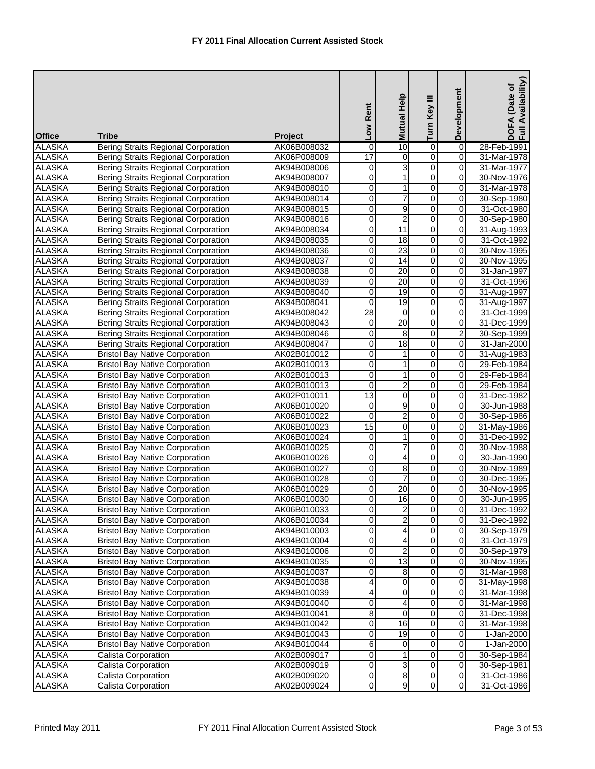# FY 2011 Final Allocation Current Assisted Stock

| Office | Tribe | Project | Low Rent | Mutual Help | Turn Key III | Development | DOFA (Date of Full Availability) |
|---|---|---|---|---|---|---|---|
| ALASKA | Bering Straits Regional Corporation | AK06B008032 | 0 | 10 | 0 | 0 | 28-Feb-1991 |
| ALASKA | Bering Straits Regional Corporation | AK06P008009 | 17 | 0 | 0 | 0 | 31-Mar-1978 |
| ALASKA | Bering Straits Regional Corporation | AK94B008006 | 0 | 3 | 0 | 0 | 31-Mar-1977 |
| ALASKA | Bering Straits Regional Corporation | AK94B008007 | 0 | 1 | 0 | 0 | 30-Nov-1976 |
| ALASKA | Bering Straits Regional Corporation | AK94B008010 | 0 | 1 | 0 | 0 | 31-Mar-1978 |
| ALASKA | Bering Straits Regional Corporation | AK94B008014 | 0 | 7 | 0 | 0 | 30-Sep-1980 |
| ALASKA | Bering Straits Regional Corporation | AK94B008015 | 0 | 9 | 0 | 0 | 31-Oct-1980 |
| ALASKA | Bering Straits Regional Corporation | AK94B008016 | 0 | 2 | 0 | 0 | 30-Sep-1980 |
| ALASKA | Bering Straits Regional Corporation | AK94B008034 | 0 | 11 | 0 | 0 | 31-Aug-1993 |
| ALASKA | Bering Straits Regional Corporation | AK94B008035 | 0 | 18 | 0 | 0 | 31-Oct-1992 |
| ALASKA | Bering Straits Regional Corporation | AK94B008036 | 0 | 23 | 0 | 0 | 30-Nov-1995 |
| ALASKA | Bering Straits Regional Corporation | AK94B008037 | 0 | 14 | 0 | 0 | 30-Nov-1995 |
| ALASKA | Bering Straits Regional Corporation | AK94B008038 | 0 | 20 | 0 | 0 | 31-Jan-1997 |
| ALASKA | Bering Straits Regional Corporation | AK94B008039 | 0 | 20 | 0 | 0 | 31-Oct-1996 |
| ALASKA | Bering Straits Regional Corporation | AK94B008040 | 0 | 19 | 0 | 0 | 31-Aug-1997 |
| ALASKA | Bering Straits Regional Corporation | AK94B008041 | 0 | 19 | 0 | 0 | 31-Aug-1997 |
| ALASKA | Bering Straits Regional Corporation | AK94B008042 | 28 | 0 | 0 | 0 | 31-Oct-1999 |
| ALASKA | Bering Straits Regional Corporation | AK94B008043 | 0 | 20 | 0 | 0 | 31-Dec-1999 |
| ALASKA | Bering Straits Regional Corporation | AK94B008046 | 0 | 8 | 0 | 2 | 30-Sep-1999 |
| ALASKA | Bering Straits Regional Corporation | AK94B008047 | 0 | 18 | 0 | 0 | 31-Jan-2000 |
| ALASKA | Bristol Bay Native Corporation | AK02B010012 | 0 | 1 | 0 | 0 | 31-Aug-1983 |
| ALASKA | Bristol Bay Native Corporation | AK02B010013 | 0 | 1 | 0 | 0 | 29-Feb-1984 |
| ALASKA | Bristol Bay Native Corporation | AK02B010013 | 0 | 1 | 0 | 0 | 29-Feb-1984 |
| ALASKA | Bristol Bay Native Corporation | AK02B010013 | 0 | 2 | 0 | 0 | 29-Feb-1984 |
| ALASKA | Bristol Bay Native Corporation | AK02P010011 | 13 | 0 | 0 | 0 | 31-Dec-1982 |
| ALASKA | Bristol Bay Native Corporation | AK06B010020 | 0 | 9 | 0 | 0 | 30-Jun-1988 |
| ALASKA | Bristol Bay Native Corporation | AK06B010022 | 0 | 2 | 0 | 0 | 30-Sep-1986 |
| ALASKA | Bristol Bay Native Corporation | AK06B010023 | 15 | 0 | 0 | 0 | 31-May-1986 |
| ALASKA | Bristol Bay Native Corporation | AK06B010024 | 0 | 1 | 0 | 0 | 31-Dec-1992 |
| ALASKA | Bristol Bay Native Corporation | AK06B010025 | 0 | 7 | 0 | 0 | 30-Nov-1988 |
| ALASKA | Bristol Bay Native Corporation | AK06B010026 | 0 | 4 | 0 | 0 | 30-Jan-1990 |
| ALASKA | Bristol Bay Native Corporation | AK06B010027 | 0 | 8 | 0 | 0 | 30-Nov-1989 |
| ALASKA | Bristol Bay Native Corporation | AK06B010028 | 0 | 7 | 0 | 0 | 30-Dec-1995 |
| ALASKA | Bristol Bay Native Corporation | AK06B010029 | 0 | 20 | 0 | 0 | 30-Nov-1995 |
| ALASKA | Bristol Bay Native Corporation | AK06B010030 | 0 | 16 | 0 | 0 | 30-Jun-1995 |
| ALASKA | Bristol Bay Native Corporation | AK06B010033 | 0 | 2 | 0 | 0 | 31-Dec-1992 |
| ALASKA | Bristol Bay Native Corporation | AK06B010034 | 0 | 2 | 0 | 0 | 31-Dec-1992 |
| ALASKA | Bristol Bay Native Corporation | AK94B010003 | 0 | 4 | 0 | 0 | 30-Sep-1979 |
| ALASKA | Bristol Bay Native Corporation | AK94B010004 | 0 | 4 | 0 | 0 | 31-Oct-1979 |
| ALASKA | Bristol Bay Native Corporation | AK94B010006 | 0 | 2 | 0 | 0 | 30-Sep-1979 |
| ALASKA | Bristol Bay Native Corporation | AK94B010035 | 0 | 13 | 0 | 0 | 30-Nov-1995 |
| ALASKA | Bristol Bay Native Corporation | AK94B010037 | 0 | 8 | 0 | 0 | 31-Mar-1998 |
| ALASKA | Bristol Bay Native Corporation | AK94B010038 | 4 | 0 | 0 | 0 | 31-May-1998 |
| ALASKA | Bristol Bay Native Corporation | AK94B010039 | 4 | 0 | 0 | 0 | 31-Mar-1998 |
| ALASKA | Bristol Bay Native Corporation | AK94B010040 | 0 | 4 | 0 | 0 | 31-Mar-1998 |
| ALASKA | Bristol Bay Native Corporation | AK94B010041 | 8 | 0 | 0 | 0 | 31-Dec-1998 |
| ALASKA | Bristol Bay Native Corporation | AK94B010042 | 0 | 16 | 0 | 0 | 31-Mar-1998 |
| ALASKA | Bristol Bay Native Corporation | AK94B010043 | 0 | 19 | 0 | 0 | 1-Jan-2000 |
| ALASKA | Bristol Bay Native Corporation | AK94B010044 | 6 | 0 | 0 | 0 | 1-Jan-2000 |
| ALASKA | Calista Corporation | AK02B009017 | 0 | 1 | 0 | 0 | 30-Sep-1984 |
| ALASKA | Calista Corporation | AK02B009019 | 0 | 3 | 0 | 0 | 30-Sep-1981 |
| ALASKA | Calista Corporation | AK02B009020 | 0 | 8 | 0 | 0 | 31-Oct-1986 |
| ALASKA | Calista Corporation | AK02B009024 | 0 | 9 | 0 | 0 | 31-Oct-1986 |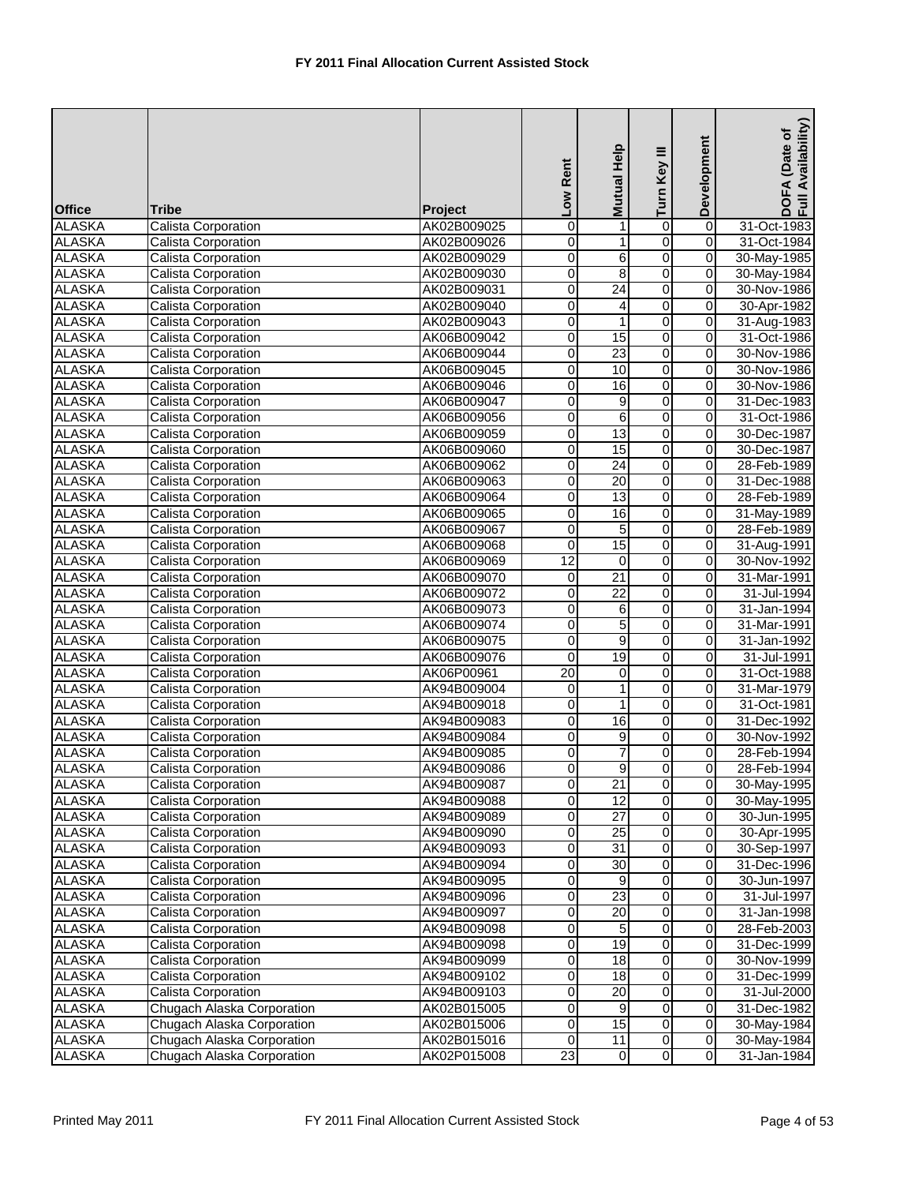# FY 2011 Final Allocation Current Assisted Stock

| Office | Tribe | Project | Low Rent | Mutual Help | Turn Key III | Development | DOFA (Date of Full Availability) |
|---|---|---|---|---|---|---|---|
| ALASKA | Calista Corporation | AK02B009025 | 0 | 1 | 0 | 0 | 31-Oct-1983 |
| ALASKA | Calista Corporation | AK02B009026 | 0 | 1 | 0 | 0 | 31-Oct-1984 |
| ALASKA | Calista Corporation | AK02B009029 | 0 | 6 | 0 | 0 | 30-May-1985 |
| ALASKA | Calista Corporation | AK02B009030 | 0 | 8 | 0 | 0 | 30-May-1984 |
| ALASKA | Calista Corporation | AK02B009031 | 0 | 24 | 0 | 0 | 30-Nov-1986 |
| ALASKA | Calista Corporation | AK02B009040 | 0 | 4 | 0 | 0 | 30-Apr-1982 |
| ALASKA | Calista Corporation | AK02B009043 | 0 | 1 | 0 | 0 | 31-Aug-1983 |
| ALASKA | Calista Corporation | AK06B009042 | 0 | 15 | 0 | 0 | 31-Oct-1986 |
| ALASKA | Calista Corporation | AK06B009044 | 0 | 23 | 0 | 0 | 30-Nov-1986 |
| ALASKA | Calista Corporation | AK06B009045 | 0 | 10 | 0 | 0 | 30-Nov-1986 |
| ALASKA | Calista Corporation | AK06B009046 | 0 | 16 | 0 | 0 | 30-Nov-1986 |
| ALASKA | Calista Corporation | AK06B009047 | 0 | 9 | 0 | 0 | 31-Dec-1983 |
| ALASKA | Calista Corporation | AK06B009056 | 0 | 6 | 0 | 0 | 31-Oct-1986 |
| ALASKA | Calista Corporation | AK06B009059 | 0 | 13 | 0 | 0 | 30-Dec-1987 |
| ALASKA | Calista Corporation | AK06B009060 | 0 | 15 | 0 | 0 | 30-Dec-1987 |
| ALASKA | Calista Corporation | AK06B009062 | 0 | 24 | 0 | 0 | 28-Feb-1989 |
| ALASKA | Calista Corporation | AK06B009063 | 0 | 20 | 0 | 0 | 31-Dec-1988 |
| ALASKA | Calista Corporation | AK06B009064 | 0 | 13 | 0 | 0 | 28-Feb-1989 |
| ALASKA | Calista Corporation | AK06B009065 | 0 | 16 | 0 | 0 | 31-May-1989 |
| ALASKA | Calista Corporation | AK06B009067 | 0 | 5 | 0 | 0 | 28-Feb-1989 |
| ALASKA | Calista Corporation | AK06B009068 | 0 | 15 | 0 | 0 | 31-Aug-1991 |
| ALASKA | Calista Corporation | AK06B009069 | 12 | 0 | 0 | 0 | 30-Nov-1992 |
| ALASKA | Calista Corporation | AK06B009070 | 0 | 21 | 0 | 0 | 31-Mar-1991 |
| ALASKA | Calista Corporation | AK06B009072 | 0 | 22 | 0 | 0 | 31-Jul-1994 |
| ALASKA | Calista Corporation | AK06B009073 | 0 | 6 | 0 | 0 | 31-Jan-1994 |
| ALASKA | Calista Corporation | AK06B009074 | 0 | 5 | 0 | 0 | 31-Mar-1991 |
| ALASKA | Calista Corporation | AK06B009075 | 0 | 9 | 0 | 0 | 31-Jan-1992 |
| ALASKA | Calista Corporation | AK06B009076 | 0 | 19 | 0 | 0 | 31-Jul-1991 |
| ALASKA | Calista Corporation | AK06P00961 | 20 | 0 | 0 | 0 | 31-Oct-1988 |
| ALASKA | Calista Corporation | AK94B009004 | 0 | 1 | 0 | 0 | 31-Mar-1979 |
| ALASKA | Calista Corporation | AK94B009018 | 0 | 1 | 0 | 0 | 31-Oct-1981 |
| ALASKA | Calista Corporation | AK94B009083 | 0 | 16 | 0 | 0 | 31-Dec-1992 |
| ALASKA | Calista Corporation | AK94B009084 | 0 | 9 | 0 | 0 | 30-Nov-1992 |
| ALASKA | Calista Corporation | AK94B009085 | 0 | 7 | 0 | 0 | 28-Feb-1994 |
| ALASKA | Calista Corporation | AK94B009086 | 0 | 9 | 0 | 0 | 28-Feb-1994 |
| ALASKA | Calista Corporation | AK94B009087 | 0 | 21 | 0 | 0 | 30-May-1995 |
| ALASKA | Calista Corporation | AK94B009088 | 0 | 12 | 0 | 0 | 30-May-1995 |
| ALASKA | Calista Corporation | AK94B009089 | 0 | 27 | 0 | 0 | 30-Jun-1995 |
| ALASKA | Calista Corporation | AK94B009090 | 0 | 25 | 0 | 0 | 30-Apr-1995 |
| ALASKA | Calista Corporation | AK94B009093 | 0 | 31 | 0 | 0 | 30-Sep-1997 |
| ALASKA | Calista Corporation | AK94B009094 | 0 | 30 | 0 | 0 | 31-Dec-1996 |
| ALASKA | Calista Corporation | AK94B009095 | 0 | 9 | 0 | 0 | 30-Jun-1997 |
| ALASKA | Calista Corporation | AK94B009096 | 0 | 23 | 0 | 0 | 31-Jul-1997 |
| ALASKA | Calista Corporation | AK94B009097 | 0 | 20 | 0 | 0 | 31-Jan-1998 |
| ALASKA | Calista Corporation | AK94B009098 | 0 | 5 | 0 | 0 | 28-Feb-2003 |
| ALASKA | Calista Corporation | AK94B009098 | 0 | 19 | 0 | 0 | 31-Dec-1999 |
| ALASKA | Calista Corporation | AK94B009099 | 0 | 18 | 0 | 0 | 30-Nov-1999 |
| ALASKA | Calista Corporation | AK94B009102 | 0 | 18 | 0 | 0 | 31-Dec-1999 |
| ALASKA | Calista Corporation | AK94B009103 | 0 | 20 | 0 | 0 | 31-Jul-2000 |
| ALASKA | Chugach Alaska Corporation | AK02B015005 | 0 | 9 | 0 | 0 | 31-Dec-1982 |
| ALASKA | Chugach Alaska Corporation | AK02B015006 | 0 | 15 | 0 | 0 | 30-May-1984 |
| ALASKA | Chugach Alaska Corporation | AK02B015016 | 0 | 11 | 0 | 0 | 30-May-1984 |
| ALASKA | Chugach Alaska Corporation | AK02P015008 | 23 | 0 | 0 | 0 | 31-Jan-1984 |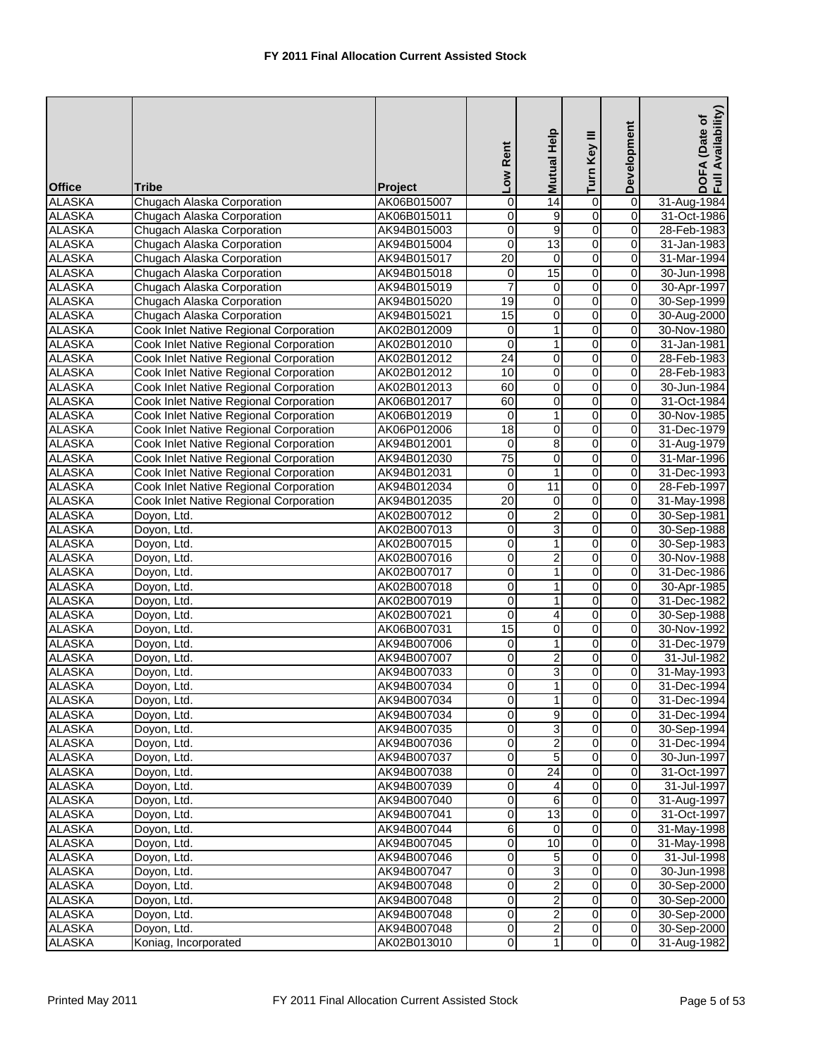# FY 2011 Final Allocation Current Assisted Stock

| Office | Tribe | Project | Low Rent | Mutual Help | Turn Key III | Development | DOFA (Date of Full Availability) |
|---|---|---|---|---|---|---|---|
| ALASKA | Chugach Alaska Corporation | AK06B015007 | 0 | 14 | 0 | 0 | 31-Aug-1984 |
| ALASKA | Chugach Alaska Corporation | AK06B015011 | 0 | 9 | 0 | 0 | 31-Oct-1986 |
| ALASKA | Chugach Alaska Corporation | AK94B015003 | 0 | 9 | 0 | 0 | 28-Feb-1983 |
| ALASKA | Chugach Alaska Corporation | AK94B015004 | 0 | 13 | 0 | 0 | 31-Jan-1983 |
| ALASKA | Chugach Alaska Corporation | AK94B015017 | 20 | 0 | 0 | 0 | 31-Mar-1994 |
| ALASKA | Chugach Alaska Corporation | AK94B015018 | 0 | 15 | 0 | 0 | 30-Jun-1998 |
| ALASKA | Chugach Alaska Corporation | AK94B015019 | 7 | 0 | 0 | 0 | 30-Apr-1997 |
| ALASKA | Chugach Alaska Corporation | AK94B015020 | 19 | 0 | 0 | 0 | 30-Sep-1999 |
| ALASKA | Chugach Alaska Corporation | AK94B015021 | 15 | 0 | 0 | 0 | 30-Aug-2000 |
| ALASKA | Cook Inlet Native Regional Corporation | AK02B012009 | 0 | 1 | 0 | 0 | 30-Nov-1980 |
| ALASKA | Cook Inlet Native Regional Corporation | AK02B012010 | 0 | 1 | 0 | 0 | 31-Jan-1981 |
| ALASKA | Cook Inlet Native Regional Corporation | AK02B012012 | 24 | 0 | 0 | 0 | 28-Feb-1983 |
| ALASKA | Cook Inlet Native Regional Corporation | AK02B012012 | 10 | 0 | 0 | 0 | 28-Feb-1983 |
| ALASKA | Cook Inlet Native Regional Corporation | AK02B012013 | 60 | 0 | 0 | 0 | 30-Jun-1984 |
| ALASKA | Cook Inlet Native Regional Corporation | AK06B012017 | 60 | 0 | 0 | 0 | 31-Oct-1984 |
| ALASKA | Cook Inlet Native Regional Corporation | AK06B012019 | 0 | 1 | 0 | 0 | 30-Nov-1985 |
| ALASKA | Cook Inlet Native Regional Corporation | AK06P012006 | 18 | 0 | 0 | 0 | 31-Dec-1979 |
| ALASKA | Cook Inlet Native Regional Corporation | AK94B012001 | 0 | 8 | 0 | 0 | 31-Aug-1979 |
| ALASKA | Cook Inlet Native Regional Corporation | AK94B012030 | 75 | 0 | 0 | 0 | 31-Mar-1996 |
| ALASKA | Cook Inlet Native Regional Corporation | AK94B012031 | 0 | 1 | 0 | 0 | 31-Dec-1993 |
| ALASKA | Cook Inlet Native Regional Corporation | AK94B012034 | 0 | 11 | 0 | 0 | 28-Feb-1997 |
| ALASKA | Cook Inlet Native Regional Corporation | AK94B012035 | 20 | 0 | 0 | 0 | 31-May-1998 |
| ALASKA | Doyon, Ltd. | AK02B007012 | 0 | 2 | 0 | 0 | 30-Sep-1981 |
| ALASKA | Doyon, Ltd. | AK02B007013 | 0 | 3 | 0 | 0 | 30-Sep-1988 |
| ALASKA | Doyon, Ltd. | AK02B007015 | 0 | 1 | 0 | 0 | 30-Sep-1983 |
| ALASKA | Doyon, Ltd. | AK02B007016 | 0 | 2 | 0 | 0 | 30-Nov-1988 |
| ALASKA | Doyon, Ltd. | AK02B007017 | 0 | 1 | 0 | 0 | 31-Dec-1986 |
| ALASKA | Doyon, Ltd. | AK02B007018 | 0 | 1 | 0 | 0 | 30-Apr-1985 |
| ALASKA | Doyon, Ltd. | AK02B007019 | 0 | 1 | 0 | 0 | 31-Dec-1982 |
| ALASKA | Doyon, Ltd. | AK02B007021 | 0 | 4 | 0 | 0 | 30-Sep-1988 |
| ALASKA | Doyon, Ltd. | AK06B007031 | 15 | 0 | 0 | 0 | 30-Nov-1992 |
| ALASKA | Doyon, Ltd. | AK94B007006 | 0 | 1 | 0 | 0 | 31-Dec-1979 |
| ALASKA | Doyon, Ltd. | AK94B007007 | 0 | 2 | 0 | 0 | 31-Jul-1982 |
| ALASKA | Doyon, Ltd. | AK94B007033 | 0 | 3 | 0 | 0 | 31-May-1993 |
| ALASKA | Doyon, Ltd. | AK94B007034 | 0 | 1 | 0 | 0 | 31-Dec-1994 |
| ALASKA | Doyon, Ltd. | AK94B007034 | 0 | 1 | 0 | 0 | 31-Dec-1994 |
| ALASKA | Doyon, Ltd. | AK94B007034 | 0 | 9 | 0 | 0 | 31-Dec-1994 |
| ALASKA | Doyon, Ltd. | AK94B007035 | 0 | 3 | 0 | 0 | 30-Sep-1994 |
| ALASKA | Doyon, Ltd. | AK94B007036 | 0 | 2 | 0 | 0 | 31-Dec-1994 |
| ALASKA | Doyon, Ltd. | AK94B007037 | 0 | 5 | 0 | 0 | 30-Jun-1997 |
| ALASKA | Doyon, Ltd. | AK94B007038 | 0 | 24 | 0 | 0 | 31-Oct-1997 |
| ALASKA | Doyon, Ltd. | AK94B007039 | 0 | 4 | 0 | 0 | 31-Jul-1997 |
| ALASKA | Doyon, Ltd. | AK94B007040 | 0 | 6 | 0 | 0 | 31-Aug-1997 |
| ALASKA | Doyon, Ltd. | AK94B007041 | 0 | 13 | 0 | 0 | 31-Oct-1997 |
| ALASKA | Doyon, Ltd. | AK94B007044 | 6 | 0 | 0 | 0 | 31-May-1998 |
| ALASKA | Doyon, Ltd. | AK94B007045 | 0 | 10 | 0 | 0 | 31-May-1998 |
| ALASKA | Doyon, Ltd. | AK94B007046 | 0 | 5 | 0 | 0 | 31-Jul-1998 |
| ALASKA | Doyon, Ltd. | AK94B007047 | 0 | 3 | 0 | 0 | 30-Jun-1998 |
| ALASKA | Doyon, Ltd. | AK94B007048 | 0 | 2 | 0 | 0 | 30-Sep-2000 |
| ALASKA | Doyon, Ltd. | AK94B007048 | 0 | 2 | 0 | 0 | 30-Sep-2000 |
| ALASKA | Doyon, Ltd. | AK94B007048 | 0 | 2 | 0 | 0 | 30-Sep-2000 |
| ALASKA | Doyon, Ltd. | AK94B007048 | 0 | 2 | 0 | 0 | 30-Sep-2000 |
| ALASKA | Koniag, Incorporated | AK02B013010 | 0 | 1 | 0 | 0 | 31-Aug-1982 |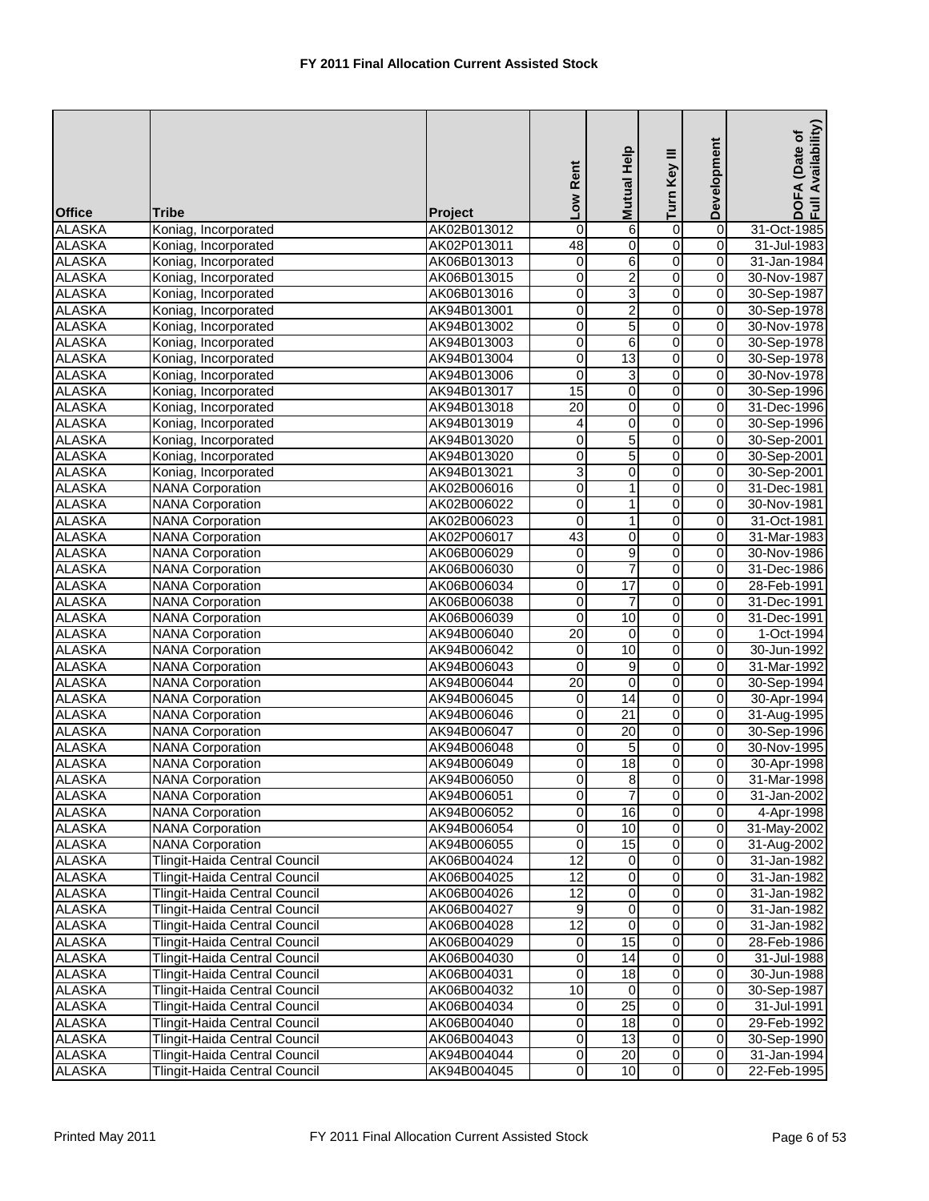# FY 2011 Final Allocation Current Assisted Stock

| Office | Tribe | Project | Low Rent | Mutual Help | Turn Key III | Development | DOFA (Date of Full Availability) |
|---|---|---|---|---|---|---|---|
| ALASKA | Koniag, Incorporated | AK02B013012 | 0 | 6 | 0 | 0 | 31-Oct-1985 |
| ALASKA | Koniag, Incorporated | AK02P013011 | 48 | 0 | 0 | 0 | 31-Jul-1983 |
| ALASKA | Koniag, Incorporated | AK06B013013 | 0 | 6 | 0 | 0 | 31-Jan-1984 |
| ALASKA | Koniag, Incorporated | AK06B013015 | 0 | 2 | 0 | 0 | 30-Nov-1987 |
| ALASKA | Koniag, Incorporated | AK06B013016 | 0 | 3 | 0 | 0 | 30-Sep-1987 |
| ALASKA | Koniag, Incorporated | AK94B013001 | 0 | 2 | 0 | 0 | 30-Sep-1978 |
| ALASKA | Koniag, Incorporated | AK94B013002 | 0 | 5 | 0 | 0 | 30-Nov-1978 |
| ALASKA | Koniag, Incorporated | AK94B013003 | 0 | 6 | 0 | 0 | 30-Sep-1978 |
| ALASKA | Koniag, Incorporated | AK94B013004 | 0 | 13 | 0 | 0 | 30-Sep-1978 |
| ALASKA | Koniag, Incorporated | AK94B013006 | 0 | 3 | 0 | 0 | 30-Nov-1978 |
| ALASKA | Koniag, Incorporated | AK94B013017 | 15 | 0 | 0 | 0 | 30-Sep-1996 |
| ALASKA | Koniag, Incorporated | AK94B013018 | 20 | 0 | 0 | 0 | 31-Dec-1996 |
| ALASKA | Koniag, Incorporated | AK94B013019 | 4 | 0 | 0 | 0 | 30-Sep-1996 |
| ALASKA | Koniag, Incorporated | AK94B013020 | 0 | 5 | 0 | 0 | 30-Sep-2001 |
| ALASKA | Koniag, Incorporated | AK94B013020 | 0 | 5 | 0 | 0 | 30-Sep-2001 |
| ALASKA | Koniag, Incorporated | AK94B013021 | 3 | 0 | 0 | 0 | 30-Sep-2001 |
| ALASKA | NANA Corporation | AK02B006016 | 0 | 1 | 0 | 0 | 31-Dec-1981 |
| ALASKA | NANA Corporation | AK02B006022 | 0 | 1 | 0 | 0 | 30-Nov-1981 |
| ALASKA | NANA Corporation | AK02B006023 | 0 | 1 | 0 | 0 | 31-Oct-1981 |
| ALASKA | NANA Corporation | AK02P006017 | 43 | 0 | 0 | 0 | 31-Mar-1983 |
| ALASKA | NANA Corporation | AK06B006029 | 0 | 9 | 0 | 0 | 30-Nov-1986 |
| ALASKA | NANA Corporation | AK06B006030 | 0 | 7 | 0 | 0 | 31-Dec-1986 |
| ALASKA | NANA Corporation | AK06B006034 | 0 | 17 | 0 | 0 | 28-Feb-1991 |
| ALASKA | NANA Corporation | AK06B006038 | 0 | 7 | 0 | 0 | 31-Dec-1991 |
| ALASKA | NANA Corporation | AK06B006039 | 0 | 10 | 0 | 0 | 31-Dec-1991 |
| ALASKA | NANA Corporation | AK94B006040 | 20 | 0 | 0 | 0 | 1-Oct-1994 |
| ALASKA | NANA Corporation | AK94B006042 | 0 | 10 | 0 | 0 | 30-Jun-1992 |
| ALASKA | NANA Corporation | AK94B006043 | 0 | 9 | 0 | 0 | 31-Mar-1992 |
| ALASKA | NANA Corporation | AK94B006044 | 20 | 0 | 0 | 0 | 30-Sep-1994 |
| ALASKA | NANA Corporation | AK94B006045 | 0 | 14 | 0 | 0 | 30-Apr-1994 |
| ALASKA | NANA Corporation | AK94B006046 | 0 | 21 | 0 | 0 | 31-Aug-1995 |
| ALASKA | NANA Corporation | AK94B006047 | 0 | 20 | 0 | 0 | 30-Sep-1996 |
| ALASKA | NANA Corporation | AK94B006048 | 0 | 5 | 0 | 0 | 30-Nov-1995 |
| ALASKA | NANA Corporation | AK94B006049 | 0 | 18 | 0 | 0 | 30-Apr-1998 |
| ALASKA | NANA Corporation | AK94B006050 | 0 | 8 | 0 | 0 | 31-Mar-1998 |
| ALASKA | NANA Corporation | AK94B006051 | 0 | 7 | 0 | 0 | 31-Jan-2002 |
| ALASKA | NANA Corporation | AK94B006052 | 0 | 16 | 0 | 0 | 4-Apr-1998 |
| ALASKA | NANA Corporation | AK94B006054 | 0 | 10 | 0 | 0 | 31-May-2002 |
| ALASKA | NANA Corporation | AK94B006055 | 0 | 15 | 0 | 0 | 31-Aug-2002 |
| ALASKA | Tlingit-Haida Central Council | AK06B004024 | 12 | 0 | 0 | 0 | 31-Jan-1982 |
| ALASKA | Tlingit-Haida Central Council | AK06B004025 | 12 | 0 | 0 | 0 | 31-Jan-1982 |
| ALASKA | Tlingit-Haida Central Council | AK06B004026 | 12 | 0 | 0 | 0 | 31-Jan-1982 |
| ALASKA | Tlingit-Haida Central Council | AK06B004027 | 9 | 0 | 0 | 0 | 31-Jan-1982 |
| ALASKA | Tlingit-Haida Central Council | AK06B004028 | 12 | 0 | 0 | 0 | 31-Jan-1982 |
| ALASKA | Tlingit-Haida Central Council | AK06B004029 | 0 | 15 | 0 | 0 | 28-Feb-1986 |
| ALASKA | Tlingit-Haida Central Council | AK06B004030 | 0 | 14 | 0 | 0 | 31-Jul-1988 |
| ALASKA | Tlingit-Haida Central Council | AK06B004031 | 0 | 18 | 0 | 0 | 30-Jun-1988 |
| ALASKA | Tlingit-Haida Central Council | AK06B004032 | 10 | 0 | 0 | 0 | 30-Sep-1987 |
| ALASKA | Tlingit-Haida Central Council | AK06B004034 | 0 | 25 | 0 | 0 | 31-Jul-1991 |
| ALASKA | Tlingit-Haida Central Council | AK06B004040 | 0 | 18 | 0 | 0 | 29-Feb-1992 |
| ALASKA | Tlingit-Haida Central Council | AK06B004043 | 0 | 13 | 0 | 0 | 30-Sep-1990 |
| ALASKA | Tlingit-Haida Central Council | AK94B004044 | 0 | 20 | 0 | 0 | 31-Jan-1994 |
| ALASKA | Tlingit-Haida Central Council | AK94B004045 | 0 | 10 | 0 | 0 | 22-Feb-1995 |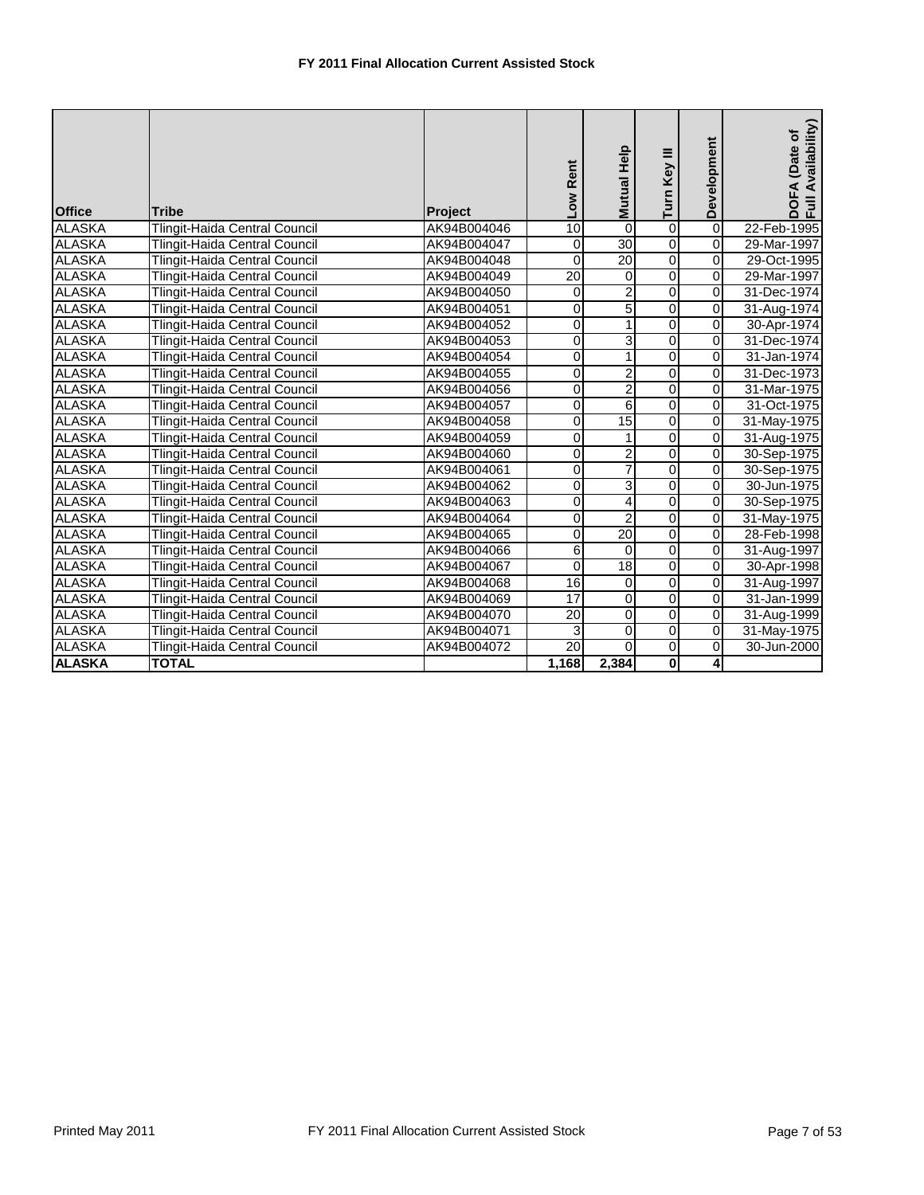# FY 2011 Final Allocation Current Assisted Stock

| Office | Tribe | Project | Low Rent | Mutual Help | Turn Key III | Development | DOFA (Date of Full Availability) |
|---|---|---|---|---|---|---|---|
| ALASKA | Tlingit-Haida Central Council | AK94B004046 | 10 | 0 | 0 | 0 | 22-Feb-1995 |
| ALASKA | Tlingit-Haida Central Council | AK94B004047 | 0 | 30 | 0 | 0 | 29-Mar-1997 |
| ALASKA | Tlingit-Haida Central Council | AK94B004048 | 0 | 20 | 0 | 0 | 29-Oct-1995 |
| ALASKA | Tlingit-Haida Central Council | AK94B004049 | 20 | 0 | 0 | 0 | 29-Mar-1997 |
| ALASKA | Tlingit-Haida Central Council | AK94B004050 | 0 | 2 | 0 | 0 | 31-Dec-1974 |
| ALASKA | Tlingit-Haida Central Council | AK94B004051 | 0 | 5 | 0 | 0 | 31-Aug-1974 |
| ALASKA | Tlingit-Haida Central Council | AK94B004052 | 0 | 1 | 0 | 0 | 30-Apr-1974 |
| ALASKA | Tlingit-Haida Central Council | AK94B004053 | 0 | 3 | 0 | 0 | 31-Dec-1974 |
| ALASKA | Tlingit-Haida Central Council | AK94B004054 | 0 | 1 | 0 | 0 | 31-Jan-1974 |
| ALASKA | Tlingit-Haida Central Council | AK94B004055 | 0 | 2 | 0 | 0 | 31-Dec-1973 |
| ALASKA | Tlingit-Haida Central Council | AK94B004056 | 0 | 2 | 0 | 0 | 31-Mar-1975 |
| ALASKA | Tlingit-Haida Central Council | AK94B004057 | 0 | 6 | 0 | 0 | 31-Oct-1975 |
| ALASKA | Tlingit-Haida Central Council | AK94B004058 | 0 | 15 | 0 | 0 | 31-May-1975 |
| ALASKA | Tlingit-Haida Central Council | AK94B004059 | 0 | 1 | 0 | 0 | 31-Aug-1975 |
| ALASKA | Tlingit-Haida Central Council | AK94B004060 | 0 | 2 | 0 | 0 | 30-Sep-1975 |
| ALASKA | Tlingit-Haida Central Council | AK94B004061 | 0 | 7 | 0 | 0 | 30-Sep-1975 |
| ALASKA | Tlingit-Haida Central Council | AK94B004062 | 0 | 3 | 0 | 0 | 30-Jun-1975 |
| ALASKA | Tlingit-Haida Central Council | AK94B004063 | 0 | 4 | 0 | 0 | 30-Sep-1975 |
| ALASKA | Tlingit-Haida Central Council | AK94B004064 | 0 | 2 | 0 | 0 | 31-May-1975 |
| ALASKA | Tlingit-Haida Central Council | AK94B004065 | 0 | 20 | 0 | 0 | 28-Feb-1998 |
| ALASKA | Tlingit-Haida Central Council | AK94B004066 | 6 | 0 | 0 | 0 | 31-Aug-1997 |
| ALASKA | Tlingit-Haida Central Council | AK94B004067 | 0 | 18 | 0 | 0 | 30-Apr-1998 |
| ALASKA | Tlingit-Haida Central Council | AK94B004068 | 16 | 0 | 0 | 0 | 31-Aug-1997 |
| ALASKA | Tlingit-Haida Central Council | AK94B004069 | 17 | 0 | 0 | 0 | 31-Jan-1999 |
| ALASKA | Tlingit-Haida Central Council | AK94B004070 | 20 | 0 | 0 | 0 | 31-Aug-1999 |
| ALASKA | Tlingit-Haida Central Council | AK94B004071 | 3 | 0 | 0 | 0 | 31-May-1975 |
| ALASKA | Tlingit-Haida Central Council | AK94B004072 | 20 | 0 | 0 | 0 | 30-Jun-2000 |
| **ALASKA** | **TOTAL** | | **1,168** | **2,384** | **0** | **4** | |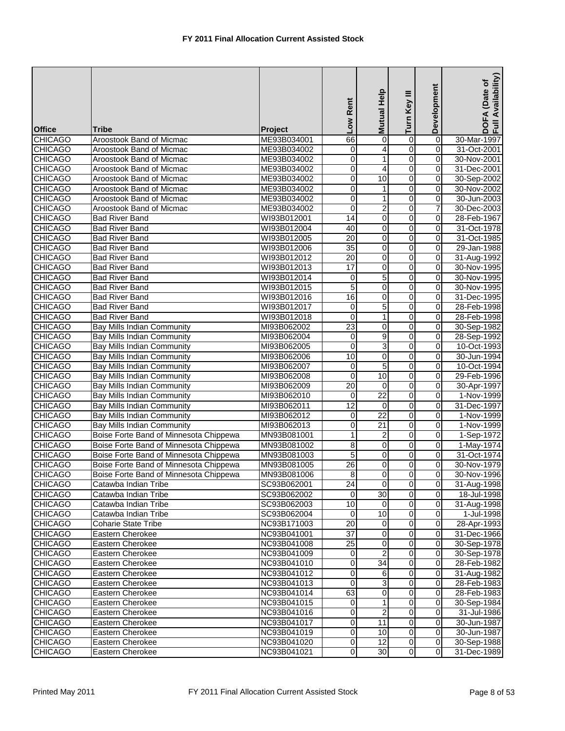**FY 2011 Final Allocation Current Assisted Stock**

| Office | Tribe | Project | Low Rent | Mutual Help | Turn Key III | Development | DOFA (Date of Full Availability) |
|---|---|---|---|---|---|---|---|
| CHICAGO | Aroostook Band of Micmac | ME93B034001 | 66 | 0 | 0 | 0 | 30-Mar-1997 |
| CHICAGO | Aroostook Band of Micmac | ME93B034002 | 0 | 4 | 0 | 0 | 31-Oct-2001 |
| CHICAGO | Aroostook Band of Micmac | ME93B034002 | 0 | 1 | 0 | 0 | 30-Nov-2001 |
| CHICAGO | Aroostook Band of Micmac | ME93B034002 | 0 | 4 | 0 | 0 | 31-Dec-2001 |
| CHICAGO | Aroostook Band of Micmac | ME93B034002 | 0 | 10 | 0 | 0 | 30-Sep-2002 |
| CHICAGO | Aroostook Band of Micmac | ME93B034002 | 0 | 1 | 0 | 0 | 30-Nov-2002 |
| CHICAGO | Aroostook Band of Micmac | ME93B034002 | 0 | 1 | 0 | 0 | 30-Jun-2003 |
| CHICAGO | Aroostook Band of Micmac | ME93B034002 | 0 | 2 | 0 | 7 | 30-Dec-2003 |
| CHICAGO | Bad River Band | WI93B012001 | 14 | 0 | 0 | 0 | 28-Feb-1967 |
| CHICAGO | Bad River Band | WI93B012004 | 40 | 0 | 0 | 0 | 31-Oct-1978 |
| CHICAGO | Bad River Band | WI93B012005 | 20 | 0 | 0 | 0 | 31-Oct-1985 |
| CHICAGO | Bad River Band | WI93B012006 | 35 | 0 | 0 | 0 | 29-Jan-1988 |
| CHICAGO | Bad River Band | WI93B012012 | 20 | 0 | 0 | 0 | 31-Aug-1992 |
| CHICAGO | Bad River Band | WI93B012013 | 17 | 0 | 0 | 0 | 30-Nov-1995 |
| CHICAGO | Bad River Band | WI93B012014 | 0 | 5 | 0 | 0 | 30-Nov-1995 |
| CHICAGO | Bad River Band | WI93B012015 | 5 | 0 | 0 | 0 | 30-Nov-1995 |
| CHICAGO | Bad River Band | WI93B012016 | 16 | 0 | 0 | 0 | 31-Dec-1995 |
| CHICAGO | Bad River Band | WI93B012017 | 0 | 5 | 0 | 0 | 28-Feb-1998 |
| CHICAGO | Bad River Band | WI93B012018 | 0 | 1 | 0 | 0 | 28-Feb-1998 |
| CHICAGO | Bay Mills Indian Community | MI93B062002 | 23 | 0 | 0 | 0 | 30-Sep-1982 |
| CHICAGO | Bay Mills Indian Community | MI93B062004 | 0 | 9 | 0 | 0 | 28-Sep-1992 |
| CHICAGO | Bay Mills Indian Community | MI93B062005 | 0 | 3 | 0 | 0 | 10-Oct-1993 |
| CHICAGO | Bay Mills Indian Community | MI93B062006 | 10 | 0 | 0 | 0 | 30-Jun-1994 |
| CHICAGO | Bay Mills Indian Community | MI93B062007 | 0 | 5 | 0 | 0 | 10-Oct-1994 |
| CHICAGO | Bay Mills Indian Community | MI93B062008 | 0 | 10 | 0 | 0 | 29-Feb-1996 |
| CHICAGO | Bay Mills Indian Community | MI93B062009 | 20 | 0 | 0 | 0 | 30-Apr-1997 |
| CHICAGO | Bay Mills Indian Community | MI93B062010 | 0 | 22 | 0 | 0 | 1-Nov-1999 |
| CHICAGO | Bay Mills Indian Community | MI93B062011 | 12 | 0 | 0 | 0 | 31-Dec-1997 |
| CHICAGO | Bay Mills Indian Community | MI93B062012 | 0 | 22 | 0 | 0 | 1-Nov-1999 |
| CHICAGO | Bay Mills Indian Community | MI93B062013 | 0 | 21 | 0 | 0 | 1-Nov-1999 |
| CHICAGO | Boise Forte Band of Minnesota Chippewa | MN93B081001 | 1 | 2 | 0 | 0 | 1-Sep-1972 |
| CHICAGO | Boise Forte Band of Minnesota Chippewa | MN93B081002 | 8 | 0 | 0 | 0 | 1-May-1974 |
| CHICAGO | Boise Forte Band of Minnesota Chippewa | MN93B081003 | 5 | 0 | 0 | 0 | 31-Oct-1974 |
| CHICAGO | Boise Forte Band of Minnesota Chippewa | MN93B081005 | 26 | 0 | 0 | 0 | 30-Nov-1979 |
| CHICAGO | Boise Forte Band of Minnesota Chippewa | MN93B081006 | 8 | 0 | 0 | 0 | 30-Nov-1996 |
| CHICAGO | Catawba Indian Tribe | SC93B062001 | 24 | 0 | 0 | 0 | 31-Aug-1998 |
| CHICAGO | Catawba Indian Tribe | SC93B062002 | 0 | 30 | 0 | 0 | 18-Jul-1998 |
| CHICAGO | Catawba Indian Tribe | SC93B062003 | 10 | 0 | 0 | 0 | 31-Aug-1998 |
| CHICAGO | Catawba Indian Tribe | SC93B062004 | 0 | 10 | 0 | 0 | 1-Jul-1998 |
| CHICAGO | Coharie State Tribe | NC93B171003 | 20 | 0 | 0 | 0 | 28-Apr-1993 |
| CHICAGO | Eastern Cherokee | NC93B041001 | 37 | 0 | 0 | 0 | 31-Dec-1966 |
| CHICAGO | Eastern Cherokee | NC93B041008 | 25 | 0 | 0 | 0 | 30-Sep-1978 |
| CHICAGO | Eastern Cherokee | NC93B041009 | 0 | 2 | 0 | 0 | 30-Sep-1978 |
| CHICAGO | Eastern Cherokee | NC93B041010 | 0 | 34 | 0 | 0 | 28-Feb-1982 |
| CHICAGO | Eastern Cherokee | NC93B041012 | 0 | 6 | 0 | 0 | 31-Aug-1982 |
| CHICAGO | Eastern Cherokee | NC93B041013 | 0 | 3 | 0 | 0 | 28-Feb-1983 |
| CHICAGO | Eastern Cherokee | NC93B041014 | 63 | 0 | 0 | 0 | 28-Feb-1983 |
| CHICAGO | Eastern Cherokee | NC93B041015 | 0 | 1 | 0 | 0 | 30-Sep-1984 |
| CHICAGO | Eastern Cherokee | NC93B041016 | 0 | 2 | 0 | 0 | 31-Jul-1986 |
| CHICAGO | Eastern Cherokee | NC93B041017 | 0 | 11 | 0 | 0 | 30-Jun-1987 |
| CHICAGO | Eastern Cherokee | NC93B041019 | 0 | 10 | 0 | 0 | 30-Jun-1987 |
| CHICAGO | Eastern Cherokee | NC93B041020 | 0 | 12 | 0 | 0 | 30-Sep-1988 |
| CHICAGO | Eastern Cherokee | NC93B041021 | 0 | 30 | 0 | 0 | 31-Dec-1989 |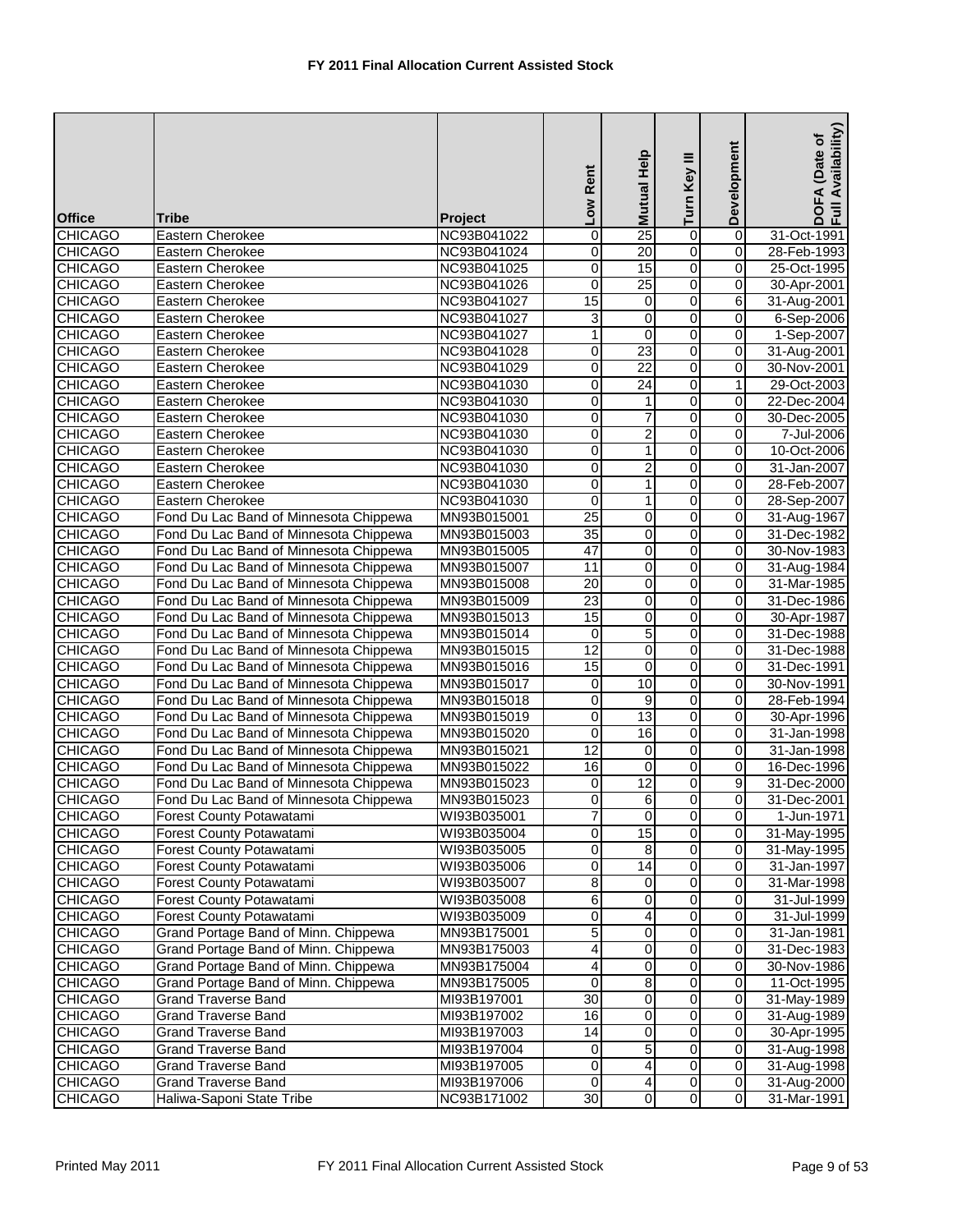**FY 2011 Final Allocation Current Assisted Stock**

| Office | Tribe | Project | Low Rent | Mutual Help | Turn Key III | Development | DOFA (Date of Full Availability) |
|---|---|---|---|---|---|---|---|
| CHICAGO | Eastern Cherokee | NC93B041022 | 0 | 25 | 0 | 0 | 31-Oct-1991 |
| CHICAGO | Eastern Cherokee | NC93B041024 | 0 | 20 | 0 | 0 | 28-Feb-1993 |
| CHICAGO | Eastern Cherokee | NC93B041025 | 0 | 15 | 0 | 0 | 25-Oct-1995 |
| CHICAGO | Eastern Cherokee | NC93B041026 | 0 | 25 | 0 | 0 | 30-Apr-2001 |
| CHICAGO | Eastern Cherokee | NC93B041027 | 15 | 0 | 0 | 6 | 31-Aug-2001 |
| CHICAGO | Eastern Cherokee | NC93B041027 | 3 | 0 | 0 | 0 | 6-Sep-2006 |
| CHICAGO | Eastern Cherokee | NC93B041027 | 1 | 0 | 0 | 0 | 1-Sep-2007 |
| CHICAGO | Eastern Cherokee | NC93B041028 | 0 | 23 | 0 | 0 | 31-Aug-2001 |
| CHICAGO | Eastern Cherokee | NC93B041029 | 0 | 22 | 0 | 0 | 30-Nov-2001 |
| CHICAGO | Eastern Cherokee | NC93B041030 | 0 | 24 | 0 | 1 | 29-Oct-2003 |
| CHICAGO | Eastern Cherokee | NC93B041030 | 0 | 1 | 0 | 0 | 22-Dec-2004 |
| CHICAGO | Eastern Cherokee | NC93B041030 | 0 | 7 | 0 | 0 | 30-Dec-2005 |
| CHICAGO | Eastern Cherokee | NC93B041030 | 0 | 2 | 0 | 0 | 7-Jul-2006 |
| CHICAGO | Eastern Cherokee | NC93B041030 | 0 | 1 | 0 | 0 | 10-Oct-2006 |
| CHICAGO | Eastern Cherokee | NC93B041030 | 0 | 2 | 0 | 0 | 31-Jan-2007 |
| CHICAGO | Eastern Cherokee | NC93B041030 | 0 | 1 | 0 | 0 | 28-Feb-2007 |
| CHICAGO | Eastern Cherokee | NC93B041030 | 0 | 1 | 0 | 0 | 28-Sep-2007 |
| CHICAGO | Fond Du Lac Band of Minnesota Chippewa | MN93B015001 | 25 | 0 | 0 | 0 | 31-Aug-1967 |
| CHICAGO | Fond Du Lac Band of Minnesota Chippewa | MN93B015003 | 35 | 0 | 0 | 0 | 31-Dec-1982 |
| CHICAGO | Fond Du Lac Band of Minnesota Chippewa | MN93B015005 | 47 | 0 | 0 | 0 | 30-Nov-1983 |
| CHICAGO | Fond Du Lac Band of Minnesota Chippewa | MN93B015007 | 11 | 0 | 0 | 0 | 31-Aug-1984 |
| CHICAGO | Fond Du Lac Band of Minnesota Chippewa | MN93B015008 | 20 | 0 | 0 | 0 | 31-Mar-1985 |
| CHICAGO | Fond Du Lac Band of Minnesota Chippewa | MN93B015009 | 23 | 0 | 0 | 0 | 31-Dec-1986 |
| CHICAGO | Fond Du Lac Band of Minnesota Chippewa | MN93B015013 | 15 | 0 | 0 | 0 | 30-Apr-1987 |
| CHICAGO | Fond Du Lac Band of Minnesota Chippewa | MN93B015014 | 0 | 5 | 0 | 0 | 31-Dec-1988 |
| CHICAGO | Fond Du Lac Band of Minnesota Chippewa | MN93B015015 | 12 | 0 | 0 | 0 | 31-Dec-1988 |
| CHICAGO | Fond Du Lac Band of Minnesota Chippewa | MN93B015016 | 15 | 0 | 0 | 0 | 31-Dec-1991 |
| CHICAGO | Fond Du Lac Band of Minnesota Chippewa | MN93B015017 | 0 | 10 | 0 | 0 | 30-Nov-1991 |
| CHICAGO | Fond Du Lac Band of Minnesota Chippewa | MN93B015018 | 0 | 9 | 0 | 0 | 28-Feb-1994 |
| CHICAGO | Fond Du Lac Band of Minnesota Chippewa | MN93B015019 | 0 | 13 | 0 | 0 | 30-Apr-1996 |
| CHICAGO | Fond Du Lac Band of Minnesota Chippewa | MN93B015020 | 0 | 16 | 0 | 0 | 31-Jan-1998 |
| CHICAGO | Fond Du Lac Band of Minnesota Chippewa | MN93B015021 | 12 | 0 | 0 | 0 | 31-Jan-1998 |
| CHICAGO | Fond Du Lac Band of Minnesota Chippewa | MN93B015022 | 16 | 0 | 0 | 0 | 16-Dec-1996 |
| CHICAGO | Fond Du Lac Band of Minnesota Chippewa | MN93B015023 | 0 | 12 | 0 | 9 | 31-Dec-2000 |
| CHICAGO | Fond Du Lac Band of Minnesota Chippewa | MN93B015023 | 0 | 6 | 0 | 0 | 31-Dec-2001 |
| CHICAGO | Forest County Potawatami | WI93B035001 | 7 | 0 | 0 | 0 | 1-Jun-1971 |
| CHICAGO | Forest County Potawatami | WI93B035004 | 0 | 15 | 0 | 0 | 31-May-1995 |
| CHICAGO | Forest County Potawatami | WI93B035005 | 0 | 8 | 0 | 0 | 31-May-1995 |
| CHICAGO | Forest County Potawatami | WI93B035006 | 0 | 14 | 0 | 0 | 31-Jan-1997 |
| CHICAGO | Forest County Potawatami | WI93B035007 | 8 | 0 | 0 | 0 | 31-Mar-1998 |
| CHICAGO | Forest County Potawatami | WI93B035008 | 6 | 0 | 0 | 0 | 31-Jul-1999 |
| CHICAGO | Forest County Potawatami | WI93B035009 | 0 | 4 | 0 | 0 | 31-Jul-1999 |
| CHICAGO | Grand Portage Band of Minn. Chippewa | MN93B175001 | 5 | 0 | 0 | 0 | 31-Jan-1981 |
| CHICAGO | Grand Portage Band of Minn. Chippewa | MN93B175003 | 4 | 0 | 0 | 0 | 31-Dec-1983 |
| CHICAGO | Grand Portage Band of Minn. Chippewa | MN93B175004 | 4 | 0 | 0 | 0 | 30-Nov-1986 |
| CHICAGO | Grand Portage Band of Minn. Chippewa | MN93B175005 | 0 | 8 | 0 | 0 | 11-Oct-1995 |
| CHICAGO | Grand Traverse Band | MI93B197001 | 30 | 0 | 0 | 0 | 31-May-1989 |
| CHICAGO | Grand Traverse Band | MI93B197002 | 16 | 0 | 0 | 0 | 31-Aug-1989 |
| CHICAGO | Grand Traverse Band | MI93B197003 | 14 | 0 | 0 | 0 | 30-Apr-1995 |
| CHICAGO | Grand Traverse Band | MI93B197004 | 0 | 5 | 0 | 0 | 31-Aug-1998 |
| CHICAGO | Grand Traverse Band | MI93B197005 | 0 | 4 | 0 | 0 | 31-Aug-1998 |
| CHICAGO | Grand Traverse Band | MI93B197006 | 0 | 4 | 0 | 0 | 31-Aug-2000 |
| CHICAGO | Haliwa-Saponi State Tribe | NC93B171002 | 30 | 0 | 0 | 0 | 31-Mar-1991 |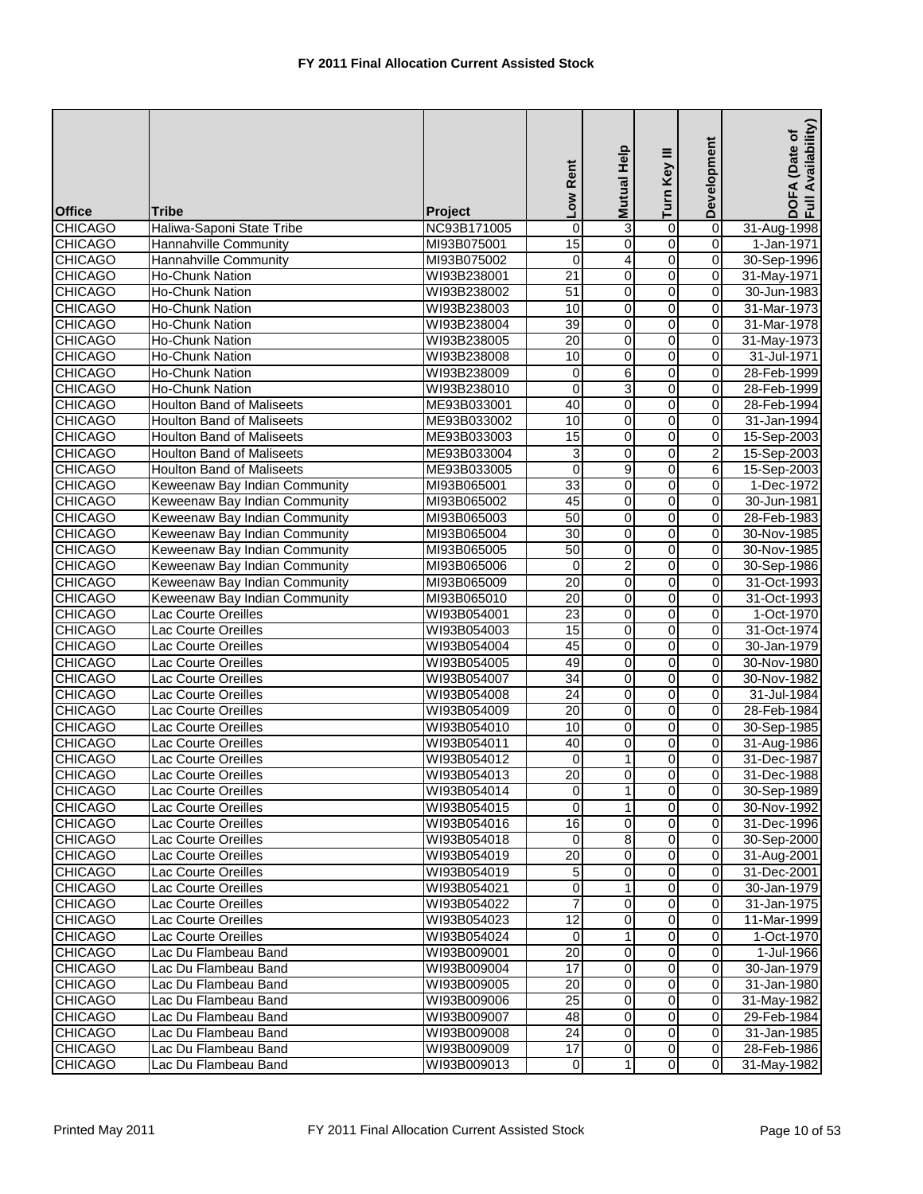# FY 2011 Final Allocation Current Assisted Stock

| Office | Tribe | Project | Low Rent | Mutual Help | Turn Key III | Development | DOFA (Date of Full Availability) |
|---|---|---|---|---|---|---|---|
| CHICAGO | Haliwa-Saponi State Tribe | NC93B171005 | 0 | 3 | 0 | 0 | 31-Aug-1998 |
| CHICAGO | Hannahville Community | MI93B075001 | 15 | 0 | 0 | 0 | 1-Jan-1971 |
| CHICAGO | Hannahville Community | MI93B075002 | 0 | 4 | 0 | 0 | 30-Sep-1996 |
| CHICAGO | Ho-Chunk Nation | WI93B238001 | 21 | 0 | 0 | 0 | 31-May-1971 |
| CHICAGO | Ho-Chunk Nation | WI93B238002 | 51 | 0 | 0 | 0 | 30-Jun-1983 |
| CHICAGO | Ho-Chunk Nation | WI93B238003 | 10 | 0 | 0 | 0 | 31-Mar-1973 |
| CHICAGO | Ho-Chunk Nation | WI93B238004 | 39 | 0 | 0 | 0 | 31-Mar-1978 |
| CHICAGO | Ho-Chunk Nation | WI93B238005 | 20 | 0 | 0 | 0 | 31-May-1973 |
| CHICAGO | Ho-Chunk Nation | WI93B238008 | 10 | 0 | 0 | 0 | 31-Jul-1971 |
| CHICAGO | Ho-Chunk Nation | WI93B238009 | 0 | 6 | 0 | 0 | 28-Feb-1999 |
| CHICAGO | Ho-Chunk Nation | WI93B238010 | 0 | 3 | 0 | 0 | 28-Feb-1999 |
| CHICAGO | Houlton Band of Maliseets | ME93B033001 | 40 | 0 | 0 | 0 | 28-Feb-1994 |
| CHICAGO | Houlton Band of Maliseets | ME93B033002 | 10 | 0 | 0 | 0 | 31-Jan-1994 |
| CHICAGO | Houlton Band of Maliseets | ME93B033003 | 15 | 0 | 0 | 0 | 15-Sep-2003 |
| CHICAGO | Houlton Band of Maliseets | ME93B033004 | 3 | 0 | 0 | 2 | 15-Sep-2003 |
| CHICAGO | Houlton Band of Maliseets | ME93B033005 | 0 | 9 | 0 | 6 | 15-Sep-2003 |
| CHICAGO | Keweenaw Bay Indian Community | MI93B065001 | 33 | 0 | 0 | 0 | 1-Dec-1972 |
| CHICAGO | Keweenaw Bay Indian Community | MI93B065002 | 45 | 0 | 0 | 0 | 30-Jun-1981 |
| CHICAGO | Keweenaw Bay Indian Community | MI93B065003 | 50 | 0 | 0 | 0 | 28-Feb-1983 |
| CHICAGO | Keweenaw Bay Indian Community | MI93B065004 | 30 | 0 | 0 | 0 | 30-Nov-1985 |
| CHICAGO | Keweenaw Bay Indian Community | MI93B065005 | 50 | 0 | 0 | 0 | 30-Nov-1985 |
| CHICAGO | Keweenaw Bay Indian Community | MI93B065006 | 0 | 2 | 0 | 0 | 30-Sep-1986 |
| CHICAGO | Keweenaw Bay Indian Community | MI93B065009 | 20 | 0 | 0 | 0 | 31-Oct-1993 |
| CHICAGO | Keweenaw Bay Indian Community | MI93B065010 | 20 | 0 | 0 | 0 | 31-Oct-1993 |
| CHICAGO | Lac Courte Oreilles | WI93B054001 | 23 | 0 | 0 | 0 | 1-Oct-1970 |
| CHICAGO | Lac Courte Oreilles | WI93B054003 | 15 | 0 | 0 | 0 | 31-Oct-1974 |
| CHICAGO | Lac Courte Oreilles | WI93B054004 | 45 | 0 | 0 | 0 | 30-Jan-1979 |
| CHICAGO | Lac Courte Oreilles | WI93B054005 | 49 | 0 | 0 | 0 | 30-Nov-1980 |
| CHICAGO | Lac Courte Oreilles | WI93B054007 | 34 | 0 | 0 | 0 | 30-Nov-1982 |
| CHICAGO | Lac Courte Oreilles | WI93B054008 | 24 | 0 | 0 | 0 | 31-Jul-1984 |
| CHICAGO | Lac Courte Oreilles | WI93B054009 | 20 | 0 | 0 | 0 | 28-Feb-1984 |
| CHICAGO | Lac Courte Oreilles | WI93B054010 | 10 | 0 | 0 | 0 | 30-Sep-1985 |
| CHICAGO | Lac Courte Oreilles | WI93B054011 | 40 | 0 | 0 | 0 | 31-Aug-1986 |
| CHICAGO | Lac Courte Oreilles | WI93B054012 | 0 | 1 | 0 | 0 | 31-Dec-1987 |
| CHICAGO | Lac Courte Oreilles | WI93B054013 | 20 | 0 | 0 | 0 | 31-Dec-1988 |
| CHICAGO | Lac Courte Oreilles | WI93B054014 | 0 | 1 | 0 | 0 | 30-Sep-1989 |
| CHICAGO | Lac Courte Oreilles | WI93B054015 | 0 | 1 | 0 | 0 | 30-Nov-1992 |
| CHICAGO | Lac Courte Oreilles | WI93B054016 | 16 | 0 | 0 | 0 | 31-Dec-1996 |
| CHICAGO | Lac Courte Oreilles | WI93B054018 | 0 | 8 | 0 | 0 | 30-Sep-2000 |
| CHICAGO | Lac Courte Oreilles | WI93B054019 | 20 | 0 | 0 | 0 | 31-Aug-2001 |
| CHICAGO | Lac Courte Oreilles | WI93B054019 | 5 | 0 | 0 | 0 | 31-Dec-2001 |
| CHICAGO | Lac Courte Oreilles | WI93B054021 | 0 | 1 | 0 | 0 | 30-Jan-1979 |
| CHICAGO | Lac Courte Oreilles | WI93B054022 | 7 | 0 | 0 | 0 | 31-Jan-1975 |
| CHICAGO | Lac Courte Oreilles | WI93B054023 | 12 | 0 | 0 | 0 | 11-Mar-1999 |
| CHICAGO | Lac Courte Oreilles | WI93B054024 | 0 | 1 | 0 | 0 | 1-Oct-1970 |
| CHICAGO | Lac Du Flambeau Band | WI93B009001 | 20 | 0 | 0 | 0 | 1-Jul-1966 |
| CHICAGO | Lac Du Flambeau Band | WI93B009004 | 17 | 0 | 0 | 0 | 30-Jan-1979 |
| CHICAGO | Lac Du Flambeau Band | WI93B009005 | 20 | 0 | 0 | 0 | 31-Jan-1980 |
| CHICAGO | Lac Du Flambeau Band | WI93B009006 | 25 | 0 | 0 | 0 | 31-May-1982 |
| CHICAGO | Lac Du Flambeau Band | WI93B009007 | 48 | 0 | 0 | 0 | 29-Feb-1984 |
| CHICAGO | Lac Du Flambeau Band | WI93B009008 | 24 | 0 | 0 | 0 | 31-Jan-1985 |
| CHICAGO | Lac Du Flambeau Band | WI93B009009 | 17 | 0 | 0 | 0 | 28-Feb-1986 |
| CHICAGO | Lac Du Flambeau Band | WI93B009013 | 0 | 1 | 0 | 0 | 31-May-1982 |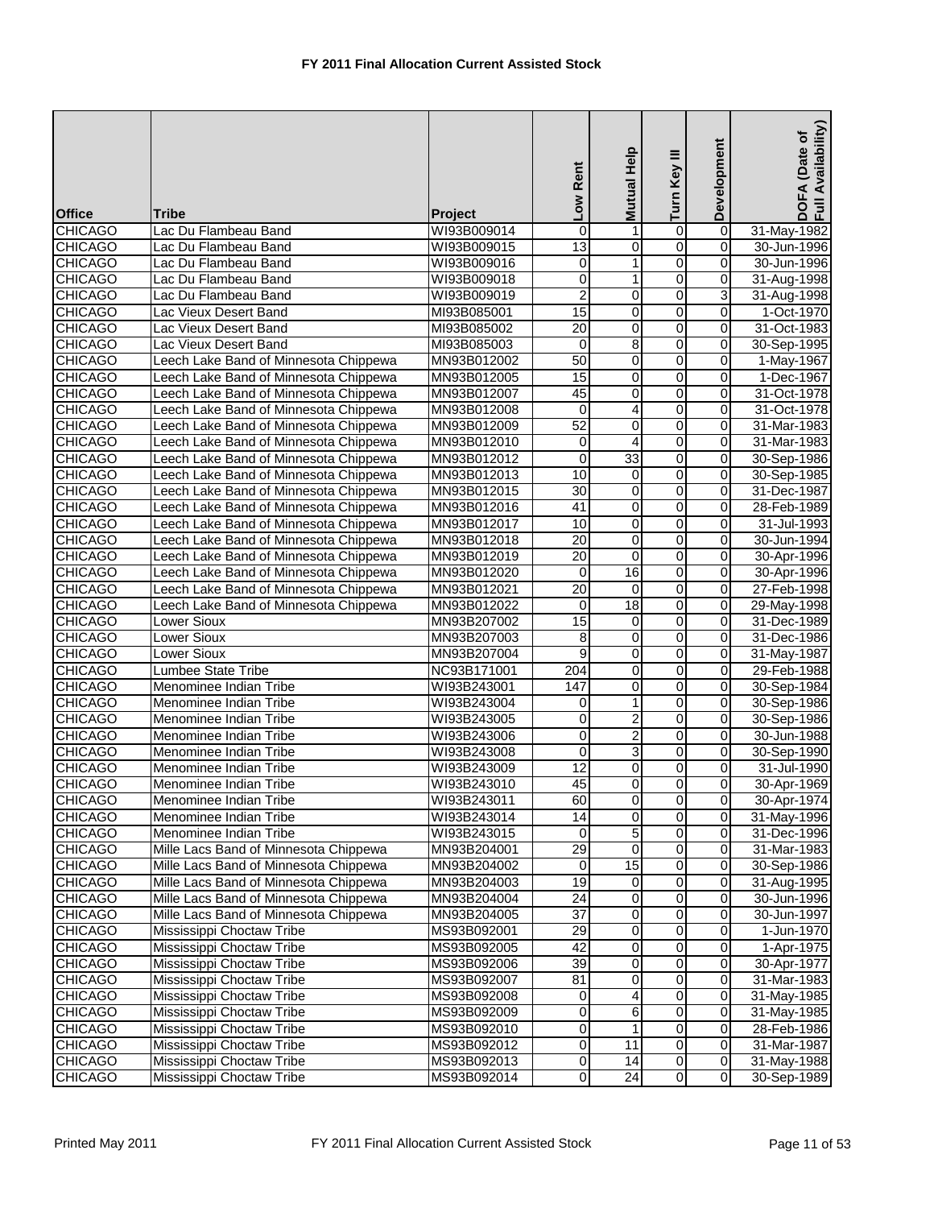**FY 2011 Final Allocation Current Assisted Stock**

| Office | Tribe | Project | Low Rent | Mutual Help | Turn Key III | Development | DOFA (Date of Full Availability) |
|---|---|---|---|---|---|---|---|
| CHICAGO | Lac Du Flambeau Band | WI93B009014 | 0 | 1 | 0 | 0 | 31-May-1982 |
| CHICAGO | Lac Du Flambeau Band | WI93B009015 | 13 | 0 | 0 | 0 | 30-Jun-1996 |
| CHICAGO | Lac Du Flambeau Band | WI93B009016 | 0 | 1 | 0 | 0 | 30-Jun-1996 |
| CHICAGO | Lac Du Flambeau Band | WI93B009018 | 0 | 1 | 0 | 0 | 31-Aug-1998 |
| CHICAGO | Lac Du Flambeau Band | WI93B009019 | 2 | 0 | 0 | 3 | 31-Aug-1998 |
| CHICAGO | Lac Vieux Desert Band | MI93B085001 | 15 | 0 | 0 | 0 | 1-Oct-1970 |
| CHICAGO | Lac Vieux Desert Band | MI93B085002 | 20 | 0 | 0 | 0 | 31-Oct-1983 |
| CHICAGO | Lac Vieux Desert Band | MI93B085003 | 0 | 8 | 0 | 0 | 30-Sep-1995 |
| CHICAGO | Leech Lake Band of Minnesota Chippewa | MN93B012002 | 50 | 0 | 0 | 0 | 1-May-1967 |
| CHICAGO | Leech Lake Band of Minnesota Chippewa | MN93B012005 | 15 | 0 | 0 | 0 | 1-Dec-1967 |
| CHICAGO | Leech Lake Band of Minnesota Chippewa | MN93B012007 | 45 | 0 | 0 | 0 | 31-Oct-1978 |
| CHICAGO | Leech Lake Band of Minnesota Chippewa | MN93B012008 | 0 | 4 | 0 | 0 | 31-Oct-1978 |
| CHICAGO | Leech Lake Band of Minnesota Chippewa | MN93B012009 | 52 | 0 | 0 | 0 | 31-Mar-1983 |
| CHICAGO | Leech Lake Band of Minnesota Chippewa | MN93B012010 | 0 | 4 | 0 | 0 | 31-Mar-1983 |
| CHICAGO | Leech Lake Band of Minnesota Chippewa | MN93B012012 | 0 | 33 | 0 | 0 | 30-Sep-1986 |
| CHICAGO | Leech Lake Band of Minnesota Chippewa | MN93B012013 | 10 | 0 | 0 | 0 | 30-Sep-1985 |
| CHICAGO | Leech Lake Band of Minnesota Chippewa | MN93B012015 | 30 | 0 | 0 | 0 | 31-Dec-1987 |
| CHICAGO | Leech Lake Band of Minnesota Chippewa | MN93B012016 | 41 | 0 | 0 | 0 | 28-Feb-1989 |
| CHICAGO | Leech Lake Band of Minnesota Chippewa | MN93B012017 | 10 | 0 | 0 | 0 | 31-Jul-1993 |
| CHICAGO | Leech Lake Band of Minnesota Chippewa | MN93B012018 | 20 | 0 | 0 | 0 | 30-Jun-1994 |
| CHICAGO | Leech Lake Band of Minnesota Chippewa | MN93B012019 | 20 | 0 | 0 | 0 | 30-Apr-1996 |
| CHICAGO | Leech Lake Band of Minnesota Chippewa | MN93B012020 | 0 | 16 | 0 | 0 | 30-Apr-1996 |
| CHICAGO | Leech Lake Band of Minnesota Chippewa | MN93B012021 | 20 | 0 | 0 | 0 | 27-Feb-1998 |
| CHICAGO | Leech Lake Band of Minnesota Chippewa | MN93B012022 | 0 | 18 | 0 | 0 | 29-May-1998 |
| CHICAGO | Lower Sioux | MN93B207002 | 15 | 0 | 0 | 0 | 31-Dec-1989 |
| CHICAGO | Lower Sioux | MN93B207003 | 8 | 0 | 0 | 0 | 31-Dec-1986 |
| CHICAGO | Lower Sioux | MN93B207004 | 9 | 0 | 0 | 0 | 31-May-1987 |
| CHICAGO | Lumbee State Tribe | NC93B171001 | 204 | 0 | 0 | 0 | 29-Feb-1988 |
| CHICAGO | Menominee Indian Tribe | WI93B243001 | 147 | 0 | 0 | 0 | 30-Sep-1984 |
| CHICAGO | Menominee Indian Tribe | WI93B243004 | 0 | 1 | 0 | 0 | 30-Sep-1986 |
| CHICAGO | Menominee Indian Tribe | WI93B243005 | 0 | 2 | 0 | 0 | 30-Sep-1986 |
| CHICAGO | Menominee Indian Tribe | WI93B243006 | 0 | 2 | 0 | 0 | 30-Jun-1988 |
| CHICAGO | Menominee Indian Tribe | WI93B243008 | 0 | 3 | 0 | 0 | 30-Sep-1990 |
| CHICAGO | Menominee Indian Tribe | WI93B243009 | 12 | 0 | 0 | 0 | 31-Jul-1990 |
| CHICAGO | Menominee Indian Tribe | WI93B243010 | 45 | 0 | 0 | 0 | 30-Apr-1969 |
| CHICAGO | Menominee Indian Tribe | WI93B243011 | 60 | 0 | 0 | 0 | 30-Apr-1974 |
| CHICAGO | Menominee Indian Tribe | WI93B243014 | 14 | 0 | 0 | 0 | 31-May-1996 |
| CHICAGO | Menominee Indian Tribe | WI93B243015 | 0 | 5 | 0 | 0 | 31-Dec-1996 |
| CHICAGO | Mille Lacs Band of Minnesota Chippewa | MN93B204001 | 29 | 0 | 0 | 0 | 31-Mar-1983 |
| CHICAGO | Mille Lacs Band of Minnesota Chippewa | MN93B204002 | 0 | 15 | 0 | 0 | 30-Sep-1986 |
| CHICAGO | Mille Lacs Band of Minnesota Chippewa | MN93B204003 | 19 | 0 | 0 | 0 | 31-Aug-1995 |
| CHICAGO | Mille Lacs Band of Minnesota Chippewa | MN93B204004 | 24 | 0 | 0 | 0 | 30-Jun-1996 |
| CHICAGO | Mille Lacs Band of Minnesota Chippewa | MN93B204005 | 37 | 0 | 0 | 0 | 30-Jun-1997 |
| CHICAGO | Mississippi Choctaw Tribe | MS93B092001 | 29 | 0 | 0 | 0 | 1-Jun-1970 |
| CHICAGO | Mississippi Choctaw Tribe | MS93B092005 | 42 | 0 | 0 | 0 | 1-Apr-1975 |
| CHICAGO | Mississippi Choctaw Tribe | MS93B092006 | 39 | 0 | 0 | 0 | 30-Apr-1977 |
| CHICAGO | Mississippi Choctaw Tribe | MS93B092007 | 81 | 0 | 0 | 0 | 31-Mar-1983 |
| CHICAGO | Mississippi Choctaw Tribe | MS93B092008 | 0 | 4 | 0 | 0 | 31-May-1985 |
| CHICAGO | Mississippi Choctaw Tribe | MS93B092009 | 0 | 6 | 0 | 0 | 31-May-1985 |
| CHICAGO | Mississippi Choctaw Tribe | MS93B092010 | 0 | 1 | 0 | 0 | 28-Feb-1986 |
| CHICAGO | Mississippi Choctaw Tribe | MS93B092012 | 0 | 11 | 0 | 0 | 31-Mar-1987 |
| CHICAGO | Mississippi Choctaw Tribe | MS93B092013 | 0 | 14 | 0 | 0 | 31-May-1988 |
| CHICAGO | Mississippi Choctaw Tribe | MS93B092014 | 0 | 24 | 0 | 0 | 30-Sep-1989 |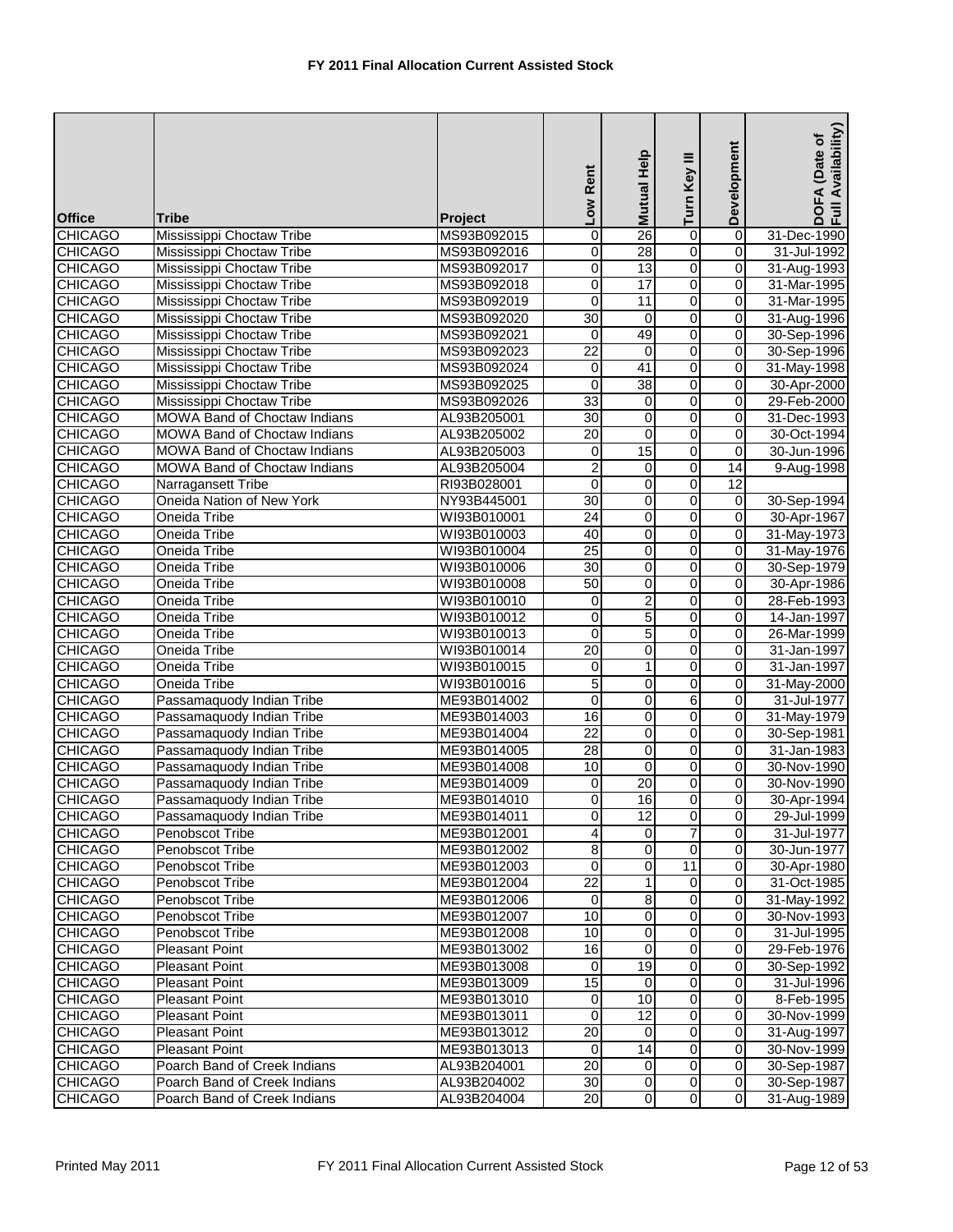# FY 2011 Final Allocation Current Assisted Stock

| Office | Tribe | Project | Low Rent | Mutual Help | Turn Key III | Development | DOFA (Date of Full Availability) |
|---|---|---|---|---|---|---|---|
| CHICAGO | Mississippi Choctaw Tribe | MS93B092015 | 0 | 26 | 0 | 0 | 31-Dec-1990 |
| CHICAGO | Mississippi Choctaw Tribe | MS93B092016 | 0 | 28 | 0 | 0 | 31-Jul-1992 |
| CHICAGO | Mississippi Choctaw Tribe | MS93B092017 | 0 | 13 | 0 | 0 | 31-Aug-1993 |
| CHICAGO | Mississippi Choctaw Tribe | MS93B092018 | 0 | 17 | 0 | 0 | 31-Mar-1995 |
| CHICAGO | Mississippi Choctaw Tribe | MS93B092019 | 0 | 11 | 0 | 0 | 31-Mar-1995 |
| CHICAGO | Mississippi Choctaw Tribe | MS93B092020 | 30 | 0 | 0 | 0 | 31-Aug-1996 |
| CHICAGO | Mississippi Choctaw Tribe | MS93B092021 | 0 | 49 | 0 | 0 | 30-Sep-1996 |
| CHICAGO | Mississippi Choctaw Tribe | MS93B092023 | 22 | 0 | 0 | 0 | 30-Sep-1996 |
| CHICAGO | Mississippi Choctaw Tribe | MS93B092024 | 0 | 41 | 0 | 0 | 31-May-1998 |
| CHICAGO | Mississippi Choctaw Tribe | MS93B092025 | 0 | 38 | 0 | 0 | 30-Apr-2000 |
| CHICAGO | Mississippi Choctaw Tribe | MS93B092026 | 33 | 0 | 0 | 0 | 29-Feb-2000 |
| CHICAGO | MOWA Band of Choctaw Indians | AL93B205001 | 30 | 0 | 0 | 0 | 31-Dec-1993 |
| CHICAGO | MOWA Band of Choctaw Indians | AL93B205002 | 20 | 0 | 0 | 0 | 30-Oct-1994 |
| CHICAGO | MOWA Band of Choctaw Indians | AL93B205003 | 0 | 15 | 0 | 0 | 30-Jun-1996 |
| CHICAGO | MOWA Band of Choctaw Indians | AL93B205004 | 2 | 0 | 0 | 14 | 9-Aug-1998 |
| CHICAGO | Narragansett Tribe | RI93B028001 | 0 | 0 | 0 | 12 | |
| CHICAGO | Oneida Nation of New York | NY93B445001 | 30 | 0 | 0 | 0 | 30-Sep-1994 |
| CHICAGO | Oneida Tribe | WI93B010001 | 24 | 0 | 0 | 0 | 30-Apr-1967 |
| CHICAGO | Oneida Tribe | WI93B010003 | 40 | 0 | 0 | 0 | 31-May-1973 |
| CHICAGO | Oneida Tribe | WI93B010004 | 25 | 0 | 0 | 0 | 31-May-1976 |
| CHICAGO | Oneida Tribe | WI93B010006 | 30 | 0 | 0 | 0 | 30-Sep-1979 |
| CHICAGO | Oneida Tribe | WI93B010008 | 50 | 0 | 0 | 0 | 30-Apr-1986 |
| CHICAGO | Oneida Tribe | WI93B010010 | 0 | 2 | 0 | 0 | 28-Feb-1993 |
| CHICAGO | Oneida Tribe | WI93B010012 | 0 | 5 | 0 | 0 | 14-Jan-1997 |
| CHICAGO | Oneida Tribe | WI93B010013 | 0 | 5 | 0 | 0 | 26-Mar-1999 |
| CHICAGO | Oneida Tribe | WI93B010014 | 20 | 0 | 0 | 0 | 31-Jan-1997 |
| CHICAGO | Oneida Tribe | WI93B010015 | 0 | 1 | 0 | 0 | 31-Jan-1997 |
| CHICAGO | Oneida Tribe | WI93B010016 | 5 | 0 | 0 | 0 | 31-May-2000 |
| CHICAGO | Passamaquody Indian Tribe | ME93B014002 | 0 | 0 | 6 | 0 | 31-Jul-1977 |
| CHICAGO | Passamaquody Indian Tribe | ME93B014003 | 16 | 0 | 0 | 0 | 31-May-1979 |
| CHICAGO | Passamaquody Indian Tribe | ME93B014004 | 22 | 0 | 0 | 0 | 30-Sep-1981 |
| CHICAGO | Passamaquody Indian Tribe | ME93B014005 | 28 | 0 | 0 | 0 | 31-Jan-1983 |
| CHICAGO | Passamaquody Indian Tribe | ME93B014008 | 10 | 0 | 0 | 0 | 30-Nov-1990 |
| CHICAGO | Passamaquody Indian Tribe | ME93B014009 | 0 | 20 | 0 | 0 | 30-Nov-1990 |
| CHICAGO | Passamaquody Indian Tribe | ME93B014010 | 0 | 16 | 0 | 0 | 30-Apr-1994 |
| CHICAGO | Passamaquody Indian Tribe | ME93B014011 | 0 | 12 | 0 | 0 | 29-Jul-1999 |
| CHICAGO | Penobscot Tribe | ME93B012001 | 4 | 0 | 7 | 0 | 31-Jul-1977 |
| CHICAGO | Penobscot Tribe | ME93B012002 | 8 | 0 | 0 | 0 | 30-Jun-1977 |
| CHICAGO | Penobscot Tribe | ME93B012003 | 0 | 0 | 11 | 0 | 30-Apr-1980 |
| CHICAGO | Penobscot Tribe | ME93B012004 | 22 | 1 | 0 | 0 | 31-Oct-1985 |
| CHICAGO | Penobscot Tribe | ME93B012006 | 0 | 8 | 0 | 0 | 31-May-1992 |
| CHICAGO | Penobscot Tribe | ME93B012007 | 10 | 0 | 0 | 0 | 30-Nov-1993 |
| CHICAGO | Penobscot Tribe | ME93B012008 | 10 | 0 | 0 | 0 | 31-Jul-1995 |
| CHICAGO | Pleasant Point | ME93B013002 | 16 | 0 | 0 | 0 | 29-Feb-1976 |
| CHICAGO | Pleasant Point | ME93B013008 | 0 | 19 | 0 | 0 | 30-Sep-1992 |
| CHICAGO | Pleasant Point | ME93B013009 | 15 | 0 | 0 | 0 | 31-Jul-1996 |
| CHICAGO | Pleasant Point | ME93B013010 | 0 | 10 | 0 | 0 | 8-Feb-1995 |
| CHICAGO | Pleasant Point | ME93B013011 | 0 | 12 | 0 | 0 | 30-Nov-1999 |
| CHICAGO | Pleasant Point | ME93B013012 | 20 | 0 | 0 | 0 | 31-Aug-1997 |
| CHICAGO | Pleasant Point | ME93B013013 | 0 | 14 | 0 | 0 | 30-Nov-1999 |
| CHICAGO | Poarch Band of Creek Indians | AL93B204001 | 20 | 0 | 0 | 0 | 30-Sep-1987 |
| CHICAGO | Poarch Band of Creek Indians | AL93B204002 | 30 | 0 | 0 | 0 | 30-Sep-1987 |
| CHICAGO | Poarch Band of Creek Indians | AL93B204004 | 20 | 0 | 0 | 0 | 31-Aug-1989 |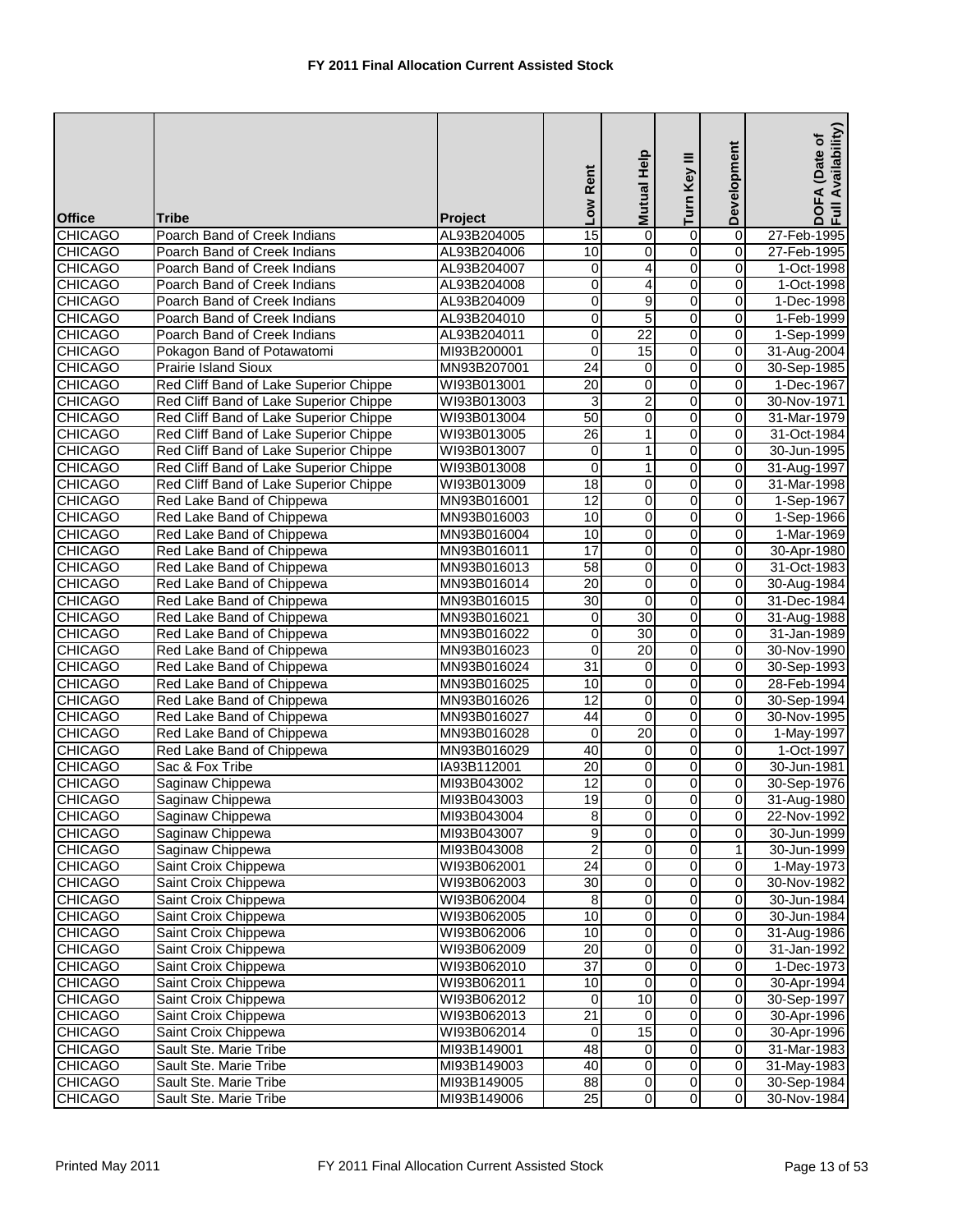## FY 2011 Final Allocation Current Assisted Stock

| Office | Tribe | Project | Low Rent | Mutual Help | Turn Key III | Development | DOFA (Date of Full Availability) |
|---|---|---|---|---|---|---|---|
| CHICAGO | Poarch Band of Creek Indians | AL93B204005 | 15 | 0 | 0 | 0 | 27-Feb-1995 |
| CHICAGO | Poarch Band of Creek Indians | AL93B204006 | 10 | 0 | 0 | 0 | 27-Feb-1995 |
| CHICAGO | Poarch Band of Creek Indians | AL93B204007 | 0 | 4 | 0 | 0 | 1-Oct-1998 |
| CHICAGO | Poarch Band of Creek Indians | AL93B204008 | 0 | 4 | 0 | 0 | 1-Oct-1998 |
| CHICAGO | Poarch Band of Creek Indians | AL93B204009 | 0 | 9 | 0 | 0 | 1-Dec-1998 |
| CHICAGO | Poarch Band of Creek Indians | AL93B204010 | 0 | 5 | 0 | 0 | 1-Feb-1999 |
| CHICAGO | Poarch Band of Creek Indians | AL93B204011 | 0 | 22 | 0 | 0 | 1-Sep-1999 |
| CHICAGO | Pokagon Band of Potawatomi | MI93B200001 | 0 | 15 | 0 | 0 | 31-Aug-2004 |
| CHICAGO | Prairie Island Sioux | MN93B207001 | 24 | 0 | 0 | 0 | 30-Sep-1985 |
| CHICAGO | Red Cliff Band of Lake Superior Chippe | WI93B013001 | 20 | 0 | 0 | 0 | 1-Dec-1967 |
| CHICAGO | Red Cliff Band of Lake Superior Chippe | WI93B013003 | 3 | 2 | 0 | 0 | 30-Nov-1971 |
| CHICAGO | Red Cliff Band of Lake Superior Chippe | WI93B013004 | 50 | 0 | 0 | 0 | 31-Mar-1979 |
| CHICAGO | Red Cliff Band of Lake Superior Chippe | WI93B013005 | 26 | 1 | 0 | 0 | 31-Oct-1984 |
| CHICAGO | Red Cliff Band of Lake Superior Chippe | WI93B013007 | 0 | 1 | 0 | 0 | 30-Jun-1995 |
| CHICAGO | Red Cliff Band of Lake Superior Chippe | WI93B013008 | 0 | 1 | 0 | 0 | 31-Aug-1997 |
| CHICAGO | Red Cliff Band of Lake Superior Chippe | WI93B013009 | 18 | 0 | 0 | 0 | 31-Mar-1998 |
| CHICAGO | Red Lake Band of Chippewa | MN93B016001 | 12 | 0 | 0 | 0 | 1-Sep-1967 |
| CHICAGO | Red Lake Band of Chippewa | MN93B016003 | 10 | 0 | 0 | 0 | 1-Sep-1966 |
| CHICAGO | Red Lake Band of Chippewa | MN93B016004 | 10 | 0 | 0 | 0 | 1-Mar-1969 |
| CHICAGO | Red Lake Band of Chippewa | MN93B016011 | 17 | 0 | 0 | 0 | 30-Apr-1980 |
| CHICAGO | Red Lake Band of Chippewa | MN93B016013 | 58 | 0 | 0 | 0 | 31-Oct-1983 |
| CHICAGO | Red Lake Band of Chippewa | MN93B016014 | 20 | 0 | 0 | 0 | 30-Aug-1984 |
| CHICAGO | Red Lake Band of Chippewa | MN93B016015 | 30 | 0 | 0 | 0 | 31-Dec-1984 |
| CHICAGO | Red Lake Band of Chippewa | MN93B016021 | 0 | 30 | 0 | 0 | 31-Aug-1988 |
| CHICAGO | Red Lake Band of Chippewa | MN93B016022 | 0 | 30 | 0 | 0 | 31-Jan-1989 |
| CHICAGO | Red Lake Band of Chippewa | MN93B016023 | 0 | 20 | 0 | 0 | 30-Nov-1990 |
| CHICAGO | Red Lake Band of Chippewa | MN93B016024 | 31 | 0 | 0 | 0 | 30-Sep-1993 |
| CHICAGO | Red Lake Band of Chippewa | MN93B016025 | 10 | 0 | 0 | 0 | 28-Feb-1994 |
| CHICAGO | Red Lake Band of Chippewa | MN93B016026 | 12 | 0 | 0 | 0 | 30-Sep-1994 |
| CHICAGO | Red Lake Band of Chippewa | MN93B016027 | 44 | 0 | 0 | 0 | 30-Nov-1995 |
| CHICAGO | Red Lake Band of Chippewa | MN93B016028 | 0 | 20 | 0 | 0 | 1-May-1997 |
| CHICAGO | Red Lake Band of Chippewa | MN93B016029 | 40 | 0 | 0 | 0 | 1-Oct-1997 |
| CHICAGO | Sac & Fox Tribe | IA93B112001 | 20 | 0 | 0 | 0 | 30-Jun-1981 |
| CHICAGO | Saginaw Chippewa | MI93B043002 | 12 | 0 | 0 | 0 | 30-Sep-1976 |
| CHICAGO | Saginaw Chippewa | MI93B043003 | 19 | 0 | 0 | 0 | 31-Aug-1980 |
| CHICAGO | Saginaw Chippewa | MI93B043004 | 8 | 0 | 0 | 0 | 22-Nov-1992 |
| CHICAGO | Saginaw Chippewa | MI93B043007 | 9 | 0 | 0 | 0 | 30-Jun-1999 |
| CHICAGO | Saginaw Chippewa | MI93B043008 | 2 | 0 | 0 | 1 | 30-Jun-1999 |
| CHICAGO | Saint Croix Chippewa | WI93B062001 | 24 | 0 | 0 | 0 | 1-May-1973 |
| CHICAGO | Saint Croix Chippewa | WI93B062003 | 30 | 0 | 0 | 0 | 30-Nov-1982 |
| CHICAGO | Saint Croix Chippewa | WI93B062004 | 8 | 0 | 0 | 0 | 30-Jun-1984 |
| CHICAGO | Saint Croix Chippewa | WI93B062005 | 10 | 0 | 0 | 0 | 30-Jun-1984 |
| CHICAGO | Saint Croix Chippewa | WI93B062006 | 10 | 0 | 0 | 0 | 31-Aug-1986 |
| CHICAGO | Saint Croix Chippewa | WI93B062009 | 20 | 0 | 0 | 0 | 31-Jan-1992 |
| CHICAGO | Saint Croix Chippewa | WI93B062010 | 37 | 0 | 0 | 0 | 1-Dec-1973 |
| CHICAGO | Saint Croix Chippewa | WI93B062011 | 10 | 0 | 0 | 0 | 30-Apr-1994 |
| CHICAGO | Saint Croix Chippewa | WI93B062012 | 0 | 10 | 0 | 0 | 30-Sep-1997 |
| CHICAGO | Saint Croix Chippewa | WI93B062013 | 21 | 0 | 0 | 0 | 30-Apr-1996 |
| CHICAGO | Saint Croix Chippewa | WI93B062014 | 0 | 15 | 0 | 0 | 30-Apr-1996 |
| CHICAGO | Sault Ste. Marie Tribe | MI93B149001 | 48 | 0 | 0 | 0 | 31-Mar-1983 |
| CHICAGO | Sault Ste. Marie Tribe | MI93B149003 | 40 | 0 | 0 | 0 | 31-May-1983 |
| CHICAGO | Sault Ste. Marie Tribe | MI93B149005 | 88 | 0 | 0 | 0 | 30-Sep-1984 |
| CHICAGO | Sault Ste. Marie Tribe | MI93B149006 | 25 | 0 | 0 | 0 | 30-Nov-1984 |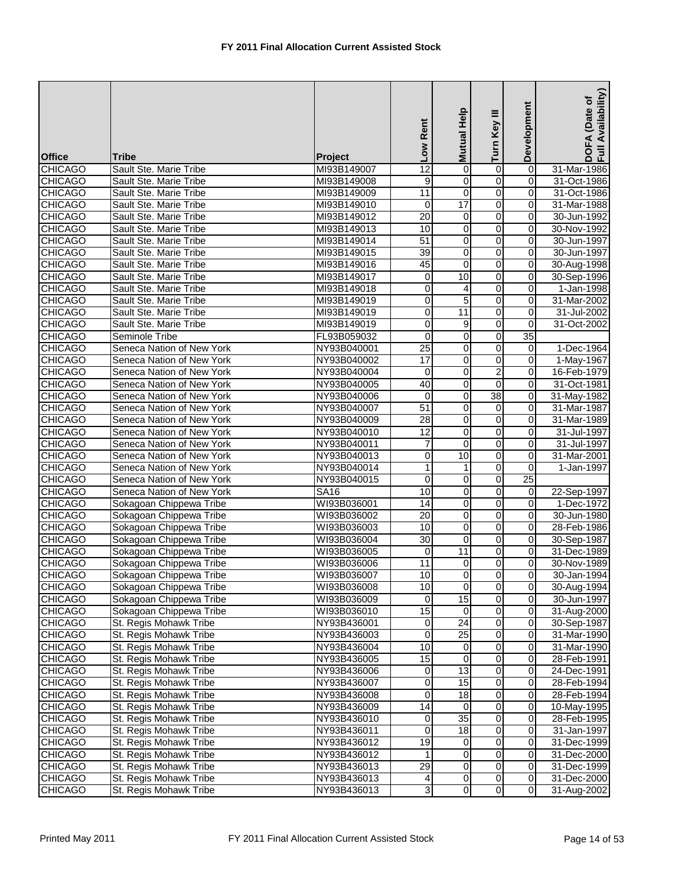# FY 2011 Final Allocation Current Assisted Stock

| Office | Tribe | Project | Low Rent | Mutual Help | Turn Key III | Development | DOFA (Date of Full Availability) |
|---|---|---|---|---|---|---|---|
| CHICAGO | Sault Ste. Marie Tribe | MI93B149007 | 12 | 0 | 0 | 0 | 31-Mar-1986 |
| CHICAGO | Sault Ste. Marie Tribe | MI93B149008 | 9 | 0 | 0 | 0 | 31-Oct-1986 |
| CHICAGO | Sault Ste. Marie Tribe | MI93B149009 | 11 | 0 | 0 | 0 | 31-Oct-1986 |
| CHICAGO | Sault Ste. Marie Tribe | MI93B149010 | 0 | 17 | 0 | 0 | 31-Mar-1988 |
| CHICAGO | Sault Ste. Marie Tribe | MI93B149012 | 20 | 0 | 0 | 0 | 30-Jun-1992 |
| CHICAGO | Sault Ste. Marie Tribe | MI93B149013 | 10 | 0 | 0 | 0 | 30-Nov-1992 |
| CHICAGO | Sault Ste. Marie Tribe | MI93B149014 | 51 | 0 | 0 | 0 | 30-Jun-1997 |
| CHICAGO | Sault Ste. Marie Tribe | MI93B149015 | 39 | 0 | 0 | 0 | 30-Jun-1997 |
| CHICAGO | Sault Ste. Marie Tribe | MI93B149016 | 45 | 0 | 0 | 0 | 30-Aug-1998 |
| CHICAGO | Sault Ste. Marie Tribe | MI93B149017 | 0 | 10 | 0 | 0 | 30-Sep-1996 |
| CHICAGO | Sault Ste. Marie Tribe | MI93B149018 | 0 | 4 | 0 | 0 | 1-Jan-1998 |
| CHICAGO | Sault Ste. Marie Tribe | MI93B149019 | 0 | 5 | 0 | 0 | 31-Mar-2002 |
| CHICAGO | Sault Ste. Marie Tribe | MI93B149019 | 0 | 11 | 0 | 0 | 31-Jul-2002 |
| CHICAGO | Sault Ste. Marie Tribe | MI93B149019 | 0 | 9 | 0 | 0 | 31-Oct-2002 |
| CHICAGO | Seminole Tribe | FL93B059032 | 0 | 0 | 0 | 35 | |
| CHICAGO | Seneca Nation of New York | NY93B040001 | 25 | 0 | 0 | 0 | 1-Dec-1964 |
| CHICAGO | Seneca Nation of New York | NY93B040002 | 17 | 0 | 0 | 0 | 1-May-1967 |
| CHICAGO | Seneca Nation of New York | NY93B040004 | 0 | 0 | 2 | 0 | 16-Feb-1979 |
| CHICAGO | Seneca Nation of New York | NY93B040005 | 40 | 0 | 0 | 0 | 31-Oct-1981 |
| CHICAGO | Seneca Nation of New York | NY93B040006 | 0 | 0 | 38 | 0 | 31-May-1982 |
| CHICAGO | Seneca Nation of New York | NY93B040007 | 51 | 0 | 0 | 0 | 31-Mar-1987 |
| CHICAGO | Seneca Nation of New York | NY93B040009 | 28 | 0 | 0 | 0 | 31-Mar-1989 |
| CHICAGO | Seneca Nation of New York | NY93B040010 | 12 | 0 | 0 | 0 | 31-Jul-1997 |
| CHICAGO | Seneca Nation of New York | NY93B040011 | 7 | 0 | 0 | 0 | 31-Jul-1997 |
| CHICAGO | Seneca Nation of New York | NY93B040013 | 0 | 10 | 0 | 0 | 31-Mar-2001 |
| CHICAGO | Seneca Nation of New York | NY93B040014 | 1 | 1 | 0 | 0 | 1-Jan-1997 |
| CHICAGO | Seneca Nation of New York | NY93B040015 | 0 | 0 | 0 | 25 | |
| CHICAGO | Seneca Nation of New York | SA16 | 10 | 0 | 0 | 0 | 22-Sep-1997 |
| CHICAGO | Sokagoan Chippewa Tribe | WI93B036001 | 14 | 0 | 0 | 0 | 1-Dec-1972 |
| CHICAGO | Sokagoan Chippewa Tribe | WI93B036002 | 20 | 0 | 0 | 0 | 30-Jun-1980 |
| CHICAGO | Sokagoan Chippewa Tribe | WI93B036003 | 10 | 0 | 0 | 0 | 28-Feb-1986 |
| CHICAGO | Sokagoan Chippewa Tribe | WI93B036004 | 30 | 0 | 0 | 0 | 30-Sep-1987 |
| CHICAGO | Sokagoan Chippewa Tribe | WI93B036005 | 0 | 11 | 0 | 0 | 31-Dec-1989 |
| CHICAGO | Sokagoan Chippewa Tribe | WI93B036006 | 11 | 0 | 0 | 0 | 30-Nov-1989 |
| CHICAGO | Sokagoan Chippewa Tribe | WI93B036007 | 10 | 0 | 0 | 0 | 30-Jan-1994 |
| CHICAGO | Sokagoan Chippewa Tribe | WI93B036008 | 10 | 0 | 0 | 0 | 30-Aug-1994 |
| CHICAGO | Sokagoan Chippewa Tribe | WI93B036009 | 0 | 15 | 0 | 0 | 30-Jun-1997 |
| CHICAGO | Sokagoan Chippewa Tribe | WI93B036010 | 15 | 0 | 0 | 0 | 31-Aug-2000 |
| CHICAGO | St. Regis Mohawk Tribe | NY93B436001 | 0 | 24 | 0 | 0 | 30-Sep-1987 |
| CHICAGO | St. Regis Mohawk Tribe | NY93B436003 | 0 | 25 | 0 | 0 | 31-Mar-1990 |
| CHICAGO | St. Regis Mohawk Tribe | NY93B436004 | 10 | 0 | 0 | 0 | 31-Mar-1990 |
| CHICAGO | St. Regis Mohawk Tribe | NY93B436005 | 15 | 0 | 0 | 0 | 28-Feb-1991 |
| CHICAGO | St. Regis Mohawk Tribe | NY93B436006 | 0 | 13 | 0 | 0 | 24-Dec-1991 |
| CHICAGO | St. Regis Mohawk Tribe | NY93B436007 | 0 | 15 | 0 | 0 | 28-Feb-1994 |
| CHICAGO | St. Regis Mohawk Tribe | NY93B436008 | 0 | 18 | 0 | 0 | 28-Feb-1994 |
| CHICAGO | St. Regis Mohawk Tribe | NY93B436009 | 14 | 0 | 0 | 0 | 10-May-1995 |
| CHICAGO | St. Regis Mohawk Tribe | NY93B436010 | 0 | 35 | 0 | 0 | 28-Feb-1995 |
| CHICAGO | St. Regis Mohawk Tribe | NY93B436011 | 0 | 18 | 0 | 0 | 31-Jan-1997 |
| CHICAGO | St. Regis Mohawk Tribe | NY93B436012 | 19 | 0 | 0 | 0 | 31-Dec-1999 |
| CHICAGO | St. Regis Mohawk Tribe | NY93B436012 | 1 | 0 | 0 | 0 | 31-Dec-2000 |
| CHICAGO | St. Regis Mohawk Tribe | NY93B436013 | 29 | 0 | 0 | 0 | 31-Dec-1999 |
| CHICAGO | St. Regis Mohawk Tribe | NY93B436013 | 4 | 0 | 0 | 0 | 31-Dec-2000 |
| CHICAGO | St. Regis Mohawk Tribe | NY93B436013 | 3 | 0 | 0 | 0 | 31-Aug-2002 |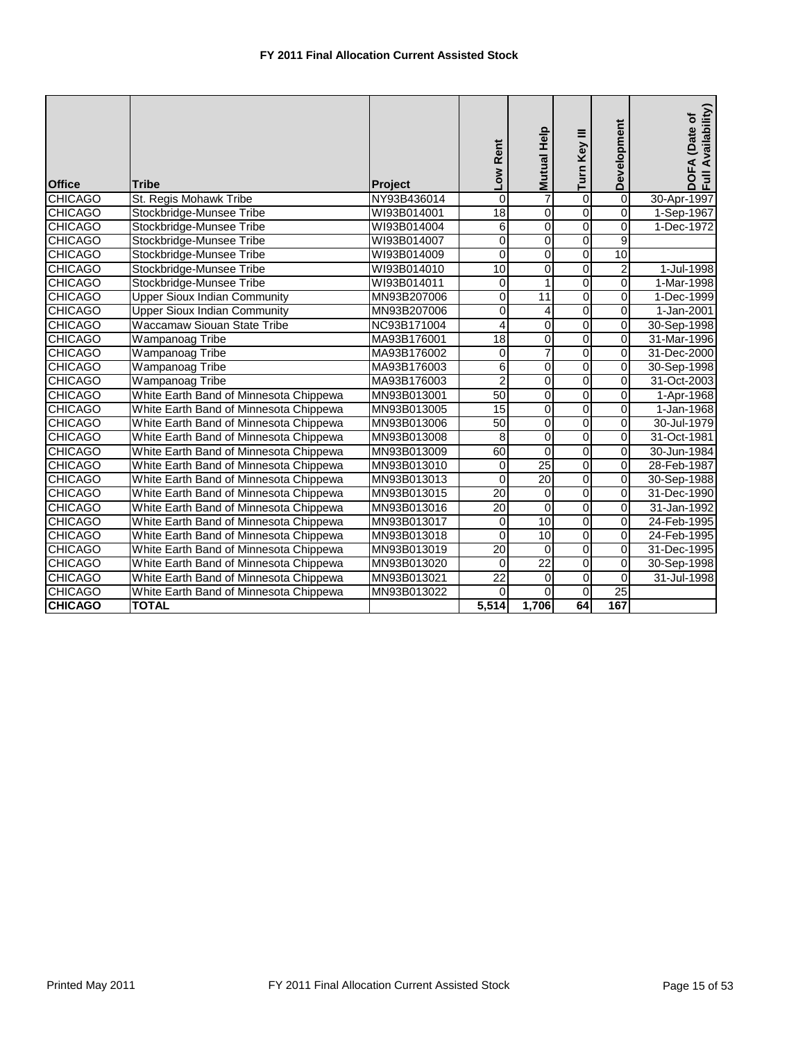# FY 2011 Final Allocation Current Assisted Stock

| Office | Tribe | Project | Low Rent | Mutual Help | Turn Key III | Development | DOFA (Date of Full Availability) |
|---|---|---|---|---|---|---|---|
| CHICAGO | St. Regis Mohawk Tribe | NY93B436014 | 0 | 7 | 0 | 0 | 30-Apr-1997 |
| CHICAGO | Stockbridge-Munsee Tribe | WI93B014001 | 18 | 0 | 0 | 0 | 1-Sep-1967 |
| CHICAGO | Stockbridge-Munsee Tribe | WI93B014004 | 6 | 0 | 0 | 0 | 1-Dec-1972 |
| CHICAGO | Stockbridge-Munsee Tribe | WI93B014007 | 0 | 0 | 0 | 9 | |
| CHICAGO | Stockbridge-Munsee Tribe | WI93B014009 | 0 | 0 | 0 | 10 | |
| CHICAGO | Stockbridge-Munsee Tribe | WI93B014010 | 10 | 0 | 0 | 2 | 1-Jul-1998 |
| CHICAGO | Stockbridge-Munsee Tribe | WI93B014011 | 0 | 1 | 0 | 0 | 1-Mar-1998 |
| CHICAGO | Upper Sioux Indian Community | MN93B207006 | 0 | 11 | 0 | 0 | 1-Dec-1999 |
| CHICAGO | Upper Sioux Indian Community | MN93B207006 | 0 | 4 | 0 | 0 | 1-Jan-2001 |
| CHICAGO | Waccamaw Siouan State Tribe | NC93B171004 | 4 | 0 | 0 | 0 | 30-Sep-1998 |
| CHICAGO | Wampanoag Tribe | MA93B176001 | 18 | 0 | 0 | 0 | 31-Mar-1996 |
| CHICAGO | Wampanoag Tribe | MA93B176002 | 0 | 7 | 0 | 0 | 31-Dec-2000 |
| CHICAGO | Wampanoag Tribe | MA93B176003 | 6 | 0 | 0 | 0 | 30-Sep-1998 |
| CHICAGO | Wampanoag Tribe | MA93B176003 | 2 | 0 | 0 | 0 | 31-Oct-2003 |
| CHICAGO | White Earth Band of Minnesota Chippewa | MN93B013001 | 50 | 0 | 0 | 0 | 1-Apr-1968 |
| CHICAGO | White Earth Band of Minnesota Chippewa | MN93B013005 | 15 | 0 | 0 | 0 | 1-Jan-1968 |
| CHICAGO | White Earth Band of Minnesota Chippewa | MN93B013006 | 50 | 0 | 0 | 0 | 30-Jul-1979 |
| CHICAGO | White Earth Band of Minnesota Chippewa | MN93B013008 | 8 | 0 | 0 | 0 | 31-Oct-1981 |
| CHICAGO | White Earth Band of Minnesota Chippewa | MN93B013009 | 60 | 0 | 0 | 0 | 30-Jun-1984 |
| CHICAGO | White Earth Band of Minnesota Chippewa | MN93B013010 | 0 | 25 | 0 | 0 | 28-Feb-1987 |
| CHICAGO | White Earth Band of Minnesota Chippewa | MN93B013013 | 0 | 20 | 0 | 0 | 30-Sep-1988 |
| CHICAGO | White Earth Band of Minnesota Chippewa | MN93B013015 | 20 | 0 | 0 | 0 | 31-Dec-1990 |
| CHICAGO | White Earth Band of Minnesota Chippewa | MN93B013016 | 20 | 0 | 0 | 0 | 31-Jan-1992 |
| CHICAGO | White Earth Band of Minnesota Chippewa | MN93B013017 | 0 | 10 | 0 | 0 | 24-Feb-1995 |
| CHICAGO | White Earth Band of Minnesota Chippewa | MN93B013018 | 0 | 10 | 0 | 0 | 24-Feb-1995 |
| CHICAGO | White Earth Band of Minnesota Chippewa | MN93B013019 | 20 | 0 | 0 | 0 | 31-Dec-1995 |
| CHICAGO | White Earth Band of Minnesota Chippewa | MN93B013020 | 0 | 22 | 0 | 0 | 30-Sep-1998 |
| CHICAGO | White Earth Band of Minnesota Chippewa | MN93B013021 | 22 | 0 | 0 | 0 | 31-Jul-1998 |
| CHICAGO | White Earth Band of Minnesota Chippewa | MN93B013022 | 0 | 0 | 0 | 25 | |
| **CHICAGO** | **TOTAL** | | **5,514** | **1,706** | **64** | **167** | |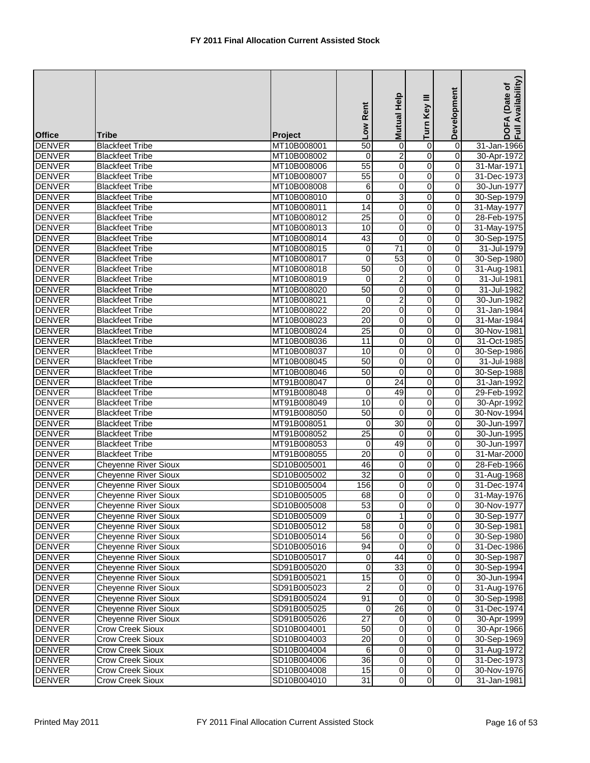# FY 2011 Final Allocation Current Assisted Stock

| Office | Tribe | Project | Low Rent | Mutual Help | Turn Key III | Development | DOFA (Date of Full Availability) |
|---|---|---|---|---|---|---|---|
| DENVER | Blackfeet Tribe | MT10B008001 | 50 | 0 | 0 | 0 | 31-Jan-1966 |
| DENVER | Blackfeet Tribe | MT10B008002 | 0 | 2 | 0 | 0 | 30-Apr-1972 |
| DENVER | Blackfeet Tribe | MT10B008006 | 55 | 0 | 0 | 0 | 31-Mar-1971 |
| DENVER | Blackfeet Tribe | MT10B008007 | 55 | 0 | 0 | 0 | 31-Dec-1973 |
| DENVER | Blackfeet Tribe | MT10B008008 | 6 | 0 | 0 | 0 | 30-Jun-1977 |
| DENVER | Blackfeet Tribe | MT10B008010 | 0 | 3 | 0 | 0 | 30-Sep-1979 |
| DENVER | Blackfeet Tribe | MT10B008011 | 14 | 0 | 0 | 0 | 31-May-1977 |
| DENVER | Blackfeet Tribe | MT10B008012 | 25 | 0 | 0 | 0 | 28-Feb-1975 |
| DENVER | Blackfeet Tribe | MT10B008013 | 10 | 0 | 0 | 0 | 31-May-1975 |
| DENVER | Blackfeet Tribe | MT10B008014 | 43 | 0 | 0 | 0 | 30-Sep-1975 |
| DENVER | Blackfeet Tribe | MT10B008015 | 0 | 71 | 0 | 0 | 31-Jul-1979 |
| DENVER | Blackfeet Tribe | MT10B008017 | 0 | 53 | 0 | 0 | 30-Sep-1980 |
| DENVER | Blackfeet Tribe | MT10B008018 | 50 | 0 | 0 | 0 | 31-Aug-1981 |
| DENVER | Blackfeet Tribe | MT10B008019 | 0 | 2 | 0 | 0 | 31-Jul-1981 |
| DENVER | Blackfeet Tribe | MT10B008020 | 50 | 0 | 0 | 0 | 31-Jul-1982 |
| DENVER | Blackfeet Tribe | MT10B008021 | 0 | 2 | 0 | 0 | 30-Jun-1982 |
| DENVER | Blackfeet Tribe | MT10B008022 | 20 | 0 | 0 | 0 | 31-Jan-1984 |
| DENVER | Blackfeet Tribe | MT10B008023 | 20 | 0 | 0 | 0 | 31-Mar-1984 |
| DENVER | Blackfeet Tribe | MT10B008024 | 25 | 0 | 0 | 0 | 30-Nov-1981 |
| DENVER | Blackfeet Tribe | MT10B008036 | 11 | 0 | 0 | 0 | 31-Oct-1985 |
| DENVER | Blackfeet Tribe | MT10B008037 | 10 | 0 | 0 | 0 | 30-Sep-1986 |
| DENVER | Blackfeet Tribe | MT10B008045 | 50 | 0 | 0 | 0 | 31-Jul-1988 |
| DENVER | Blackfeet Tribe | MT10B008046 | 50 | 0 | 0 | 0 | 30-Sep-1988 |
| DENVER | Blackfeet Tribe | MT91B008047 | 0 | 24 | 0 | 0 | 31-Jan-1992 |
| DENVER | Blackfeet Tribe | MT91B008048 | 0 | 49 | 0 | 0 | 29-Feb-1992 |
| DENVER | Blackfeet Tribe | MT91B008049 | 10 | 0 | 0 | 0 | 30-Apr-1992 |
| DENVER | Blackfeet Tribe | MT91B008050 | 50 | 0 | 0 | 0 | 30-Nov-1994 |
| DENVER | Blackfeet Tribe | MT91B008051 | 0 | 30 | 0 | 0 | 30-Jun-1997 |
| DENVER | Blackfeet Tribe | MT91B008052 | 25 | 0 | 0 | 0 | 30-Jun-1995 |
| DENVER | Blackfeet Tribe | MT91B008053 | 0 | 49 | 0 | 0 | 30-Jun-1997 |
| DENVER | Blackfeet Tribe | MT91B008055 | 20 | 0 | 0 | 0 | 31-Mar-2000 |
| DENVER | Cheyenne River Sioux | SD10B005001 | 46 | 0 | 0 | 0 | 28-Feb-1966 |
| DENVER | Cheyenne River Sioux | SD10B005002 | 32 | 0 | 0 | 0 | 31-Aug-1968 |
| DENVER | Cheyenne River Sioux | SD10B005004 | 156 | 0 | 0 | 0 | 31-Dec-1974 |
| DENVER | Cheyenne River Sioux | SD10B005005 | 68 | 0 | 0 | 0 | 31-May-1976 |
| DENVER | Cheyenne River Sioux | SD10B005008 | 53 | 0 | 0 | 0 | 30-Nov-1977 |
| DENVER | Cheyenne River Sioux | SD10B005009 | 0 | 1 | 0 | 0 | 30-Sep-1977 |
| DENVER | Cheyenne River Sioux | SD10B005012 | 58 | 0 | 0 | 0 | 30-Sep-1981 |
| DENVER | Cheyenne River Sioux | SD10B005014 | 56 | 0 | 0 | 0 | 30-Sep-1980 |
| DENVER | Cheyenne River Sioux | SD10B005016 | 94 | 0 | 0 | 0 | 31-Dec-1986 |
| DENVER | Cheyenne River Sioux | SD10B005017 | 0 | 44 | 0 | 0 | 30-Sep-1987 |
| DENVER | Cheyenne River Sioux | SD91B005020 | 0 | 33 | 0 | 0 | 30-Sep-1994 |
| DENVER | Cheyenne River Sioux | SD91B005021 | 15 | 0 | 0 | 0 | 30-Jun-1994 |
| DENVER | Cheyenne River Sioux | SD91B005023 | 2 | 0 | 0 | 0 | 31-Aug-1976 |
| DENVER | Cheyenne River Sioux | SD91B005024 | 91 | 0 | 0 | 0 | 30-Sep-1998 |
| DENVER | Cheyenne River Sioux | SD91B005025 | 0 | 26 | 0 | 0 | 31-Dec-1974 |
| DENVER | Cheyenne River Sioux | SD91B005026 | 27 | 0 | 0 | 0 | 30-Apr-1999 |
| DENVER | Crow Creek Sioux | SD10B004001 | 50 | 0 | 0 | 0 | 30-Apr-1966 |
| DENVER | Crow Creek Sioux | SD10B004003 | 20 | 0 | 0 | 0 | 30-Sep-1969 |
| DENVER | Crow Creek Sioux | SD10B004004 | 6 | 0 | 0 | 0 | 31-Aug-1972 |
| DENVER | Crow Creek Sioux | SD10B004006 | 36 | 0 | 0 | 0 | 31-Dec-1973 |
| DENVER | Crow Creek Sioux | SD10B004008 | 15 | 0 | 0 | 0 | 30-Nov-1976 |
| DENVER | Crow Creek Sioux | SD10B004010 | 31 | 0 | 0 | 0 | 31-Jan-1981 |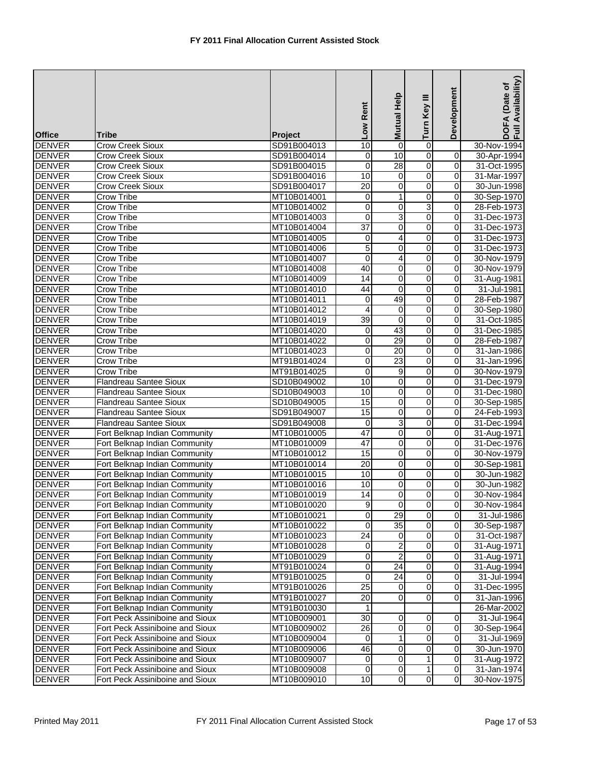# FY 2011 Final Allocation Current Assisted Stock

| Office | Tribe | Project | Low Rent | Mutual Help | Turn Key III | Development | DOFA (Date of Full Availability) |
|---|---|---|---|---|---|---|---|
| DENVER | Crow Creek Sioux | SD91B004013 | 10 | 0 | 0 | | 30-Nov-1994 |
| DENVER | Crow Creek Sioux | SD91B004014 | 0 | 10 | 0 | 0 | 30-Apr-1994 |
| DENVER | Crow Creek Sioux | SD91B004015 | 0 | 28 | 0 | 0 | 31-Oct-1995 |
| DENVER | Crow Creek Sioux | SD91B004016 | 10 | 0 | 0 | 0 | 31-Mar-1997 |
| DENVER | Crow Creek Sioux | SD91B004017 | 20 | 0 | 0 | 0 | 30-Jun-1998 |
| DENVER | Crow Tribe | MT10B014001 | 0 | 1 | 0 | 0 | 30-Sep-1970 |
| DENVER | Crow Tribe | MT10B014002 | 0 | 0 | 3 | 0 | 28-Feb-1973 |
| DENVER | Crow Tribe | MT10B014003 | 0 | 3 | 0 | 0 | 31-Dec-1973 |
| DENVER | Crow Tribe | MT10B014004 | 37 | 0 | 0 | 0 | 31-Dec-1973 |
| DENVER | Crow Tribe | MT10B014005 | 0 | 4 | 0 | 0 | 31-Dec-1973 |
| DENVER | Crow Tribe | MT10B014006 | 5 | 0 | 0 | 0 | 31-Dec-1973 |
| DENVER | Crow Tribe | MT10B014007 | 0 | 4 | 0 | 0 | 30-Nov-1979 |
| DENVER | Crow Tribe | MT10B014008 | 40 | 0 | 0 | 0 | 30-Nov-1979 |
| DENVER | Crow Tribe | MT10B014009 | 14 | 0 | 0 | 0 | 31-Aug-1981 |
| DENVER | Crow Tribe | MT10B014010 | 44 | 0 | 0 | 0 | 31-Jul-1981 |
| DENVER | Crow Tribe | MT10B014011 | 0 | 49 | 0 | 0 | 28-Feb-1987 |
| DENVER | Crow Tribe | MT10B014012 | 4 | 0 | 0 | 0 | 30-Sep-1980 |
| DENVER | Crow Tribe | MT10B014019 | 39 | 0 | 0 | 0 | 31-Oct-1985 |
| DENVER | Crow Tribe | MT10B014020 | 0 | 43 | 0 | 0 | 31-Dec-1985 |
| DENVER | Crow Tribe | MT10B014022 | 0 | 29 | 0 | 0 | 28-Feb-1987 |
| DENVER | Crow Tribe | MT10B014023 | 0 | 20 | 0 | 0 | 31-Jan-1986 |
| DENVER | Crow Tribe | MT91B014024 | 0 | 23 | 0 | 0 | 31-Jan-1996 |
| DENVER | Crow Tribe | MT91B014025 | 0 | 9 | 0 | 0 | 30-Nov-1979 |
| DENVER | Flandreau Santee Sioux | SD10B049002 | 10 | 0 | 0 | 0 | 31-Dec-1979 |
| DENVER | Flandreau Santee Sioux | SD10B049003 | 10 | 0 | 0 | 0 | 31-Dec-1980 |
| DENVER | Flandreau Santee Sioux | SD10B049005 | 15 | 0 | 0 | 0 | 30-Sep-1985 |
| DENVER | Flandreau Santee Sioux | SD91B049007 | 15 | 0 | 0 | 0 | 24-Feb-1993 |
| DENVER | Flandreau Santee Sioux | SD91B049008 | 0 | 3 | 0 | 0 | 31-Dec-1994 |
| DENVER | Fort Belknap Indian Community | MT10B010005 | 47 | 0 | 0 | 0 | 31-Aug-1971 |
| DENVER | Fort Belknap Indian Community | MT10B010009 | 47 | 0 | 0 | 0 | 31-Dec-1976 |
| DENVER | Fort Belknap Indian Community | MT10B010012 | 15 | 0 | 0 | 0 | 30-Nov-1979 |
| DENVER | Fort Belknap Indian Community | MT10B010014 | 20 | 0 | 0 | 0 | 30-Sep-1981 |
| DENVER | Fort Belknap Indian Community | MT10B010015 | 10 | 0 | 0 | 0 | 30-Jun-1982 |
| DENVER | Fort Belknap Indian Community | MT10B010016 | 10 | 0 | 0 | 0 | 30-Jun-1982 |
| DENVER | Fort Belknap Indian Community | MT10B010019 | 14 | 0 | 0 | 0 | 30-Nov-1984 |
| DENVER | Fort Belknap Indian Community | MT10B010020 | 9 | 0 | 0 | 0 | 30-Nov-1984 |
| DENVER | Fort Belknap Indian Community | MT10B010021 | 0 | 29 | 0 | 0 | 31-Jul-1986 |
| DENVER | Fort Belknap Indian Community | MT10B010022 | 0 | 35 | 0 | 0 | 30-Sep-1987 |
| DENVER | Fort Belknap Indian Community | MT10B010023 | 24 | 0 | 0 | 0 | 31-Oct-1987 |
| DENVER | Fort Belknap Indian Community | MT10B010028 | 0 | 2 | 0 | 0 | 31-Aug-1971 |
| DENVER | Fort Belknap Indian Community | MT10B010029 | 0 | 2 | 0 | 0 | 31-Aug-1971 |
| DENVER | Fort Belknap Indian Community | MT91B010024 | 0 | 24 | 0 | 0 | 31-Aug-1994 |
| DENVER | Fort Belknap Indian Community | MT91B010025 | 0 | 24 | 0 | 0 | 31-Jul-1994 |
| DENVER | Fort Belknap Indian Community | MT91B010026 | 25 | 0 | 0 | 0 | 31-Dec-1995 |
| DENVER | Fort Belknap Indian Community | MT91B010027 | 20 | 0 | 0 | 0 | 31-Jan-1996 |
| DENVER | Fort Belknap Indian Community | MT91B010030 | 1 | | | | 26-Mar-2002 |
| DENVER | Fort Peck Assiniboine and Sioux | MT10B009001 | 30 | 0 | 0 | 0 | 31-Jul-1964 |
| DENVER | Fort Peck Assiniboine and Sioux | MT10B009002 | 26 | 0 | 0 | 0 | 30-Sep-1964 |
| DENVER | Fort Peck Assiniboine and Sioux | MT10B009004 | 0 | 1 | 0 | 0 | 31-Jul-1969 |
| DENVER | Fort Peck Assiniboine and Sioux | MT10B009006 | 46 | 0 | 0 | 0 | 30-Jun-1970 |
| DENVER | Fort Peck Assiniboine and Sioux | MT10B009007 | 0 | 0 | 1 | 0 | 31-Aug-1972 |
| DENVER | Fort Peck Assiniboine and Sioux | MT10B009008 | 0 | 0 | 1 | 0 | 31-Jan-1974 |
| DENVER | Fort Peck Assiniboine and Sioux | MT10B009010 | 10 | 0 | 0 | 0 | 30-Nov-1975 |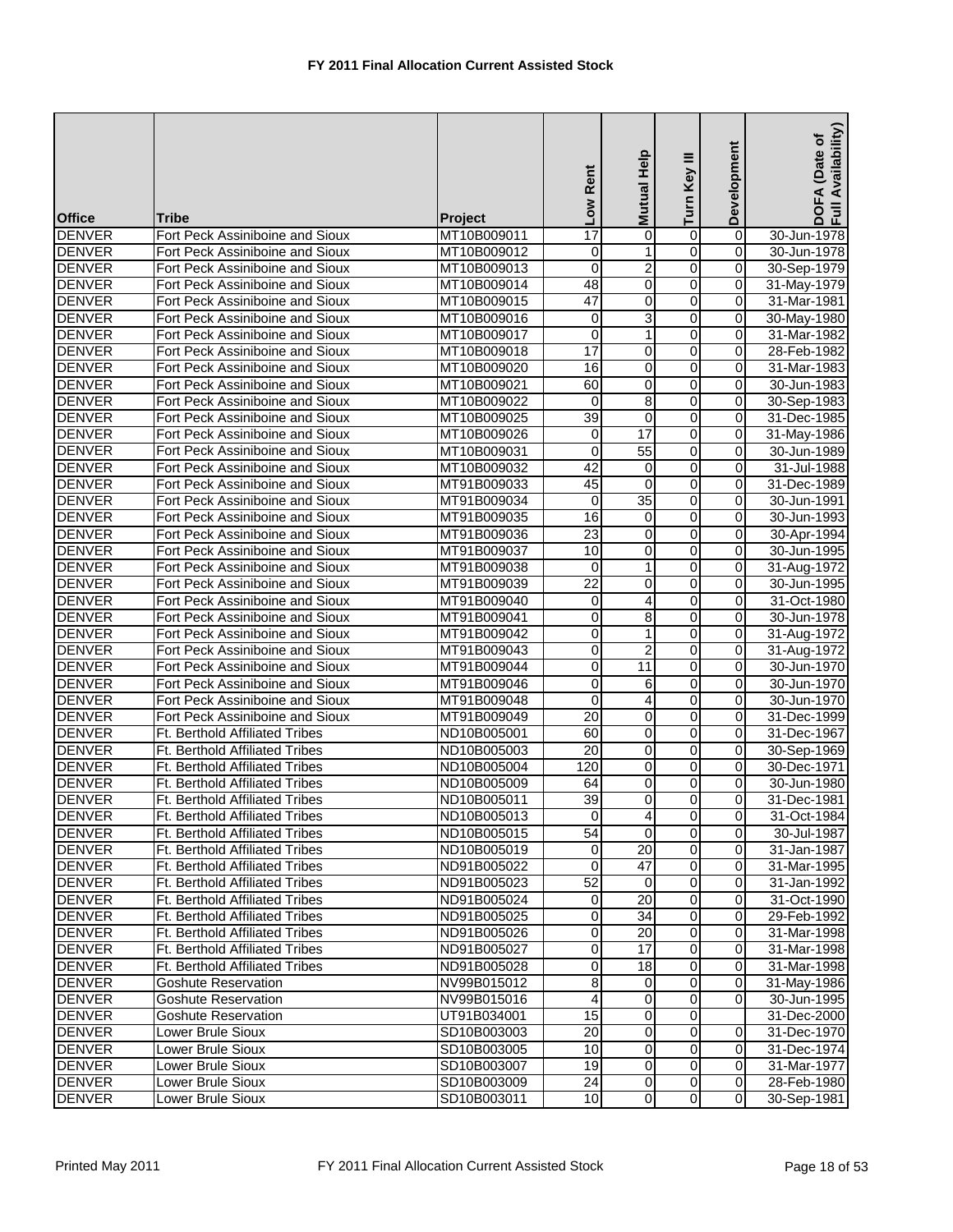# FY 2011 Final Allocation Current Assisted Stock

| Office | Tribe | Project | Low Rent | Mutual Help | Turn Key III | Development | DOFA (Date of Full Availability) |
|---|---|---|---|---|---|---|---|
| DENVER | Fort Peck Assiniboine and Sioux | MT10B009011 | 17 | 0 | 0 | 0 | 30-Jun-1978 |
| DENVER | Fort Peck Assiniboine and Sioux | MT10B009012 | 0 | 1 | 0 | 0 | 30-Jun-1978 |
| DENVER | Fort Peck Assiniboine and Sioux | MT10B009013 | 0 | 2 | 0 | 0 | 30-Sep-1979 |
| DENVER | Fort Peck Assiniboine and Sioux | MT10B009014 | 48 | 0 | 0 | 0 | 31-May-1979 |
| DENVER | Fort Peck Assiniboine and Sioux | MT10B009015 | 47 | 0 | 0 | 0 | 31-Mar-1981 |
| DENVER | Fort Peck Assiniboine and Sioux | MT10B009016 | 0 | 3 | 0 | 0 | 30-May-1980 |
| DENVER | Fort Peck Assiniboine and Sioux | MT10B009017 | 0 | 1 | 0 | 0 | 31-Mar-1982 |
| DENVER | Fort Peck Assiniboine and Sioux | MT10B009018 | 17 | 0 | 0 | 0 | 28-Feb-1982 |
| DENVER | Fort Peck Assiniboine and Sioux | MT10B009020 | 16 | 0 | 0 | 0 | 31-Mar-1983 |
| DENVER | Fort Peck Assiniboine and Sioux | MT10B009021 | 60 | 0 | 0 | 0 | 30-Jun-1983 |
| DENVER | Fort Peck Assiniboine and Sioux | MT10B009022 | 0 | 8 | 0 | 0 | 30-Sep-1983 |
| DENVER | Fort Peck Assiniboine and Sioux | MT10B009025 | 39 | 0 | 0 | 0 | 31-Dec-1985 |
| DENVER | Fort Peck Assiniboine and Sioux | MT10B009026 | 0 | 17 | 0 | 0 | 31-May-1986 |
| DENVER | Fort Peck Assiniboine and Sioux | MT10B009031 | 0 | 55 | 0 | 0 | 30-Jun-1989 |
| DENVER | Fort Peck Assiniboine and Sioux | MT10B009032 | 42 | 0 | 0 | 0 | 31-Jul-1988 |
| DENVER | Fort Peck Assiniboine and Sioux | MT91B009033 | 45 | 0 | 0 | 0 | 31-Dec-1989 |
| DENVER | Fort Peck Assiniboine and Sioux | MT91B009034 | 0 | 35 | 0 | 0 | 30-Jun-1991 |
| DENVER | Fort Peck Assiniboine and Sioux | MT91B009035 | 16 | 0 | 0 | 0 | 30-Jun-1993 |
| DENVER | Fort Peck Assiniboine and Sioux | MT91B009036 | 23 | 0 | 0 | 0 | 30-Apr-1994 |
| DENVER | Fort Peck Assiniboine and Sioux | MT91B009037 | 10 | 0 | 0 | 0 | 30-Jun-1995 |
| DENVER | Fort Peck Assiniboine and Sioux | MT91B009038 | 0 | 1 | 0 | 0 | 31-Aug-1972 |
| DENVER | Fort Peck Assiniboine and Sioux | MT91B009039 | 22 | 0 | 0 | 0 | 30-Jun-1995 |
| DENVER | Fort Peck Assiniboine and Sioux | MT91B009040 | 0 | 4 | 0 | 0 | 31-Oct-1980 |
| DENVER | Fort Peck Assiniboine and Sioux | MT91B009041 | 0 | 8 | 0 | 0 | 30-Jun-1978 |
| DENVER | Fort Peck Assiniboine and Sioux | MT91B009042 | 0 | 1 | 0 | 0 | 31-Aug-1972 |
| DENVER | Fort Peck Assiniboine and Sioux | MT91B009043 | 0 | 2 | 0 | 0 | 31-Aug-1972 |
| DENVER | Fort Peck Assiniboine and Sioux | MT91B009044 | 0 | 11 | 0 | 0 | 30-Jun-1970 |
| DENVER | Fort Peck Assiniboine and Sioux | MT91B009046 | 0 | 6 | 0 | 0 | 30-Jun-1970 |
| DENVER | Fort Peck Assiniboine and Sioux | MT91B009048 | 0 | 4 | 0 | 0 | 30-Jun-1970 |
| DENVER | Fort Peck Assiniboine and Sioux | MT91B009049 | 20 | 0 | 0 | 0 | 31-Dec-1999 |
| DENVER | Ft. Berthold Affiliated Tribes | ND10B005001 | 60 | 0 | 0 | 0 | 31-Dec-1967 |
| DENVER | Ft. Berthold Affiliated Tribes | ND10B005003 | 20 | 0 | 0 | 0 | 30-Sep-1969 |
| DENVER | Ft. Berthold Affiliated Tribes | ND10B005004 | 120 | 0 | 0 | 0 | 30-Dec-1971 |
| DENVER | Ft. Berthold Affiliated Tribes | ND10B005009 | 64 | 0 | 0 | 0 | 30-Jun-1980 |
| DENVER | Ft. Berthold Affiliated Tribes | ND10B005011 | 39 | 0 | 0 | 0 | 31-Dec-1981 |
| DENVER | Ft. Berthold Affiliated Tribes | ND10B005013 | 0 | 4 | 0 | 0 | 31-Oct-1984 |
| DENVER | Ft. Berthold Affiliated Tribes | ND10B005015 | 54 | 0 | 0 | 0 | 30-Jul-1987 |
| DENVER | Ft. Berthold Affiliated Tribes | ND10B005019 | 0 | 20 | 0 | 0 | 31-Jan-1987 |
| DENVER | Ft. Berthold Affiliated Tribes | ND91B005022 | 0 | 47 | 0 | 0 | 31-Mar-1995 |
| DENVER | Ft. Berthold Affiliated Tribes | ND91B005023 | 52 | 0 | 0 | 0 | 31-Jan-1992 |
| DENVER | Ft. Berthold Affiliated Tribes | ND91B005024 | 0 | 20 | 0 | 0 | 31-Oct-1990 |
| DENVER | Ft. Berthold Affiliated Tribes | ND91B005025 | 0 | 34 | 0 | 0 | 29-Feb-1992 |
| DENVER | Ft. Berthold Affiliated Tribes | ND91B005026 | 0 | 20 | 0 | 0 | 31-Mar-1998 |
| DENVER | Ft. Berthold Affiliated Tribes | ND91B005027 | 0 | 17 | 0 | 0 | 31-Mar-1998 |
| DENVER | Ft. Berthold Affiliated Tribes | ND91B005028 | 0 | 18 | 0 | 0 | 31-Mar-1998 |
| DENVER | Goshute Reservation | NV99B015012 | 8 | 0 | 0 | 0 | 31-May-1986 |
| DENVER | Goshute Reservation | NV99B015016 | 4 | 0 | 0 | 0 | 30-Jun-1995 |
| DENVER | Goshute Reservation | UT91B034001 | 15 | 0 | 0 | | 31-Dec-2000 |
| DENVER | Lower Brule Sioux | SD10B003003 | 20 | 0 | 0 | 0 | 31-Dec-1970 |
| DENVER | Lower Brule Sioux | SD10B003005 | 10 | 0 | 0 | 0 | 31-Dec-1974 |
| DENVER | Lower Brule Sioux | SD10B003007 | 19 | 0 | 0 | 0 | 31-Mar-1977 |
| DENVER | Lower Brule Sioux | SD10B003009 | 24 | 0 | 0 | 0 | 28-Feb-1980 |
| DENVER | Lower Brule Sioux | SD10B003011 | 10 | 0 | 0 | 0 | 30-Sep-1981 |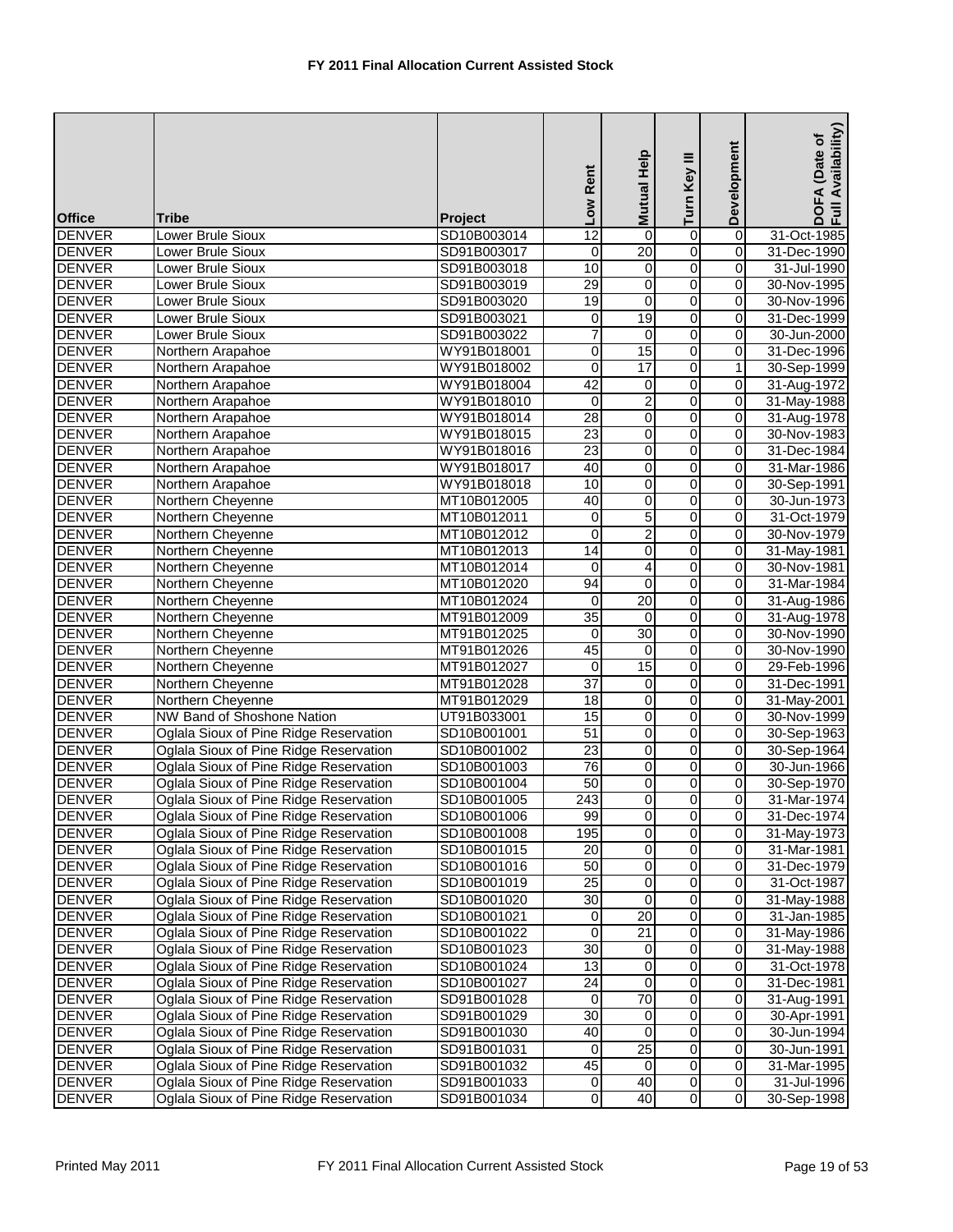# FY 2011 Final Allocation Current Assisted Stock

| Office | Tribe | Project | Low Rent | Mutual Help | Turn Key III | Development | DOFA (Date of Full Availability) |
|---|---|---|---|---|---|---|---|
| DENVER | Lower Brule Sioux | SD10B003014 | 12 | 0 | 0 | 0 | 31-Oct-1985 |
| DENVER | Lower Brule Sioux | SD91B003017 | 0 | 20 | 0 | 0 | 31-Dec-1990 |
| DENVER | Lower Brule Sioux | SD91B003018 | 10 | 0 | 0 | 0 | 31-Jul-1990 |
| DENVER | Lower Brule Sioux | SD91B003019 | 29 | 0 | 0 | 0 | 30-Nov-1995 |
| DENVER | Lower Brule Sioux | SD91B003020 | 19 | 0 | 0 | 0 | 30-Nov-1996 |
| DENVER | Lower Brule Sioux | SD91B003021 | 0 | 19 | 0 | 0 | 31-Dec-1999 |
| DENVER | Lower Brule Sioux | SD91B003022 | 7 | 0 | 0 | 0 | 30-Jun-2000 |
| DENVER | Northern Arapahoe | WY91B018001 | 0 | 15 | 0 | 0 | 31-Dec-1996 |
| DENVER | Northern Arapahoe | WY91B018002 | 0 | 17 | 0 | 1 | 30-Sep-1999 |
| DENVER | Northern Arapahoe | WY91B018004 | 42 | 0 | 0 | 0 | 31-Aug-1972 |
| DENVER | Northern Arapahoe | WY91B018010 | 0 | 2 | 0 | 0 | 31-May-1988 |
| DENVER | Northern Arapahoe | WY91B018014 | 28 | 0 | 0 | 0 | 31-Aug-1978 |
| DENVER | Northern Arapahoe | WY91B018015 | 23 | 0 | 0 | 0 | 30-Nov-1983 |
| DENVER | Northern Arapahoe | WY91B018016 | 23 | 0 | 0 | 0 | 31-Dec-1984 |
| DENVER | Northern Arapahoe | WY91B018017 | 40 | 0 | 0 | 0 | 31-Mar-1986 |
| DENVER | Northern Arapahoe | WY91B018018 | 10 | 0 | 0 | 0 | 30-Sep-1991 |
| DENVER | Northern Cheyenne | MT10B012005 | 40 | 0 | 0 | 0 | 30-Jun-1973 |
| DENVER | Northern Cheyenne | MT10B012011 | 0 | 5 | 0 | 0 | 31-Oct-1979 |
| DENVER | Northern Cheyenne | MT10B012012 | 0 | 2 | 0 | 0 | 30-Nov-1979 |
| DENVER | Northern Cheyenne | MT10B012013 | 14 | 0 | 0 | 0 | 31-May-1981 |
| DENVER | Northern Cheyenne | MT10B012014 | 0 | 4 | 0 | 0 | 30-Nov-1981 |
| DENVER | Northern Cheyenne | MT10B012020 | 94 | 0 | 0 | 0 | 31-Mar-1984 |
| DENVER | Northern Cheyenne | MT10B012024 | 0 | 20 | 0 | 0 | 31-Aug-1986 |
| DENVER | Northern Cheyenne | MT91B012009 | 35 | 0 | 0 | 0 | 31-Aug-1978 |
| DENVER | Northern Cheyenne | MT91B012025 | 0 | 30 | 0 | 0 | 30-Nov-1990 |
| DENVER | Northern Cheyenne | MT91B012026 | 45 | 0 | 0 | 0 | 30-Nov-1990 |
| DENVER | Northern Cheyenne | MT91B012027 | 0 | 15 | 0 | 0 | 29-Feb-1996 |
| DENVER | Northern Cheyenne | MT91B012028 | 37 | 0 | 0 | 0 | 31-Dec-1991 |
| DENVER | Northern Cheyenne | MT91B012029 | 18 | 0 | 0 | 0 | 31-May-2001 |
| DENVER | NW Band of Shoshone Nation | UT91B033001 | 15 | 0 | 0 | 0 | 30-Nov-1999 |
| DENVER | Oglala Sioux of Pine Ridge Reservation | SD10B001001 | 51 | 0 | 0 | 0 | 30-Sep-1963 |
| DENVER | Oglala Sioux of Pine Ridge Reservation | SD10B001002 | 23 | 0 | 0 | 0 | 30-Sep-1964 |
| DENVER | Oglala Sioux of Pine Ridge Reservation | SD10B001003 | 76 | 0 | 0 | 0 | 30-Jun-1966 |
| DENVER | Oglala Sioux of Pine Ridge Reservation | SD10B001004 | 50 | 0 | 0 | 0 | 30-Sep-1970 |
| DENVER | Oglala Sioux of Pine Ridge Reservation | SD10B001005 | 243 | 0 | 0 | 0 | 31-Mar-1974 |
| DENVER | Oglala Sioux of Pine Ridge Reservation | SD10B001006 | 99 | 0 | 0 | 0 | 31-Dec-1974 |
| DENVER | Oglala Sioux of Pine Ridge Reservation | SD10B001008 | 195 | 0 | 0 | 0 | 31-May-1973 |
| DENVER | Oglala Sioux of Pine Ridge Reservation | SD10B001015 | 20 | 0 | 0 | 0 | 31-Mar-1981 |
| DENVER | Oglala Sioux of Pine Ridge Reservation | SD10B001016 | 50 | 0 | 0 | 0 | 31-Dec-1979 |
| DENVER | Oglala Sioux of Pine Ridge Reservation | SD10B001019 | 25 | 0 | 0 | 0 | 31-Oct-1987 |
| DENVER | Oglala Sioux of Pine Ridge Reservation | SD10B001020 | 30 | 0 | 0 | 0 | 31-May-1988 |
| DENVER | Oglala Sioux of Pine Ridge Reservation | SD10B001021 | 0 | 20 | 0 | 0 | 31-Jan-1985 |
| DENVER | Oglala Sioux of Pine Ridge Reservation | SD10B001022 | 0 | 21 | 0 | 0 | 31-May-1986 |
| DENVER | Oglala Sioux of Pine Ridge Reservation | SD10B001023 | 30 | 0 | 0 | 0 | 31-May-1988 |
| DENVER | Oglala Sioux of Pine Ridge Reservation | SD10B001024 | 13 | 0 | 0 | 0 | 31-Oct-1978 |
| DENVER | Oglala Sioux of Pine Ridge Reservation | SD10B001027 | 24 | 0 | 0 | 0 | 31-Dec-1981 |
| DENVER | Oglala Sioux of Pine Ridge Reservation | SD91B001028 | 0 | 70 | 0 | 0 | 31-Aug-1991 |
| DENVER | Oglala Sioux of Pine Ridge Reservation | SD91B001029 | 30 | 0 | 0 | 0 | 30-Apr-1991 |
| DENVER | Oglala Sioux of Pine Ridge Reservation | SD91B001030 | 40 | 0 | 0 | 0 | 30-Jun-1994 |
| DENVER | Oglala Sioux of Pine Ridge Reservation | SD91B001031 | 0 | 25 | 0 | 0 | 30-Jun-1991 |
| DENVER | Oglala Sioux of Pine Ridge Reservation | SD91B001032 | 45 | 0 | 0 | 0 | 31-Mar-1995 |
| DENVER | Oglala Sioux of Pine Ridge Reservation | SD91B001033 | 0 | 40 | 0 | 0 | 31-Jul-1996 |
| DENVER | Oglala Sioux of Pine Ridge Reservation | SD91B001034 | 0 | 40 | 0 | 0 | 30-Sep-1998 |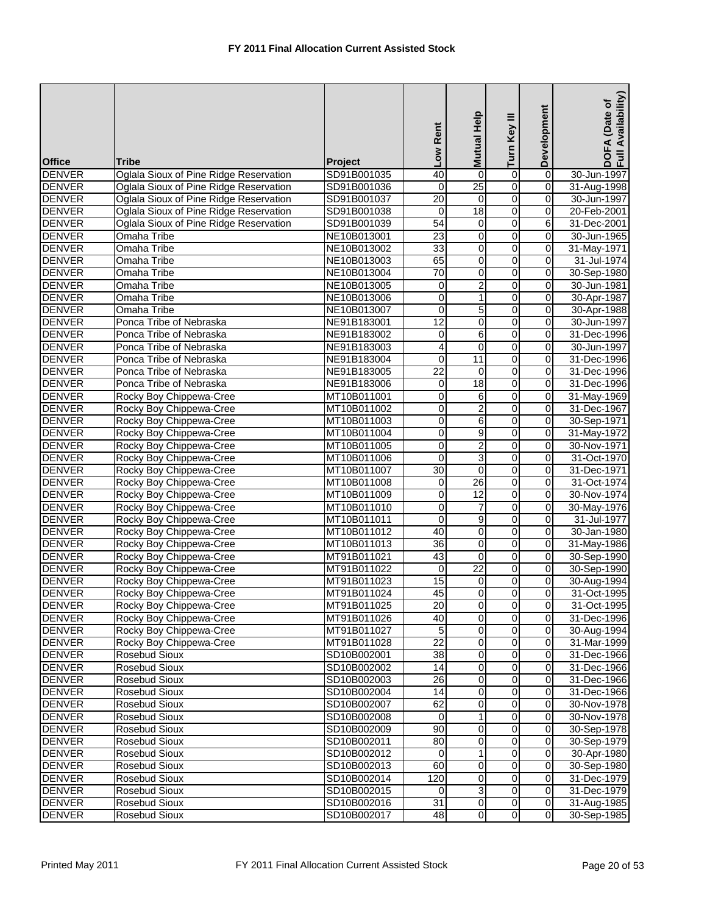# FY 2011 Final Allocation Current Assisted Stock

| Office | Tribe | Project | Low Rent | Mutual Help | Turn Key III | Development | DOFA (Date of Full Availability) |
|---|---|---|---|---|---|---|---|
| DENVER | Oglala Sioux of Pine Ridge Reservation | SD91B001035 | 40 | 0 | 0 | 0 | 30-Jun-1997 |
| DENVER | Oglala Sioux of Pine Ridge Reservation | SD91B001036 | 0 | 25 | 0 | 0 | 31-Aug-1998 |
| DENVER | Oglala Sioux of Pine Ridge Reservation | SD91B001037 | 20 | 0 | 0 | 0 | 30-Jun-1997 |
| DENVER | Oglala Sioux of Pine Ridge Reservation | SD91B001038 | 0 | 18 | 0 | 0 | 20-Feb-2001 |
| DENVER | Oglala Sioux of Pine Ridge Reservation | SD91B001039 | 54 | 0 | 0 | 6 | 31-Dec-2001 |
| DENVER | Omaha Tribe | NE10B013001 | 23 | 0 | 0 | 0 | 30-Jun-1965 |
| DENVER | Omaha Tribe | NE10B013002 | 33 | 0 | 0 | 0 | 31-May-1971 |
| DENVER | Omaha Tribe | NE10B013003 | 65 | 0 | 0 | 0 | 31-Jul-1974 |
| DENVER | Omaha Tribe | NE10B013004 | 70 | 0 | 0 | 0 | 30-Sep-1980 |
| DENVER | Omaha Tribe | NE10B013005 | 0 | 2 | 0 | 0 | 30-Jun-1981 |
| DENVER | Omaha Tribe | NE10B013006 | 0 | 1 | 0 | 0 | 30-Apr-1987 |
| DENVER | Omaha Tribe | NE10B013007 | 0 | 5 | 0 | 0 | 30-Apr-1988 |
| DENVER | Ponca Tribe of Nebraska | NE91B183001 | 12 | 0 | 0 | 0 | 30-Jun-1997 |
| DENVER | Ponca Tribe of Nebraska | NE91B183002 | 0 | 6 | 0 | 0 | 31-Dec-1996 |
| DENVER | Ponca Tribe of Nebraska | NE91B183003 | 4 | 0 | 0 | 0 | 30-Jun-1997 |
| DENVER | Ponca Tribe of Nebraska | NE91B183004 | 0 | 11 | 0 | 0 | 31-Dec-1996 |
| DENVER | Ponca Tribe of Nebraska | NE91B183005 | 22 | 0 | 0 | 0 | 31-Dec-1996 |
| DENVER | Ponca Tribe of Nebraska | NE91B183006 | 0 | 18 | 0 | 0 | 31-Dec-1996 |
| DENVER | Rocky Boy Chippewa-Cree | MT10B011001 | 0 | 6 | 0 | 0 | 31-May-1969 |
| DENVER | Rocky Boy Chippewa-Cree | MT10B011002 | 0 | 2 | 0 | 0 | 31-Dec-1967 |
| DENVER | Rocky Boy Chippewa-Cree | MT10B011003 | 0 | 6 | 0 | 0 | 30-Sep-1971 |
| DENVER | Rocky Boy Chippewa-Cree | MT10B011004 | 0 | 9 | 0 | 0 | 31-May-1972 |
| DENVER | Rocky Boy Chippewa-Cree | MT10B011005 | 0 | 2 | 0 | 0 | 30-Nov-1971 |
| DENVER | Rocky Boy Chippewa-Cree | MT10B011006 | 0 | 3 | 0 | 0 | 31-Oct-1970 |
| DENVER | Rocky Boy Chippewa-Cree | MT10B011007 | 30 | 0 | 0 | 0 | 31-Dec-1971 |
| DENVER | Rocky Boy Chippewa-Cree | MT10B011008 | 0 | 26 | 0 | 0 | 31-Oct-1974 |
| DENVER | Rocky Boy Chippewa-Cree | MT10B011009 | 0 | 12 | 0 | 0 | 30-Nov-1974 |
| DENVER | Rocky Boy Chippewa-Cree | MT10B011010 | 0 | 7 | 0 | 0 | 30-May-1976 |
| DENVER | Rocky Boy Chippewa-Cree | MT10B011011 | 0 | 9 | 0 | 0 | 31-Jul-1977 |
| DENVER | Rocky Boy Chippewa-Cree | MT10B011012 | 40 | 0 | 0 | 0 | 30-Jan-1980 |
| DENVER | Rocky Boy Chippewa-Cree | MT10B011013 | 36 | 0 | 0 | 0 | 31-May-1986 |
| DENVER | Rocky Boy Chippewa-Cree | MT91B011021 | 43 | 0 | 0 | 0 | 30-Sep-1990 |
| DENVER | Rocky Boy Chippewa-Cree | MT91B011022 | 0 | 22 | 0 | 0 | 30-Sep-1990 |
| DENVER | Rocky Boy Chippewa-Cree | MT91B011023 | 15 | 0 | 0 | 0 | 30-Aug-1994 |
| DENVER | Rocky Boy Chippewa-Cree | MT91B011024 | 45 | 0 | 0 | 0 | 31-Oct-1995 |
| DENVER | Rocky Boy Chippewa-Cree | MT91B011025 | 20 | 0 | 0 | 0 | 31-Oct-1995 |
| DENVER | Rocky Boy Chippewa-Cree | MT91B011026 | 40 | 0 | 0 | 0 | 31-Dec-1996 |
| DENVER | Rocky Boy Chippewa-Cree | MT91B011027 | 5 | 0 | 0 | 0 | 30-Aug-1994 |
| DENVER | Rocky Boy Chippewa-Cree | MT91B011028 | 22 | 0 | 0 | 0 | 31-Mar-1999 |
| DENVER | Rosebud Sioux | SD10B002001 | 38 | 0 | 0 | 0 | 31-Dec-1966 |
| DENVER | Rosebud Sioux | SD10B002002 | 14 | 0 | 0 | 0 | 31-Dec-1966 |
| DENVER | Rosebud Sioux | SD10B002003 | 26 | 0 | 0 | 0 | 31-Dec-1966 |
| DENVER | Rosebud Sioux | SD10B002004 | 14 | 0 | 0 | 0 | 31-Dec-1966 |
| DENVER | Rosebud Sioux | SD10B002007 | 62 | 0 | 0 | 0 | 30-Nov-1978 |
| DENVER | Rosebud Sioux | SD10B002008 | 0 | 1 | 0 | 0 | 30-Nov-1978 |
| DENVER | Rosebud Sioux | SD10B002009 | 90 | 0 | 0 | 0 | 30-Sep-1978 |
| DENVER | Rosebud Sioux | SD10B002011 | 80 | 0 | 0 | 0 | 30-Sep-1979 |
| DENVER | Rosebud Sioux | SD10B002012 | 0 | 1 | 0 | 0 | 30-Apr-1980 |
| DENVER | Rosebud Sioux | SD10B002013 | 60 | 0 | 0 | 0 | 30-Sep-1980 |
| DENVER | Rosebud Sioux | SD10B002014 | 120 | 0 | 0 | 0 | 31-Dec-1979 |
| DENVER | Rosebud Sioux | SD10B002015 | 0 | 3 | 0 | 0 | 31-Dec-1979 |
| DENVER | Rosebud Sioux | SD10B002016 | 31 | 0 | 0 | 0 | 31-Aug-1985 |
| DENVER | Rosebud Sioux | SD10B002017 | 48 | 0 | 0 | 0 | 30-Sep-1985 |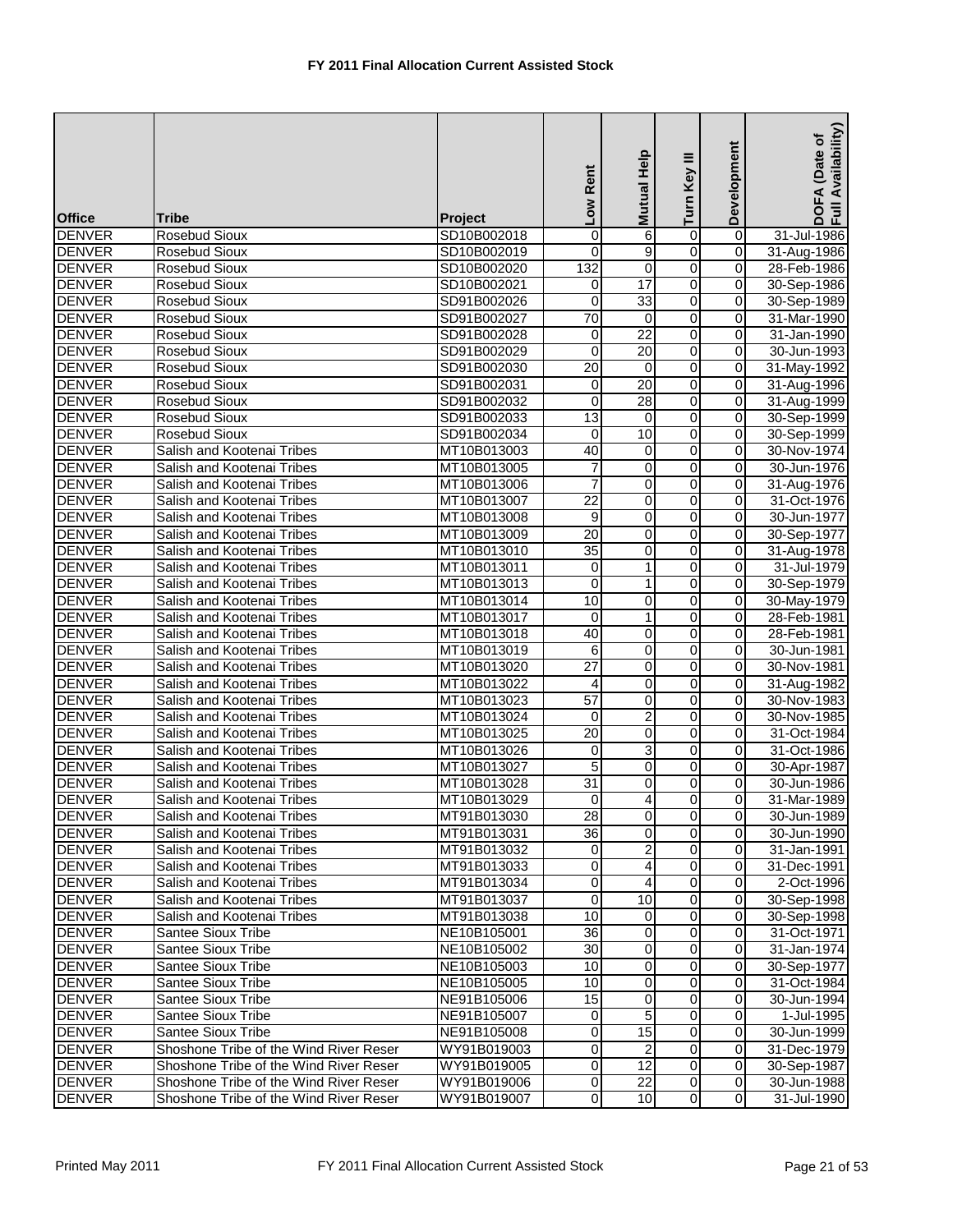# FY 2011 Final Allocation Current Assisted Stock

| Office | Tribe | Project | Low Rent | Mutual Help | Turn Key III | Development | DOFA (Date of Full Availability) |
|---|---|---|---|---|---|---|---|
| DENVER | Rosebud Sioux | SD10B002018 | 0 | 6 | 0 | 0 | 31-Jul-1986 |
| DENVER | Rosebud Sioux | SD10B002019 | 0 | 9 | 0 | 0 | 31-Aug-1986 |
| DENVER | Rosebud Sioux | SD10B002020 | 132 | 0 | 0 | 0 | 28-Feb-1986 |
| DENVER | Rosebud Sioux | SD10B002021 | 0 | 17 | 0 | 0 | 30-Sep-1986 |
| DENVER | Rosebud Sioux | SD91B002026 | 0 | 33 | 0 | 0 | 30-Sep-1989 |
| DENVER | Rosebud Sioux | SD91B002027 | 70 | 0 | 0 | 0 | 31-Mar-1990 |
| DENVER | Rosebud Sioux | SD91B002028 | 0 | 22 | 0 | 0 | 31-Jan-1990 |
| DENVER | Rosebud Sioux | SD91B002029 | 0 | 20 | 0 | 0 | 30-Jun-1993 |
| DENVER | Rosebud Sioux | SD91B002030 | 20 | 0 | 0 | 0 | 31-May-1992 |
| DENVER | Rosebud Sioux | SD91B002031 | 0 | 20 | 0 | 0 | 31-Aug-1996 |
| DENVER | Rosebud Sioux | SD91B002032 | 0 | 28 | 0 | 0 | 31-Aug-1999 |
| DENVER | Rosebud Sioux | SD91B002033 | 13 | 0 | 0 | 0 | 30-Sep-1999 |
| DENVER | Rosebud Sioux | SD91B002034 | 0 | 10 | 0 | 0 | 30-Sep-1999 |
| DENVER | Salish and Kootenai Tribes | MT10B013003 | 40 | 0 | 0 | 0 | 30-Nov-1974 |
| DENVER | Salish and Kootenai Tribes | MT10B013005 | 7 | 0 | 0 | 0 | 30-Jun-1976 |
| DENVER | Salish and Kootenai Tribes | MT10B013006 | 7 | 0 | 0 | 0 | 31-Aug-1976 |
| DENVER | Salish and Kootenai Tribes | MT10B013007 | 22 | 0 | 0 | 0 | 31-Oct-1976 |
| DENVER | Salish and Kootenai Tribes | MT10B013008 | 9 | 0 | 0 | 0 | 30-Jun-1977 |
| DENVER | Salish and Kootenai Tribes | MT10B013009 | 20 | 0 | 0 | 0 | 30-Sep-1977 |
| DENVER | Salish and Kootenai Tribes | MT10B013010 | 35 | 0 | 0 | 0 | 31-Aug-1978 |
| DENVER | Salish and Kootenai Tribes | MT10B013011 | 0 | 1 | 0 | 0 | 31-Jul-1979 |
| DENVER | Salish and Kootenai Tribes | MT10B013013 | 0 | 1 | 0 | 0 | 30-Sep-1979 |
| DENVER | Salish and Kootenai Tribes | MT10B013014 | 10 | 0 | 0 | 0 | 30-May-1979 |
| DENVER | Salish and Kootenai Tribes | MT10B013017 | 0 | 1 | 0 | 0 | 28-Feb-1981 |
| DENVER | Salish and Kootenai Tribes | MT10B013018 | 40 | 0 | 0 | 0 | 28-Feb-1981 |
| DENVER | Salish and Kootenai Tribes | MT10B013019 | 6 | 0 | 0 | 0 | 30-Jun-1981 |
| DENVER | Salish and Kootenai Tribes | MT10B013020 | 27 | 0 | 0 | 0 | 30-Nov-1981 |
| DENVER | Salish and Kootenai Tribes | MT10B013022 | 4 | 0 | 0 | 0 | 31-Aug-1982 |
| DENVER | Salish and Kootenai Tribes | MT10B013023 | 57 | 0 | 0 | 0 | 30-Nov-1983 |
| DENVER | Salish and Kootenai Tribes | MT10B013024 | 0 | 2 | 0 | 0 | 30-Nov-1985 |
| DENVER | Salish and Kootenai Tribes | MT10B013025 | 20 | 0 | 0 | 0 | 31-Oct-1984 |
| DENVER | Salish and Kootenai Tribes | MT10B013026 | 0 | 3 | 0 | 0 | 31-Oct-1986 |
| DENVER | Salish and Kootenai Tribes | MT10B013027 | 5 | 0 | 0 | 0 | 30-Apr-1987 |
| DENVER | Salish and Kootenai Tribes | MT10B013028 | 31 | 0 | 0 | 0 | 30-Jun-1986 |
| DENVER | Salish and Kootenai Tribes | MT10B013029 | 0 | 4 | 0 | 0 | 31-Mar-1989 |
| DENVER | Salish and Kootenai Tribes | MT91B013030 | 28 | 0 | 0 | 0 | 30-Jun-1989 |
| DENVER | Salish and Kootenai Tribes | MT91B013031 | 36 | 0 | 0 | 0 | 30-Jun-1990 |
| DENVER | Salish and Kootenai Tribes | MT91B013032 | 0 | 2 | 0 | 0 | 31-Jan-1991 |
| DENVER | Salish and Kootenai Tribes | MT91B013033 | 0 | 4 | 0 | 0 | 31-Dec-1991 |
| DENVER | Salish and Kootenai Tribes | MT91B013034 | 0 | 4 | 0 | 0 | 2-Oct-1996 |
| DENVER | Salish and Kootenai Tribes | MT91B013037 | 0 | 10 | 0 | 0 | 30-Sep-1998 |
| DENVER | Salish and Kootenai Tribes | MT91B013038 | 10 | 0 | 0 | 0 | 30-Sep-1998 |
| DENVER | Santee Sioux Tribe | NE10B105001 | 36 | 0 | 0 | 0 | 31-Oct-1971 |
| DENVER | Santee Sioux Tribe | NE10B105002 | 30 | 0 | 0 | 0 | 31-Jan-1974 |
| DENVER | Santee Sioux Tribe | NE10B105003 | 10 | 0 | 0 | 0 | 30-Sep-1977 |
| DENVER | Santee Sioux Tribe | NE10B105005 | 10 | 0 | 0 | 0 | 31-Oct-1984 |
| DENVER | Santee Sioux Tribe | NE91B105006 | 15 | 0 | 0 | 0 | 30-Jun-1994 |
| DENVER | Santee Sioux Tribe | NE91B105007 | 0 | 5 | 0 | 0 | 1-Jul-1995 |
| DENVER | Santee Sioux Tribe | NE91B105008 | 0 | 15 | 0 | 0 | 30-Jun-1999 |
| DENVER | Shoshone Tribe of the Wind River Reser | WY91B019003 | 0 | 2 | 0 | 0 | 31-Dec-1979 |
| DENVER | Shoshone Tribe of the Wind River Reser | WY91B019005 | 0 | 12 | 0 | 0 | 30-Sep-1987 |
| DENVER | Shoshone Tribe of the Wind River Reser | WY91B019006 | 0 | 22 | 0 | 0 | 30-Jun-1988 |
| DENVER | Shoshone Tribe of the Wind River Reser | WY91B019007 | 0 | 10 | 0 | 0 | 31-Jul-1990 |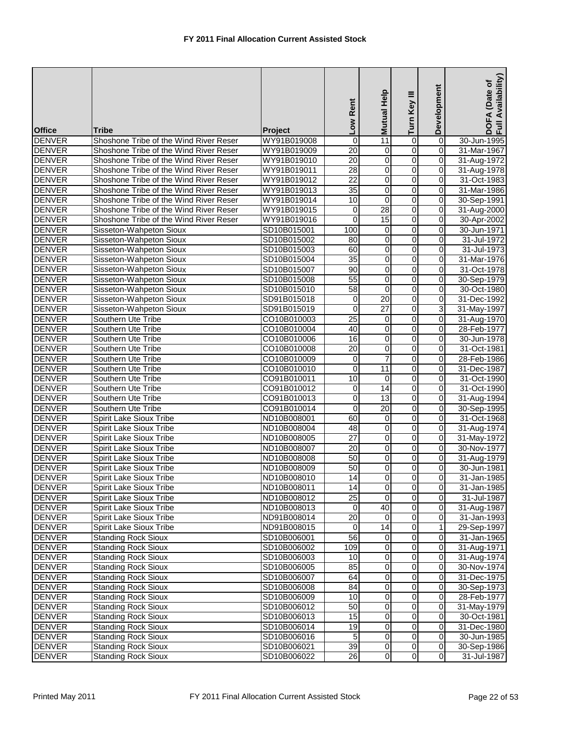# FY 2011 Final Allocation Current Assisted Stock

| Office | Tribe | Project | Low Rent | Mutual Help | Turn Key III | Development | DOFA (Date of Full Availability) |
|---|---|---|---|---|---|---|---|
| DENVER | Shoshone Tribe of the Wind River Reser | WY91B019008 | 0 | 11 | 0 | 0 | 30-Jun-1995 |
| DENVER | Shoshone Tribe of the Wind River Reser | WY91B019009 | 20 | 0 | 0 | 0 | 31-Mar-1967 |
| DENVER | Shoshone Tribe of the Wind River Reser | WY91B019010 | 20 | 0 | 0 | 0 | 31-Aug-1972 |
| DENVER | Shoshone Tribe of the Wind River Reser | WY91B019011 | 28 | 0 | 0 | 0 | 31-Aug-1978 |
| DENVER | Shoshone Tribe of the Wind River Reser | WY91B019012 | 22 | 0 | 0 | 0 | 31-Oct-1983 |
| DENVER | Shoshone Tribe of the Wind River Reser | WY91B019013 | 35 | 0 | 0 | 0 | 31-Mar-1986 |
| DENVER | Shoshone Tribe of the Wind River Reser | WY91B019014 | 10 | 0 | 0 | 0 | 30-Sep-1991 |
| DENVER | Shoshone Tribe of the Wind River Reser | WY91B019015 | 0 | 28 | 0 | 0 | 31-Aug-2000 |
| DENVER | Shoshone Tribe of the Wind River Reser | WY91B019016 | 0 | 15 | 0 | 0 | 30-Apr-2002 |
| DENVER | Sisseton-Wahpeton Sioux | SD10B015001 | 100 | 0 | 0 | 0 | 30-Jun-1971 |
| DENVER | Sisseton-Wahpeton Sioux | SD10B015002 | 80 | 0 | 0 | 0 | 31-Jul-1972 |
| DENVER | Sisseton-Wahpeton Sioux | SD10B015003 | 60 | 0 | 0 | 0 | 31-Jul-1973 |
| DENVER | Sisseton-Wahpeton Sioux | SD10B015004 | 35 | 0 | 0 | 0 | 31-Mar-1976 |
| DENVER | Sisseton-Wahpeton Sioux | SD10B015007 | 90 | 0 | 0 | 0 | 31-Oct-1978 |
| DENVER | Sisseton-Wahpeton Sioux | SD10B015008 | 55 | 0 | 0 | 0 | 30-Sep-1979 |
| DENVER | Sisseton-Wahpeton Sioux | SD10B015010 | 58 | 0 | 0 | 0 | 30-Oct-1980 |
| DENVER | Sisseton-Wahpeton Sioux | SD91B015018 | 0 | 20 | 0 | 0 | 31-Dec-1992 |
| DENVER | Sisseton-Wahpeton Sioux | SD91B015019 | 0 | 27 | 0 | 3 | 31-May-1997 |
| DENVER | Southern Ute Tribe | CO10B010003 | 25 | 0 | 0 | 0 | 31-Aug-1970 |
| DENVER | Southern Ute Tribe | CO10B010004 | 40 | 0 | 0 | 0 | 28-Feb-1977 |
| DENVER | Southern Ute Tribe | CO10B010006 | 16 | 0 | 0 | 0 | 30-Jun-1978 |
| DENVER | Southern Ute Tribe | CO10B010008 | 20 | 0 | 0 | 0 | 31-Oct-1981 |
| DENVER | Southern Ute Tribe | CO10B010009 | 0 | 7 | 0 | 0 | 28-Feb-1986 |
| DENVER | Southern Ute Tribe | CO10B010010 | 0 | 11 | 0 | 0 | 31-Dec-1987 |
| DENVER | Southern Ute Tribe | CO91B010011 | 10 | 0 | 0 | 0 | 31-Oct-1990 |
| DENVER | Southern Ute Tribe | CO91B010012 | 0 | 14 | 0 | 0 | 31-Oct-1990 |
| DENVER | Southern Ute Tribe | CO91B010013 | 0 | 13 | 0 | 0 | 31-Aug-1994 |
| DENVER | Southern Ute Tribe | CO91B010014 | 0 | 20 | 0 | 0 | 30-Sep-1995 |
| DENVER | Spirit Lake Sioux Tribe | ND10B008001 | 60 | 0 | 0 | 0 | 31-Oct-1968 |
| DENVER | Spirit Lake Sioux Tribe | ND10B008004 | 48 | 0 | 0 | 0 | 31-Aug-1974 |
| DENVER | Spirit Lake Sioux Tribe | ND10B008005 | 27 | 0 | 0 | 0 | 31-May-1972 |
| DENVER | Spirit Lake Sioux Tribe | ND10B008007 | 20 | 0 | 0 | 0 | 30-Nov-1977 |
| DENVER | Spirit Lake Sioux Tribe | ND10B008008 | 50 | 0 | 0 | 0 | 31-Aug-1979 |
| DENVER | Spirit Lake Sioux Tribe | ND10B008009 | 50 | 0 | 0 | 0 | 30-Jun-1981 |
| DENVER | Spirit Lake Sioux Tribe | ND10B008010 | 14 | 0 | 0 | 0 | 31-Jan-1985 |
| DENVER | Spirit Lake Sioux Tribe | ND10B008011 | 14 | 0 | 0 | 0 | 31-Jan-1985 |
| DENVER | Spirit Lake Sioux Tribe | ND10B008012 | 25 | 0 | 0 | 0 | 31-Jul-1987 |
| DENVER | Spirit Lake Sioux Tribe | ND10B008013 | 0 | 40 | 0 | 0 | 31-Aug-1987 |
| DENVER | Spirit Lake Sioux Tribe | ND91B008014 | 20 | 0 | 0 | 0 | 31-Jan-1993 |
| DENVER | Spirit Lake Sioux Tribe | ND91B008015 | 0 | 14 | 0 | 1 | 29-Sep-1997 |
| DENVER | Standing Rock Sioux | SD10B006001 | 56 | 0 | 0 | 0 | 31-Jan-1965 |
| DENVER | Standing Rock Sioux | SD10B006002 | 109 | 0 | 0 | 0 | 31-Aug-1971 |
| DENVER | Standing Rock Sioux | SD10B006003 | 10 | 0 | 0 | 0 | 31-Aug-1974 |
| DENVER | Standing Rock Sioux | SD10B006005 | 85 | 0 | 0 | 0 | 30-Nov-1974 |
| DENVER | Standing Rock Sioux | SD10B006007 | 64 | 0 | 0 | 0 | 31-Dec-1975 |
| DENVER | Standing Rock Sioux | SD10B006008 | 84 | 0 | 0 | 0 | 30-Sep-1973 |
| DENVER | Standing Rock Sioux | SD10B006009 | 10 | 0 | 0 | 0 | 28-Feb-1977 |
| DENVER | Standing Rock Sioux | SD10B006012 | 50 | 0 | 0 | 0 | 31-May-1979 |
| DENVER | Standing Rock Sioux | SD10B006013 | 15 | 0 | 0 | 0 | 30-Oct-1981 |
| DENVER | Standing Rock Sioux | SD10B006014 | 19 | 0 | 0 | 0 | 31-Dec-1980 |
| DENVER | Standing Rock Sioux | SD10B006016 | 5 | 0 | 0 | 0 | 30-Jun-1985 |
| DENVER | Standing Rock Sioux | SD10B006021 | 39 | 0 | 0 | 0 | 30-Sep-1986 |
| DENVER | Standing Rock Sioux | SD10B006022 | 26 | 0 | 0 | 0 | 31-Jul-1987 |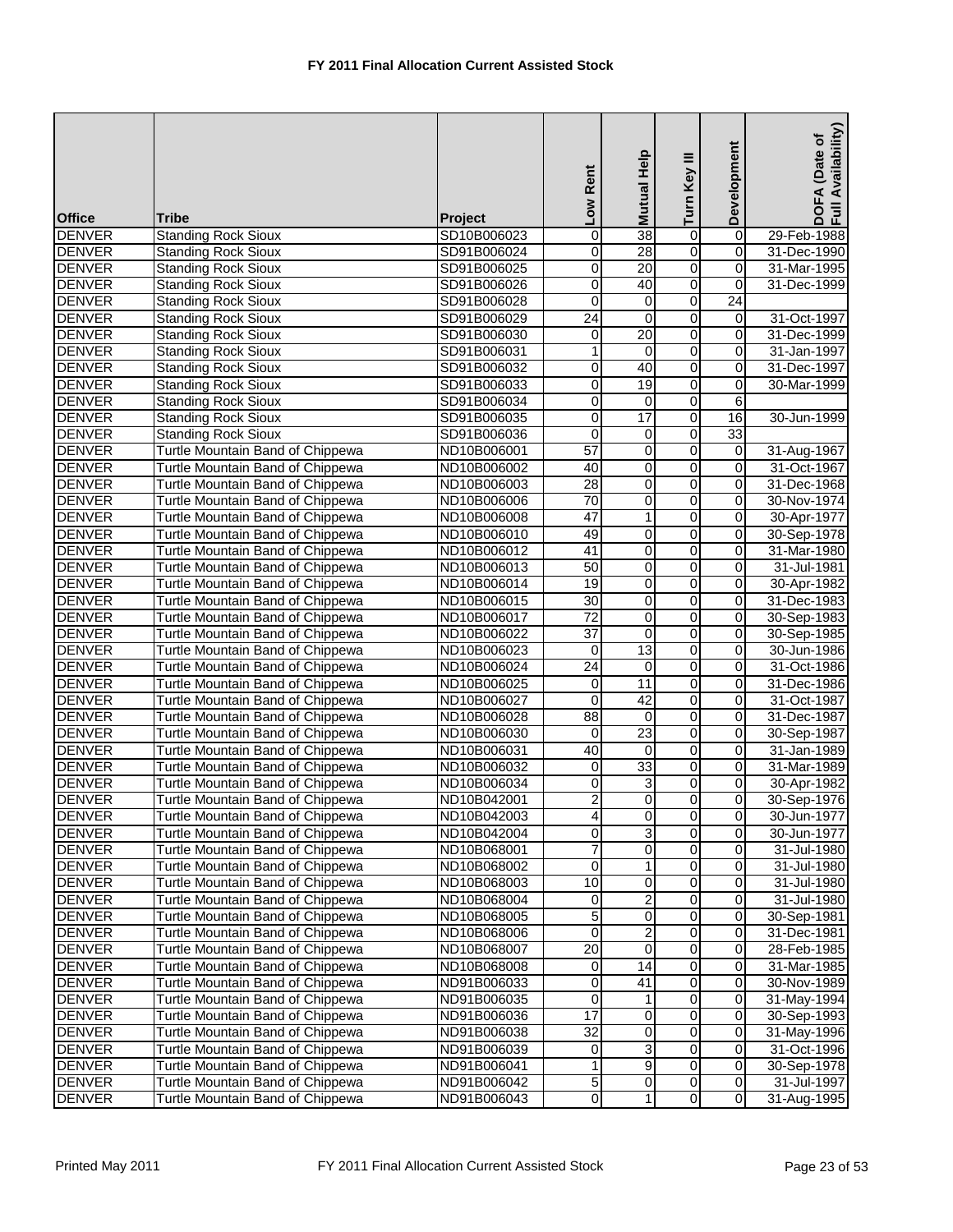# FY 2011 Final Allocation Current Assisted Stock

| Office | Tribe | Project | Low Rent | Mutual Help | Turn Key III | Development | DOFA (Date of Full Availability) |
|---|---|---|---|---|---|---|---|
| DENVER | Standing Rock Sioux | SD10B006023 | 0 | 38 | 0 | 0 | 29-Feb-1988 |
| DENVER | Standing Rock Sioux | SD91B006024 | 0 | 28 | 0 | 0 | 31-Dec-1990 |
| DENVER | Standing Rock Sioux | SD91B006025 | 0 | 20 | 0 | 0 | 31-Mar-1995 |
| DENVER | Standing Rock Sioux | SD91B006026 | 0 | 40 | 0 | 0 | 31-Dec-1999 |
| DENVER | Standing Rock Sioux | SD91B006028 | 0 | 0 | 0 | 24 | |
| DENVER | Standing Rock Sioux | SD91B006029 | 24 | 0 | 0 | 0 | 31-Oct-1997 |
| DENVER | Standing Rock Sioux | SD91B006030 | 0 | 20 | 0 | 0 | 31-Dec-1999 |
| DENVER | Standing Rock Sioux | SD91B006031 | 1 | 0 | 0 | 0 | 31-Jan-1997 |
| DENVER | Standing Rock Sioux | SD91B006032 | 0 | 40 | 0 | 0 | 31-Dec-1997 |
| DENVER | Standing Rock Sioux | SD91B006033 | 0 | 19 | 0 | 0 | 30-Mar-1999 |
| DENVER | Standing Rock Sioux | SD91B006034 | 0 | 0 | 0 | 6 | |
| DENVER | Standing Rock Sioux | SD91B006035 | 0 | 17 | 0 | 16 | 30-Jun-1999 |
| DENVER | Standing Rock Sioux | SD91B006036 | 0 | 0 | 0 | 33 | |
| DENVER | Turtle Mountain Band of Chippewa | ND10B006001 | 57 | 0 | 0 | 0 | 31-Aug-1967 |
| DENVER | Turtle Mountain Band of Chippewa | ND10B006002 | 40 | 0 | 0 | 0 | 31-Oct-1967 |
| DENVER | Turtle Mountain Band of Chippewa | ND10B006003 | 28 | 0 | 0 | 0 | 31-Dec-1968 |
| DENVER | Turtle Mountain Band of Chippewa | ND10B006006 | 70 | 0 | 0 | 0 | 30-Nov-1974 |
| DENVER | Turtle Mountain Band of Chippewa | ND10B006008 | 47 | 1 | 0 | 0 | 30-Apr-1977 |
| DENVER | Turtle Mountain Band of Chippewa | ND10B006010 | 49 | 0 | 0 | 0 | 30-Sep-1978 |
| DENVER | Turtle Mountain Band of Chippewa | ND10B006012 | 41 | 0 | 0 | 0 | 31-Mar-1980 |
| DENVER | Turtle Mountain Band of Chippewa | ND10B006013 | 50 | 0 | 0 | 0 | 31-Jul-1981 |
| DENVER | Turtle Mountain Band of Chippewa | ND10B006014 | 19 | 0 | 0 | 0 | 30-Apr-1982 |
| DENVER | Turtle Mountain Band of Chippewa | ND10B006015 | 30 | 0 | 0 | 0 | 31-Dec-1983 |
| DENVER | Turtle Mountain Band of Chippewa | ND10B006017 | 72 | 0 | 0 | 0 | 30-Sep-1983 |
| DENVER | Turtle Mountain Band of Chippewa | ND10B006022 | 37 | 0 | 0 | 0 | 30-Sep-1985 |
| DENVER | Turtle Mountain Band of Chippewa | ND10B006023 | 0 | 13 | 0 | 0 | 30-Jun-1986 |
| DENVER | Turtle Mountain Band of Chippewa | ND10B006024 | 24 | 0 | 0 | 0 | 31-Oct-1986 |
| DENVER | Turtle Mountain Band of Chippewa | ND10B006025 | 0 | 11 | 0 | 0 | 31-Dec-1986 |
| DENVER | Turtle Mountain Band of Chippewa | ND10B006027 | 0 | 42 | 0 | 0 | 31-Oct-1987 |
| DENVER | Turtle Mountain Band of Chippewa | ND10B006028 | 88 | 0 | 0 | 0 | 31-Dec-1987 |
| DENVER | Turtle Mountain Band of Chippewa | ND10B006030 | 0 | 23 | 0 | 0 | 30-Sep-1987 |
| DENVER | Turtle Mountain Band of Chippewa | ND10B006031 | 40 | 0 | 0 | 0 | 31-Jan-1989 |
| DENVER | Turtle Mountain Band of Chippewa | ND10B006032 | 0 | 33 | 0 | 0 | 31-Mar-1989 |
| DENVER | Turtle Mountain Band of Chippewa | ND10B006034 | 0 | 3 | 0 | 0 | 30-Apr-1982 |
| DENVER | Turtle Mountain Band of Chippewa | ND10B042001 | 2 | 0 | 0 | 0 | 30-Sep-1976 |
| DENVER | Turtle Mountain Band of Chippewa | ND10B042003 | 4 | 0 | 0 | 0 | 30-Jun-1977 |
| DENVER | Turtle Mountain Band of Chippewa | ND10B042004 | 0 | 3 | 0 | 0 | 30-Jun-1977 |
| DENVER | Turtle Mountain Band of Chippewa | ND10B068001 | 7 | 0 | 0 | 0 | 31-Jul-1980 |
| DENVER | Turtle Mountain Band of Chippewa | ND10B068002 | 0 | 1 | 0 | 0 | 31-Jul-1980 |
| DENVER | Turtle Mountain Band of Chippewa | ND10B068003 | 10 | 0 | 0 | 0 | 31-Jul-1980 |
| DENVER | Turtle Mountain Band of Chippewa | ND10B068004 | 0 | 2 | 0 | 0 | 31-Jul-1980 |
| DENVER | Turtle Mountain Band of Chippewa | ND10B068005 | 5 | 0 | 0 | 0 | 30-Sep-1981 |
| DENVER | Turtle Mountain Band of Chippewa | ND10B068006 | 0 | 2 | 0 | 0 | 31-Dec-1981 |
| DENVER | Turtle Mountain Band of Chippewa | ND10B068007 | 20 | 0 | 0 | 0 | 28-Feb-1985 |
| DENVER | Turtle Mountain Band of Chippewa | ND10B068008 | 0 | 14 | 0 | 0 | 31-Mar-1985 |
| DENVER | Turtle Mountain Band of Chippewa | ND91B006033 | 0 | 41 | 0 | 0 | 30-Nov-1989 |
| DENVER | Turtle Mountain Band of Chippewa | ND91B006035 | 0 | 1 | 0 | 0 | 31-May-1994 |
| DENVER | Turtle Mountain Band of Chippewa | ND91B006036 | 17 | 0 | 0 | 0 | 30-Sep-1993 |
| DENVER | Turtle Mountain Band of Chippewa | ND91B006038 | 32 | 0 | 0 | 0 | 31-May-1996 |
| DENVER | Turtle Mountain Band of Chippewa | ND91B006039 | 0 | 3 | 0 | 0 | 31-Oct-1996 |
| DENVER | Turtle Mountain Band of Chippewa | ND91B006041 | 1 | 9 | 0 | 0 | 30-Sep-1978 |
| DENVER | Turtle Mountain Band of Chippewa | ND91B006042 | 5 | 0 | 0 | 0 | 31-Jul-1997 |
| DENVER | Turtle Mountain Band of Chippewa | ND91B006043 | 0 | 1 | 0 | 0 | 31-Aug-1995 |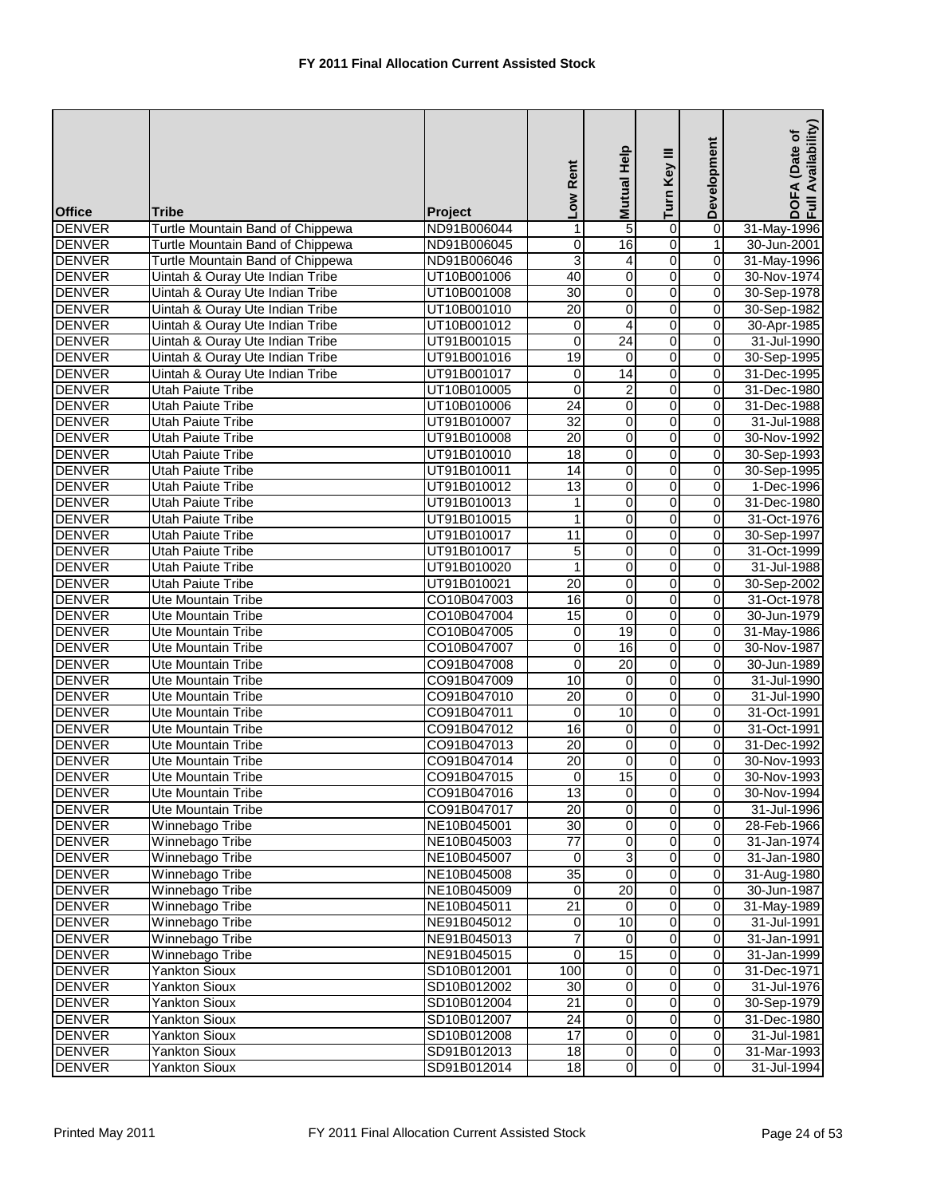# FY 2011 Final Allocation Current Assisted Stock

| Office | Tribe | Project | Low Rent | Mutual Help | Turn Key III | Development | DOFA (Date of Full Availability) |
|---|---|---|---|---|---|---|---|
| DENVER | Turtle Mountain Band of Chippewa | ND91B006044 | 1 | 5 | 0 | 0 | 31-May-1996 |
| DENVER | Turtle Mountain Band of Chippewa | ND91B006045 | 0 | 16 | 0 | 1 | 30-Jun-2001 |
| DENVER | Turtle Mountain Band of Chippewa | ND91B006046 | 3 | 4 | 0 | 0 | 31-May-1996 |
| DENVER | Uintah & Ouray Ute Indian Tribe | UT10B001006 | 40 | 0 | 0 | 0 | 30-Nov-1974 |
| DENVER | Uintah & Ouray Ute Indian Tribe | UT10B001008 | 30 | 0 | 0 | 0 | 30-Sep-1978 |
| DENVER | Uintah & Ouray Ute Indian Tribe | UT10B001010 | 20 | 0 | 0 | 0 | 30-Sep-1982 |
| DENVER | Uintah & Ouray Ute Indian Tribe | UT10B001012 | 0 | 4 | 0 | 0 | 30-Apr-1985 |
| DENVER | Uintah & Ouray Ute Indian Tribe | UT91B001015 | 0 | 24 | 0 | 0 | 31-Jul-1990 |
| DENVER | Uintah & Ouray Ute Indian Tribe | UT91B001016 | 19 | 0 | 0 | 0 | 30-Sep-1995 |
| DENVER | Uintah & Ouray Ute Indian Tribe | UT91B001017 | 0 | 14 | 0 | 0 | 31-Dec-1995 |
| DENVER | Utah Paiute Tribe | UT10B010005 | 0 | 2 | 0 | 0 | 31-Dec-1980 |
| DENVER | Utah Paiute Tribe | UT10B010006 | 24 | 0 | 0 | 0 | 31-Dec-1988 |
| DENVER | Utah Paiute Tribe | UT91B010007 | 32 | 0 | 0 | 0 | 31-Jul-1988 |
| DENVER | Utah Paiute Tribe | UT91B010008 | 20 | 0 | 0 | 0 | 30-Nov-1992 |
| DENVER | Utah Paiute Tribe | UT91B010010 | 18 | 0 | 0 | 0 | 30-Sep-1993 |
| DENVER | Utah Paiute Tribe | UT91B010011 | 14 | 0 | 0 | 0 | 30-Sep-1995 |
| DENVER | Utah Paiute Tribe | UT91B010012 | 13 | 0 | 0 | 0 | 1-Dec-1996 |
| DENVER | Utah Paiute Tribe | UT91B010013 | 1 | 0 | 0 | 0 | 31-Dec-1980 |
| DENVER | Utah Paiute Tribe | UT91B010015 | 1 | 0 | 0 | 0 | 31-Oct-1976 |
| DENVER | Utah Paiute Tribe | UT91B010017 | 11 | 0 | 0 | 0 | 30-Sep-1997 |
| DENVER | Utah Paiute Tribe | UT91B010017 | 5 | 0 | 0 | 0 | 31-Oct-1999 |
| DENVER | Utah Paiute Tribe | UT91B010020 | 1 | 0 | 0 | 0 | 31-Jul-1988 |
| DENVER | Utah Paiute Tribe | UT91B010021 | 20 | 0 | 0 | 0 | 30-Sep-2002 |
| DENVER | Ute Mountain Tribe | CO10B047003 | 16 | 0 | 0 | 0 | 31-Oct-1978 |
| DENVER | Ute Mountain Tribe | CO10B047004 | 15 | 0 | 0 | 0 | 30-Jun-1979 |
| DENVER | Ute Mountain Tribe | CO10B047005 | 0 | 19 | 0 | 0 | 31-May-1986 |
| DENVER | Ute Mountain Tribe | CO10B047007 | 0 | 16 | 0 | 0 | 30-Nov-1987 |
| DENVER | Ute Mountain Tribe | CO91B047008 | 0 | 20 | 0 | 0 | 30-Jun-1989 |
| DENVER | Ute Mountain Tribe | CO91B047009 | 10 | 0 | 0 | 0 | 31-Jul-1990 |
| DENVER | Ute Mountain Tribe | CO91B047010 | 20 | 0 | 0 | 0 | 31-Jul-1990 |
| DENVER | Ute Mountain Tribe | CO91B047011 | 0 | 10 | 0 | 0 | 31-Oct-1991 |
| DENVER | Ute Mountain Tribe | CO91B047012 | 16 | 0 | 0 | 0 | 31-Oct-1991 |
| DENVER | Ute Mountain Tribe | CO91B047013 | 20 | 0 | 0 | 0 | 31-Dec-1992 |
| DENVER | Ute Mountain Tribe | CO91B047014 | 20 | 0 | 0 | 0 | 30-Nov-1993 |
| DENVER | Ute Mountain Tribe | CO91B047015 | 0 | 15 | 0 | 0 | 30-Nov-1993 |
| DENVER | Ute Mountain Tribe | CO91B047016 | 13 | 0 | 0 | 0 | 30-Nov-1994 |
| DENVER | Ute Mountain Tribe | CO91B047017 | 20 | 0 | 0 | 0 | 31-Jul-1996 |
| DENVER | Winnebago Tribe | NE10B045001 | 30 | 0 | 0 | 0 | 28-Feb-1966 |
| DENVER | Winnebago Tribe | NE10B045003 | 77 | 0 | 0 | 0 | 31-Jan-1974 |
| DENVER | Winnebago Tribe | NE10B045007 | 0 | 3 | 0 | 0 | 31-Jan-1980 |
| DENVER | Winnebago Tribe | NE10B045008 | 35 | 0 | 0 | 0 | 31-Aug-1980 |
| DENVER | Winnebago Tribe | NE10B045009 | 0 | 20 | 0 | 0 | 30-Jun-1987 |
| DENVER | Winnebago Tribe | NE10B045011 | 21 | 0 | 0 | 0 | 31-May-1989 |
| DENVER | Winnebago Tribe | NE91B045012 | 0 | 10 | 0 | 0 | 31-Jul-1991 |
| DENVER | Winnebago Tribe | NE91B045013 | 7 | 0 | 0 | 0 | 31-Jan-1991 |
| DENVER | Winnebago Tribe | NE91B045015 | 0 | 15 | 0 | 0 | 31-Jan-1999 |
| DENVER | Yankton Sioux | SD10B012001 | 100 | 0 | 0 | 0 | 31-Dec-1971 |
| DENVER | Yankton Sioux | SD10B012002 | 30 | 0 | 0 | 0 | 31-Jul-1976 |
| DENVER | Yankton Sioux | SD10B012004 | 21 | 0 | 0 | 0 | 30-Sep-1979 |
| DENVER | Yankton Sioux | SD10B012007 | 24 | 0 | 0 | 0 | 31-Dec-1980 |
| DENVER | Yankton Sioux | SD10B012008 | 17 | 0 | 0 | 0 | 31-Jul-1981 |
| DENVER | Yankton Sioux | SD91B012013 | 18 | 0 | 0 | 0 | 31-Mar-1993 |
| DENVER | Yankton Sioux | SD91B012014 | 18 | 0 | 0 | 0 | 31-Jul-1994 |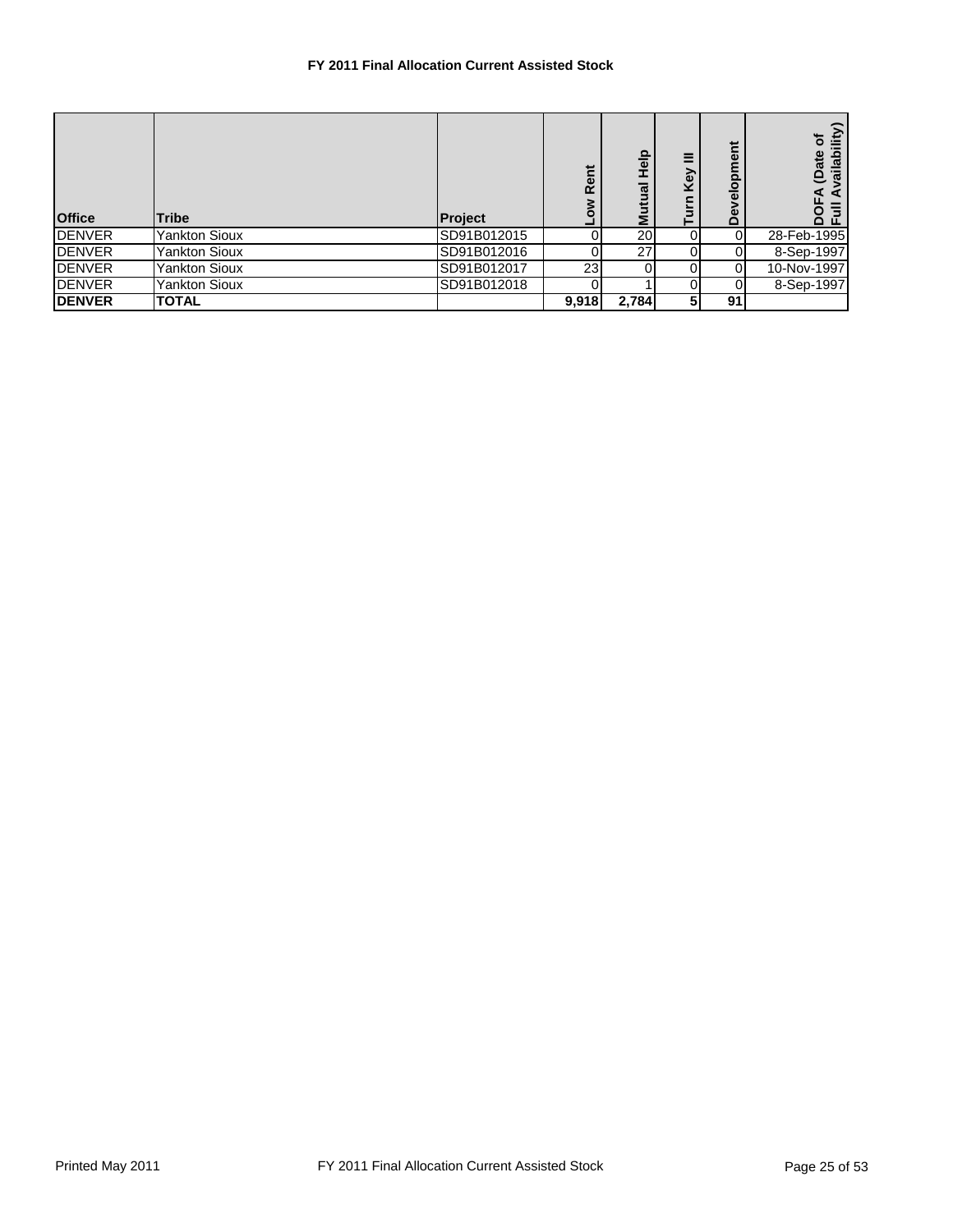# FY 2011 Final Allocation Current Assisted Stock

| Office | Tribe | Project | Low Rent | Mutual Help | Turn Key III | Development | DOFA (Date of Full Availability) |
|---|---|---|---|---|---|---|---|
| DENVER | Yankton Sioux | SD91B012015 | 0 | 20 | 0 | 0 | 28-Feb-1995 |
| DENVER | Yankton Sioux | SD91B012016 | 0 | 27 | 0 | 0 | 8-Sep-1997 |
| DENVER | Yankton Sioux | SD91B012017 | 23 | 0 | 0 | 0 | 10-Nov-1997 |
| DENVER | Yankton Sioux | SD91B012018 | 0 | 1 | 0 | 0 | 8-Sep-1997 |
| **DENVER** | **TOTAL** | | **9,918** | **2,784** | **5** | **91** | |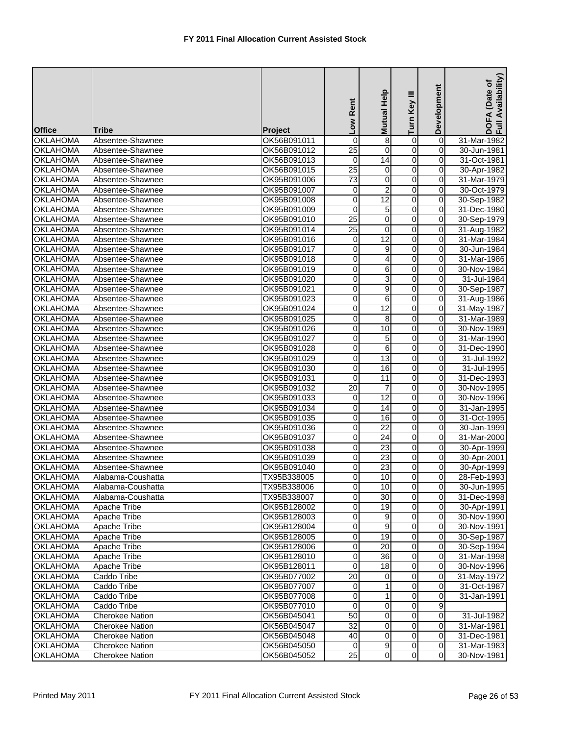# FY 2011 Final Allocation Current Assisted Stock

| Office | Tribe | Project | Low Rent | Mutual Help | Turn Key III | Development | DOFA (Date of Full Availability) |
|---|---|---|---|---|---|---|---|
| OKLAHOMA | Absentee-Shawnee | OK56B091011 | 0 | 8 | 0 | 0 | 31-Mar-1982 |
| OKLAHOMA | Absentee-Shawnee | OK56B091012 | 25 | 0 | 0 | 0 | 30-Jun-1981 |
| OKLAHOMA | Absentee-Shawnee | OK56B091013 | 0 | 14 | 0 | 0 | 31-Oct-1981 |
| OKLAHOMA | Absentee-Shawnee | OK56B091015 | 25 | 0 | 0 | 0 | 30-Apr-1982 |
| OKLAHOMA | Absentee-Shawnee | OK95B091006 | 73 | 0 | 0 | 0 | 31-Mar-1979 |
| OKLAHOMA | Absentee-Shawnee | OK95B091007 | 0 | 2 | 0 | 0 | 30-Oct-1979 |
| OKLAHOMA | Absentee-Shawnee | OK95B091008 | 0 | 12 | 0 | 0 | 30-Sep-1982 |
| OKLAHOMA | Absentee-Shawnee | OK95B091009 | 0 | 5 | 0 | 0 | 31-Dec-1980 |
| OKLAHOMA | Absentee-Shawnee | OK95B091010 | 25 | 0 | 0 | 0 | 30-Sep-1979 |
| OKLAHOMA | Absentee-Shawnee | OK95B091014 | 25 | 0 | 0 | 0 | 31-Aug-1982 |
| OKLAHOMA | Absentee-Shawnee | OK95B091016 | 0 | 12 | 0 | 0 | 31-Mar-1984 |
| OKLAHOMA | Absentee-Shawnee | OK95B091017 | 0 | 9 | 0 | 0 | 30-Jun-1984 |
| OKLAHOMA | Absentee-Shawnee | OK95B091018 | 0 | 4 | 0 | 0 | 31-Mar-1986 |
| OKLAHOMA | Absentee-Shawnee | OK95B091019 | 0 | 6 | 0 | 0 | 30-Nov-1984 |
| OKLAHOMA | Absentee-Shawnee | OK95B091020 | 0 | 3 | 0 | 0 | 31-Jul-1984 |
| OKLAHOMA | Absentee-Shawnee | OK95B091021 | 0 | 9 | 0 | 0 | 30-Sep-1987 |
| OKLAHOMA | Absentee-Shawnee | OK95B091023 | 0 | 6 | 0 | 0 | 31-Aug-1986 |
| OKLAHOMA | Absentee-Shawnee | OK95B091024 | 0 | 12 | 0 | 0 | 31-May-1987 |
| OKLAHOMA | Absentee-Shawnee | OK95B091025 | 0 | 8 | 0 | 0 | 31-Mar-1989 |
| OKLAHOMA | Absentee-Shawnee | OK95B091026 | 0 | 10 | 0 | 0 | 30-Nov-1989 |
| OKLAHOMA | Absentee-Shawnee | OK95B091027 | 0 | 5 | 0 | 0 | 31-Mar-1990 |
| OKLAHOMA | Absentee-Shawnee | OK95B091028 | 0 | 6 | 0 | 0 | 31-Dec-1990 |
| OKLAHOMA | Absentee-Shawnee | OK95B091029 | 0 | 13 | 0 | 0 | 31-Jul-1992 |
| OKLAHOMA | Absentee-Shawnee | OK95B091030 | 0 | 16 | 0 | 0 | 31-Jul-1995 |
| OKLAHOMA | Absentee-Shawnee | OK95B091031 | 0 | 11 | 0 | 0 | 31-Dec-1993 |
| OKLAHOMA | Absentee-Shawnee | OK95B091032 | 20 | 7 | 0 | 0 | 30-Nov-1995 |
| OKLAHOMA | Absentee-Shawnee | OK95B091033 | 0 | 12 | 0 | 0 | 30-Nov-1996 |
| OKLAHOMA | Absentee-Shawnee | OK95B091034 | 0 | 14 | 0 | 0 | 31-Jan-1995 |
| OKLAHOMA | Absentee-Shawnee | OK95B091035 | 0 | 16 | 0 | 0 | 31-Oct-1995 |
| OKLAHOMA | Absentee-Shawnee | OK95B091036 | 0 | 22 | 0 | 0 | 30-Jan-1999 |
| OKLAHOMA | Absentee-Shawnee | OK95B091037 | 0 | 24 | 0 | 0 | 31-Mar-2000 |
| OKLAHOMA | Absentee-Shawnee | OK95B091038 | 0 | 23 | 0 | 0 | 30-Apr-1999 |
| OKLAHOMA | Absentee-Shawnee | OK95B091039 | 0 | 23 | 0 | 0 | 30-Apr-2001 |
| OKLAHOMA | Absentee-Shawnee | OK95B091040 | 0 | 23 | 0 | 0 | 30-Apr-1999 |
| OKLAHOMA | Alabama-Coushatta | TX95B338005 | 0 | 10 | 0 | 0 | 28-Feb-1993 |
| OKLAHOMA | Alabama-Coushatta | TX95B338006 | 0 | 10 | 0 | 0 | 30-Jun-1995 |
| OKLAHOMA | Alabama-Coushatta | TX95B338007 | 0 | 30 | 0 | 0 | 31-Dec-1998 |
| OKLAHOMA | Apache Tribe | OK95B128002 | 0 | 19 | 0 | 0 | 30-Apr-1991 |
| OKLAHOMA | Apache Tribe | OK95B128003 | 0 | 9 | 0 | 0 | 30-Nov-1990 |
| OKLAHOMA | Apache Tribe | OK95B128004 | 0 | 9 | 0 | 0 | 30-Nov-1991 |
| OKLAHOMA | Apache Tribe | OK95B128005 | 0 | 19 | 0 | 0 | 30-Sep-1987 |
| OKLAHOMA | Apache Tribe | OK95B128006 | 0 | 20 | 0 | 0 | 30-Sep-1994 |
| OKLAHOMA | Apache Tribe | OK95B128010 | 0 | 36 | 0 | 0 | 31-Mar-1998 |
| OKLAHOMA | Apache Tribe | OK95B128011 | 0 | 18 | 0 | 0 | 30-Nov-1996 |
| OKLAHOMA | Caddo Tribe | OK95B077002 | 20 | 0 | 0 | 0 | 31-May-1972 |
| OKLAHOMA | Caddo Tribe | OK95B077007 | 0 | 1 | 0 | 0 | 31-Oct-1987 |
| OKLAHOMA | Caddo Tribe | OK95B077008 | 0 | 1 | 0 | 0 | 31-Jan-1991 |
| OKLAHOMA | Caddo Tribe | OK95B077010 | 0 | 0 | 0 | 9 | |
| OKLAHOMA | Cherokee Nation | OK56B045041 | 50 | 0 | 0 | 0 | 31-Jul-1982 |
| OKLAHOMA | Cherokee Nation | OK56B045047 | 32 | 0 | 0 | 0 | 31-Mar-1981 |
| OKLAHOMA | Cherokee Nation | OK56B045048 | 40 | 0 | 0 | 0 | 31-Dec-1981 |
| OKLAHOMA | Cherokee Nation | OK56B045050 | 0 | 9 | 0 | 0 | 31-Mar-1983 |
| OKLAHOMA | Cherokee Nation | OK56B045052 | 25 | 0 | 0 | 0 | 30-Nov-1981 |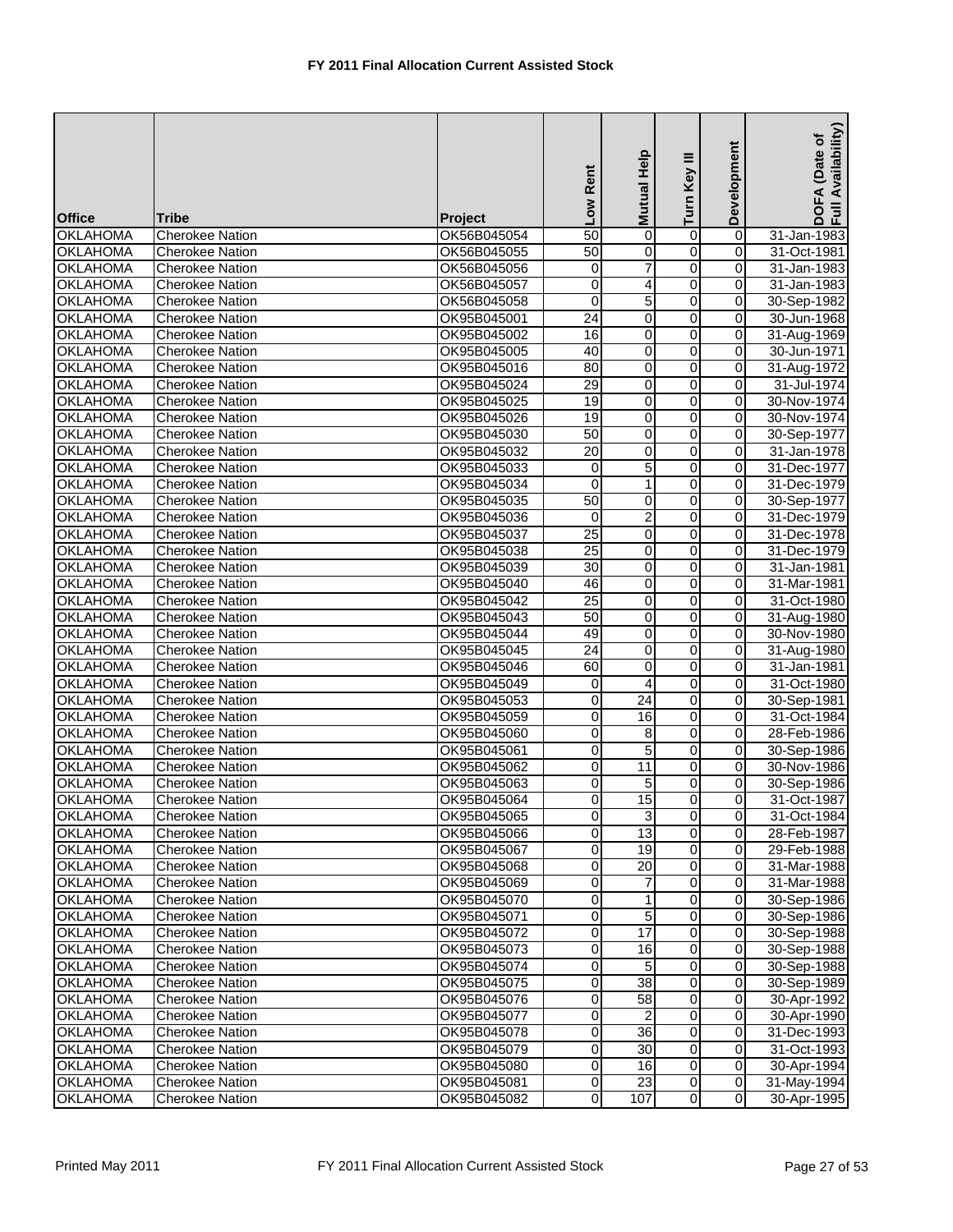**FY 2011 Final Allocation Current Assisted Stock**

| Office | Tribe | Project | Low Rent | Mutual Help | Turn Key III | Development | DOFA (Date of Full Availability) |
|---|---|---|---|---|---|---|---|
| OKLAHOMA | Cherokee Nation | OK56B045054 | 50 | 0 | 0 | 0 | 31-Jan-1983 |
| OKLAHOMA | Cherokee Nation | OK56B045055 | 50 | 0 | 0 | 0 | 31-Oct-1981 |
| OKLAHOMA | Cherokee Nation | OK56B045056 | 0 | 7 | 0 | 0 | 31-Jan-1983 |
| OKLAHOMA | Cherokee Nation | OK56B045057 | 0 | 4 | 0 | 0 | 31-Jan-1983 |
| OKLAHOMA | Cherokee Nation | OK56B045058 | 0 | 5 | 0 | 0 | 30-Sep-1982 |
| OKLAHOMA | Cherokee Nation | OK95B045001 | 24 | 0 | 0 | 0 | 30-Jun-1968 |
| OKLAHOMA | Cherokee Nation | OK95B045002 | 16 | 0 | 0 | 0 | 31-Aug-1969 |
| OKLAHOMA | Cherokee Nation | OK95B045005 | 40 | 0 | 0 | 0 | 30-Jun-1971 |
| OKLAHOMA | Cherokee Nation | OK95B045016 | 80 | 0 | 0 | 0 | 31-Aug-1972 |
| OKLAHOMA | Cherokee Nation | OK95B045024 | 29 | 0 | 0 | 0 | 31-Jul-1974 |
| OKLAHOMA | Cherokee Nation | OK95B045025 | 19 | 0 | 0 | 0 | 30-Nov-1974 |
| OKLAHOMA | Cherokee Nation | OK95B045026 | 19 | 0 | 0 | 0 | 30-Nov-1974 |
| OKLAHOMA | Cherokee Nation | OK95B045030 | 50 | 0 | 0 | 0 | 30-Sep-1977 |
| OKLAHOMA | Cherokee Nation | OK95B045032 | 20 | 0 | 0 | 0 | 31-Jan-1978 |
| OKLAHOMA | Cherokee Nation | OK95B045033 | 0 | 5 | 0 | 0 | 31-Dec-1977 |
| OKLAHOMA | Cherokee Nation | OK95B045034 | 0 | 1 | 0 | 0 | 31-Dec-1979 |
| OKLAHOMA | Cherokee Nation | OK95B045035 | 50 | 0 | 0 | 0 | 30-Sep-1977 |
| OKLAHOMA | Cherokee Nation | OK95B045036 | 0 | 2 | 0 | 0 | 31-Dec-1979 |
| OKLAHOMA | Cherokee Nation | OK95B045037 | 25 | 0 | 0 | 0 | 31-Dec-1978 |
| OKLAHOMA | Cherokee Nation | OK95B045038 | 25 | 0 | 0 | 0 | 31-Dec-1979 |
| OKLAHOMA | Cherokee Nation | OK95B045039 | 30 | 0 | 0 | 0 | 31-Jan-1981 |
| OKLAHOMA | Cherokee Nation | OK95B045040 | 46 | 0 | 0 | 0 | 31-Mar-1981 |
| OKLAHOMA | Cherokee Nation | OK95B045042 | 25 | 0 | 0 | 0 | 31-Oct-1980 |
| OKLAHOMA | Cherokee Nation | OK95B045043 | 50 | 0 | 0 | 0 | 31-Aug-1980 |
| OKLAHOMA | Cherokee Nation | OK95B045044 | 49 | 0 | 0 | 0 | 30-Nov-1980 |
| OKLAHOMA | Cherokee Nation | OK95B045045 | 24 | 0 | 0 | 0 | 31-Aug-1980 |
| OKLAHOMA | Cherokee Nation | OK95B045046 | 60 | 0 | 0 | 0 | 31-Jan-1981 |
| OKLAHOMA | Cherokee Nation | OK95B045049 | 0 | 4 | 0 | 0 | 31-Oct-1980 |
| OKLAHOMA | Cherokee Nation | OK95B045053 | 0 | 24 | 0 | 0 | 30-Sep-1981 |
| OKLAHOMA | Cherokee Nation | OK95B045059 | 0 | 16 | 0 | 0 | 31-Oct-1984 |
| OKLAHOMA | Cherokee Nation | OK95B045060 | 0 | 8 | 0 | 0 | 28-Feb-1986 |
| OKLAHOMA | Cherokee Nation | OK95B045061 | 0 | 5 | 0 | 0 | 30-Sep-1986 |
| OKLAHOMA | Cherokee Nation | OK95B045062 | 0 | 11 | 0 | 0 | 30-Nov-1986 |
| OKLAHOMA | Cherokee Nation | OK95B045063 | 0 | 5 | 0 | 0 | 30-Sep-1986 |
| OKLAHOMA | Cherokee Nation | OK95B045064 | 0 | 15 | 0 | 0 | 31-Oct-1987 |
| OKLAHOMA | Cherokee Nation | OK95B045065 | 0 | 3 | 0 | 0 | 31-Oct-1984 |
| OKLAHOMA | Cherokee Nation | OK95B045066 | 0 | 13 | 0 | 0 | 28-Feb-1987 |
| OKLAHOMA | Cherokee Nation | OK95B045067 | 0 | 19 | 0 | 0 | 29-Feb-1988 |
| OKLAHOMA | Cherokee Nation | OK95B045068 | 0 | 20 | 0 | 0 | 31-Mar-1988 |
| OKLAHOMA | Cherokee Nation | OK95B045069 | 0 | 7 | 0 | 0 | 31-Mar-1988 |
| OKLAHOMA | Cherokee Nation | OK95B045070 | 0 | 1 | 0 | 0 | 30-Sep-1986 |
| OKLAHOMA | Cherokee Nation | OK95B045071 | 0 | 5 | 0 | 0 | 30-Sep-1986 |
| OKLAHOMA | Cherokee Nation | OK95B045072 | 0 | 17 | 0 | 0 | 30-Sep-1988 |
| OKLAHOMA | Cherokee Nation | OK95B045073 | 0 | 16 | 0 | 0 | 30-Sep-1988 |
| OKLAHOMA | Cherokee Nation | OK95B045074 | 0 | 5 | 0 | 0 | 30-Sep-1988 |
| OKLAHOMA | Cherokee Nation | OK95B045075 | 0 | 38 | 0 | 0 | 30-Sep-1989 |
| OKLAHOMA | Cherokee Nation | OK95B045076 | 0 | 58 | 0 | 0 | 30-Apr-1992 |
| OKLAHOMA | Cherokee Nation | OK95B045077 | 0 | 2 | 0 | 0 | 30-Apr-1990 |
| OKLAHOMA | Cherokee Nation | OK95B045078 | 0 | 36 | 0 | 0 | 31-Dec-1993 |
| OKLAHOMA | Cherokee Nation | OK95B045079 | 0 | 30 | 0 | 0 | 31-Oct-1993 |
| OKLAHOMA | Cherokee Nation | OK95B045080 | 0 | 16 | 0 | 0 | 30-Apr-1994 |
| OKLAHOMA | Cherokee Nation | OK95B045081 | 0 | 23 | 0 | 0 | 31-May-1994 |
| OKLAHOMA | Cherokee Nation | OK95B045082 | 0 | 107 | 0 | 0 | 30-Apr-1995 |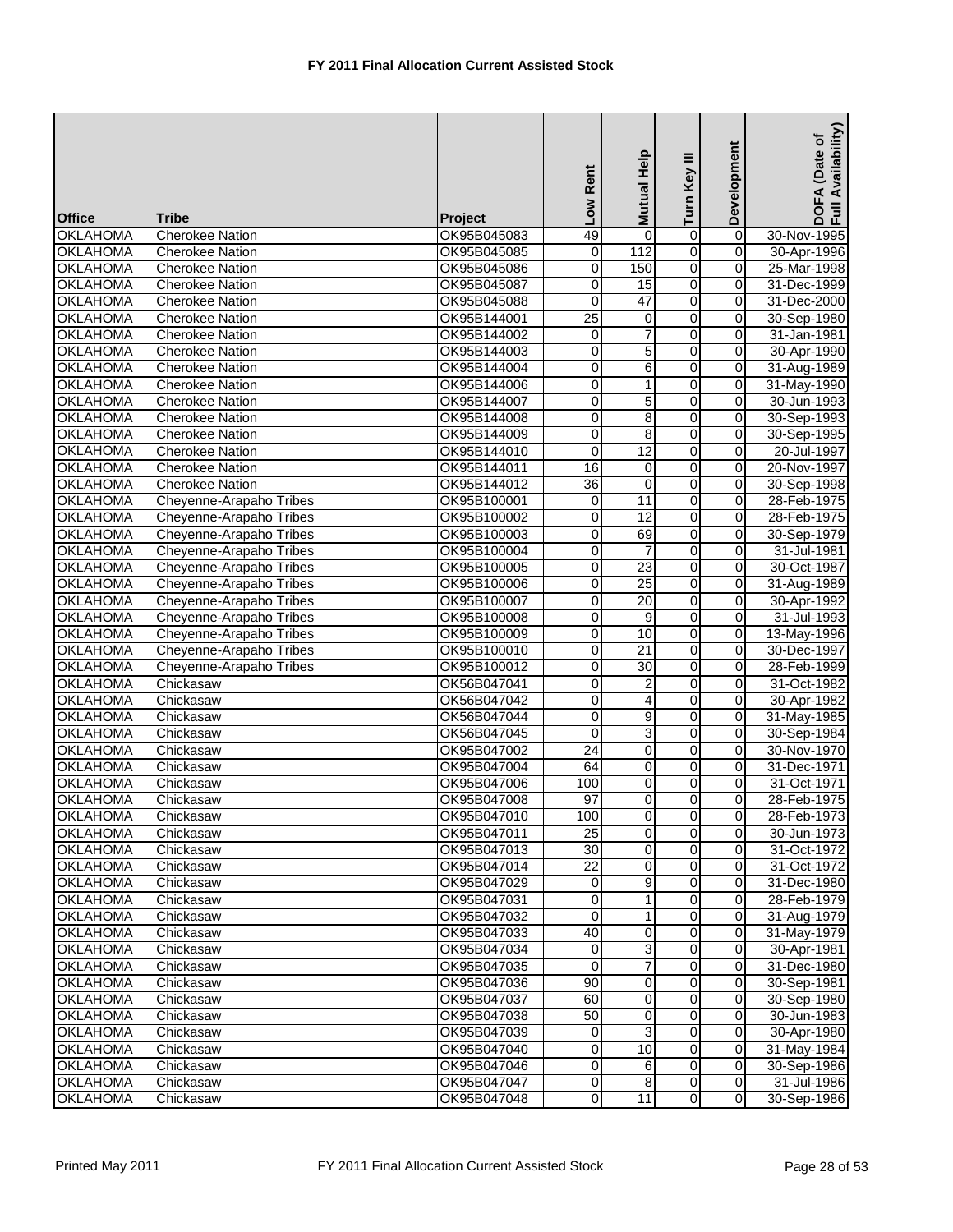# FY 2011 Final Allocation Current Assisted Stock

| Office | Tribe | Project | Low Rent | Mutual Help | Turn Key III | Development | DOFA (Date of Full Availability) |
|---|---|---|---|---|---|---|---|
| OKLAHOMA | Cherokee Nation | OK95B045083 | 49 | 0 | 0 | 0 | 30-Nov-1995 |
| OKLAHOMA | Cherokee Nation | OK95B045085 | 0 | 112 | 0 | 0 | 30-Apr-1996 |
| OKLAHOMA | Cherokee Nation | OK95B045086 | 0 | 150 | 0 | 0 | 25-Mar-1998 |
| OKLAHOMA | Cherokee Nation | OK95B045087 | 0 | 15 | 0 | 0 | 31-Dec-1999 |
| OKLAHOMA | Cherokee Nation | OK95B045088 | 0 | 47 | 0 | 0 | 31-Dec-2000 |
| OKLAHOMA | Cherokee Nation | OK95B144001 | 25 | 0 | 0 | 0 | 30-Sep-1980 |
| OKLAHOMA | Cherokee Nation | OK95B144002 | 0 | 7 | 0 | 0 | 31-Jan-1981 |
| OKLAHOMA | Cherokee Nation | OK95B144003 | 0 | 5 | 0 | 0 | 30-Apr-1990 |
| OKLAHOMA | Cherokee Nation | OK95B144004 | 0 | 6 | 0 | 0 | 31-Aug-1989 |
| OKLAHOMA | Cherokee Nation | OK95B144006 | 0 | 1 | 0 | 0 | 31-May-1990 |
| OKLAHOMA | Cherokee Nation | OK95B144007 | 0 | 5 | 0 | 0 | 30-Jun-1993 |
| OKLAHOMA | Cherokee Nation | OK95B144008 | 0 | 8 | 0 | 0 | 30-Sep-1993 |
| OKLAHOMA | Cherokee Nation | OK95B144009 | 0 | 8 | 0 | 0 | 30-Sep-1995 |
| OKLAHOMA | Cherokee Nation | OK95B144010 | 0 | 12 | 0 | 0 | 20-Jul-1997 |
| OKLAHOMA | Cherokee Nation | OK95B144011 | 16 | 0 | 0 | 0 | 20-Nov-1997 |
| OKLAHOMA | Cherokee Nation | OK95B144012 | 36 | 0 | 0 | 0 | 30-Sep-1998 |
| OKLAHOMA | Cheyenne-Arapaho Tribes | OK95B100001 | 0 | 11 | 0 | 0 | 28-Feb-1975 |
| OKLAHOMA | Cheyenne-Arapaho Tribes | OK95B100002 | 0 | 12 | 0 | 0 | 28-Feb-1975 |
| OKLAHOMA | Cheyenne-Arapaho Tribes | OK95B100003 | 0 | 69 | 0 | 0 | 30-Sep-1979 |
| OKLAHOMA | Cheyenne-Arapaho Tribes | OK95B100004 | 0 | 7 | 0 | 0 | 31-Jul-1981 |
| OKLAHOMA | Cheyenne-Arapaho Tribes | OK95B100005 | 0 | 23 | 0 | 0 | 30-Oct-1987 |
| OKLAHOMA | Cheyenne-Arapaho Tribes | OK95B100006 | 0 | 25 | 0 | 0 | 31-Aug-1989 |
| OKLAHOMA | Cheyenne-Arapaho Tribes | OK95B100007 | 0 | 20 | 0 | 0 | 30-Apr-1992 |
| OKLAHOMA | Cheyenne-Arapaho Tribes | OK95B100008 | 0 | 9 | 0 | 0 | 31-Jul-1993 |
| OKLAHOMA | Cheyenne-Arapaho Tribes | OK95B100009 | 0 | 10 | 0 | 0 | 13-May-1996 |
| OKLAHOMA | Cheyenne-Arapaho Tribes | OK95B100010 | 0 | 21 | 0 | 0 | 30-Dec-1997 |
| OKLAHOMA | Cheyenne-Arapaho Tribes | OK95B100012 | 0 | 30 | 0 | 0 | 28-Feb-1999 |
| OKLAHOMA | Chickasaw | OK56B047041 | 0 | 2 | 0 | 0 | 31-Oct-1982 |
| OKLAHOMA | Chickasaw | OK56B047042 | 0 | 4 | 0 | 0 | 30-Apr-1982 |
| OKLAHOMA | Chickasaw | OK56B047044 | 0 | 9 | 0 | 0 | 31-May-1985 |
| OKLAHOMA | Chickasaw | OK56B047045 | 0 | 3 | 0 | 0 | 30-Sep-1984 |
| OKLAHOMA | Chickasaw | OK95B047002 | 24 | 0 | 0 | 0 | 30-Nov-1970 |
| OKLAHOMA | Chickasaw | OK95B047004 | 64 | 0 | 0 | 0 | 31-Dec-1971 |
| OKLAHOMA | Chickasaw | OK95B047006 | 100 | 0 | 0 | 0 | 31-Oct-1971 |
| OKLAHOMA | Chickasaw | OK95B047008 | 97 | 0 | 0 | 0 | 28-Feb-1975 |
| OKLAHOMA | Chickasaw | OK95B047010 | 100 | 0 | 0 | 0 | 28-Feb-1973 |
| OKLAHOMA | Chickasaw | OK95B047011 | 25 | 0 | 0 | 0 | 30-Jun-1973 |
| OKLAHOMA | Chickasaw | OK95B047013 | 30 | 0 | 0 | 0 | 31-Oct-1972 |
| OKLAHOMA | Chickasaw | OK95B047014 | 22 | 0 | 0 | 0 | 31-Oct-1972 |
| OKLAHOMA | Chickasaw | OK95B047029 | 0 | 9 | 0 | 0 | 31-Dec-1980 |
| OKLAHOMA | Chickasaw | OK95B047031 | 0 | 1 | 0 | 0 | 28-Feb-1979 |
| OKLAHOMA | Chickasaw | OK95B047032 | 0 | 1 | 0 | 0 | 31-Aug-1979 |
| OKLAHOMA | Chickasaw | OK95B047033 | 40 | 0 | 0 | 0 | 31-May-1979 |
| OKLAHOMA | Chickasaw | OK95B047034 | 0 | 3 | 0 | 0 | 30-Apr-1981 |
| OKLAHOMA | Chickasaw | OK95B047035 | 0 | 7 | 0 | 0 | 31-Dec-1980 |
| OKLAHOMA | Chickasaw | OK95B047036 | 90 | 0 | 0 | 0 | 30-Sep-1981 |
| OKLAHOMA | Chickasaw | OK95B047037 | 60 | 0 | 0 | 0 | 30-Sep-1980 |
| OKLAHOMA | Chickasaw | OK95B047038 | 50 | 0 | 0 | 0 | 30-Jun-1983 |
| OKLAHOMA | Chickasaw | OK95B047039 | 0 | 3 | 0 | 0 | 30-Apr-1980 |
| OKLAHOMA | Chickasaw | OK95B047040 | 0 | 10 | 0 | 0 | 31-May-1984 |
| OKLAHOMA | Chickasaw | OK95B047046 | 0 | 6 | 0 | 0 | 30-Sep-1986 |
| OKLAHOMA | Chickasaw | OK95B047047 | 0 | 8 | 0 | 0 | 31-Jul-1986 |
| OKLAHOMA | Chickasaw | OK95B047048 | 0 | 11 | 0 | 0 | 30-Sep-1986 |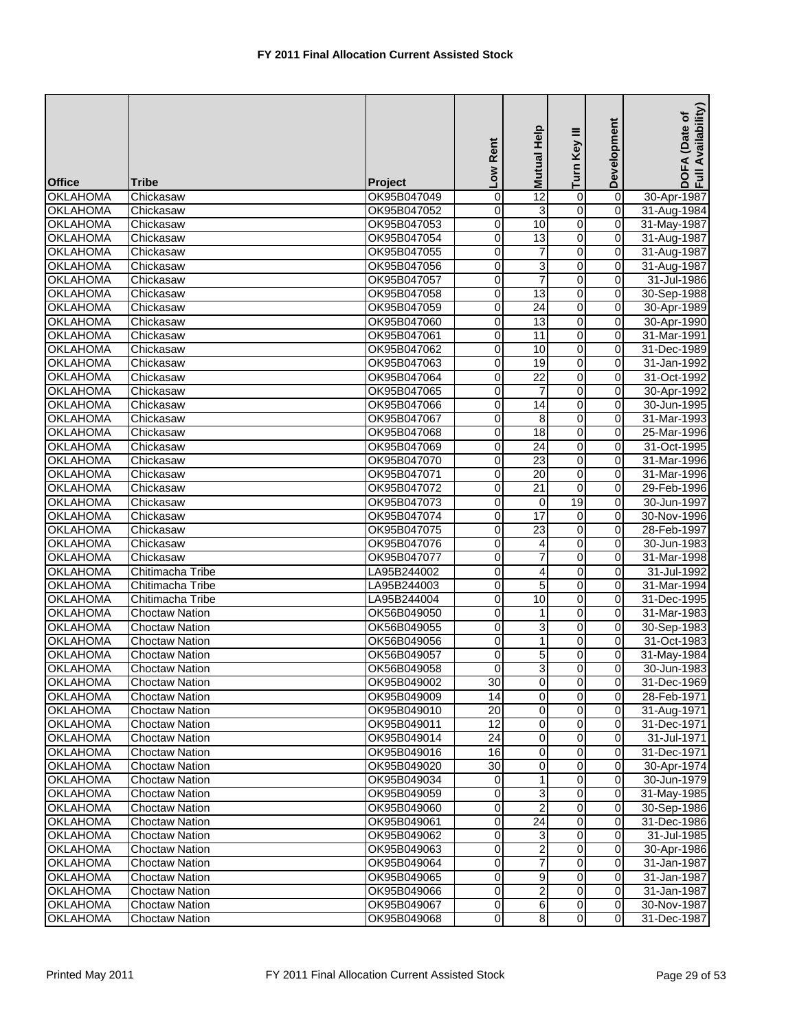# FY 2011 Final Allocation Current Assisted Stock

| Office | Tribe | Project | Low Rent | Mutual Help | Turn Key III | Development | DOFA (Date of Full Availability) |
|---|---|---|---|---|---|---|---|
| OKLAHOMA | Chickasaw | OK95B047049 | 0 | 12 | 0 | 0 | 30-Apr-1987 |
| OKLAHOMA | Chickasaw | OK95B047052 | 0 | 3 | 0 | 0 | 31-Aug-1984 |
| OKLAHOMA | Chickasaw | OK95B047053 | 0 | 10 | 0 | 0 | 31-May-1987 |
| OKLAHOMA | Chickasaw | OK95B047054 | 0 | 13 | 0 | 0 | 31-Aug-1987 |
| OKLAHOMA | Chickasaw | OK95B047055 | 0 | 7 | 0 | 0 | 31-Aug-1987 |
| OKLAHOMA | Chickasaw | OK95B047056 | 0 | 3 | 0 | 0 | 31-Aug-1987 |
| OKLAHOMA | Chickasaw | OK95B047057 | 0 | 7 | 0 | 0 | 31-Jul-1986 |
| OKLAHOMA | Chickasaw | OK95B047058 | 0 | 13 | 0 | 0 | 30-Sep-1988 |
| OKLAHOMA | Chickasaw | OK95B047059 | 0 | 24 | 0 | 0 | 30-Apr-1989 |
| OKLAHOMA | Chickasaw | OK95B047060 | 0 | 13 | 0 | 0 | 30-Apr-1990 |
| OKLAHOMA | Chickasaw | OK95B047061 | 0 | 11 | 0 | 0 | 31-Mar-1991 |
| OKLAHOMA | Chickasaw | OK95B047062 | 0 | 10 | 0 | 0 | 31-Dec-1989 |
| OKLAHOMA | Chickasaw | OK95B047063 | 0 | 19 | 0 | 0 | 31-Jan-1992 |
| OKLAHOMA | Chickasaw | OK95B047064 | 0 | 22 | 0 | 0 | 31-Oct-1992 |
| OKLAHOMA | Chickasaw | OK95B047065 | 0 | 7 | 0 | 0 | 30-Apr-1992 |
| OKLAHOMA | Chickasaw | OK95B047066 | 0 | 14 | 0 | 0 | 30-Jun-1995 |
| OKLAHOMA | Chickasaw | OK95B047067 | 0 | 8 | 0 | 0 | 31-Mar-1993 |
| OKLAHOMA | Chickasaw | OK95B047068 | 0 | 18 | 0 | 0 | 25-Mar-1996 |
| OKLAHOMA | Chickasaw | OK95B047069 | 0 | 24 | 0 | 0 | 31-Oct-1995 |
| OKLAHOMA | Chickasaw | OK95B047070 | 0 | 23 | 0 | 0 | 31-Mar-1996 |
| OKLAHOMA | Chickasaw | OK95B047071 | 0 | 20 | 0 | 0 | 31-Mar-1996 |
| OKLAHOMA | Chickasaw | OK95B047072 | 0 | 21 | 0 | 0 | 29-Feb-1996 |
| OKLAHOMA | Chickasaw | OK95B047073 | 0 | 0 | 19 | 0 | 30-Jun-1997 |
| OKLAHOMA | Chickasaw | OK95B047074 | 0 | 17 | 0 | 0 | 30-Nov-1996 |
| OKLAHOMA | Chickasaw | OK95B047075 | 0 | 23 | 0 | 0 | 28-Feb-1997 |
| OKLAHOMA | Chickasaw | OK95B047076 | 0 | 4 | 0 | 0 | 30-Jun-1983 |
| OKLAHOMA | Chickasaw | OK95B047077 | 0 | 7 | 0 | 0 | 31-Mar-1998 |
| OKLAHOMA | Chitimacha Tribe | LA95B244002 | 0 | 4 | 0 | 0 | 31-Jul-1992 |
| OKLAHOMA | Chitimacha Tribe | LA95B244003 | 0 | 5 | 0 | 0 | 31-Mar-1994 |
| OKLAHOMA | Chitimacha Tribe | LA95B244004 | 0 | 10 | 0 | 0 | 31-Dec-1995 |
| OKLAHOMA | Choctaw Nation | OK56B049050 | 0 | 1 | 0 | 0 | 31-Mar-1983 |
| OKLAHOMA | Choctaw Nation | OK56B049055 | 0 | 3 | 0 | 0 | 30-Sep-1983 |
| OKLAHOMA | Choctaw Nation | OK56B049056 | 0 | 1 | 0 | 0 | 31-Oct-1983 |
| OKLAHOMA | Choctaw Nation | OK56B049057 | 0 | 5 | 0 | 0 | 31-May-1984 |
| OKLAHOMA | Choctaw Nation | OK56B049058 | 0 | 3 | 0 | 0 | 30-Jun-1983 |
| OKLAHOMA | Choctaw Nation | OK95B049002 | 30 | 0 | 0 | 0 | 31-Dec-1969 |
| OKLAHOMA | Choctaw Nation | OK95B049009 | 14 | 0 | 0 | 0 | 28-Feb-1971 |
| OKLAHOMA | Choctaw Nation | OK95B049010 | 20 | 0 | 0 | 0 | 31-Aug-1971 |
| OKLAHOMA | Choctaw Nation | OK95B049011 | 12 | 0 | 0 | 0 | 31-Dec-1971 |
| OKLAHOMA | Choctaw Nation | OK95B049014 | 24 | 0 | 0 | 0 | 31-Jul-1971 |
| OKLAHOMA | Choctaw Nation | OK95B049016 | 16 | 0 | 0 | 0 | 31-Dec-1971 |
| OKLAHOMA | Choctaw Nation | OK95B049020 | 30 | 0 | 0 | 0 | 30-Apr-1974 |
| OKLAHOMA | Choctaw Nation | OK95B049034 | 0 | 1 | 0 | 0 | 30-Jun-1979 |
| OKLAHOMA | Choctaw Nation | OK95B049059 | 0 | 3 | 0 | 0 | 31-May-1985 |
| OKLAHOMA | Choctaw Nation | OK95B049060 | 0 | 2 | 0 | 0 | 30-Sep-1986 |
| OKLAHOMA | Choctaw Nation | OK95B049061 | 0 | 24 | 0 | 0 | 31-Dec-1986 |
| OKLAHOMA | Choctaw Nation | OK95B049062 | 0 | 3 | 0 | 0 | 31-Jul-1985 |
| OKLAHOMA | Choctaw Nation | OK95B049063 | 0 | 2 | 0 | 0 | 30-Apr-1986 |
| OKLAHOMA | Choctaw Nation | OK95B049064 | 0 | 7 | 0 | 0 | 31-Jan-1987 |
| OKLAHOMA | Choctaw Nation | OK95B049065 | 0 | 9 | 0 | 0 | 31-Jan-1987 |
| OKLAHOMA | Choctaw Nation | OK95B049066 | 0 | 2 | 0 | 0 | 31-Jan-1987 |
| OKLAHOMA | Choctaw Nation | OK95B049067 | 0 | 6 | 0 | 0 | 30-Nov-1987 |
| OKLAHOMA | Choctaw Nation | OK95B049068 | 0 | 8 | 0 | 0 | 31-Dec-1987 |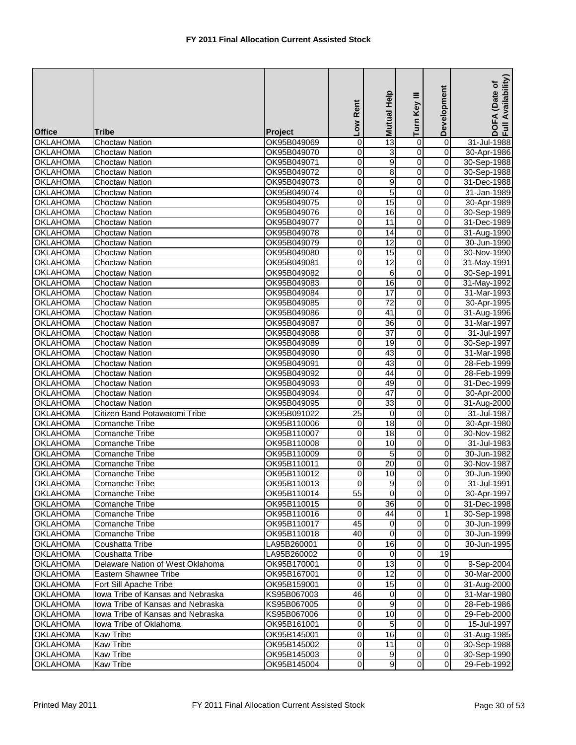# FY 2011 Final Allocation Current Assisted Stock

| Office | Tribe | Project | Low Rent | Mutual Help | Turn Key III | Development | DOFA (Date of Full Availability) |
|---|---|---|---|---|---|---|---|
| OKLAHOMA | Choctaw Nation | OK95B049069 | 0 | 13 | 0 | 0 | 31-Jul-1988 |
| OKLAHOMA | Choctaw Nation | OK95B049070 | 0 | 3 | 0 | 0 | 30-Apr-1986 |
| OKLAHOMA | Choctaw Nation | OK95B049071 | 0 | 9 | 0 | 0 | 30-Sep-1988 |
| OKLAHOMA | Choctaw Nation | OK95B049072 | 0 | 8 | 0 | 0 | 30-Sep-1988 |
| OKLAHOMA | Choctaw Nation | OK95B049073 | 0 | 9 | 0 | 0 | 31-Dec-1988 |
| OKLAHOMA | Choctaw Nation | OK95B049074 | 0 | 5 | 0 | 0 | 31-Jan-1989 |
| OKLAHOMA | Choctaw Nation | OK95B049075 | 0 | 15 | 0 | 0 | 30-Apr-1989 |
| OKLAHOMA | Choctaw Nation | OK95B049076 | 0 | 16 | 0 | 0 | 30-Sep-1989 |
| OKLAHOMA | Choctaw Nation | OK95B049077 | 0 | 11 | 0 | 0 | 31-Dec-1989 |
| OKLAHOMA | Choctaw Nation | OK95B049078 | 0 | 14 | 0 | 0 | 31-Aug-1990 |
| OKLAHOMA | Choctaw Nation | OK95B049079 | 0 | 12 | 0 | 0 | 30-Jun-1990 |
| OKLAHOMA | Choctaw Nation | OK95B049080 | 0 | 15 | 0 | 0 | 30-Nov-1990 |
| OKLAHOMA | Choctaw Nation | OK95B049081 | 0 | 12 | 0 | 0 | 31-May-1991 |
| OKLAHOMA | Choctaw Nation | OK95B049082 | 0 | 6 | 0 | 0 | 30-Sep-1991 |
| OKLAHOMA | Choctaw Nation | OK95B049083 | 0 | 16 | 0 | 0 | 31-May-1992 |
| OKLAHOMA | Choctaw Nation | OK95B049084 | 0 | 17 | 0 | 0 | 31-Mar-1993 |
| OKLAHOMA | Choctaw Nation | OK95B049085 | 0 | 72 | 0 | 0 | 30-Apr-1995 |
| OKLAHOMA | Choctaw Nation | OK95B049086 | 0 | 41 | 0 | 0 | 31-Aug-1996 |
| OKLAHOMA | Choctaw Nation | OK95B049087 | 0 | 36 | 0 | 0 | 31-Mar-1997 |
| OKLAHOMA | Choctaw Nation | OK95B049088 | 0 | 37 | 0 | 0 | 31-Jul-1997 |
| OKLAHOMA | Choctaw Nation | OK95B049089 | 0 | 19 | 0 | 0 | 30-Sep-1997 |
| OKLAHOMA | Choctaw Nation | OK95B049090 | 0 | 43 | 0 | 0 | 31-Mar-1998 |
| OKLAHOMA | Choctaw Nation | OK95B049091 | 0 | 43 | 0 | 0 | 28-Feb-1999 |
| OKLAHOMA | Choctaw Nation | OK95B049092 | 0 | 44 | 0 | 0 | 28-Feb-1999 |
| OKLAHOMA | Choctaw Nation | OK95B049093 | 0 | 49 | 0 | 0 | 31-Dec-1999 |
| OKLAHOMA | Choctaw Nation | OK95B049094 | 0 | 47 | 0 | 0 | 30-Apr-2000 |
| OKLAHOMA | Choctaw Nation | OK95B049095 | 0 | 33 | 0 | 0 | 31-Aug-2000 |
| OKLAHOMA | Citizen Band Potawatomi Tribe | OK95B091022 | 25 | 0 | 0 | 0 | 31-Jul-1987 |
| OKLAHOMA | Comanche Tribe | OK95B110006 | 0 | 18 | 0 | 0 | 30-Apr-1980 |
| OKLAHOMA | Comanche Tribe | OK95B110007 | 0 | 18 | 0 | 0 | 30-Nov-1982 |
| OKLAHOMA | Comanche Tribe | OK95B110008 | 0 | 10 | 0 | 0 | 31-Jul-1983 |
| OKLAHOMA | Comanche Tribe | OK95B110009 | 0 | 5 | 0 | 0 | 30-Jun-1982 |
| OKLAHOMA | Comanche Tribe | OK95B110011 | 0 | 20 | 0 | 0 | 30-Nov-1987 |
| OKLAHOMA | Comanche Tribe | OK95B110012 | 0 | 10 | 0 | 0 | 30-Jun-1990 |
| OKLAHOMA | Comanche Tribe | OK95B110013 | 0 | 9 | 0 | 0 | 31-Jul-1991 |
| OKLAHOMA | Comanche Tribe | OK95B110014 | 55 | 0 | 0 | 0 | 30-Apr-1997 |
| OKLAHOMA | Comanche Tribe | OK95B110015 | 0 | 36 | 0 | 0 | 31-Dec-1998 |
| OKLAHOMA | Comanche Tribe | OK95B110016 | 0 | 44 | 0 | 1 | 30-Sep-1998 |
| OKLAHOMA | Comanche Tribe | OK95B110017 | 45 | 0 | 0 | 0 | 30-Jun-1999 |
| OKLAHOMA | Comanche Tribe | OK95B110018 | 40 | 0 | 0 | 0 | 30-Jun-1999 |
| OKLAHOMA | Coushatta Tribe | LA95B260001 | 0 | 16 | 0 | 0 | 30-Jun-1995 |
| OKLAHOMA | Coushatta Tribe | LA95B260002 | 0 | 0 | 0 | 19 | |
| OKLAHOMA | Delaware Nation of West Oklahoma | OK95B170001 | 0 | 13 | 0 | 0 | 9-Sep-2004 |
| OKLAHOMA | Eastern Shawnee Tribe | OK95B167001 | 0 | 12 | 0 | 0 | 30-Mar-2000 |
| OKLAHOMA | Fort Sill Apache Tribe | OK95B159001 | 0 | 15 | 0 | 0 | 31-Aug-2000 |
| OKLAHOMA | Iowa Tribe of Kansas and Nebraska | KS95B067003 | 46 | 0 | 0 | 0 | 31-Mar-1980 |
| OKLAHOMA | Iowa Tribe of Kansas and Nebraska | KS95B067005 | 0 | 9 | 0 | 0 | 28-Feb-1986 |
| OKLAHOMA | Iowa Tribe of Kansas and Nebraska | KS95B067006 | 0 | 10 | 0 | 0 | 29-Feb-2000 |
| OKLAHOMA | Iowa Tribe of Oklahoma | OK95B161001 | 0 | 5 | 0 | 0 | 15-Jul-1997 |
| OKLAHOMA | Kaw Tribe | OK95B145001 | 0 | 16 | 0 | 0 | 31-Aug-1985 |
| OKLAHOMA | Kaw Tribe | OK95B145002 | 0 | 11 | 0 | 0 | 30-Sep-1988 |
| OKLAHOMA | Kaw Tribe | OK95B145003 | 0 | 9 | 0 | 0 | 30-Sep-1990 |
| OKLAHOMA | Kaw Tribe | OK95B145004 | 0 | 9 | 0 | 0 | 29-Feb-1992 |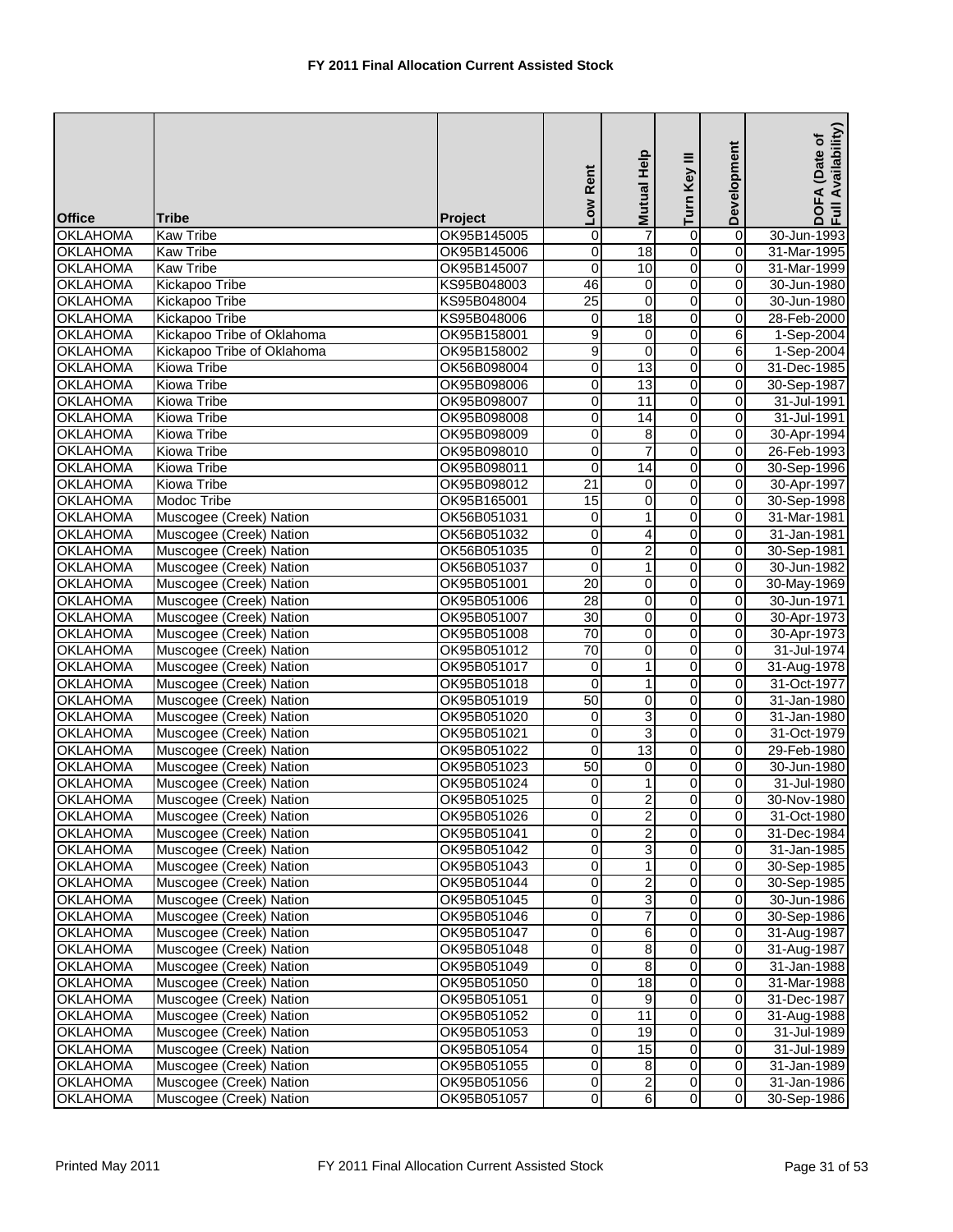# FY 2011 Final Allocation Current Assisted Stock

| Office | Tribe | Project | Low Rent | Mutual Help | Turn Key III | Development | DOFA (Date of Full Availability) |
|---|---|---|---|---|---|---|---|
| OKLAHOMA | Kaw Tribe | OK95B145005 | 0 | 7 | 0 | 0 | 30-Jun-1993 |
| OKLAHOMA | Kaw Tribe | OK95B145006 | 0 | 18 | 0 | 0 | 31-Mar-1995 |
| OKLAHOMA | Kaw Tribe | OK95B145007 | 0 | 10 | 0 | 0 | 31-Mar-1999 |
| OKLAHOMA | Kickapoo Tribe | KS95B048003 | 46 | 0 | 0 | 0 | 30-Jun-1980 |
| OKLAHOMA | Kickapoo Tribe | KS95B048004 | 25 | 0 | 0 | 0 | 30-Jun-1980 |
| OKLAHOMA | Kickapoo Tribe | KS95B048006 | 0 | 18 | 0 | 0 | 28-Feb-2000 |
| OKLAHOMA | Kickapoo Tribe of Oklahoma | OK95B158001 | 9 | 0 | 0 | 6 | 1-Sep-2004 |
| OKLAHOMA | Kickapoo Tribe of Oklahoma | OK95B158002 | 9 | 0 | 0 | 6 | 1-Sep-2004 |
| OKLAHOMA | Kiowa Tribe | OK56B098004 | 0 | 13 | 0 | 0 | 31-Dec-1985 |
| OKLAHOMA | Kiowa Tribe | OK95B098006 | 0 | 13 | 0 | 0 | 30-Sep-1987 |
| OKLAHOMA | Kiowa Tribe | OK95B098007 | 0 | 11 | 0 | 0 | 31-Jul-1991 |
| OKLAHOMA | Kiowa Tribe | OK95B098008 | 0 | 14 | 0 | 0 | 31-Jul-1991 |
| OKLAHOMA | Kiowa Tribe | OK95B098009 | 0 | 8 | 0 | 0 | 30-Apr-1994 |
| OKLAHOMA | Kiowa Tribe | OK95B098010 | 0 | 7 | 0 | 0 | 26-Feb-1993 |
| OKLAHOMA | Kiowa Tribe | OK95B098011 | 0 | 14 | 0 | 0 | 30-Sep-1996 |
| OKLAHOMA | Kiowa Tribe | OK95B098012 | 21 | 0 | 0 | 0 | 30-Apr-1997 |
| OKLAHOMA | Modoc Tribe | OK95B165001 | 15 | 0 | 0 | 0 | 30-Sep-1998 |
| OKLAHOMA | Muscogee (Creek) Nation | OK56B051031 | 0 | 1 | 0 | 0 | 31-Mar-1981 |
| OKLAHOMA | Muscogee (Creek) Nation | OK56B051032 | 0 | 4 | 0 | 0 | 31-Jan-1981 |
| OKLAHOMA | Muscogee (Creek) Nation | OK56B051035 | 0 | 2 | 0 | 0 | 30-Sep-1981 |
| OKLAHOMA | Muscogee (Creek) Nation | OK56B051037 | 0 | 1 | 0 | 0 | 30-Jun-1982 |
| OKLAHOMA | Muscogee (Creek) Nation | OK95B051001 | 20 | 0 | 0 | 0 | 30-May-1969 |
| OKLAHOMA | Muscogee (Creek) Nation | OK95B051006 | 28 | 0 | 0 | 0 | 30-Jun-1971 |
| OKLAHOMA | Muscogee (Creek) Nation | OK95B051007 | 30 | 0 | 0 | 0 | 30-Apr-1973 |
| OKLAHOMA | Muscogee (Creek) Nation | OK95B051008 | 70 | 0 | 0 | 0 | 30-Apr-1973 |
| OKLAHOMA | Muscogee (Creek) Nation | OK95B051012 | 70 | 0 | 0 | 0 | 31-Jul-1974 |
| OKLAHOMA | Muscogee (Creek) Nation | OK95B051017 | 0 | 1 | 0 | 0 | 31-Aug-1978 |
| OKLAHOMA | Muscogee (Creek) Nation | OK95B051018 | 0 | 1 | 0 | 0 | 31-Oct-1977 |
| OKLAHOMA | Muscogee (Creek) Nation | OK95B051019 | 50 | 0 | 0 | 0 | 31-Jan-1980 |
| OKLAHOMA | Muscogee (Creek) Nation | OK95B051020 | 0 | 3 | 0 | 0 | 31-Jan-1980 |
| OKLAHOMA | Muscogee (Creek) Nation | OK95B051021 | 0 | 3 | 0 | 0 | 31-Oct-1979 |
| OKLAHOMA | Muscogee (Creek) Nation | OK95B051022 | 0 | 13 | 0 | 0 | 29-Feb-1980 |
| OKLAHOMA | Muscogee (Creek) Nation | OK95B051023 | 50 | 0 | 0 | 0 | 30-Jun-1980 |
| OKLAHOMA | Muscogee (Creek) Nation | OK95B051024 | 0 | 1 | 0 | 0 | 31-Jul-1980 |
| OKLAHOMA | Muscogee (Creek) Nation | OK95B051025 | 0 | 2 | 0 | 0 | 30-Nov-1980 |
| OKLAHOMA | Muscogee (Creek) Nation | OK95B051026 | 0 | 2 | 0 | 0 | 31-Oct-1980 |
| OKLAHOMA | Muscogee (Creek) Nation | OK95B051041 | 0 | 2 | 0 | 0 | 31-Dec-1984 |
| OKLAHOMA | Muscogee (Creek) Nation | OK95B051042 | 0 | 3 | 0 | 0 | 31-Jan-1985 |
| OKLAHOMA | Muscogee (Creek) Nation | OK95B051043 | 0 | 1 | 0 | 0 | 30-Sep-1985 |
| OKLAHOMA | Muscogee (Creek) Nation | OK95B051044 | 0 | 2 | 0 | 0 | 30-Sep-1985 |
| OKLAHOMA | Muscogee (Creek) Nation | OK95B051045 | 0 | 3 | 0 | 0 | 30-Jun-1986 |
| OKLAHOMA | Muscogee (Creek) Nation | OK95B051046 | 0 | 7 | 0 | 0 | 30-Sep-1986 |
| OKLAHOMA | Muscogee (Creek) Nation | OK95B051047 | 0 | 6 | 0 | 0 | 31-Aug-1987 |
| OKLAHOMA | Muscogee (Creek) Nation | OK95B051048 | 0 | 8 | 0 | 0 | 31-Aug-1987 |
| OKLAHOMA | Muscogee (Creek) Nation | OK95B051049 | 0 | 8 | 0 | 0 | 31-Jan-1988 |
| OKLAHOMA | Muscogee (Creek) Nation | OK95B051050 | 0 | 18 | 0 | 0 | 31-Mar-1988 |
| OKLAHOMA | Muscogee (Creek) Nation | OK95B051051 | 0 | 9 | 0 | 0 | 31-Dec-1987 |
| OKLAHOMA | Muscogee (Creek) Nation | OK95B051052 | 0 | 11 | 0 | 0 | 31-Aug-1988 |
| OKLAHOMA | Muscogee (Creek) Nation | OK95B051053 | 0 | 19 | 0 | 0 | 31-Jul-1989 |
| OKLAHOMA | Muscogee (Creek) Nation | OK95B051054 | 0 | 15 | 0 | 0 | 31-Jul-1989 |
| OKLAHOMA | Muscogee (Creek) Nation | OK95B051055 | 0 | 8 | 0 | 0 | 31-Jan-1989 |
| OKLAHOMA | Muscogee (Creek) Nation | OK95B051056 | 0 | 2 | 0 | 0 | 31-Jan-1986 |
| OKLAHOMA | Muscogee (Creek) Nation | OK95B051057 | 0 | 6 | 0 | 0 | 30-Sep-1986 |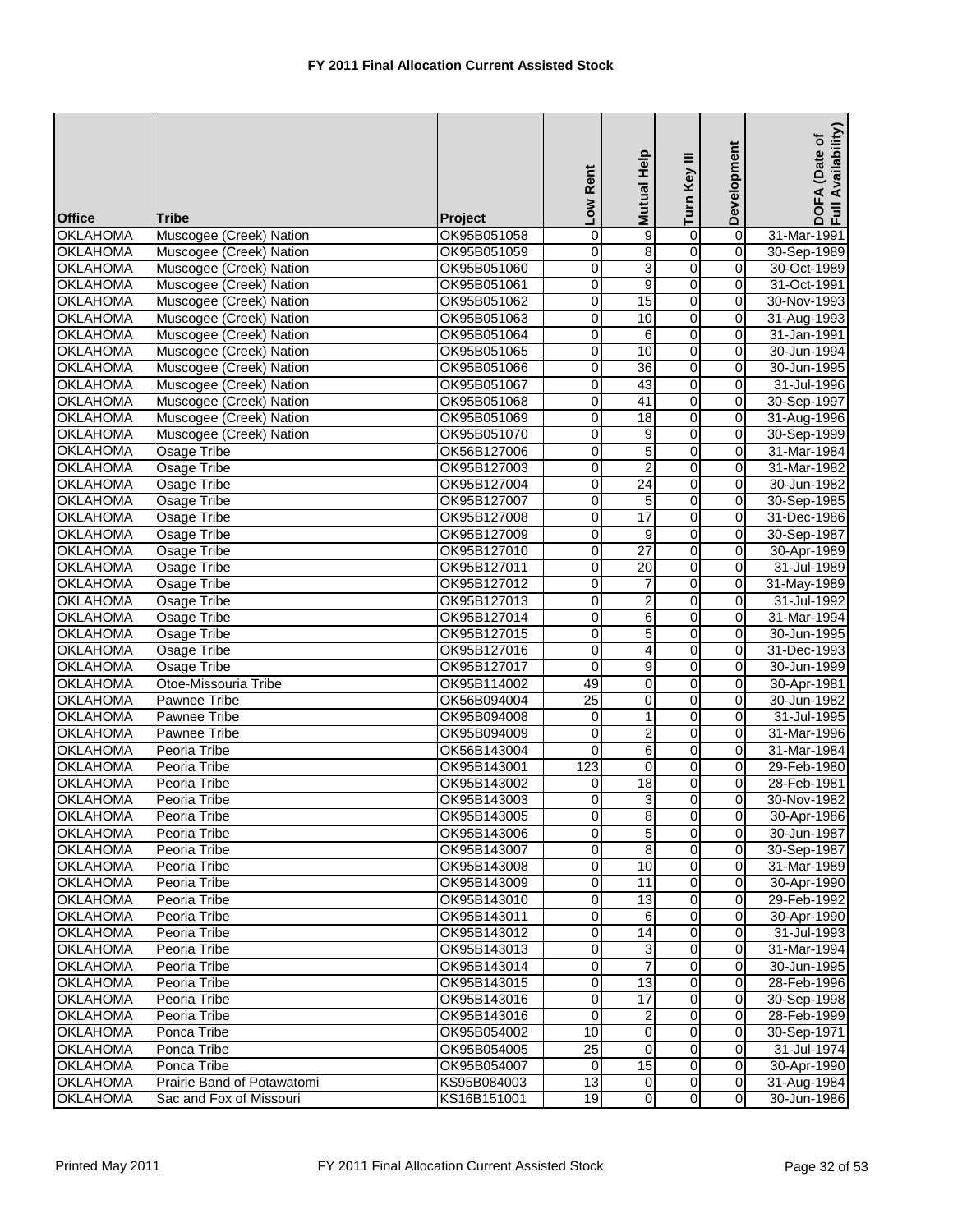# FY 2011 Final Allocation Current Assisted Stock

| Office | Tribe | Project | Low Rent | Mutual Help | Turn Key III | Development | DOFA (Date of Full Availability) |
|---|---|---|---|---|---|---|---|
| OKLAHOMA | Muscogee (Creek) Nation | OK95B051058 | 0 | 9 | 0 | 0 | 31-Mar-1991 |
| OKLAHOMA | Muscogee (Creek) Nation | OK95B051059 | 0 | 8 | 0 | 0 | 30-Sep-1989 |
| OKLAHOMA | Muscogee (Creek) Nation | OK95B051060 | 0 | 3 | 0 | 0 | 30-Oct-1989 |
| OKLAHOMA | Muscogee (Creek) Nation | OK95B051061 | 0 | 9 | 0 | 0 | 31-Oct-1991 |
| OKLAHOMA | Muscogee (Creek) Nation | OK95B051062 | 0 | 15 | 0 | 0 | 30-Nov-1993 |
| OKLAHOMA | Muscogee (Creek) Nation | OK95B051063 | 0 | 10 | 0 | 0 | 31-Aug-1993 |
| OKLAHOMA | Muscogee (Creek) Nation | OK95B051064 | 0 | 6 | 0 | 0 | 31-Jan-1991 |
| OKLAHOMA | Muscogee (Creek) Nation | OK95B051065 | 0 | 10 | 0 | 0 | 30-Jun-1994 |
| OKLAHOMA | Muscogee (Creek) Nation | OK95B051066 | 0 | 36 | 0 | 0 | 30-Jun-1995 |
| OKLAHOMA | Muscogee (Creek) Nation | OK95B051067 | 0 | 43 | 0 | 0 | 31-Jul-1996 |
| OKLAHOMA | Muscogee (Creek) Nation | OK95B051068 | 0 | 41 | 0 | 0 | 30-Sep-1997 |
| OKLAHOMA | Muscogee (Creek) Nation | OK95B051069 | 0 | 18 | 0 | 0 | 31-Aug-1996 |
| OKLAHOMA | Muscogee (Creek) Nation | OK95B051070 | 0 | 9 | 0 | 0 | 30-Sep-1999 |
| OKLAHOMA | Osage Tribe | OK56B127006 | 0 | 5 | 0 | 0 | 31-Mar-1984 |
| OKLAHOMA | Osage Tribe | OK95B127003 | 0 | 2 | 0 | 0 | 31-Mar-1982 |
| OKLAHOMA | Osage Tribe | OK95B127004 | 0 | 24 | 0 | 0 | 30-Jun-1982 |
| OKLAHOMA | Osage Tribe | OK95B127007 | 0 | 5 | 0 | 0 | 30-Sep-1985 |
| OKLAHOMA | Osage Tribe | OK95B127008 | 0 | 17 | 0 | 0 | 31-Dec-1986 |
| OKLAHOMA | Osage Tribe | OK95B127009 | 0 | 9 | 0 | 0 | 30-Sep-1987 |
| OKLAHOMA | Osage Tribe | OK95B127010 | 0 | 27 | 0 | 0 | 30-Apr-1989 |
| OKLAHOMA | Osage Tribe | OK95B127011 | 0 | 20 | 0 | 0 | 31-Jul-1989 |
| OKLAHOMA | Osage Tribe | OK95B127012 | 0 | 7 | 0 | 0 | 31-May-1989 |
| OKLAHOMA | Osage Tribe | OK95B127013 | 0 | 2 | 0 | 0 | 31-Jul-1992 |
| OKLAHOMA | Osage Tribe | OK95B127014 | 0 | 6 | 0 | 0 | 31-Mar-1994 |
| OKLAHOMA | Osage Tribe | OK95B127015 | 0 | 5 | 0 | 0 | 30-Jun-1995 |
| OKLAHOMA | Osage Tribe | OK95B127016 | 0 | 4 | 0 | 0 | 31-Dec-1993 |
| OKLAHOMA | Osage Tribe | OK95B127017 | 0 | 9 | 0 | 0 | 30-Jun-1999 |
| OKLAHOMA | Otoe-Missouria Tribe | OK95B114002 | 49 | 0 | 0 | 0 | 30-Apr-1981 |
| OKLAHOMA | Pawnee Tribe | OK56B094004 | 25 | 0 | 0 | 0 | 30-Jun-1982 |
| OKLAHOMA | Pawnee Tribe | OK95B094008 | 0 | 1 | 0 | 0 | 31-Jul-1995 |
| OKLAHOMA | Pawnee Tribe | OK95B094009 | 0 | 2 | 0 | 0 | 31-Mar-1996 |
| OKLAHOMA | Peoria Tribe | OK56B143004 | 0 | 6 | 0 | 0 | 31-Mar-1984 |
| OKLAHOMA | Peoria Tribe | OK95B143001 | 123 | 0 | 0 | 0 | 29-Feb-1980 |
| OKLAHOMA | Peoria Tribe | OK95B143002 | 0 | 18 | 0 | 0 | 28-Feb-1981 |
| OKLAHOMA | Peoria Tribe | OK95B143003 | 0 | 3 | 0 | 0 | 30-Nov-1982 |
| OKLAHOMA | Peoria Tribe | OK95B143005 | 0 | 8 | 0 | 0 | 30-Apr-1986 |
| OKLAHOMA | Peoria Tribe | OK95B143006 | 0 | 5 | 0 | 0 | 30-Jun-1987 |
| OKLAHOMA | Peoria Tribe | OK95B143007 | 0 | 8 | 0 | 0 | 30-Sep-1987 |
| OKLAHOMA | Peoria Tribe | OK95B143008 | 0 | 10 | 0 | 0 | 31-Mar-1989 |
| OKLAHOMA | Peoria Tribe | OK95B143009 | 0 | 11 | 0 | 0 | 30-Apr-1990 |
| OKLAHOMA | Peoria Tribe | OK95B143010 | 0 | 13 | 0 | 0 | 29-Feb-1992 |
| OKLAHOMA | Peoria Tribe | OK95B143011 | 0 | 6 | 0 | 0 | 30-Apr-1990 |
| OKLAHOMA | Peoria Tribe | OK95B143012 | 0 | 14 | 0 | 0 | 31-Jul-1993 |
| OKLAHOMA | Peoria Tribe | OK95B143013 | 0 | 3 | 0 | 0 | 31-Mar-1994 |
| OKLAHOMA | Peoria Tribe | OK95B143014 | 0 | 7 | 0 | 0 | 30-Jun-1995 |
| OKLAHOMA | Peoria Tribe | OK95B143015 | 0 | 13 | 0 | 0 | 28-Feb-1996 |
| OKLAHOMA | Peoria Tribe | OK95B143016 | 0 | 17 | 0 | 0 | 30-Sep-1998 |
| OKLAHOMA | Peoria Tribe | OK95B143016 | 0 | 2 | 0 | 0 | 28-Feb-1999 |
| OKLAHOMA | Ponca Tribe | OK95B054002 | 10 | 0 | 0 | 0 | 30-Sep-1971 |
| OKLAHOMA | Ponca Tribe | OK95B054005 | 25 | 0 | 0 | 0 | 31-Jul-1974 |
| OKLAHOMA | Ponca Tribe | OK95B054007 | 0 | 15 | 0 | 0 | 30-Apr-1990 |
| OKLAHOMA | Prairie Band of Potawatomi | KS95B084003 | 13 | 0 | 0 | 0 | 31-Aug-1984 |
| OKLAHOMA | Sac and Fox of Missouri | KS16B151001 | 19 | 0 | 0 | 0 | 30-Jun-1986 |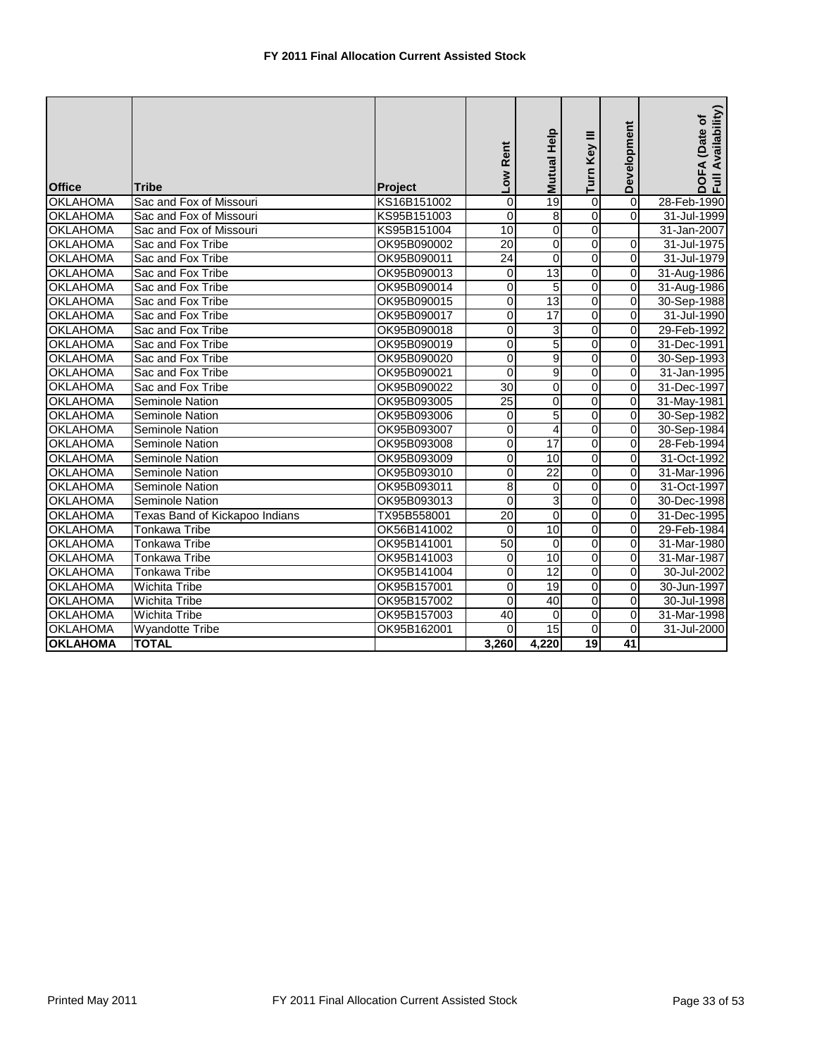**FY 2011 Final Allocation Current Assisted Stock**

| Office | Tribe | Project | Low Rent | Mutual Help | Turn Key III | Development | DOFA (Date of Full Availability) |
|---|---|---|---|---|---|---|---|
| OKLAHOMA | Sac and Fox of Missouri | KS16B151002 | 0 | 19 | 0 | 0 | 28-Feb-1990 |
| OKLAHOMA | Sac and Fox of Missouri | KS95B151003 | 0 | 8 | 0 | 0 | 31-Jul-1999 |
| OKLAHOMA | Sac and Fox of Missouri | KS95B151004 | 10 | 0 | 0 | | 31-Jan-2007 |
| OKLAHOMA | Sac and Fox Tribe | OK95B090002 | 20 | 0 | 0 | 0 | 31-Jul-1975 |
| OKLAHOMA | Sac and Fox Tribe | OK95B090011 | 24 | 0 | 0 | 0 | 31-Jul-1979 |
| OKLAHOMA | Sac and Fox Tribe | OK95B090013 | 0 | 13 | 0 | 0 | 31-Aug-1986 |
| OKLAHOMA | Sac and Fox Tribe | OK95B090014 | 0 | 5 | 0 | 0 | 31-Aug-1986 |
| OKLAHOMA | Sac and Fox Tribe | OK95B090015 | 0 | 13 | 0 | 0 | 30-Sep-1988 |
| OKLAHOMA | Sac and Fox Tribe | OK95B090017 | 0 | 17 | 0 | 0 | 31-Jul-1990 |
| OKLAHOMA | Sac and Fox Tribe | OK95B090018 | 0 | 3 | 0 | 0 | 29-Feb-1992 |
| OKLAHOMA | Sac and Fox Tribe | OK95B090019 | 0 | 5 | 0 | 0 | 31-Dec-1991 |
| OKLAHOMA | Sac and Fox Tribe | OK95B090020 | 0 | 9 | 0 | 0 | 30-Sep-1993 |
| OKLAHOMA | Sac and Fox Tribe | OK95B090021 | 0 | 9 | 0 | 0 | 31-Jan-1995 |
| OKLAHOMA | Sac and Fox Tribe | OK95B090022 | 30 | 0 | 0 | 0 | 31-Dec-1997 |
| OKLAHOMA | Seminole Nation | OK95B093005 | 25 | 0 | 0 | 0 | 31-May-1981 |
| OKLAHOMA | Seminole Nation | OK95B093006 | 0 | 5 | 0 | 0 | 30-Sep-1982 |
| OKLAHOMA | Seminole Nation | OK95B093007 | 0 | 4 | 0 | 0 | 30-Sep-1984 |
| OKLAHOMA | Seminole Nation | OK95B093008 | 0 | 17 | 0 | 0 | 28-Feb-1994 |
| OKLAHOMA | Seminole Nation | OK95B093009 | 0 | 10 | 0 | 0 | 31-Oct-1992 |
| OKLAHOMA | Seminole Nation | OK95B093010 | 0 | 22 | 0 | 0 | 31-Mar-1996 |
| OKLAHOMA | Seminole Nation | OK95B093011 | 8 | 0 | 0 | 0 | 31-Oct-1997 |
| OKLAHOMA | Seminole Nation | OK95B093013 | 0 | 3 | 0 | 0 | 30-Dec-1998 |
| OKLAHOMA | Texas Band of Kickapoo Indians | TX95B558001 | 20 | 0 | 0 | 0 | 31-Dec-1995 |
| OKLAHOMA | Tonkawa Tribe | OK56B141002 | 0 | 10 | 0 | 0 | 29-Feb-1984 |
| OKLAHOMA | Tonkawa Tribe | OK95B141001 | 50 | 0 | 0 | 0 | 31-Mar-1980 |
| OKLAHOMA | Tonkawa Tribe | OK95B141003 | 0 | 10 | 0 | 0 | 31-Mar-1987 |
| OKLAHOMA | Tonkawa Tribe | OK95B141004 | 0 | 12 | 0 | 0 | 30-Jul-2002 |
| OKLAHOMA | Wichita Tribe | OK95B157001 | 0 | 19 | 0 | 0 | 30-Jun-1997 |
| OKLAHOMA | Wichita Tribe | OK95B157002 | 0 | 40 | 0 | 0 | 30-Jul-1998 |
| OKLAHOMA | Wichita Tribe | OK95B157003 | 40 | 0 | 0 | 0 | 31-Mar-1998 |
| OKLAHOMA | Wyandotte Tribe | OK95B162001 | 0 | 15 | 0 | 0 | 31-Jul-2000 |
| **OKLAHOMA** | **TOTAL** | | **3,260** | **4,220** | **19** | **41** | |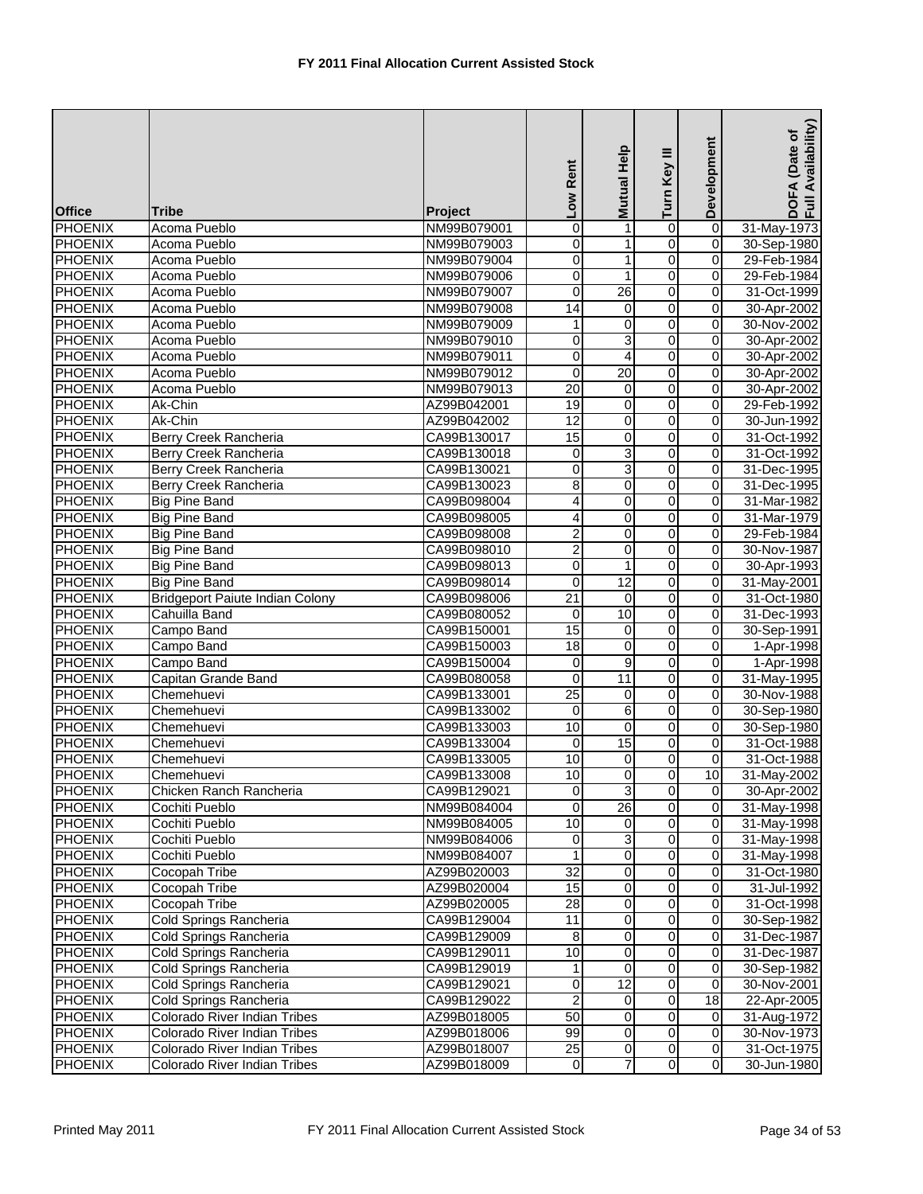# FY 2011 Final Allocation Current Assisted Stock

| Office | Tribe | Project | Low Rent | Mutual Help | Turn Key III | Development | DOFA (Date of Full Availability) |
|---|---|---|---|---|---|---|---|
| PHOENIX | Acoma Pueblo | NM99B079001 | 0 | 1 | 0 | 0 | 31-May-1973 |
| PHOENIX | Acoma Pueblo | NM99B079003 | 0 | 1 | 0 | 0 | 30-Sep-1980 |
| PHOENIX | Acoma Pueblo | NM99B079004 | 0 | 1 | 0 | 0 | 29-Feb-1984 |
| PHOENIX | Acoma Pueblo | NM99B079006 | 0 | 1 | 0 | 0 | 29-Feb-1984 |
| PHOENIX | Acoma Pueblo | NM99B079007 | 0 | 26 | 0 | 0 | 31-Oct-1999 |
| PHOENIX | Acoma Pueblo | NM99B079008 | 14 | 0 | 0 | 0 | 30-Apr-2002 |
| PHOENIX | Acoma Pueblo | NM99B079009 | 1 | 0 | 0 | 0 | 30-Nov-2002 |
| PHOENIX | Acoma Pueblo | NM99B079010 | 0 | 3 | 0 | 0 | 30-Apr-2002 |
| PHOENIX | Acoma Pueblo | NM99B079011 | 0 | 4 | 0 | 0 | 30-Apr-2002 |
| PHOENIX | Acoma Pueblo | NM99B079012 | 0 | 20 | 0 | 0 | 30-Apr-2002 |
| PHOENIX | Acoma Pueblo | NM99B079013 | 20 | 0 | 0 | 0 | 30-Apr-2002 |
| PHOENIX | Ak-Chin | AZ99B042001 | 19 | 0 | 0 | 0 | 29-Feb-1992 |
| PHOENIX | Ak-Chin | AZ99B042002 | 12 | 0 | 0 | 0 | 30-Jun-1992 |
| PHOENIX | Berry Creek Rancheria | CA99B130017 | 15 | 0 | 0 | 0 | 31-Oct-1992 |
| PHOENIX | Berry Creek Rancheria | CA99B130018 | 0 | 3 | 0 | 0 | 31-Oct-1992 |
| PHOENIX | Berry Creek Rancheria | CA99B130021 | 0 | 3 | 0 | 0 | 31-Dec-1995 |
| PHOENIX | Berry Creek Rancheria | CA99B130023 | 8 | 0 | 0 | 0 | 31-Dec-1995 |
| PHOENIX | Big Pine Band | CA99B098004 | 4 | 0 | 0 | 0 | 31-Mar-1982 |
| PHOENIX | Big Pine Band | CA99B098005 | 4 | 0 | 0 | 0 | 31-Mar-1979 |
| PHOENIX | Big Pine Band | CA99B098008 | 2 | 0 | 0 | 0 | 29-Feb-1984 |
| PHOENIX | Big Pine Band | CA99B098010 | 2 | 0 | 0 | 0 | 30-Nov-1987 |
| PHOENIX | Big Pine Band | CA99B098013 | 0 | 1 | 0 | 0 | 30-Apr-1993 |
| PHOENIX | Big Pine Band | CA99B098014 | 0 | 12 | 0 | 0 | 31-May-2001 |
| PHOENIX | Bridgeport Paiute Indian Colony | CA99B098006 | 21 | 0 | 0 | 0 | 31-Oct-1980 |
| PHOENIX | Cahuilla Band | CA99B080052 | 0 | 10 | 0 | 0 | 31-Dec-1993 |
| PHOENIX | Campo Band | CA99B150001 | 15 | 0 | 0 | 0 | 30-Sep-1991 |
| PHOENIX | Campo Band | CA99B150003 | 18 | 0 | 0 | 0 | 1-Apr-1998 |
| PHOENIX | Campo Band | CA99B150004 | 0 | 9 | 0 | 0 | 1-Apr-1998 |
| PHOENIX | Capitan Grande Band | CA99B080058 | 0 | 11 | 0 | 0 | 31-May-1995 |
| PHOENIX | Chemehuevi | CA99B133001 | 25 | 0 | 0 | 0 | 30-Nov-1988 |
| PHOENIX | Chemehuevi | CA99B133002 | 0 | 6 | 0 | 0 | 30-Sep-1980 |
| PHOENIX | Chemehuevi | CA99B133003 | 10 | 0 | 0 | 0 | 30-Sep-1980 |
| PHOENIX | Chemehuevi | CA99B133004 | 0 | 15 | 0 | 0 | 31-Oct-1988 |
| PHOENIX | Chemehuevi | CA99B133005 | 10 | 0 | 0 | 0 | 31-Oct-1988 |
| PHOENIX | Chemehuevi | CA99B133008 | 10 | 0 | 0 | 10 | 31-May-2002 |
| PHOENIX | Chicken Ranch Rancheria | CA99B129021 | 0 | 3 | 0 | 0 | 30-Apr-2002 |
| PHOENIX | Cochiti Pueblo | NM99B084004 | 0 | 26 | 0 | 0 | 31-May-1998 |
| PHOENIX | Cochiti Pueblo | NM99B084005 | 10 | 0 | 0 | 0 | 31-May-1998 |
| PHOENIX | Cochiti Pueblo | NM99B084006 | 0 | 3 | 0 | 0 | 31-May-1998 |
| PHOENIX | Cochiti Pueblo | NM99B084007 | 1 | 0 | 0 | 0 | 31-May-1998 |
| PHOENIX | Cocopah Tribe | AZ99B020003 | 32 | 0 | 0 | 0 | 31-Oct-1980 |
| PHOENIX | Cocopah Tribe | AZ99B020004 | 15 | 0 | 0 | 0 | 31-Jul-1992 |
| PHOENIX | Cocopah Tribe | AZ99B020005 | 28 | 0 | 0 | 0 | 31-Oct-1998 |
| PHOENIX | Cold Springs Rancheria | CA99B129004 | 11 | 0 | 0 | 0 | 30-Sep-1982 |
| PHOENIX | Cold Springs Rancheria | CA99B129009 | 8 | 0 | 0 | 0 | 31-Dec-1987 |
| PHOENIX | Cold Springs Rancheria | CA99B129011 | 10 | 0 | 0 | 0 | 31-Dec-1987 |
| PHOENIX | Cold Springs Rancheria | CA99B129019 | 1 | 0 | 0 | 0 | 30-Sep-1982 |
| PHOENIX | Cold Springs Rancheria | CA99B129021 | 0 | 12 | 0 | 0 | 30-Nov-2001 |
| PHOENIX | Cold Springs Rancheria | CA99B129022 | 2 | 0 | 0 | 18 | 22-Apr-2005 |
| PHOENIX | Colorado River Indian Tribes | AZ99B018005 | 50 | 0 | 0 | 0 | 31-Aug-1972 |
| PHOENIX | Colorado River Indian Tribes | AZ99B018006 | 99 | 0 | 0 | 0 | 30-Nov-1973 |
| PHOENIX | Colorado River Indian Tribes | AZ99B018007 | 25 | 0 | 0 | 0 | 31-Oct-1975 |
| PHOENIX | Colorado River Indian Tribes | AZ99B018009 | 0 | 7 | 0 | 0 | 30-Jun-1980 |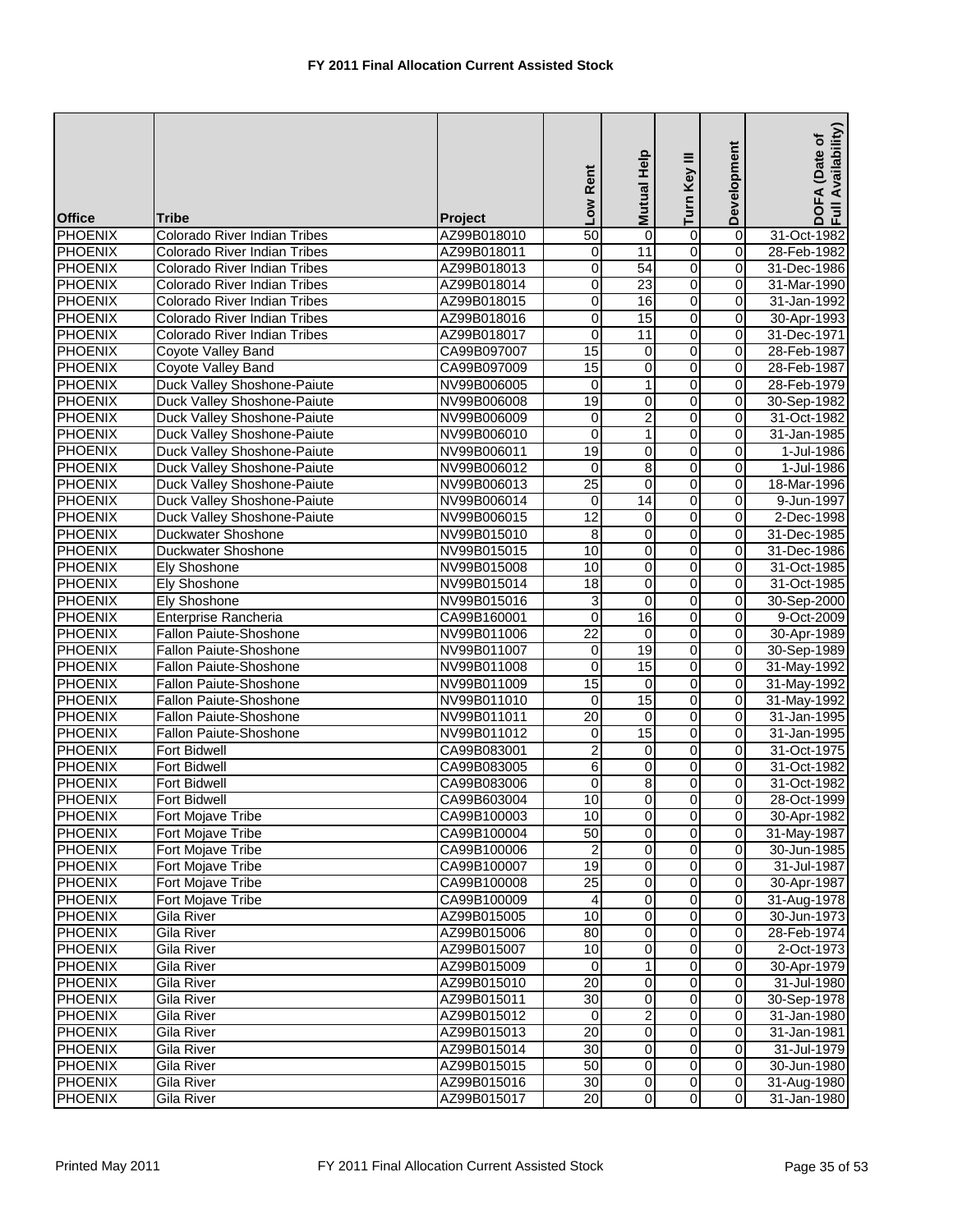# FY 2011 Final Allocation Current Assisted Stock

| Office | Tribe | Project | Low Rent | Mutual Help | Turn Key III | Development | DOFA (Date of Full Availability) |
|---|---|---|---|---|---|---|---|
| PHOENIX | Colorado River Indian Tribes | AZ99B018010 | 50 | 0 | 0 | 0 | 31-Oct-1982 |
| PHOENIX | Colorado River Indian Tribes | AZ99B018011 | 0 | 11 | 0 | 0 | 28-Feb-1982 |
| PHOENIX | Colorado River Indian Tribes | AZ99B018013 | 0 | 54 | 0 | 0 | 31-Dec-1986 |
| PHOENIX | Colorado River Indian Tribes | AZ99B018014 | 0 | 23 | 0 | 0 | 31-Mar-1990 |
| PHOENIX | Colorado River Indian Tribes | AZ99B018015 | 0 | 16 | 0 | 0 | 31-Jan-1992 |
| PHOENIX | Colorado River Indian Tribes | AZ99B018016 | 0 | 15 | 0 | 0 | 30-Apr-1993 |
| PHOENIX | Colorado River Indian Tribes | AZ99B018017 | 0 | 11 | 0 | 0 | 31-Dec-1971 |
| PHOENIX | Coyote Valley Band | CA99B097007 | 15 | 0 | 0 | 0 | 28-Feb-1987 |
| PHOENIX | Coyote Valley Band | CA99B097009 | 15 | 0 | 0 | 0 | 28-Feb-1987 |
| PHOENIX | Duck Valley Shoshone-Paiute | NV99B006005 | 0 | 1 | 0 | 0 | 28-Feb-1979 |
| PHOENIX | Duck Valley Shoshone-Paiute | NV99B006008 | 19 | 0 | 0 | 0 | 30-Sep-1982 |
| PHOENIX | Duck Valley Shoshone-Paiute | NV99B006009 | 0 | 2 | 0 | 0 | 31-Oct-1982 |
| PHOENIX | Duck Valley Shoshone-Paiute | NV99B006010 | 0 | 1 | 0 | 0 | 31-Jan-1985 |
| PHOENIX | Duck Valley Shoshone-Paiute | NV99B006011 | 19 | 0 | 0 | 0 | 1-Jul-1986 |
| PHOENIX | Duck Valley Shoshone-Paiute | NV99B006012 | 0 | 8 | 0 | 0 | 1-Jul-1986 |
| PHOENIX | Duck Valley Shoshone-Paiute | NV99B006013 | 25 | 0 | 0 | 0 | 18-Mar-1996 |
| PHOENIX | Duck Valley Shoshone-Paiute | NV99B006014 | 0 | 14 | 0 | 0 | 9-Jun-1997 |
| PHOENIX | Duck Valley Shoshone-Paiute | NV99B006015 | 12 | 0 | 0 | 0 | 2-Dec-1998 |
| PHOENIX | Duckwater Shoshone | NV99B015010 | 8 | 0 | 0 | 0 | 31-Dec-1985 |
| PHOENIX | Duckwater Shoshone | NV99B015015 | 10 | 0 | 0 | 0 | 31-Dec-1986 |
| PHOENIX | Ely Shoshone | NV99B015008 | 10 | 0 | 0 | 0 | 31-Oct-1985 |
| PHOENIX | Ely Shoshone | NV99B015014 | 18 | 0 | 0 | 0 | 31-Oct-1985 |
| PHOENIX | Ely Shoshone | NV99B015016 | 3 | 0 | 0 | 0 | 30-Sep-2000 |
| PHOENIX | Enterprise Rancheria | CA99B160001 | 0 | 16 | 0 | 0 | 9-Oct-2009 |
| PHOENIX | Fallon Paiute-Shoshone | NV99B011006 | 22 | 0 | 0 | 0 | 30-Apr-1989 |
| PHOENIX | Fallon Paiute-Shoshone | NV99B011007 | 0 | 19 | 0 | 0 | 30-Sep-1989 |
| PHOENIX | Fallon Paiute-Shoshone | NV99B011008 | 0 | 15 | 0 | 0 | 31-May-1992 |
| PHOENIX | Fallon Paiute-Shoshone | NV99B011009 | 15 | 0 | 0 | 0 | 31-May-1992 |
| PHOENIX | Fallon Paiute-Shoshone | NV99B011010 | 0 | 15 | 0 | 0 | 31-May-1992 |
| PHOENIX | Fallon Paiute-Shoshone | NV99B011011 | 20 | 0 | 0 | 0 | 31-Jan-1995 |
| PHOENIX | Fallon Paiute-Shoshone | NV99B011012 | 0 | 15 | 0 | 0 | 31-Jan-1995 |
| PHOENIX | Fort Bidwell | CA99B083001 | 2 | 0 | 0 | 0 | 31-Oct-1975 |
| PHOENIX | Fort Bidwell | CA99B083005 | 6 | 0 | 0 | 0 | 31-Oct-1982 |
| PHOENIX | Fort Bidwell | CA99B083006 | 0 | 8 | 0 | 0 | 31-Oct-1982 |
| PHOENIX | Fort Bidwell | CA99B603004 | 10 | 0 | 0 | 0 | 28-Oct-1999 |
| PHOENIX | Fort Mojave Tribe | CA99B100003 | 10 | 0 | 0 | 0 | 30-Apr-1982 |
| PHOENIX | Fort Mojave Tribe | CA99B100004 | 50 | 0 | 0 | 0 | 31-May-1987 |
| PHOENIX | Fort Mojave Tribe | CA99B100006 | 2 | 0 | 0 | 0 | 30-Jun-1985 |
| PHOENIX | Fort Mojave Tribe | CA99B100007 | 19 | 0 | 0 | 0 | 31-Jul-1987 |
| PHOENIX | Fort Mojave Tribe | CA99B100008 | 25 | 0 | 0 | 0 | 30-Apr-1987 |
| PHOENIX | Fort Mojave Tribe | CA99B100009 | 4 | 0 | 0 | 0 | 31-Aug-1978 |
| PHOENIX | Gila River | AZ99B015005 | 10 | 0 | 0 | 0 | 30-Jun-1973 |
| PHOENIX | Gila River | AZ99B015006 | 80 | 0 | 0 | 0 | 28-Feb-1974 |
| PHOENIX | Gila River | AZ99B015007 | 10 | 0 | 0 | 0 | 2-Oct-1973 |
| PHOENIX | Gila River | AZ99B015009 | 0 | 1 | 0 | 0 | 30-Apr-1979 |
| PHOENIX | Gila River | AZ99B015010 | 20 | 0 | 0 | 0 | 31-Jul-1980 |
| PHOENIX | Gila River | AZ99B015011 | 30 | 0 | 0 | 0 | 30-Sep-1978 |
| PHOENIX | Gila River | AZ99B015012 | 0 | 2 | 0 | 0 | 31-Jan-1980 |
| PHOENIX | Gila River | AZ99B015013 | 20 | 0 | 0 | 0 | 31-Jan-1981 |
| PHOENIX | Gila River | AZ99B015014 | 30 | 0 | 0 | 0 | 31-Jul-1979 |
| PHOENIX | Gila River | AZ99B015015 | 50 | 0 | 0 | 0 | 30-Jun-1980 |
| PHOENIX | Gila River | AZ99B015016 | 30 | 0 | 0 | 0 | 31-Aug-1980 |
| PHOENIX | Gila River | AZ99B015017 | 20 | 0 | 0 | 0 | 31-Jan-1980 |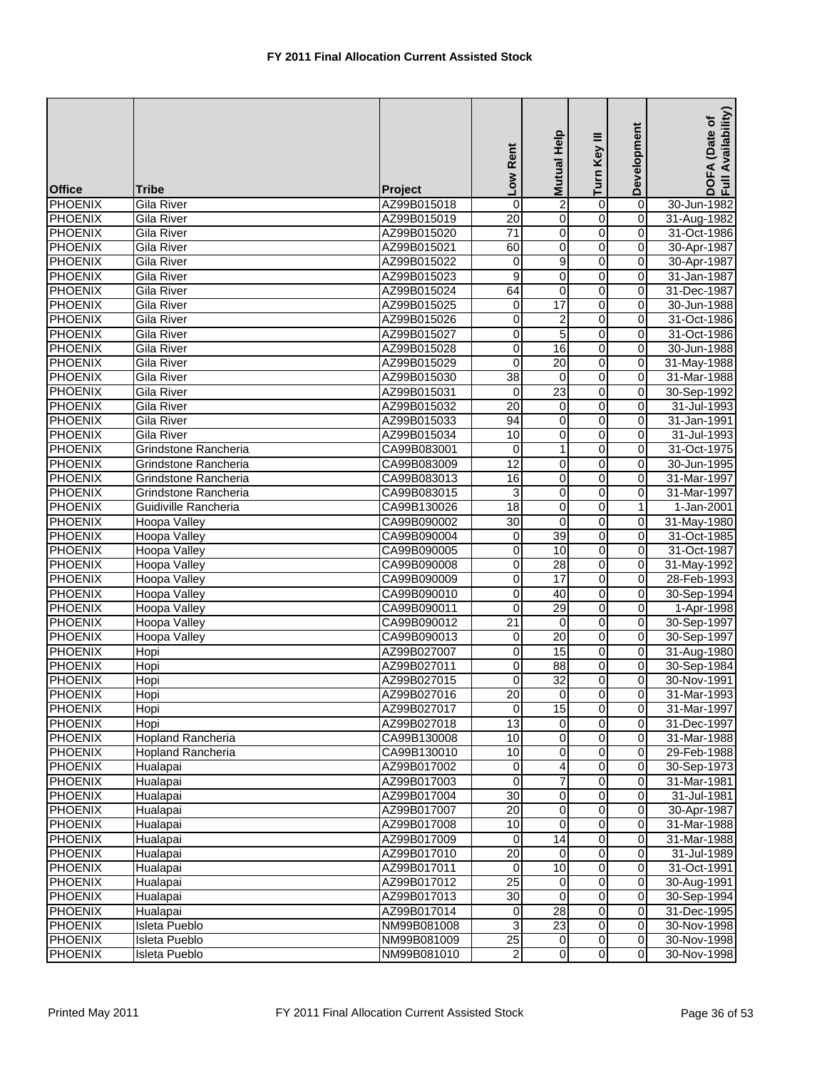# FY 2011 Final Allocation Current Assisted Stock

| Office | Tribe | Project | Low Rent | Mutual Help | Turn Key III | Development | DOFA (Date of Full Availability) |
|---|---|---|---|---|---|---|---|
| PHOENIX | Gila River | AZ99B015018 | 0 | 2 | 0 | 0 | 30-Jun-1982 |
| PHOENIX | Gila River | AZ99B015019 | 20 | 0 | 0 | 0 | 31-Aug-1982 |
| PHOENIX | Gila River | AZ99B015020 | 71 | 0 | 0 | 0 | 31-Oct-1986 |
| PHOENIX | Gila River | AZ99B015021 | 60 | 0 | 0 | 0 | 30-Apr-1987 |
| PHOENIX | Gila River | AZ99B015022 | 0 | 9 | 0 | 0 | 30-Apr-1987 |
| PHOENIX | Gila River | AZ99B015023 | 9 | 0 | 0 | 0 | 31-Jan-1987 |
| PHOENIX | Gila River | AZ99B015024 | 64 | 0 | 0 | 0 | 31-Dec-1987 |
| PHOENIX | Gila River | AZ99B015025 | 0 | 17 | 0 | 0 | 30-Jun-1988 |
| PHOENIX | Gila River | AZ99B015026 | 0 | 2 | 0 | 0 | 31-Oct-1986 |
| PHOENIX | Gila River | AZ99B015027 | 0 | 5 | 0 | 0 | 31-Oct-1986 |
| PHOENIX | Gila River | AZ99B015028 | 0 | 16 | 0 | 0 | 30-Jun-1988 |
| PHOENIX | Gila River | AZ99B015029 | 0 | 20 | 0 | 0 | 31-May-1988 |
| PHOENIX | Gila River | AZ99B015030 | 38 | 0 | 0 | 0 | 31-Mar-1988 |
| PHOENIX | Gila River | AZ99B015031 | 0 | 23 | 0 | 0 | 30-Sep-1992 |
| PHOENIX | Gila River | AZ99B015032 | 20 | 0 | 0 | 0 | 31-Jul-1993 |
| PHOENIX | Gila River | AZ99B015033 | 94 | 0 | 0 | 0 | 31-Jan-1991 |
| PHOENIX | Gila River | AZ99B015034 | 10 | 0 | 0 | 0 | 31-Jul-1993 |
| PHOENIX | Grindstone Rancheria | CA99B083001 | 0 | 1 | 0 | 0 | 31-Oct-1975 |
| PHOENIX | Grindstone Rancheria | CA99B083009 | 12 | 0 | 0 | 0 | 30-Jun-1995 |
| PHOENIX | Grindstone Rancheria | CA99B083013 | 16 | 0 | 0 | 0 | 31-Mar-1997 |
| PHOENIX | Grindstone Rancheria | CA99B083015 | 3 | 0 | 0 | 0 | 31-Mar-1997 |
| PHOENIX | Guidiville Rancheria | CA99B130026 | 18 | 0 | 0 | 1 | 1-Jan-2001 |
| PHOENIX | Hoopa Valley | CA99B090002 | 30 | 0 | 0 | 0 | 31-May-1980 |
| PHOENIX | Hoopa Valley | CA99B090004 | 0 | 39 | 0 | 0 | 31-Oct-1985 |
| PHOENIX | Hoopa Valley | CA99B090005 | 0 | 10 | 0 | 0 | 31-Oct-1987 |
| PHOENIX | Hoopa Valley | CA99B090008 | 0 | 28 | 0 | 0 | 31-May-1992 |
| PHOENIX | Hoopa Valley | CA99B090009 | 0 | 17 | 0 | 0 | 28-Feb-1993 |
| PHOENIX | Hoopa Valley | CA99B090010 | 0 | 40 | 0 | 0 | 30-Sep-1994 |
| PHOENIX | Hoopa Valley | CA99B090011 | 0 | 29 | 0 | 0 | 1-Apr-1998 |
| PHOENIX | Hoopa Valley | CA99B090012 | 21 | 0 | 0 | 0 | 30-Sep-1997 |
| PHOENIX | Hoopa Valley | CA99B090013 | 0 | 20 | 0 | 0 | 30-Sep-1997 |
| PHOENIX | Hopi | AZ99B027007 | 0 | 15 | 0 | 0 | 31-Aug-1980 |
| PHOENIX | Hopi | AZ99B027011 | 0 | 88 | 0 | 0 | 30-Sep-1984 |
| PHOENIX | Hopi | AZ99B027015 | 0 | 32 | 0 | 0 | 30-Nov-1991 |
| PHOENIX | Hopi | AZ99B027016 | 20 | 0 | 0 | 0 | 31-Mar-1993 |
| PHOENIX | Hopi | AZ99B027017 | 0 | 15 | 0 | 0 | 31-Mar-1997 |
| PHOENIX | Hopi | AZ99B027018 | 13 | 0 | 0 | 0 | 31-Dec-1997 |
| PHOENIX | Hopland Rancheria | CA99B130008 | 10 | 0 | 0 | 0 | 31-Mar-1988 |
| PHOENIX | Hopland Rancheria | CA99B130010 | 10 | 0 | 0 | 0 | 29-Feb-1988 |
| PHOENIX | Hualapai | AZ99B017002 | 0 | 4 | 0 | 0 | 30-Sep-1973 |
| PHOENIX | Hualapai | AZ99B017003 | 0 | 7 | 0 | 0 | 31-Mar-1981 |
| PHOENIX | Hualapai | AZ99B017004 | 30 | 0 | 0 | 0 | 31-Jul-1981 |
| PHOENIX | Hualapai | AZ99B017007 | 20 | 0 | 0 | 0 | 30-Apr-1987 |
| PHOENIX | Hualapai | AZ99B017008 | 10 | 0 | 0 | 0 | 31-Mar-1988 |
| PHOENIX | Hualapai | AZ99B017009 | 0 | 14 | 0 | 0 | 31-Mar-1988 |
| PHOENIX | Hualapai | AZ99B017010 | 20 | 0 | 0 | 0 | 31-Jul-1989 |
| PHOENIX | Hualapai | AZ99B017011 | 0 | 10 | 0 | 0 | 31-Oct-1991 |
| PHOENIX | Hualapai | AZ99B017012 | 25 | 0 | 0 | 0 | 30-Aug-1991 |
| PHOENIX | Hualapai | AZ99B017013 | 30 | 0 | 0 | 0 | 30-Sep-1994 |
| PHOENIX | Hualapai | AZ99B017014 | 0 | 28 | 0 | 0 | 31-Dec-1995 |
| PHOENIX | Isleta Pueblo | NM99B081008 | 3 | 23 | 0 | 0 | 30-Nov-1998 |
| PHOENIX | Isleta Pueblo | NM99B081009 | 25 | 0 | 0 | 0 | 30-Nov-1998 |
| PHOENIX | Isleta Pueblo | NM99B081010 | 2 | 0 | 0 | 0 | 30-Nov-1998 |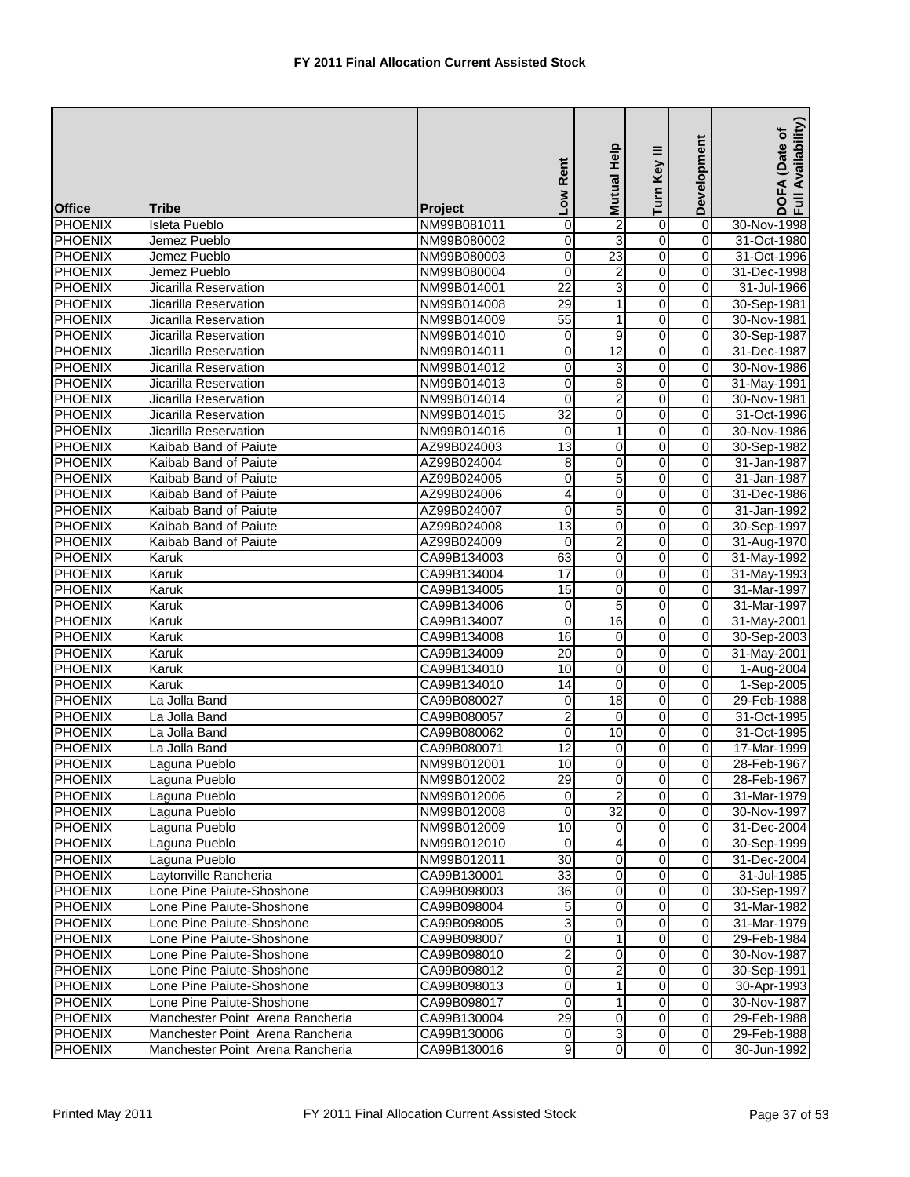# FY 2011 Final Allocation Current Assisted Stock

| Office | Tribe | Project | Low Rent | Mutual Help | Turn Key III | Development | DOFA (Date of Full Availability) |
|---|---|---|---|---|---|---|---|
| PHOENIX | Isleta Pueblo | NM99B081011 | 0 | 2 | 0 | 0 | 30-Nov-1998 |
| PHOENIX | Jemez Pueblo | NM99B080002 | 0 | 3 | 0 | 0 | 31-Oct-1980 |
| PHOENIX | Jemez Pueblo | NM99B080003 | 0 | 23 | 0 | 0 | 31-Oct-1996 |
| PHOENIX | Jemez Pueblo | NM99B080004 | 0 | 2 | 0 | 0 | 31-Dec-1998 |
| PHOENIX | Jicarilla Reservation | NM99B014001 | 22 | 3 | 0 | 0 | 31-Jul-1966 |
| PHOENIX | Jicarilla Reservation | NM99B014008 | 29 | 1 | 0 | 0 | 30-Sep-1981 |
| PHOENIX | Jicarilla Reservation | NM99B014009 | 55 | 1 | 0 | 0 | 30-Nov-1981 |
| PHOENIX | Jicarilla Reservation | NM99B014010 | 0 | 9 | 0 | 0 | 30-Sep-1987 |
| PHOENIX | Jicarilla Reservation | NM99B014011 | 0 | 12 | 0 | 0 | 31-Dec-1987 |
| PHOENIX | Jicarilla Reservation | NM99B014012 | 0 | 3 | 0 | 0 | 30-Nov-1986 |
| PHOENIX | Jicarilla Reservation | NM99B014013 | 0 | 8 | 0 | 0 | 31-May-1991 |
| PHOENIX | Jicarilla Reservation | NM99B014014 | 0 | 2 | 0 | 0 | 30-Nov-1981 |
| PHOENIX | Jicarilla Reservation | NM99B014015 | 32 | 0 | 0 | 0 | 31-Oct-1996 |
| PHOENIX | Jicarilla Reservation | NM99B014016 | 0 | 1 | 0 | 0 | 30-Nov-1986 |
| PHOENIX | Kaibab Band of Paiute | AZ99B024003 | 13 | 0 | 0 | 0 | 30-Sep-1982 |
| PHOENIX | Kaibab Band of Paiute | AZ99B024004 | 8 | 0 | 0 | 0 | 31-Jan-1987 |
| PHOENIX | Kaibab Band of Paiute | AZ99B024005 | 0 | 5 | 0 | 0 | 31-Jan-1987 |
| PHOENIX | Kaibab Band of Paiute | AZ99B024006 | 4 | 0 | 0 | 0 | 31-Dec-1986 |
| PHOENIX | Kaibab Band of Paiute | AZ99B024007 | 0 | 5 | 0 | 0 | 31-Jan-1992 |
| PHOENIX | Kaibab Band of Paiute | AZ99B024008 | 13 | 0 | 0 | 0 | 30-Sep-1997 |
| PHOENIX | Kaibab Band of Paiute | AZ99B024009 | 0 | 2 | 0 | 0 | 31-Aug-1970 |
| PHOENIX | Karuk | CA99B134003 | 63 | 0 | 0 | 0 | 31-May-1992 |
| PHOENIX | Karuk | CA99B134004 | 17 | 0 | 0 | 0 | 31-May-1993 |
| PHOENIX | Karuk | CA99B134005 | 15 | 0 | 0 | 0 | 31-Mar-1997 |
| PHOENIX | Karuk | CA99B134006 | 0 | 5 | 0 | 0 | 31-Mar-1997 |
| PHOENIX | Karuk | CA99B134007 | 0 | 16 | 0 | 0 | 31-May-2001 |
| PHOENIX | Karuk | CA99B134008 | 16 | 0 | 0 | 0 | 30-Sep-2003 |
| PHOENIX | Karuk | CA99B134009 | 20 | 0 | 0 | 0 | 31-May-2001 |
| PHOENIX | Karuk | CA99B134010 | 10 | 0 | 0 | 0 | 1-Aug-2004 |
| PHOENIX | Karuk | CA99B134010 | 14 | 0 | 0 | 0 | 1-Sep-2005 |
| PHOENIX | La Jolla Band | CA99B080027 | 0 | 18 | 0 | 0 | 29-Feb-1988 |
| PHOENIX | La Jolla Band | CA99B080057 | 2 | 0 | 0 | 0 | 31-Oct-1995 |
| PHOENIX | La Jolla Band | CA99B080062 | 0 | 10 | 0 | 0 | 31-Oct-1995 |
| PHOENIX | La Jolla Band | CA99B080071 | 12 | 0 | 0 | 0 | 17-Mar-1999 |
| PHOENIX | Laguna Pueblo | NM99B012001 | 10 | 0 | 0 | 0 | 28-Feb-1967 |
| PHOENIX | Laguna Pueblo | NM99B012002 | 29 | 0 | 0 | 0 | 28-Feb-1967 |
| PHOENIX | Laguna Pueblo | NM99B012006 | 0 | 2 | 0 | 0 | 31-Mar-1979 |
| PHOENIX | Laguna Pueblo | NM99B012008 | 0 | 32 | 0 | 0 | 30-Nov-1997 |
| PHOENIX | Laguna Pueblo | NM99B012009 | 10 | 0 | 0 | 0 | 31-Dec-2004 |
| PHOENIX | Laguna Pueblo | NM99B012010 | 0 | 4 | 0 | 0 | 30-Sep-1999 |
| PHOENIX | Laguna Pueblo | NM99B012011 | 30 | 0 | 0 | 0 | 31-Dec-2004 |
| PHOENIX | Laytonville Rancheria | CA99B130001 | 33 | 0 | 0 | 0 | 31-Jul-1985 |
| PHOENIX | Lone Pine Paiute-Shoshone | CA99B098003 | 36 | 0 | 0 | 0 | 30-Sep-1997 |
| PHOENIX | Lone Pine Paiute-Shoshone | CA99B098004 | 5 | 0 | 0 | 0 | 31-Mar-1982 |
| PHOENIX | Lone Pine Paiute-Shoshone | CA99B098005 | 3 | 0 | 0 | 0 | 31-Mar-1979 |
| PHOENIX | Lone Pine Paiute-Shoshone | CA99B098007 | 0 | 1 | 0 | 0 | 29-Feb-1984 |
| PHOENIX | Lone Pine Paiute-Shoshone | CA99B098010 | 2 | 0 | 0 | 0 | 30-Nov-1987 |
| PHOENIX | Lone Pine Paiute-Shoshone | CA99B098012 | 0 | 2 | 0 | 0 | 30-Sep-1991 |
| PHOENIX | Lone Pine Paiute-Shoshone | CA99B098013 | 0 | 1 | 0 | 0 | 30-Apr-1993 |
| PHOENIX | Lone Pine Paiute-Shoshone | CA99B098017 | 0 | 1 | 0 | 0 | 30-Nov-1987 |
| PHOENIX | Manchester Point Arena Rancheria | CA99B130004 | 29 | 0 | 0 | 0 | 29-Feb-1988 |
| PHOENIX | Manchester Point Arena Rancheria | CA99B130006 | 0 | 3 | 0 | 0 | 29-Feb-1988 |
| PHOENIX | Manchester Point Arena Rancheria | CA99B130016 | 9 | 0 | 0 | 0 | 30-Jun-1992 |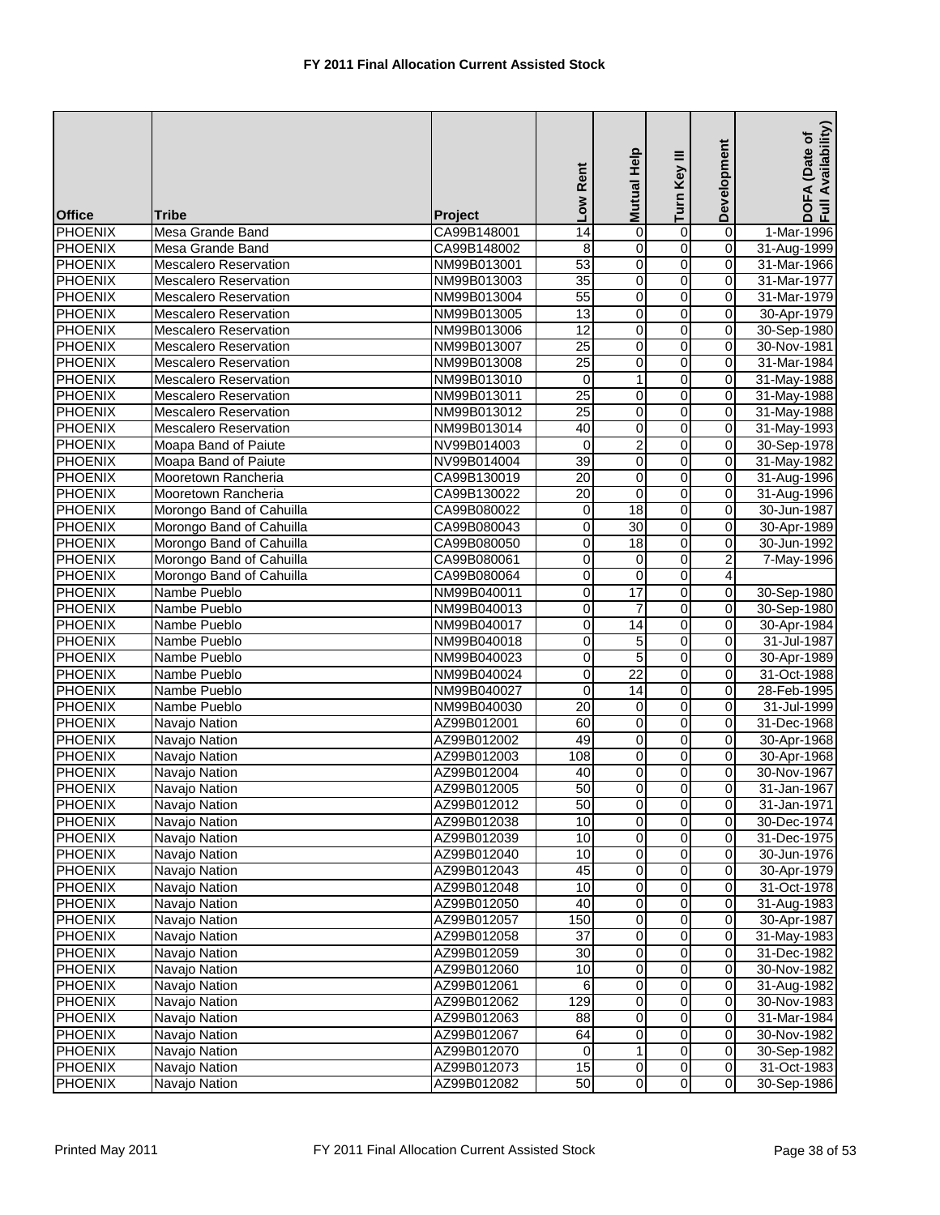# FY 2011 Final Allocation Current Assisted Stock

| Office | Tribe | Project | Low Rent | Mutual Help | Turn Key III | Development | DOFA (Date of Full Availability) |
|---|---|---|---|---|---|---|---|
| PHOENIX | Mesa Grande Band | CA99B148001 | 14 | 0 | 0 | 0 | 1-Mar-1996 |
| PHOENIX | Mesa Grande Band | CA99B148002 | 8 | 0 | 0 | 0 | 31-Aug-1999 |
| PHOENIX | Mescalero Reservation | NM99B013001 | 53 | 0 | 0 | 0 | 31-Mar-1966 |
| PHOENIX | Mescalero Reservation | NM99B013003 | 35 | 0 | 0 | 0 | 31-Mar-1977 |
| PHOENIX | Mescalero Reservation | NM99B013004 | 55 | 0 | 0 | 0 | 31-Mar-1979 |
| PHOENIX | Mescalero Reservation | NM99B013005 | 13 | 0 | 0 | 0 | 30-Apr-1979 |
| PHOENIX | Mescalero Reservation | NM99B013006 | 12 | 0 | 0 | 0 | 30-Sep-1980 |
| PHOENIX | Mescalero Reservation | NM99B013007 | 25 | 0 | 0 | 0 | 30-Nov-1981 |
| PHOENIX | Mescalero Reservation | NM99B013008 | 25 | 0 | 0 | 0 | 31-Mar-1984 |
| PHOENIX | Mescalero Reservation | NM99B013010 | 0 | 1 | 0 | 0 | 31-May-1988 |
| PHOENIX | Mescalero Reservation | NM99B013011 | 25 | 0 | 0 | 0 | 31-May-1988 |
| PHOENIX | Mescalero Reservation | NM99B013012 | 25 | 0 | 0 | 0 | 31-May-1988 |
| PHOENIX | Mescalero Reservation | NM99B013014 | 40 | 0 | 0 | 0 | 31-May-1993 |
| PHOENIX | Moapa Band of Paiute | NV99B014003 | 0 | 2 | 0 | 0 | 30-Sep-1978 |
| PHOENIX | Moapa Band of Paiute | NV99B014004 | 39 | 0 | 0 | 0 | 31-May-1982 |
| PHOENIX | Mooretown Rancheria | CA99B130019 | 20 | 0 | 0 | 0 | 31-Aug-1996 |
| PHOENIX | Mooretown Rancheria | CA99B130022 | 20 | 0 | 0 | 0 | 31-Aug-1996 |
| PHOENIX | Morongo Band of Cahuilla | CA99B080022 | 0 | 18 | 0 | 0 | 30-Jun-1987 |
| PHOENIX | Morongo Band of Cahuilla | CA99B080043 | 0 | 30 | 0 | 0 | 30-Apr-1989 |
| PHOENIX | Morongo Band of Cahuilla | CA99B080050 | 0 | 18 | 0 | 0 | 30-Jun-1992 |
| PHOENIX | Morongo Band of Cahuilla | CA99B080061 | 0 | 0 | 0 | 2 | 7-May-1996 |
| PHOENIX | Morongo Band of Cahuilla | CA99B080064 | 0 | 0 | 0 | 4 | |
| PHOENIX | Nambe Pueblo | NM99B040011 | 0 | 17 | 0 | 0 | 30-Sep-1980 |
| PHOENIX | Nambe Pueblo | NM99B040013 | 0 | 7 | 0 | 0 | 30-Sep-1980 |
| PHOENIX | Nambe Pueblo | NM99B040017 | 0 | 14 | 0 | 0 | 30-Apr-1984 |
| PHOENIX | Nambe Pueblo | NM99B040018 | 0 | 5 | 0 | 0 | 31-Jul-1987 |
| PHOENIX | Nambe Pueblo | NM99B040023 | 0 | 5 | 0 | 0 | 30-Apr-1989 |
| PHOENIX | Nambe Pueblo | NM99B040024 | 0 | 22 | 0 | 0 | 31-Oct-1988 |
| PHOENIX | Nambe Pueblo | NM99B040027 | 0 | 14 | 0 | 0 | 28-Feb-1995 |
| PHOENIX | Nambe Pueblo | NM99B040030 | 20 | 0 | 0 | 0 | 31-Jul-1999 |
| PHOENIX | Navajo Nation | AZ99B012001 | 60 | 0 | 0 | 0 | 31-Dec-1968 |
| PHOENIX | Navajo Nation | AZ99B012002 | 49 | 0 | 0 | 0 | 30-Apr-1968 |
| PHOENIX | Navajo Nation | AZ99B012003 | 108 | 0 | 0 | 0 | 30-Apr-1968 |
| PHOENIX | Navajo Nation | AZ99B012004 | 40 | 0 | 0 | 0 | 30-Nov-1967 |
| PHOENIX | Navajo Nation | AZ99B012005 | 50 | 0 | 0 | 0 | 31-Jan-1967 |
| PHOENIX | Navajo Nation | AZ99B012012 | 50 | 0 | 0 | 0 | 31-Jan-1971 |
| PHOENIX | Navajo Nation | AZ99B012038 | 10 | 0 | 0 | 0 | 30-Dec-1974 |
| PHOENIX | Navajo Nation | AZ99B012039 | 10 | 0 | 0 | 0 | 31-Dec-1975 |
| PHOENIX | Navajo Nation | AZ99B012040 | 10 | 0 | 0 | 0 | 30-Jun-1976 |
| PHOENIX | Navajo Nation | AZ99B012043 | 45 | 0 | 0 | 0 | 30-Apr-1979 |
| PHOENIX | Navajo Nation | AZ99B012048 | 10 | 0 | 0 | 0 | 31-Oct-1978 |
| PHOENIX | Navajo Nation | AZ99B012050 | 40 | 0 | 0 | 0 | 31-Aug-1983 |
| PHOENIX | Navajo Nation | AZ99B012057 | 150 | 0 | 0 | 0 | 30-Apr-1987 |
| PHOENIX | Navajo Nation | AZ99B012058 | 37 | 0 | 0 | 0 | 31-May-1983 |
| PHOENIX | Navajo Nation | AZ99B012059 | 30 | 0 | 0 | 0 | 31-Dec-1982 |
| PHOENIX | Navajo Nation | AZ99B012060 | 10 | 0 | 0 | 0 | 30-Nov-1982 |
| PHOENIX | Navajo Nation | AZ99B012061 | 6 | 0 | 0 | 0 | 31-Aug-1982 |
| PHOENIX | Navajo Nation | AZ99B012062 | 129 | 0 | 0 | 0 | 30-Nov-1983 |
| PHOENIX | Navajo Nation | AZ99B012063 | 88 | 0 | 0 | 0 | 31-Mar-1984 |
| PHOENIX | Navajo Nation | AZ99B012067 | 64 | 0 | 0 | 0 | 30-Nov-1982 |
| PHOENIX | Navajo Nation | AZ99B012070 | 0 | 1 | 0 | 0 | 30-Sep-1982 |
| PHOENIX | Navajo Nation | AZ99B012073 | 15 | 0 | 0 | 0 | 31-Oct-1983 |
| PHOENIX | Navajo Nation | AZ99B012082 | 50 | 0 | 0 | 0 | 30-Sep-1986 |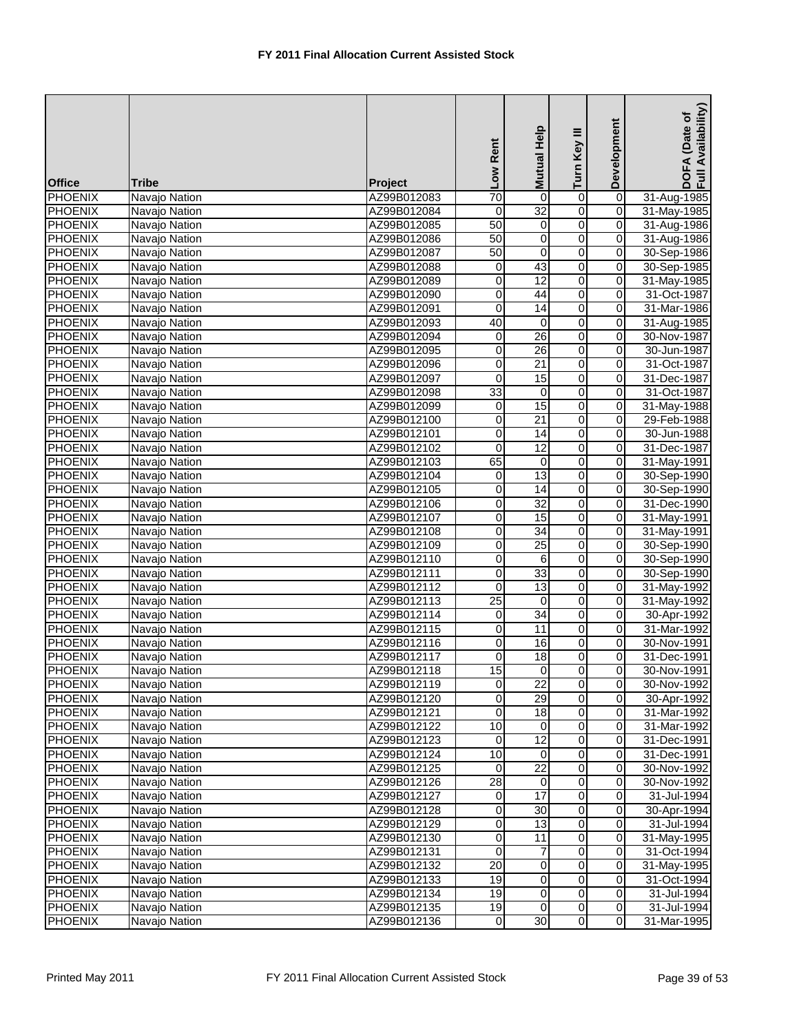# FY 2011 Final Allocation Current Assisted Stock

| Office | Tribe | Project | Low Rent | Mutual Help | Turn Key III | Development | DOFA (Date of Full Availability) |
|---|---|---|---|---|---|---|---|
| PHOENIX | Navajo Nation | AZ99B012083 | 70 | 0 | 0 | 0 | 31-Aug-1985 |
| PHOENIX | Navajo Nation | AZ99B012084 | 0 | 32 | 0 | 0 | 31-May-1985 |
| PHOENIX | Navajo Nation | AZ99B012085 | 50 | 0 | 0 | 0 | 31-Aug-1986 |
| PHOENIX | Navajo Nation | AZ99B012086 | 50 | 0 | 0 | 0 | 31-Aug-1986 |
| PHOENIX | Navajo Nation | AZ99B012087 | 50 | 0 | 0 | 0 | 30-Sep-1986 |
| PHOENIX | Navajo Nation | AZ99B012088 | 0 | 43 | 0 | 0 | 30-Sep-1985 |
| PHOENIX | Navajo Nation | AZ99B012089 | 0 | 12 | 0 | 0 | 31-May-1985 |
| PHOENIX | Navajo Nation | AZ99B012090 | 0 | 44 | 0 | 0 | 31-Oct-1987 |
| PHOENIX | Navajo Nation | AZ99B012091 | 0 | 14 | 0 | 0 | 31-Mar-1986 |
| PHOENIX | Navajo Nation | AZ99B012093 | 40 | 0 | 0 | 0 | 31-Aug-1985 |
| PHOENIX | Navajo Nation | AZ99B012094 | 0 | 26 | 0 | 0 | 30-Nov-1987 |
| PHOENIX | Navajo Nation | AZ99B012095 | 0 | 26 | 0 | 0 | 30-Jun-1987 |
| PHOENIX | Navajo Nation | AZ99B012096 | 0 | 21 | 0 | 0 | 31-Oct-1987 |
| PHOENIX | Navajo Nation | AZ99B012097 | 0 | 15 | 0 | 0 | 31-Dec-1987 |
| PHOENIX | Navajo Nation | AZ99B012098 | 33 | 0 | 0 | 0 | 31-Oct-1987 |
| PHOENIX | Navajo Nation | AZ99B012099 | 0 | 15 | 0 | 0 | 31-May-1988 |
| PHOENIX | Navajo Nation | AZ99B012100 | 0 | 21 | 0 | 0 | 29-Feb-1988 |
| PHOENIX | Navajo Nation | AZ99B012101 | 0 | 14 | 0 | 0 | 30-Jun-1988 |
| PHOENIX | Navajo Nation | AZ99B012102 | 0 | 12 | 0 | 0 | 31-Dec-1987 |
| PHOENIX | Navajo Nation | AZ99B012103 | 65 | 0 | 0 | 0 | 31-May-1991 |
| PHOENIX | Navajo Nation | AZ99B012104 | 0 | 13 | 0 | 0 | 30-Sep-1990 |
| PHOENIX | Navajo Nation | AZ99B012105 | 0 | 14 | 0 | 0 | 30-Sep-1990 |
| PHOENIX | Navajo Nation | AZ99B012106 | 0 | 32 | 0 | 0 | 31-Dec-1990 |
| PHOENIX | Navajo Nation | AZ99B012107 | 0 | 15 | 0 | 0 | 31-May-1991 |
| PHOENIX | Navajo Nation | AZ99B012108 | 0 | 34 | 0 | 0 | 31-May-1991 |
| PHOENIX | Navajo Nation | AZ99B012109 | 0 | 25 | 0 | 0 | 30-Sep-1990 |
| PHOENIX | Navajo Nation | AZ99B012110 | 0 | 6 | 0 | 0 | 30-Sep-1990 |
| PHOENIX | Navajo Nation | AZ99B012111 | 0 | 33 | 0 | 0 | 30-Sep-1990 |
| PHOENIX | Navajo Nation | AZ99B012112 | 0 | 13 | 0 | 0 | 31-May-1992 |
| PHOENIX | Navajo Nation | AZ99B012113 | 25 | 0 | 0 | 0 | 31-May-1992 |
| PHOENIX | Navajo Nation | AZ99B012114 | 0 | 34 | 0 | 0 | 30-Apr-1992 |
| PHOENIX | Navajo Nation | AZ99B012115 | 0 | 11 | 0 | 0 | 31-Mar-1992 |
| PHOENIX | Navajo Nation | AZ99B012116 | 0 | 16 | 0 | 0 | 30-Nov-1991 |
| PHOENIX | Navajo Nation | AZ99B012117 | 0 | 18 | 0 | 0 | 31-Dec-1991 |
| PHOENIX | Navajo Nation | AZ99B012118 | 15 | 0 | 0 | 0 | 30-Nov-1991 |
| PHOENIX | Navajo Nation | AZ99B012119 | 0 | 22 | 0 | 0 | 30-Nov-1992 |
| PHOENIX | Navajo Nation | AZ99B012120 | 0 | 29 | 0 | 0 | 30-Apr-1992 |
| PHOENIX | Navajo Nation | AZ99B012121 | 0 | 18 | 0 | 0 | 31-Mar-1992 |
| PHOENIX | Navajo Nation | AZ99B012122 | 10 | 0 | 0 | 0 | 31-Mar-1992 |
| PHOENIX | Navajo Nation | AZ99B012123 | 0 | 12 | 0 | 0 | 31-Dec-1991 |
| PHOENIX | Navajo Nation | AZ99B012124 | 10 | 0 | 0 | 0 | 31-Dec-1991 |
| PHOENIX | Navajo Nation | AZ99B012125 | 0 | 22 | 0 | 0 | 30-Nov-1992 |
| PHOENIX | Navajo Nation | AZ99B012126 | 28 | 0 | 0 | 0 | 30-Nov-1992 |
| PHOENIX | Navajo Nation | AZ99B012127 | 0 | 17 | 0 | 0 | 31-Jul-1994 |
| PHOENIX | Navajo Nation | AZ99B012128 | 0 | 30 | 0 | 0 | 30-Apr-1994 |
| PHOENIX | Navajo Nation | AZ99B012129 | 0 | 13 | 0 | 0 | 31-Jul-1994 |
| PHOENIX | Navajo Nation | AZ99B012130 | 0 | 11 | 0 | 0 | 31-May-1995 |
| PHOENIX | Navajo Nation | AZ99B012131 | 0 | 7 | 0 | 0 | 31-Oct-1994 |
| PHOENIX | Navajo Nation | AZ99B012132 | 20 | 0 | 0 | 0 | 31-May-1995 |
| PHOENIX | Navajo Nation | AZ99B012133 | 19 | 0 | 0 | 0 | 31-Oct-1994 |
| PHOENIX | Navajo Nation | AZ99B012134 | 19 | 0 | 0 | 0 | 31-Jul-1994 |
| PHOENIX | Navajo Nation | AZ99B012135 | 19 | 0 | 0 | 0 | 31-Jul-1994 |
| PHOENIX | Navajo Nation | AZ99B012136 | 0 | 30 | 0 | 0 | 31-Mar-1995 |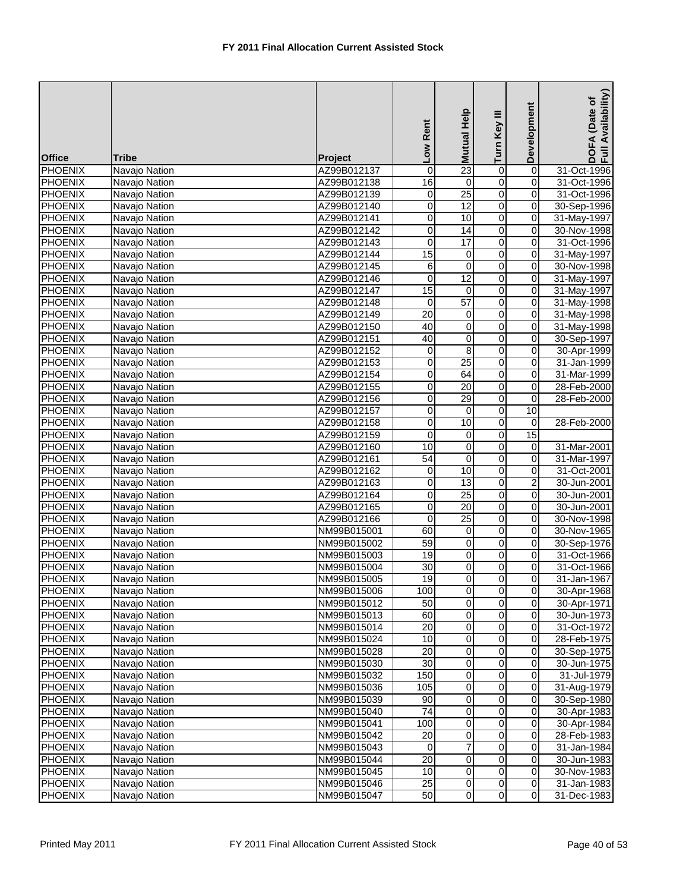# FY 2011 Final Allocation Current Assisted Stock

| Office | Tribe | Project | Low Rent | Mutual Help | Turn Key III | Development | DOFA (Date of Full Availability) |
|---|---|---|---|---|---|---|---|
| PHOENIX | Navajo Nation | AZ99B012137 | 0 | 23 | 0 | 0 | 31-Oct-1996 |
| PHOENIX | Navajo Nation | AZ99B012138 | 16 | 0 | 0 | 0 | 31-Oct-1996 |
| PHOENIX | Navajo Nation | AZ99B012139 | 0 | 25 | 0 | 0 | 31-Oct-1996 |
| PHOENIX | Navajo Nation | AZ99B012140 | 0 | 12 | 0 | 0 | 30-Sep-1996 |
| PHOENIX | Navajo Nation | AZ99B012141 | 0 | 10 | 0 | 0 | 31-May-1997 |
| PHOENIX | Navajo Nation | AZ99B012142 | 0 | 14 | 0 | 0 | 30-Nov-1998 |
| PHOENIX | Navajo Nation | AZ99B012143 | 0 | 17 | 0 | 0 | 31-Oct-1996 |
| PHOENIX | Navajo Nation | AZ99B012144 | 15 | 0 | 0 | 0 | 31-May-1997 |
| PHOENIX | Navajo Nation | AZ99B012145 | 6 | 0 | 0 | 0 | 30-Nov-1998 |
| PHOENIX | Navajo Nation | AZ99B012146 | 0 | 12 | 0 | 0 | 31-May-1997 |
| PHOENIX | Navajo Nation | AZ99B012147 | 15 | 0 | 0 | 0 | 31-May-1997 |
| PHOENIX | Navajo Nation | AZ99B012148 | 0 | 57 | 0 | 0 | 31-May-1998 |
| PHOENIX | Navajo Nation | AZ99B012149 | 20 | 0 | 0 | 0 | 31-May-1998 |
| PHOENIX | Navajo Nation | AZ99B012150 | 40 | 0 | 0 | 0 | 31-May-1998 |
| PHOENIX | Navajo Nation | AZ99B012151 | 40 | 0 | 0 | 0 | 30-Sep-1997 |
| PHOENIX | Navajo Nation | AZ99B012152 | 0 | 8 | 0 | 0 | 30-Apr-1999 |
| PHOENIX | Navajo Nation | AZ99B012153 | 0 | 25 | 0 | 0 | 31-Jan-1999 |
| PHOENIX | Navajo Nation | AZ99B012154 | 0 | 64 | 0 | 0 | 31-Mar-1999 |
| PHOENIX | Navajo Nation | AZ99B012155 | 0 | 20 | 0 | 0 | 28-Feb-2000 |
| PHOENIX | Navajo Nation | AZ99B012156 | 0 | 29 | 0 | 0 | 28-Feb-2000 |
| PHOENIX | Navajo Nation | AZ99B012157 | 0 | 0 | 0 | 10 | |
| PHOENIX | Navajo Nation | AZ99B012158 | 0 | 10 | 0 | 0 | 28-Feb-2000 |
| PHOENIX | Navajo Nation | AZ99B012159 | 0 | 0 | 0 | 15 | |
| PHOENIX | Navajo Nation | AZ99B012160 | 10 | 0 | 0 | 0 | 31-Mar-2001 |
| PHOENIX | Navajo Nation | AZ99B012161 | 54 | 0 | 0 | 0 | 31-Mar-1997 |
| PHOENIX | Navajo Nation | AZ99B012162 | 0 | 10 | 0 | 0 | 31-Oct-2001 |
| PHOENIX | Navajo Nation | AZ99B012163 | 0 | 13 | 0 | 2 | 30-Jun-2001 |
| PHOENIX | Navajo Nation | AZ99B012164 | 0 | 25 | 0 | 0 | 30-Jun-2001 |
| PHOENIX | Navajo Nation | AZ99B012165 | 0 | 20 | 0 | 0 | 30-Jun-2001 |
| PHOENIX | Navajo Nation | AZ99B012166 | 0 | 25 | 0 | 0 | 30-Nov-1998 |
| PHOENIX | Navajo Nation | NM99B015001 | 60 | 0 | 0 | 0 | 30-Nov-1965 |
| PHOENIX | Navajo Nation | NM99B015002 | 59 | 0 | 0 | 0 | 30-Sep-1976 |
| PHOENIX | Navajo Nation | NM99B015003 | 19 | 0 | 0 | 0 | 31-Oct-1966 |
| PHOENIX | Navajo Nation | NM99B015004 | 30 | 0 | 0 | 0 | 31-Oct-1966 |
| PHOENIX | Navajo Nation | NM99B015005 | 19 | 0 | 0 | 0 | 31-Jan-1967 |
| PHOENIX | Navajo Nation | NM99B015006 | 100 | 0 | 0 | 0 | 30-Apr-1968 |
| PHOENIX | Navajo Nation | NM99B015012 | 50 | 0 | 0 | 0 | 30-Apr-1971 |
| PHOENIX | Navajo Nation | NM99B015013 | 60 | 0 | 0 | 0 | 30-Jun-1973 |
| PHOENIX | Navajo Nation | NM99B015014 | 20 | 0 | 0 | 0 | 31-Oct-1972 |
| PHOENIX | Navajo Nation | NM99B015024 | 10 | 0 | 0 | 0 | 28-Feb-1975 |
| PHOENIX | Navajo Nation | NM99B015028 | 20 | 0 | 0 | 0 | 30-Sep-1975 |
| PHOENIX | Navajo Nation | NM99B015030 | 30 | 0 | 0 | 0 | 30-Jun-1975 |
| PHOENIX | Navajo Nation | NM99B015032 | 150 | 0 | 0 | 0 | 31-Jul-1979 |
| PHOENIX | Navajo Nation | NM99B015036 | 105 | 0 | 0 | 0 | 31-Aug-1979 |
| PHOENIX | Navajo Nation | NM99B015039 | 90 | 0 | 0 | 0 | 30-Sep-1980 |
| PHOENIX | Navajo Nation | NM99B015040 | 74 | 0 | 0 | 0 | 30-Apr-1983 |
| PHOENIX | Navajo Nation | NM99B015041 | 100 | 0 | 0 | 0 | 30-Apr-1984 |
| PHOENIX | Navajo Nation | NM99B015042 | 20 | 0 | 0 | 0 | 28-Feb-1983 |
| PHOENIX | Navajo Nation | NM99B015043 | 0 | 7 | 0 | 0 | 31-Jan-1984 |
| PHOENIX | Navajo Nation | NM99B015044 | 20 | 0 | 0 | 0 | 30-Jun-1983 |
| PHOENIX | Navajo Nation | NM99B015045 | 10 | 0 | 0 | 0 | 30-Nov-1983 |
| PHOENIX | Navajo Nation | NM99B015046 | 25 | 0 | 0 | 0 | 31-Jan-1983 |
| PHOENIX | Navajo Nation | NM99B015047 | 50 | 0 | 0 | 0 | 31-Dec-1983 |

Printed May 2011 FY 2011 Final Allocation Current Assisted Stock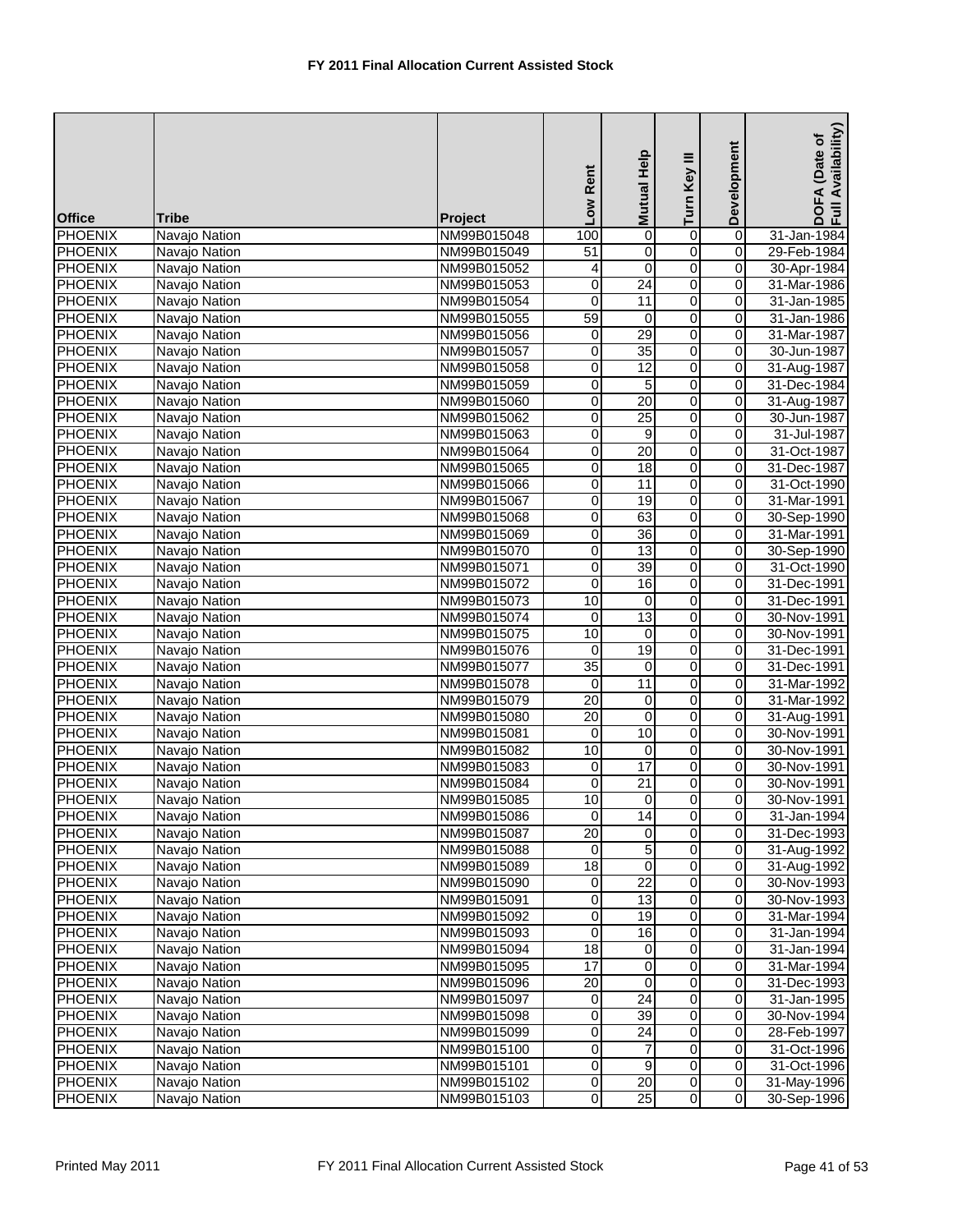# FY 2011 Final Allocation Current Assisted Stock

| Office | Tribe | Project | Low Rent | Mutual Help | Turn Key III | Development | DOFA (Date of Full Availability) |
|---|---|---|---|---|---|---|---|
| PHOENIX | Navajo Nation | NM99B015048 | 100 | 0 | 0 | 0 | 31-Jan-1984 |
| PHOENIX | Navajo Nation | NM99B015049 | 51 | 0 | 0 | 0 | 29-Feb-1984 |
| PHOENIX | Navajo Nation | NM99B015052 | 4 | 0 | 0 | 0 | 30-Apr-1984 |
| PHOENIX | Navajo Nation | NM99B015053 | 0 | 24 | 0 | 0 | 31-Mar-1986 |
| PHOENIX | Navajo Nation | NM99B015054 | 0 | 11 | 0 | 0 | 31-Jan-1985 |
| PHOENIX | Navajo Nation | NM99B015055 | 59 | 0 | 0 | 0 | 31-Jan-1986 |
| PHOENIX | Navajo Nation | NM99B015056 | 0 | 29 | 0 | 0 | 31-Mar-1987 |
| PHOENIX | Navajo Nation | NM99B015057 | 0 | 35 | 0 | 0 | 30-Jun-1987 |
| PHOENIX | Navajo Nation | NM99B015058 | 0 | 12 | 0 | 0 | 31-Aug-1987 |
| PHOENIX | Navajo Nation | NM99B015059 | 0 | 5 | 0 | 0 | 31-Dec-1984 |
| PHOENIX | Navajo Nation | NM99B015060 | 0 | 20 | 0 | 0 | 31-Aug-1987 |
| PHOENIX | Navajo Nation | NM99B015062 | 0 | 25 | 0 | 0 | 30-Jun-1987 |
| PHOENIX | Navajo Nation | NM99B015063 | 0 | 9 | 0 | 0 | 31-Jul-1987 |
| PHOENIX | Navajo Nation | NM99B015064 | 0 | 20 | 0 | 0 | 31-Oct-1987 |
| PHOENIX | Navajo Nation | NM99B015065 | 0 | 18 | 0 | 0 | 31-Dec-1987 |
| PHOENIX | Navajo Nation | NM99B015066 | 0 | 11 | 0 | 0 | 31-Oct-1990 |
| PHOENIX | Navajo Nation | NM99B015067 | 0 | 19 | 0 | 0 | 31-Mar-1991 |
| PHOENIX | Navajo Nation | NM99B015068 | 0 | 63 | 0 | 0 | 30-Sep-1990 |
| PHOENIX | Navajo Nation | NM99B015069 | 0 | 36 | 0 | 0 | 31-Mar-1991 |
| PHOENIX | Navajo Nation | NM99B015070 | 0 | 13 | 0 | 0 | 30-Sep-1990 |
| PHOENIX | Navajo Nation | NM99B015071 | 0 | 39 | 0 | 0 | 31-Oct-1990 |
| PHOENIX | Navajo Nation | NM99B015072 | 0 | 16 | 0 | 0 | 31-Dec-1991 |
| PHOENIX | Navajo Nation | NM99B015073 | 10 | 0 | 0 | 0 | 31-Dec-1991 |
| PHOENIX | Navajo Nation | NM99B015074 | 0 | 13 | 0 | 0 | 30-Nov-1991 |
| PHOENIX | Navajo Nation | NM99B015075 | 10 | 0 | 0 | 0 | 30-Nov-1991 |
| PHOENIX | Navajo Nation | NM99B015076 | 0 | 19 | 0 | 0 | 31-Dec-1991 |
| PHOENIX | Navajo Nation | NM99B015077 | 35 | 0 | 0 | 0 | 31-Dec-1991 |
| PHOENIX | Navajo Nation | NM99B015078 | 0 | 11 | 0 | 0 | 31-Mar-1992 |
| PHOENIX | Navajo Nation | NM99B015079 | 20 | 0 | 0 | 0 | 31-Mar-1992 |
| PHOENIX | Navajo Nation | NM99B015080 | 20 | 0 | 0 | 0 | 31-Aug-1991 |
| PHOENIX | Navajo Nation | NM99B015081 | 0 | 10 | 0 | 0 | 30-Nov-1991 |
| PHOENIX | Navajo Nation | NM99B015082 | 10 | 0 | 0 | 0 | 30-Nov-1991 |
| PHOENIX | Navajo Nation | NM99B015083 | 0 | 17 | 0 | 0 | 30-Nov-1991 |
| PHOENIX | Navajo Nation | NM99B015084 | 0 | 21 | 0 | 0 | 30-Nov-1991 |
| PHOENIX | Navajo Nation | NM99B015085 | 10 | 0 | 0 | 0 | 30-Nov-1991 |
| PHOENIX | Navajo Nation | NM99B015086 | 0 | 14 | 0 | 0 | 31-Jan-1994 |
| PHOENIX | Navajo Nation | NM99B015087 | 20 | 0 | 0 | 0 | 31-Dec-1993 |
| PHOENIX | Navajo Nation | NM99B015088 | 0 | 5 | 0 | 0 | 31-Aug-1992 |
| PHOENIX | Navajo Nation | NM99B015089 | 18 | 0 | 0 | 0 | 31-Aug-1992 |
| PHOENIX | Navajo Nation | NM99B015090 | 0 | 22 | 0 | 0 | 30-Nov-1993 |
| PHOENIX | Navajo Nation | NM99B015091 | 0 | 13 | 0 | 0 | 30-Nov-1993 |
| PHOENIX | Navajo Nation | NM99B015092 | 0 | 19 | 0 | 0 | 31-Mar-1994 |
| PHOENIX | Navajo Nation | NM99B015093 | 0 | 16 | 0 | 0 | 31-Jan-1994 |
| PHOENIX | Navajo Nation | NM99B015094 | 18 | 0 | 0 | 0 | 31-Jan-1994 |
| PHOENIX | Navajo Nation | NM99B015095 | 17 | 0 | 0 | 0 | 31-Mar-1994 |
| PHOENIX | Navajo Nation | NM99B015096 | 20 | 0 | 0 | 0 | 31-Dec-1993 |
| PHOENIX | Navajo Nation | NM99B015097 | 0 | 24 | 0 | 0 | 31-Jan-1995 |
| PHOENIX | Navajo Nation | NM99B015098 | 0 | 39 | 0 | 0 | 30-Nov-1994 |
| PHOENIX | Navajo Nation | NM99B015099 | 0 | 24 | 0 | 0 | 28-Feb-1997 |
| PHOENIX | Navajo Nation | NM99B015100 | 0 | 7 | 0 | 0 | 31-Oct-1996 |
| PHOENIX | Navajo Nation | NM99B015101 | 0 | 9 | 0 | 0 | 31-Oct-1996 |
| PHOENIX | Navajo Nation | NM99B015102 | 0 | 20 | 0 | 0 | 31-May-1996 |
| PHOENIX | Navajo Nation | NM99B015103 | 0 | 25 | 0 | 0 | 30-Sep-1996 |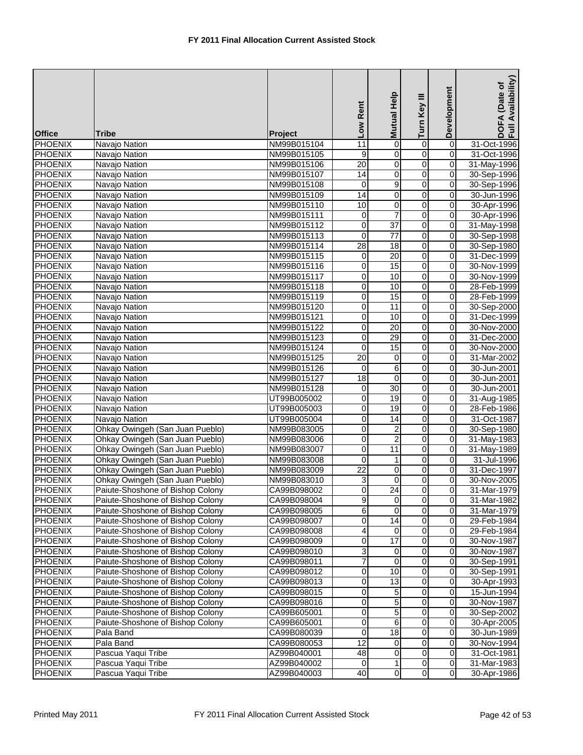# FY 2011 Final Allocation Current Assisted Stock

| Office | Tribe | Project | Low Rent | Mutual Help | Turn Key III | Development | DOFA (Date of Full Availability) |
|---|---|---|---|---|---|---|---|
| PHOENIX | Navajo Nation | NM99B015104 | 11 | 0 | 0 | 0 | 31-Oct-1996 |
| PHOENIX | Navajo Nation | NM99B015105 | 9 | 0 | 0 | 0 | 31-Oct-1996 |
| PHOENIX | Navajo Nation | NM99B015106 | 20 | 0 | 0 | 0 | 31-May-1996 |
| PHOENIX | Navajo Nation | NM99B015107 | 14 | 0 | 0 | 0 | 30-Sep-1996 |
| PHOENIX | Navajo Nation | NM99B015108 | 0 | 9 | 0 | 0 | 30-Sep-1996 |
| PHOENIX | Navajo Nation | NM99B015109 | 14 | 0 | 0 | 0 | 30-Jun-1996 |
| PHOENIX | Navajo Nation | NM99B015110 | 10 | 0 | 0 | 0 | 30-Apr-1996 |
| PHOENIX | Navajo Nation | NM99B015111 | 0 | 7 | 0 | 0 | 30-Apr-1996 |
| PHOENIX | Navajo Nation | NM99B015112 | 0 | 37 | 0 | 0 | 31-May-1998 |
| PHOENIX | Navajo Nation | NM99B015113 | 0 | 77 | 0 | 0 | 30-Sep-1998 |
| PHOENIX | Navajo Nation | NM99B015114 | 28 | 18 | 0 | 0 | 30-Sep-1980 |
| PHOENIX | Navajo Nation | NM99B015115 | 0 | 20 | 0 | 0 | 31-Dec-1999 |
| PHOENIX | Navajo Nation | NM99B015116 | 0 | 15 | 0 | 0 | 30-Nov-1999 |
| PHOENIX | Navajo Nation | NM99B015117 | 0 | 10 | 0 | 0 | 30-Nov-1999 |
| PHOENIX | Navajo Nation | NM99B015118 | 0 | 10 | 0 | 0 | 28-Feb-1999 |
| PHOENIX | Navajo Nation | NM99B015119 | 0 | 15 | 0 | 0 | 28-Feb-1999 |
| PHOENIX | Navajo Nation | NM99B015120 | 0 | 11 | 0 | 0 | 30-Sep-2000 |
| PHOENIX | Navajo Nation | NM99B015121 | 0 | 10 | 0 | 0 | 31-Dec-1999 |
| PHOENIX | Navajo Nation | NM99B015122 | 0 | 20 | 0 | 0 | 30-Nov-2000 |
| PHOENIX | Navajo Nation | NM99B015123 | 0 | 29 | 0 | 0 | 31-Dec-2000 |
| PHOENIX | Navajo Nation | NM99B015124 | 0 | 15 | 0 | 0 | 30-Nov-2000 |
| PHOENIX | Navajo Nation | NM99B015125 | 20 | 0 | 0 | 0 | 31-Mar-2002 |
| PHOENIX | Navajo Nation | NM99B015126 | 0 | 6 | 0 | 0 | 30-Jun-2001 |
| PHOENIX | Navajo Nation | NM99B015127 | 18 | 0 | 0 | 0 | 30-Jun-2001 |
| PHOENIX | Navajo Nation | NM99B015128 | 0 | 30 | 0 | 0 | 30-Jun-2001 |
| PHOENIX | Navajo Nation | UT99B005002 | 0 | 19 | 0 | 0 | 31-Aug-1985 |
| PHOENIX | Navajo Nation | UT99B005003 | 0 | 19 | 0 | 0 | 28-Feb-1986 |
| PHOENIX | Navajo Nation | UT99B005004 | 0 | 14 | 0 | 0 | 31-Oct-1987 |
| PHOENIX | Ohkay Owingeh (San Juan Pueblo) | NM99B083005 | 0 | 2 | 0 | 0 | 30-Sep-1980 |
| PHOENIX | Ohkay Owingeh (San Juan Pueblo) | NM99B083006 | 0 | 2 | 0 | 0 | 31-May-1983 |
| PHOENIX | Ohkay Owingeh (San Juan Pueblo) | NM99B083007 | 0 | 11 | 0 | 0 | 31-May-1989 |
| PHOENIX | Ohkay Owingeh (San Juan Pueblo) | NM99B083008 | 0 | 1 | 0 | 0 | 31-Jul-1996 |
| PHOENIX | Ohkay Owingeh (San Juan Pueblo) | NM99B083009 | 22 | 0 | 0 | 0 | 31-Dec-1997 |
| PHOENIX | Ohkay Owingeh (San Juan Pueblo) | NM99B083010 | 3 | 0 | 0 | 0 | 30-Nov-2005 |
| PHOENIX | Paiute-Shoshone of Bishop Colony | CA99B098002 | 0 | 24 | 0 | 0 | 31-Mar-1979 |
| PHOENIX | Paiute-Shoshone of Bishop Colony | CA99B098004 | 9 | 0 | 0 | 0 | 31-Mar-1982 |
| PHOENIX | Paiute-Shoshone of Bishop Colony | CA99B098005 | 6 | 0 | 0 | 0 | 31-Mar-1979 |
| PHOENIX | Paiute-Shoshone of Bishop Colony | CA99B098007 | 0 | 14 | 0 | 0 | 29-Feb-1984 |
| PHOENIX | Paiute-Shoshone of Bishop Colony | CA99B098008 | 4 | 0 | 0 | 0 | 29-Feb-1984 |
| PHOENIX | Paiute-Shoshone of Bishop Colony | CA99B098009 | 0 | 17 | 0 | 0 | 30-Nov-1987 |
| PHOENIX | Paiute-Shoshone of Bishop Colony | CA99B098010 | 3 | 0 | 0 | 0 | 30-Nov-1987 |
| PHOENIX | Paiute-Shoshone of Bishop Colony | CA99B098011 | 7 | 0 | 0 | 0 | 30-Sep-1991 |
| PHOENIX | Paiute-Shoshone of Bishop Colony | CA99B098012 | 0 | 10 | 0 | 0 | 30-Sep-1991 |
| PHOENIX | Paiute-Shoshone of Bishop Colony | CA99B098013 | 0 | 13 | 0 | 0 | 30-Apr-1993 |
| PHOENIX | Paiute-Shoshone of Bishop Colony | CA99B098015 | 0 | 5 | 0 | 0 | 15-Jun-1994 |
| PHOENIX | Paiute-Shoshone of Bishop Colony | CA99B098016 | 0 | 5 | 0 | 0 | 30-Nov-1987 |
| PHOENIX | Paiute-Shoshone of Bishop Colony | CA99B605001 | 0 | 5 | 0 | 0 | 30-Sep-2002 |
| PHOENIX | Paiute-Shoshone of Bishop Colony | CA99B605001 | 0 | 6 | 0 | 0 | 30-Apr-2005 |
| PHOENIX | Pala Band | CA99B080039 | 0 | 18 | 0 | 0 | 30-Jun-1989 |
| PHOENIX | Pala Band | CA99B080053 | 12 | 0 | 0 | 0 | 30-Nov-1994 |
| PHOENIX | Pascua Yaqui Tribe | AZ99B040001 | 48 | 0 | 0 | 0 | 31-Oct-1981 |
| PHOENIX | Pascua Yaqui Tribe | AZ99B040002 | 0 | 1 | 0 | 0 | 31-Mar-1983 |
| PHOENIX | Pascua Yaqui Tribe | AZ99B040003 | 40 | 0 | 0 | 0 | 30-Apr-1986 |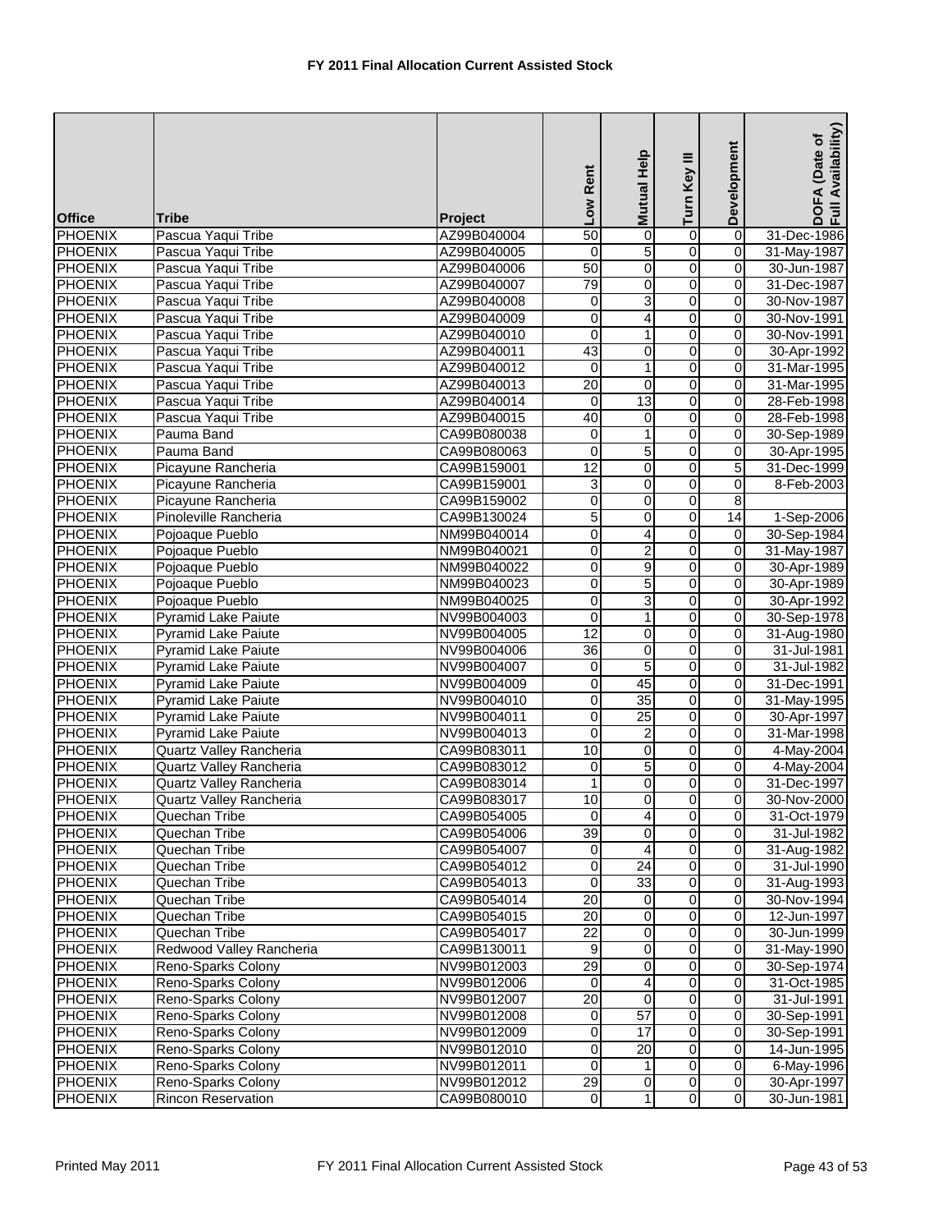# FY 2011 Final Allocation Current Assisted Stock

| Office | Tribe | Project | Low Rent | Mutual Help | Turn Key III | Development | DOFA (Date of Full Availability) |
|---|---|---|---|---|---|---|---|
| PHOENIX | Pascua Yaqui Tribe | AZ99B040004 | 50 | 0 | 0 | 0 | 31-Dec-1986 |
| PHOENIX | Pascua Yaqui Tribe | AZ99B040005 | 0 | 5 | 0 | 0 | 31-May-1987 |
| PHOENIX | Pascua Yaqui Tribe | AZ99B040006 | 50 | 0 | 0 | 0 | 30-Jun-1987 |
| PHOENIX | Pascua Yaqui Tribe | AZ99B040007 | 79 | 0 | 0 | 0 | 31-Dec-1987 |
| PHOENIX | Pascua Yaqui Tribe | AZ99B040008 | 0 | 3 | 0 | 0 | 30-Nov-1987 |
| PHOENIX | Pascua Yaqui Tribe | AZ99B040009 | 0 | 4 | 0 | 0 | 30-Nov-1991 |
| PHOENIX | Pascua Yaqui Tribe | AZ99B040010 | 0 | 1 | 0 | 0 | 30-Nov-1991 |
| PHOENIX | Pascua Yaqui Tribe | AZ99B040011 | 43 | 0 | 0 | 0 | 30-Apr-1992 |
| PHOENIX | Pascua Yaqui Tribe | AZ99B040012 | 0 | 1 | 0 | 0 | 31-Mar-1995 |
| PHOENIX | Pascua Yaqui Tribe | AZ99B040013 | 20 | 0 | 0 | 0 | 31-Mar-1995 |
| PHOENIX | Pascua Yaqui Tribe | AZ99B040014 | 0 | 13 | 0 | 0 | 28-Feb-1998 |
| PHOENIX | Pascua Yaqui Tribe | AZ99B040015 | 40 | 0 | 0 | 0 | 28-Feb-1998 |
| PHOENIX | Pauma Band | CA99B080038 | 0 | 1 | 0 | 0 | 30-Sep-1989 |
| PHOENIX | Pauma Band | CA99B080063 | 0 | 5 | 0 | 0 | 30-Apr-1995 |
| PHOENIX | Picayune Rancheria | CA99B159001 | 12 | 0 | 0 | 5 | 31-Dec-1999 |
| PHOENIX | Picayune Rancheria | CA99B159001 | 3 | 0 | 0 | 0 | 8-Feb-2003 |
| PHOENIX | Picayune Rancheria | CA99B159002 | 0 | 0 | 0 | 8 | |
| PHOENIX | Pinoleville Rancheria | CA99B130024 | 5 | 0 | 0 | 14 | 1-Sep-2006 |
| PHOENIX | Pojoaque Pueblo | NM99B040014 | 0 | 4 | 0 | 0 | 30-Sep-1984 |
| PHOENIX | Pojoaque Pueblo | NM99B040021 | 0 | 2 | 0 | 0 | 31-May-1987 |
| PHOENIX | Pojoaque Pueblo | NM99B040022 | 0 | 9 | 0 | 0 | 30-Apr-1989 |
| PHOENIX | Pojoaque Pueblo | NM99B040023 | 0 | 5 | 0 | 0 | 30-Apr-1989 |
| PHOENIX | Pojoaque Pueblo | NM99B040025 | 0 | 3 | 0 | 0 | 30-Apr-1992 |
| PHOENIX | Pyramid Lake Paiute | NV99B004003 | 0 | 1 | 0 | 0 | 30-Sep-1978 |
| PHOENIX | Pyramid Lake Paiute | NV99B004005 | 12 | 0 | 0 | 0 | 31-Aug-1980 |
| PHOENIX | Pyramid Lake Paiute | NV99B004006 | 36 | 0 | 0 | 0 | 31-Jul-1981 |
| PHOENIX | Pyramid Lake Paiute | NV99B004007 | 0 | 5 | 0 | 0 | 31-Jul-1982 |
| PHOENIX | Pyramid Lake Paiute | NV99B004009 | 0 | 45 | 0 | 0 | 31-Dec-1991 |
| PHOENIX | Pyramid Lake Paiute | NV99B004010 | 0 | 35 | 0 | 0 | 31-May-1995 |
| PHOENIX | Pyramid Lake Paiute | NV99B004011 | 0 | 25 | 0 | 0 | 30-Apr-1997 |
| PHOENIX | Pyramid Lake Paiute | NV99B004013 | 0 | 2 | 0 | 0 | 31-Mar-1998 |
| PHOENIX | Quartz Valley Rancheria | CA99B083011 | 10 | 0 | 0 | 0 | 4-May-2004 |
| PHOENIX | Quartz Valley Rancheria | CA99B083012 | 0 | 5 | 0 | 0 | 4-May-2004 |
| PHOENIX | Quartz Valley Rancheria | CA99B083014 | 1 | 0 | 0 | 0 | 31-Dec-1997 |
| PHOENIX | Quartz Valley Rancheria | CA99B083017 | 10 | 0 | 0 | 0 | 30-Nov-2000 |
| PHOENIX | Quechan Tribe | CA99B054005 | 0 | 4 | 0 | 0 | 31-Oct-1979 |
| PHOENIX | Quechan Tribe | CA99B054006 | 39 | 0 | 0 | 0 | 31-Jul-1982 |
| PHOENIX | Quechan Tribe | CA99B054007 | 0 | 4 | 0 | 0 | 31-Aug-1982 |
| PHOENIX | Quechan Tribe | CA99B054012 | 0 | 24 | 0 | 0 | 31-Jul-1990 |
| PHOENIX | Quechan Tribe | CA99B054013 | 0 | 33 | 0 | 0 | 31-Aug-1993 |
| PHOENIX | Quechan Tribe | CA99B054014 | 20 | 0 | 0 | 0 | 30-Nov-1994 |
| PHOENIX | Quechan Tribe | CA99B054015 | 20 | 0 | 0 | 0 | 12-Jun-1997 |
| PHOENIX | Quechan Tribe | CA99B054017 | 22 | 0 | 0 | 0 | 30-Jun-1999 |
| PHOENIX | Redwood Valley Rancheria | CA99B130011 | 9 | 0 | 0 | 0 | 31-May-1990 |
| PHOENIX | Reno-Sparks Colony | NV99B012003 | 29 | 0 | 0 | 0 | 30-Sep-1974 |
| PHOENIX | Reno-Sparks Colony | NV99B012006 | 0 | 4 | 0 | 0 | 31-Oct-1985 |
| PHOENIX | Reno-Sparks Colony | NV99B012007 | 20 | 0 | 0 | 0 | 31-Jul-1991 |
| PHOENIX | Reno-Sparks Colony | NV99B012008 | 0 | 57 | 0 | 0 | 30-Sep-1991 |
| PHOENIX | Reno-Sparks Colony | NV99B012009 | 0 | 17 | 0 | 0 | 30-Sep-1991 |
| PHOENIX | Reno-Sparks Colony | NV99B012010 | 0 | 20 | 0 | 0 | 14-Jun-1995 |
| PHOENIX | Reno-Sparks Colony | NV99B012011 | 0 | 1 | 0 | 0 | 6-May-1996 |
| PHOENIX | Reno-Sparks Colony | NV99B012012 | 29 | 0 | 0 | 0 | 30-Apr-1997 |
| PHOENIX | Rincon Reservation | CA99B080010 | 0 | 1 | 0 | 0 | 30-Jun-1981 |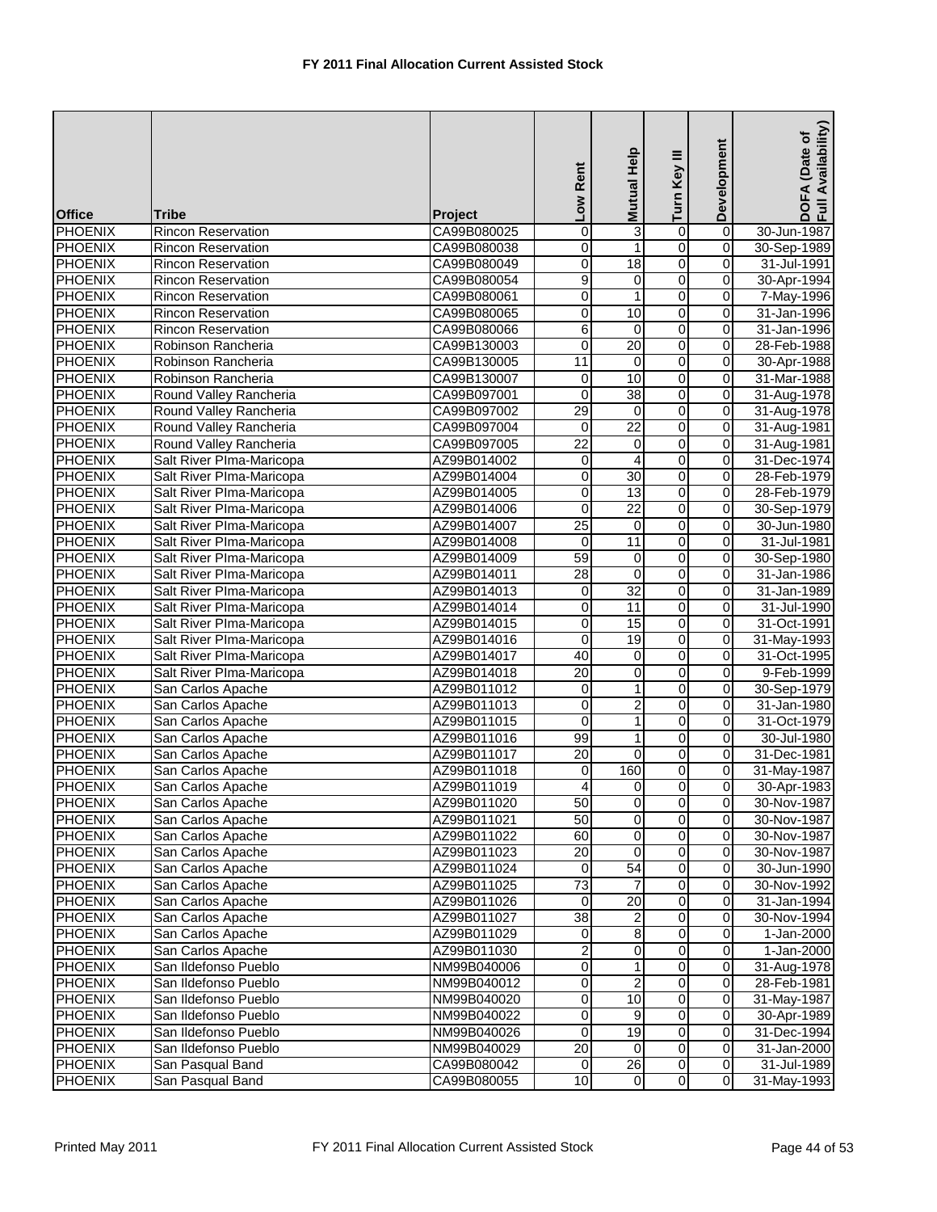# FY 2011 Final Allocation Current Assisted Stock

| Office | Tribe | Project | Low Rent | Mutual Help | Turn Key III | Development | DOFA (Date of Full Availability) |
|---|---|---|---|---|---|---|---|
| PHOENIX | Rincon Reservation | CA99B080025 | 0 | 3 | 0 | 0 | 30-Jun-1987 |
| PHOENIX | Rincon Reservation | CA99B080038 | 0 | 1 | 0 | 0 | 30-Sep-1989 |
| PHOENIX | Rincon Reservation | CA99B080049 | 0 | 18 | 0 | 0 | 31-Jul-1991 |
| PHOENIX | Rincon Reservation | CA99B080054 | 9 | 0 | 0 | 0 | 30-Apr-1994 |
| PHOENIX | Rincon Reservation | CA99B080061 | 0 | 1 | 0 | 0 | 7-May-1996 |
| PHOENIX | Rincon Reservation | CA99B080065 | 0 | 10 | 0 | 0 | 31-Jan-1996 |
| PHOENIX | Rincon Reservation | CA99B080066 | 6 | 0 | 0 | 0 | 31-Jan-1996 |
| PHOENIX | Robinson Rancheria | CA99B130003 | 0 | 20 | 0 | 0 | 28-Feb-1988 |
| PHOENIX | Robinson Rancheria | CA99B130005 | 11 | 0 | 0 | 0 | 30-Apr-1988 |
| PHOENIX | Robinson Rancheria | CA99B130007 | 0 | 10 | 0 | 0 | 31-Mar-1988 |
| PHOENIX | Round Valley Rancheria | CA99B097001 | 0 | 38 | 0 | 0 | 31-Aug-1978 |
| PHOENIX | Round Valley Rancheria | CA99B097002 | 29 | 0 | 0 | 0 | 31-Aug-1978 |
| PHOENIX | Round Valley Rancheria | CA99B097004 | 0 | 22 | 0 | 0 | 31-Aug-1981 |
| PHOENIX | Round Valley Rancheria | CA99B097005 | 22 | 0 | 0 | 0 | 31-Aug-1981 |
| PHOENIX | Salt River PIma-Maricopa | AZ99B014002 | 0 | 4 | 0 | 0 | 31-Dec-1974 |
| PHOENIX | Salt River PIma-Maricopa | AZ99B014004 | 0 | 30 | 0 | 0 | 28-Feb-1979 |
| PHOENIX | Salt River PIma-Maricopa | AZ99B014005 | 0 | 13 | 0 | 0 | 28-Feb-1979 |
| PHOENIX | Salt River PIma-Maricopa | AZ99B014006 | 0 | 22 | 0 | 0 | 30-Sep-1979 |
| PHOENIX | Salt River PIma-Maricopa | AZ99B014007 | 25 | 0 | 0 | 0 | 30-Jun-1980 |
| PHOENIX | Salt River PIma-Maricopa | AZ99B014008 | 0 | 11 | 0 | 0 | 31-Jul-1981 |
| PHOENIX | Salt River PIma-Maricopa | AZ99B014009 | 59 | 0 | 0 | 0 | 30-Sep-1980 |
| PHOENIX | Salt River PIma-Maricopa | AZ99B014011 | 28 | 0 | 0 | 0 | 31-Jan-1986 |
| PHOENIX | Salt River PIma-Maricopa | AZ99B014013 | 0 | 32 | 0 | 0 | 31-Jan-1989 |
| PHOENIX | Salt River PIma-Maricopa | AZ99B014014 | 0 | 11 | 0 | 0 | 31-Jul-1990 |
| PHOENIX | Salt River PIma-Maricopa | AZ99B014015 | 0 | 15 | 0 | 0 | 31-Oct-1991 |
| PHOENIX | Salt River PIma-Maricopa | AZ99B014016 | 0 | 19 | 0 | 0 | 31-May-1993 |
| PHOENIX | Salt River PIma-Maricopa | AZ99B014017 | 40 | 0 | 0 | 0 | 31-Oct-1995 |
| PHOENIX | Salt River PIma-Maricopa | AZ99B014018 | 20 | 0 | 0 | 0 | 9-Feb-1999 |
| PHOENIX | San Carlos Apache | AZ99B011012 | 0 | 1 | 0 | 0 | 30-Sep-1979 |
| PHOENIX | San Carlos Apache | AZ99B011013 | 0 | 2 | 0 | 0 | 31-Jan-1980 |
| PHOENIX | San Carlos Apache | AZ99B011015 | 0 | 1 | 0 | 0 | 31-Oct-1979 |
| PHOENIX | San Carlos Apache | AZ99B011016 | 99 | 1 | 0 | 0 | 30-Jul-1980 |
| PHOENIX | San Carlos Apache | AZ99B011017 | 20 | 0 | 0 | 0 | 31-Dec-1981 |
| PHOENIX | San Carlos Apache | AZ99B011018 | 0 | 160 | 0 | 0 | 31-May-1987 |
| PHOENIX | San Carlos Apache | AZ99B011019 | 4 | 0 | 0 | 0 | 30-Apr-1983 |
| PHOENIX | San Carlos Apache | AZ99B011020 | 50 | 0 | 0 | 0 | 30-Nov-1987 |
| PHOENIX | San Carlos Apache | AZ99B011021 | 50 | 0 | 0 | 0 | 30-Nov-1987 |
| PHOENIX | San Carlos Apache | AZ99B011022 | 60 | 0 | 0 | 0 | 30-Nov-1987 |
| PHOENIX | San Carlos Apache | AZ99B011023 | 20 | 0 | 0 | 0 | 30-Nov-1987 |
| PHOENIX | San Carlos Apache | AZ99B011024 | 0 | 54 | 0 | 0 | 30-Jun-1990 |
| PHOENIX | San Carlos Apache | AZ99B011025 | 73 | 7 | 0 | 0 | 30-Nov-1992 |
| PHOENIX | San Carlos Apache | AZ99B011026 | 0 | 20 | 0 | 0 | 31-Jan-1994 |
| PHOENIX | San Carlos Apache | AZ99B011027 | 38 | 2 | 0 | 0 | 30-Nov-1994 |
| PHOENIX | San Carlos Apache | AZ99B011029 | 0 | 8 | 0 | 0 | 1-Jan-2000 |
| PHOENIX | San Carlos Apache | AZ99B011030 | 2 | 0 | 0 | 0 | 1-Jan-2000 |
| PHOENIX | San Ildefonso Pueblo | NM99B040006 | 0 | 1 | 0 | 0 | 31-Aug-1978 |
| PHOENIX | San Ildefonso Pueblo | NM99B040012 | 0 | 2 | 0 | 0 | 28-Feb-1981 |
| PHOENIX | San Ildefonso Pueblo | NM99B040020 | 0 | 10 | 0 | 0 | 31-May-1987 |
| PHOENIX | San Ildefonso Pueblo | NM99B040022 | 0 | 9 | 0 | 0 | 30-Apr-1989 |
| PHOENIX | San Ildefonso Pueblo | NM99B040026 | 0 | 19 | 0 | 0 | 31-Dec-1994 |
| PHOENIX | San Ildefonso Pueblo | NM99B040029 | 20 | 0 | 0 | 0 | 31-Jan-2000 |
| PHOENIX | San Pasqual Band | CA99B080042 | 0 | 26 | 0 | 0 | 31-Jul-1989 |
| PHOENIX | San Pasqual Band | CA99B080055 | 10 | 0 | 0 | 0 | 31-May-1993 |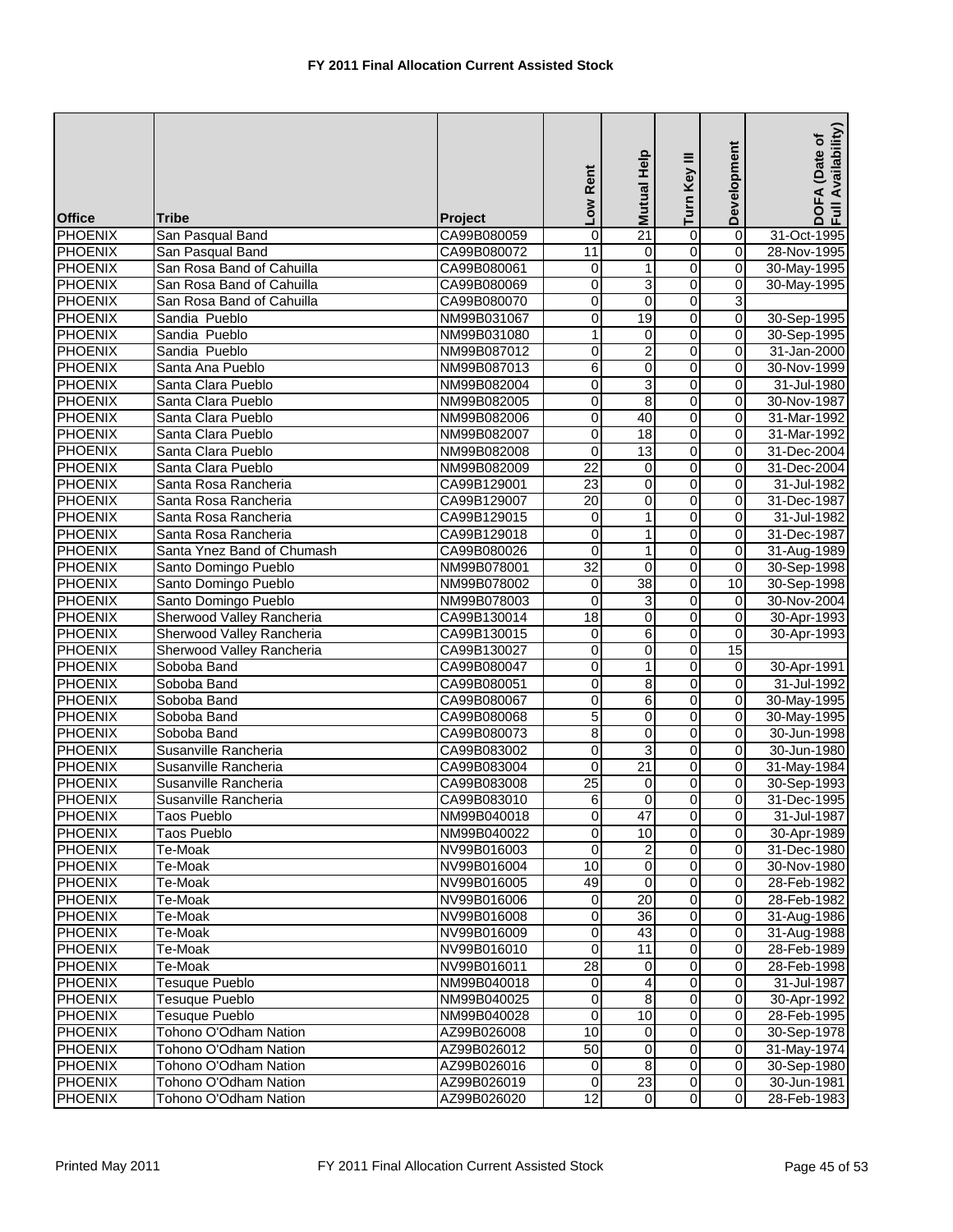# FY 2011 Final Allocation Current Assisted Stock

| Office | Tribe | Project | Low Rent | Mutual Help | Turn Key III | Development | DOFA (Date of Full Availability) |
|---|---|---|---|---|---|---|---|
| PHOENIX | San Pasqual Band | CA99B080059 | 0 | 21 | 0 | 0 | 31-Oct-1995 |
| PHOENIX | San Pasqual Band | CA99B080072 | 11 | 0 | 0 | 0 | 28-Nov-1995 |
| PHOENIX | San Rosa Band of Cahuilla | CA99B080061 | 0 | 1 | 0 | 0 | 30-May-1995 |
| PHOENIX | San Rosa Band of Cahuilla | CA99B080069 | 0 | 3 | 0 | 0 | 30-May-1995 |
| PHOENIX | San Rosa Band of Cahuilla | CA99B080070 | 0 | 0 | 0 | 3 | |
| PHOENIX | Sandia Pueblo | NM99B031067 | 0 | 19 | 0 | 0 | 30-Sep-1995 |
| PHOENIX | Sandia Pueblo | NM99B031080 | 1 | 0 | 0 | 0 | 30-Sep-1995 |
| PHOENIX | Sandia Pueblo | NM99B087012 | 0 | 2 | 0 | 0 | 31-Jan-2000 |
| PHOENIX | Santa Ana Pueblo | NM99B087013 | 6 | 0 | 0 | 0 | 30-Nov-1999 |
| PHOENIX | Santa Clara Pueblo | NM99B082004 | 0 | 3 | 0 | 0 | 31-Jul-1980 |
| PHOENIX | Santa Clara Pueblo | NM99B082005 | 0 | 8 | 0 | 0 | 30-Nov-1987 |
| PHOENIX | Santa Clara Pueblo | NM99B082006 | 0 | 40 | 0 | 0 | 31-Mar-1992 |
| PHOENIX | Santa Clara Pueblo | NM99B082007 | 0 | 18 | 0 | 0 | 31-Mar-1992 |
| PHOENIX | Santa Clara Pueblo | NM99B082008 | 0 | 13 | 0 | 0 | 31-Dec-2004 |
| PHOENIX | Santa Clara Pueblo | NM99B082009 | 22 | 0 | 0 | 0 | 31-Dec-2004 |
| PHOENIX | Santa Rosa Rancheria | CA99B129001 | 23 | 0 | 0 | 0 | 31-Jul-1982 |
| PHOENIX | Santa Rosa Rancheria | CA99B129007 | 20 | 0 | 0 | 0 | 31-Dec-1987 |
| PHOENIX | Santa Rosa Rancheria | CA99B129015 | 0 | 1 | 0 | 0 | 31-Jul-1982 |
| PHOENIX | Santa Rosa Rancheria | CA99B129018 | 0 | 1 | 0 | 0 | 31-Dec-1987 |
| PHOENIX | Santa Ynez Band of Chumash | CA99B080026 | 0 | 1 | 0 | 0 | 31-Aug-1989 |
| PHOENIX | Santo Domingo Pueblo | NM99B078001 | 32 | 0 | 0 | 0 | 30-Sep-1998 |
| PHOENIX | Santo Domingo Pueblo | NM99B078002 | 0 | 38 | 0 | 10 | 30-Sep-1998 |
| PHOENIX | Santo Domingo Pueblo | NM99B078003 | 0 | 3 | 0 | 0 | 30-Nov-2004 |
| PHOENIX | Sherwood Valley Rancheria | CA99B130014 | 18 | 0 | 0 | 0 | 30-Apr-1993 |
| PHOENIX | Sherwood Valley Rancheria | CA99B130015 | 0 | 6 | 0 | 0 | 30-Apr-1993 |
| PHOENIX | Sherwood Valley Rancheria | CA99B130027 | 0 | 0 | 0 | 15 | |
| PHOENIX | Soboba Band | CA99B080047 | 0 | 1 | 0 | 0 | 30-Apr-1991 |
| PHOENIX | Soboba Band | CA99B080051 | 0 | 8 | 0 | 0 | 31-Jul-1992 |
| PHOENIX | Soboba Band | CA99B080067 | 0 | 6 | 0 | 0 | 30-May-1995 |
| PHOENIX | Soboba Band | CA99B080068 | 5 | 0 | 0 | 0 | 30-May-1995 |
| PHOENIX | Soboba Band | CA99B080073 | 8 | 0 | 0 | 0 | 30-Jun-1998 |
| PHOENIX | Susanville Rancheria | CA99B083002 | 0 | 3 | 0 | 0 | 30-Jun-1980 |
| PHOENIX | Susanville Rancheria | CA99B083004 | 0 | 21 | 0 | 0 | 31-May-1984 |
| PHOENIX | Susanville Rancheria | CA99B083008 | 25 | 0 | 0 | 0 | 30-Sep-1993 |
| PHOENIX | Susanville Rancheria | CA99B083010 | 6 | 0 | 0 | 0 | 31-Dec-1995 |
| PHOENIX | Taos Pueblo | NM99B040018 | 0 | 47 | 0 | 0 | 31-Jul-1987 |
| PHOENIX | Taos Pueblo | NM99B040022 | 0 | 10 | 0 | 0 | 30-Apr-1989 |
| PHOENIX | Te-Moak | NV99B016003 | 0 | 2 | 0 | 0 | 31-Dec-1980 |
| PHOENIX | Te-Moak | NV99B016004 | 10 | 0 | 0 | 0 | 30-Nov-1980 |
| PHOENIX | Te-Moak | NV99B016005 | 49 | 0 | 0 | 0 | 28-Feb-1982 |
| PHOENIX | Te-Moak | NV99B016006 | 0 | 20 | 0 | 0 | 28-Feb-1982 |
| PHOENIX | Te-Moak | NV99B016008 | 0 | 36 | 0 | 0 | 31-Aug-1986 |
| PHOENIX | Te-Moak | NV99B016009 | 0 | 43 | 0 | 0 | 31-Aug-1988 |
| PHOENIX | Te-Moak | NV99B016010 | 0 | 11 | 0 | 0 | 28-Feb-1989 |
| PHOENIX | Te-Moak | NV99B016011 | 28 | 0 | 0 | 0 | 28-Feb-1998 |
| PHOENIX | Tesuque Pueblo | NM99B040018 | 0 | 4 | 0 | 0 | 31-Jul-1987 |
| PHOENIX | Tesuque Pueblo | NM99B040025 | 0 | 8 | 0 | 0 | 30-Apr-1992 |
| PHOENIX | Tesuque Pueblo | NM99B040028 | 0 | 10 | 0 | 0 | 28-Feb-1995 |
| PHOENIX | Tohono O'Odham Nation | AZ99B026008 | 10 | 0 | 0 | 0 | 30-Sep-1978 |
| PHOENIX | Tohono O'Odham Nation | AZ99B026012 | 50 | 0 | 0 | 0 | 31-May-1974 |
| PHOENIX | Tohono O'Odham Nation | AZ99B026016 | 0 | 8 | 0 | 0 | 30-Sep-1980 |
| PHOENIX | Tohono O'Odham Nation | AZ99B026019 | 0 | 23 | 0 | 0 | 30-Jun-1981 |
| PHOENIX | Tohono O'Odham Nation | AZ99B026020 | 12 | 0 | 0 | 0 | 28-Feb-1983 |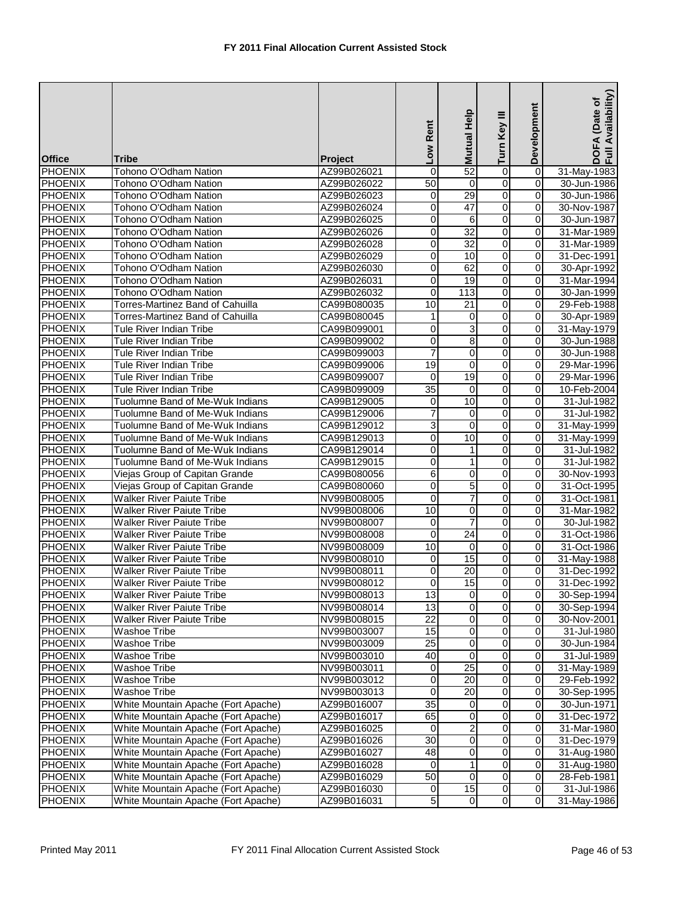# FY 2011 Final Allocation Current Assisted Stock

| Office | Tribe | Project | Low Rent | Mutual Help | Turn Key III | Development | DOFA (Date of Full Availability) |
|---|---|---|---|---|---|---|---|
| PHOENIX | Tohono O'Odham Nation | AZ99B026021 | 0 | 52 | 0 | 0 | 31-May-1983 |
| PHOENIX | Tohono O'Odham Nation | AZ99B026022 | 50 | 0 | 0 | 0 | 30-Jun-1986 |
| PHOENIX | Tohono O'Odham Nation | AZ99B026023 | 0 | 29 | 0 | 0 | 30-Jun-1986 |
| PHOENIX | Tohono O'Odham Nation | AZ99B026024 | 0 | 47 | 0 | 0 | 30-Nov-1987 |
| PHOENIX | Tohono O'Odham Nation | AZ99B026025 | 0 | 6 | 0 | 0 | 30-Jun-1987 |
| PHOENIX | Tohono O'Odham Nation | AZ99B026026 | 0 | 32 | 0 | 0 | 31-Mar-1989 |
| PHOENIX | Tohono O'Odham Nation | AZ99B026028 | 0 | 32 | 0 | 0 | 31-Mar-1989 |
| PHOENIX | Tohono O'Odham Nation | AZ99B026029 | 0 | 10 | 0 | 0 | 31-Dec-1991 |
| PHOENIX | Tohono O'Odham Nation | AZ99B026030 | 0 | 62 | 0 | 0 | 30-Apr-1992 |
| PHOENIX | Tohono O'Odham Nation | AZ99B026031 | 0 | 19 | 0 | 0 | 31-Mar-1994 |
| PHOENIX | Tohono O'Odham Nation | AZ99B026032 | 0 | 113 | 0 | 0 | 30-Jan-1999 |
| PHOENIX | Torres-Martinez Band of Cahuilla | CA99B080035 | 10 | 21 | 0 | 0 | 29-Feb-1988 |
| PHOENIX | Torres-Martinez Band of Cahuilla | CA99B080045 | 1 | 0 | 0 | 0 | 30-Apr-1989 |
| PHOENIX | Tule River Indian Tribe | CA99B099001 | 0 | 3 | 0 | 0 | 31-May-1979 |
| PHOENIX | Tule River Indian Tribe | CA99B099002 | 0 | 8 | 0 | 0 | 30-Jun-1988 |
| PHOENIX | Tule River Indian Tribe | CA99B099003 | 7 | 0 | 0 | 0 | 30-Jun-1988 |
| PHOENIX | Tule River Indian Tribe | CA99B099006 | 19 | 0 | 0 | 0 | 29-Mar-1996 |
| PHOENIX | Tule River Indian Tribe | CA99B099007 | 0 | 19 | 0 | 0 | 29-Mar-1996 |
| PHOENIX | Tule River Indian Tribe | CA99B099009 | 35 | 0 | 0 | 0 | 10-Feb-2004 |
| PHOENIX | Tuolumne Band of Me-Wuk Indians | CA99B129005 | 0 | 10 | 0 | 0 | 31-Jul-1982 |
| PHOENIX | Tuolumne Band of Me-Wuk Indians | CA99B129006 | 7 | 0 | 0 | 0 | 31-Jul-1982 |
| PHOENIX | Tuolumne Band of Me-Wuk Indians | CA99B129012 | 3 | 0 | 0 | 0 | 31-May-1999 |
| PHOENIX | Tuolumne Band of Me-Wuk Indians | CA99B129013 | 0 | 10 | 0 | 0 | 31-May-1999 |
| PHOENIX | Tuolumne Band of Me-Wuk Indians | CA99B129014 | 0 | 1 | 0 | 0 | 31-Jul-1982 |
| PHOENIX | Tuolumne Band of Me-Wuk Indians | CA99B129015 | 0 | 1 | 0 | 0 | 31-Jul-1982 |
| PHOENIX | Viejas Group of Capitan Grande | CA99B080056 | 6 | 0 | 0 | 0 | 30-Nov-1993 |
| PHOENIX | Viejas Group of Capitan Grande | CA99B080060 | 0 | 5 | 0 | 0 | 31-Oct-1995 |
| PHOENIX | Walker River Paiute Tribe | NV99B008005 | 0 | 7 | 0 | 0 | 31-Oct-1981 |
| PHOENIX | Walker River Paiute Tribe | NV99B008006 | 10 | 0 | 0 | 0 | 31-Mar-1982 |
| PHOENIX | Walker River Paiute Tribe | NV99B008007 | 0 | 7 | 0 | 0 | 30-Jul-1982 |
| PHOENIX | Walker River Paiute Tribe | NV99B008008 | 0 | 24 | 0 | 0 | 31-Oct-1986 |
| PHOENIX | Walker River Paiute Tribe | NV99B008009 | 10 | 0 | 0 | 0 | 31-Oct-1986 |
| PHOENIX | Walker River Paiute Tribe | NV99B008010 | 0 | 15 | 0 | 0 | 31-May-1988 |
| PHOENIX | Walker River Paiute Tribe | NV99B008011 | 0 | 20 | 0 | 0 | 31-Dec-1992 |
| PHOENIX | Walker River Paiute Tribe | NV99B008012 | 0 | 15 | 0 | 0 | 31-Dec-1992 |
| PHOENIX | Walker River Paiute Tribe | NV99B008013 | 13 | 0 | 0 | 0 | 30-Sep-1994 |
| PHOENIX | Walker River Paiute Tribe | NV99B008014 | 13 | 0 | 0 | 0 | 30-Sep-1994 |
| PHOENIX | Walker River Paiute Tribe | NV99B008015 | 22 | 0 | 0 | 0 | 30-Nov-2001 |
| PHOENIX | Washoe Tribe | NV99B003007 | 15 | 0 | 0 | 0 | 31-Jul-1980 |
| PHOENIX | Washoe Tribe | NV99B003009 | 25 | 0 | 0 | 0 | 30-Jun-1984 |
| PHOENIX | Washoe Tribe | NV99B003010 | 40 | 0 | 0 | 0 | 31-Jul-1989 |
| PHOENIX | Washoe Tribe | NV99B003011 | 0 | 25 | 0 | 0 | 31-May-1989 |
| PHOENIX | Washoe Tribe | NV99B003012 | 0 | 20 | 0 | 0 | 29-Feb-1992 |
| PHOENIX | Washoe Tribe | NV99B003013 | 0 | 20 | 0 | 0 | 30-Sep-1995 |
| PHOENIX | White Mountain Apache (Fort Apache) | AZ99B016007 | 35 | 0 | 0 | 0 | 30-Jun-1971 |
| PHOENIX | White Mountain Apache (Fort Apache) | AZ99B016017 | 65 | 0 | 0 | 0 | 31-Dec-1972 |
| PHOENIX | White Mountain Apache (Fort Apache) | AZ99B016025 | 0 | 2 | 0 | 0 | 31-Mar-1980 |
| PHOENIX | White Mountain Apache (Fort Apache) | AZ99B016026 | 30 | 0 | 0 | 0 | 31-Dec-1979 |
| PHOENIX | White Mountain Apache (Fort Apache) | AZ99B016027 | 48 | 0 | 0 | 0 | 31-Aug-1980 |
| PHOENIX | White Mountain Apache (Fort Apache) | AZ99B016028 | 0 | 1 | 0 | 0 | 31-Aug-1980 |
| PHOENIX | White Mountain Apache (Fort Apache) | AZ99B016029 | 50 | 0 | 0 | 0 | 28-Feb-1981 |
| PHOENIX | White Mountain Apache (Fort Apache) | AZ99B016030 | 0 | 15 | 0 | 0 | 31-Jul-1986 |
| PHOENIX | White Mountain Apache (Fort Apache) | AZ99B016031 | 5 | 0 | 0 | 0 | 31-May-1986 |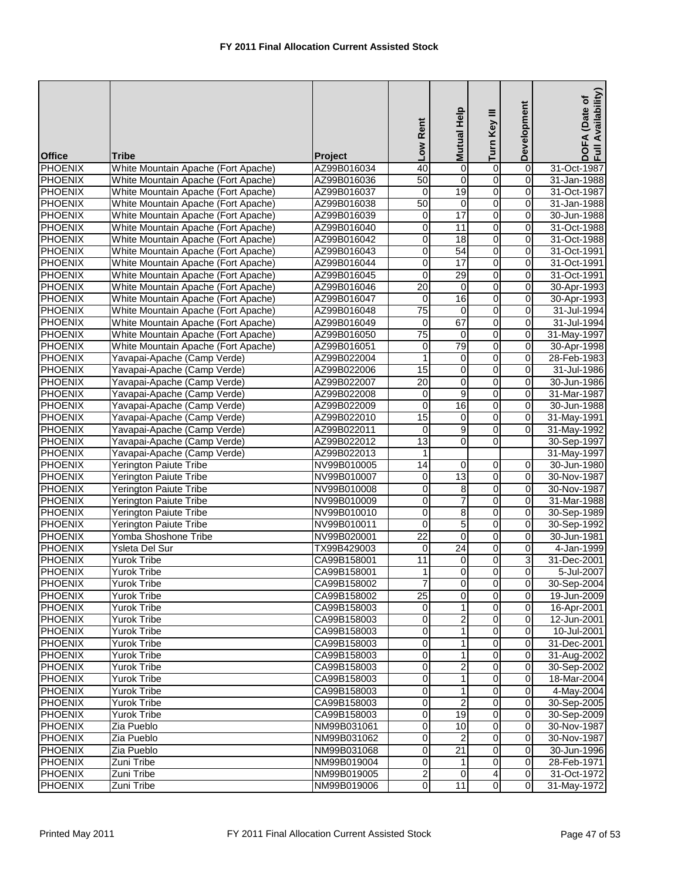# FY 2011 Final Allocation Current Assisted Stock

| Office | Tribe | Project | Low Rent | Mutual Help | Turn Key III | Development | DOFA (Date of Full Availability) |
|---|---|---|---|---|---|---|---|
| PHOENIX | White Mountain Apache (Fort Apache) | AZ99B016034 | 40 | 0 | 0 | 0 | 31-Oct-1987 |
| PHOENIX | White Mountain Apache (Fort Apache) | AZ99B016036 | 50 | 0 | 0 | 0 | 31-Jan-1988 |
| PHOENIX | White Mountain Apache (Fort Apache) | AZ99B016037 | 0 | 19 | 0 | 0 | 31-Oct-1987 |
| PHOENIX | White Mountain Apache (Fort Apache) | AZ99B016038 | 50 | 0 | 0 | 0 | 31-Jan-1988 |
| PHOENIX | White Mountain Apache (Fort Apache) | AZ99B016039 | 0 | 17 | 0 | 0 | 30-Jun-1988 |
| PHOENIX | White Mountain Apache (Fort Apache) | AZ99B016040 | 0 | 11 | 0 | 0 | 31-Oct-1988 |
| PHOENIX | White Mountain Apache (Fort Apache) | AZ99B016042 | 0 | 18 | 0 | 0 | 31-Oct-1988 |
| PHOENIX | White Mountain Apache (Fort Apache) | AZ99B016043 | 0 | 54 | 0 | 0 | 31-Oct-1991 |
| PHOENIX | White Mountain Apache (Fort Apache) | AZ99B016044 | 0 | 17 | 0 | 0 | 31-Oct-1991 |
| PHOENIX | White Mountain Apache (Fort Apache) | AZ99B016045 | 0 | 29 | 0 | 0 | 31-Oct-1991 |
| PHOENIX | White Mountain Apache (Fort Apache) | AZ99B016046 | 20 | 0 | 0 | 0 | 30-Apr-1993 |
| PHOENIX | White Mountain Apache (Fort Apache) | AZ99B016047 | 0 | 16 | 0 | 0 | 30-Apr-1993 |
| PHOENIX | White Mountain Apache (Fort Apache) | AZ99B016048 | 75 | 0 | 0 | 0 | 31-Jul-1994 |
| PHOENIX | White Mountain Apache (Fort Apache) | AZ99B016049 | 0 | 67 | 0 | 0 | 31-Jul-1994 |
| PHOENIX | White Mountain Apache (Fort Apache) | AZ99B016050 | 75 | 0 | 0 | 0 | 31-May-1997 |
| PHOENIX | White Mountain Apache (Fort Apache) | AZ99B016051 | 0 | 79 | 0 | 0 | 30-Apr-1998 |
| PHOENIX | Yavapai-Apache (Camp Verde) | AZ99B022004 | 1 | 0 | 0 | 0 | 28-Feb-1983 |
| PHOENIX | Yavapai-Apache (Camp Verde) | AZ99B022006 | 15 | 0 | 0 | 0 | 31-Jul-1986 |
| PHOENIX | Yavapai-Apache (Camp Verde) | AZ99B022007 | 20 | 0 | 0 | 0 | 30-Jun-1986 |
| PHOENIX | Yavapai-Apache (Camp Verde) | AZ99B022008 | 0 | 9 | 0 | 0 | 31-Mar-1987 |
| PHOENIX | Yavapai-Apache (Camp Verde) | AZ99B022009 | 0 | 16 | 0 | 0 | 30-Jun-1988 |
| PHOENIX | Yavapai-Apache (Camp Verde) | AZ99B022010 | 15 | 0 | 0 | 0 | 31-May-1991 |
| PHOENIX | Yavapai-Apache (Camp Verde) | AZ99B022011 | 0 | 9 | 0 | 0 | 31-May-1992 |
| PHOENIX | Yavapai-Apache (Camp Verde) | AZ99B022012 | 13 | 0 | 0 | | 30-Sep-1997 |
| PHOENIX | Yavapai-Apache (Camp Verde) | AZ99B022013 | 1 | | | | 31-May-1997 |
| PHOENIX | Yerington Paiute Tribe | NV99B010005 | 14 | 0 | 0 | 0 | 30-Jun-1980 |
| PHOENIX | Yerington Paiute Tribe | NV99B010007 | 0 | 13 | 0 | 0 | 30-Nov-1987 |
| PHOENIX | Yerington Paiute Tribe | NV99B010008 | 0 | 8 | 0 | 0 | 30-Nov-1987 |
| PHOENIX | Yerington Paiute Tribe | NV99B010009 | 0 | 7 | 0 | 0 | 31-Mar-1988 |
| PHOENIX | Yerington Paiute Tribe | NV99B010010 | 0 | 8 | 0 | 0 | 30-Sep-1989 |
| PHOENIX | Yerington Paiute Tribe | NV99B010011 | 0 | 5 | 0 | 0 | 30-Sep-1992 |
| PHOENIX | Yomba Shoshone Tribe | NV99B020001 | 22 | 0 | 0 | 0 | 30-Jun-1981 |
| PHOENIX | Ysleta Del Sur | TX99B429003 | 0 | 24 | 0 | 0 | 4-Jan-1999 |
| PHOENIX | Yurok Tribe | CA99B158001 | 11 | 0 | 0 | 3 | 31-Dec-2001 |
| PHOENIX | Yurok Tribe | CA99B158001 | 1 | 0 | 0 | 0 | 5-Jul-2007 |
| PHOENIX | Yurok Tribe | CA99B158002 | 7 | 0 | 0 | 0 | 30-Sep-2004 |
| PHOENIX | Yurok Tribe | CA99B158002 | 25 | 0 | 0 | 0 | 19-Jun-2009 |
| PHOENIX | Yurok Tribe | CA99B158003 | 0 | 1 | 0 | 0 | 16-Apr-2001 |
| PHOENIX | Yurok Tribe | CA99B158003 | 0 | 2 | 0 | 0 | 12-Jun-2001 |
| PHOENIX | Yurok Tribe | CA99B158003 | 0 | 1 | 0 | 0 | 10-Jul-2001 |
| PHOENIX | Yurok Tribe | CA99B158003 | 0 | 1 | 0 | 0 | 31-Dec-2001 |
| PHOENIX | Yurok Tribe | CA99B158003 | 0 | 1 | 0 | 0 | 31-Aug-2002 |
| PHOENIX | Yurok Tribe | CA99B158003 | 0 | 2 | 0 | 0 | 30-Sep-2002 |
| PHOENIX | Yurok Tribe | CA99B158003 | 0 | 1 | 0 | 0 | 18-Mar-2004 |
| PHOENIX | Yurok Tribe | CA99B158003 | 0 | 1 | 0 | 0 | 4-May-2004 |
| PHOENIX | Yurok Tribe | CA99B158003 | 0 | 2 | 0 | 0 | 30-Sep-2005 |
| PHOENIX | Yurok Tribe | CA99B158003 | 0 | 19 | 0 | 0 | 30-Sep-2009 |
| PHOENIX | Zia Pueblo | NM99B031061 | 0 | 10 | 0 | 0 | 30-Nov-1987 |
| PHOENIX | Zia Pueblo | NM99B031062 | 0 | 2 | 0 | 0 | 30-Nov-1987 |
| PHOENIX | Zia Pueblo | NM99B031068 | 0 | 21 | 0 | 0 | 30-Jun-1996 |
| PHOENIX | Zuni Tribe | NM99B019004 | 0 | 1 | 0 | 0 | 28-Feb-1971 |
| PHOENIX | Zuni Tribe | NM99B019005 | 2 | 0 | 4 | 0 | 31-Oct-1972 |
| PHOENIX | Zuni Tribe | NM99B019006 | 0 | 11 | 0 | 0 | 31-May-1972 |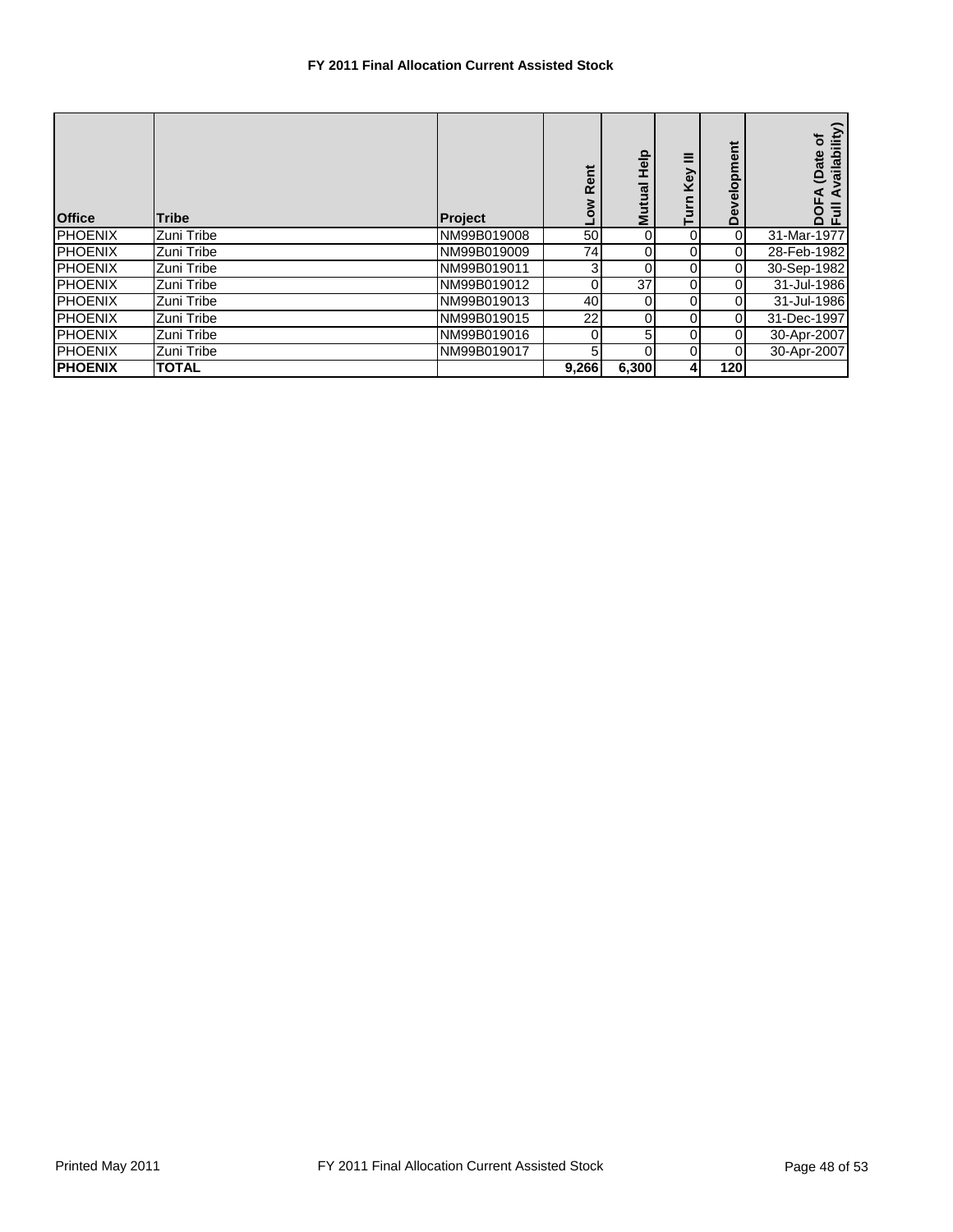**FY 2011 Final Allocation Current Assisted Stock**

| Office | Tribe | Project | Low Rent | Mutual Help | Turn Key III | Development | DOFA (Date of Full Availability) |
|---|---|---|---|---|---|---|---|
| PHOENIX | Zuni Tribe | NM99B019008 | 50 | 0 | 0 | 0 | 31-Mar-1977 |
| PHOENIX | Zuni Tribe | NM99B019009 | 74 | 0 | 0 | 0 | 28-Feb-1982 |
| PHOENIX | Zuni Tribe | NM99B019011 | 3 | 0 | 0 | 0 | 30-Sep-1982 |
| PHOENIX | Zuni Tribe | NM99B019012 | 0 | 37 | 0 | 0 | 31-Jul-1986 |
| PHOENIX | Zuni Tribe | NM99B019013 | 40 | 0 | 0 | 0 | 31-Jul-1986 |
| PHOENIX | Zuni Tribe | NM99B019015 | 22 | 0 | 0 | 0 | 31-Dec-1997 |
| PHOENIX | Zuni Tribe | NM99B019016 | 0 | 5 | 0 | 0 | 30-Apr-2007 |
| PHOENIX | Zuni Tribe | NM99B019017 | 5 | 0 | 0 | 0 | 30-Apr-2007 |
| **PHOENIX** | **TOTAL** | | **9,266** | **6,300** | **4** | **120** | |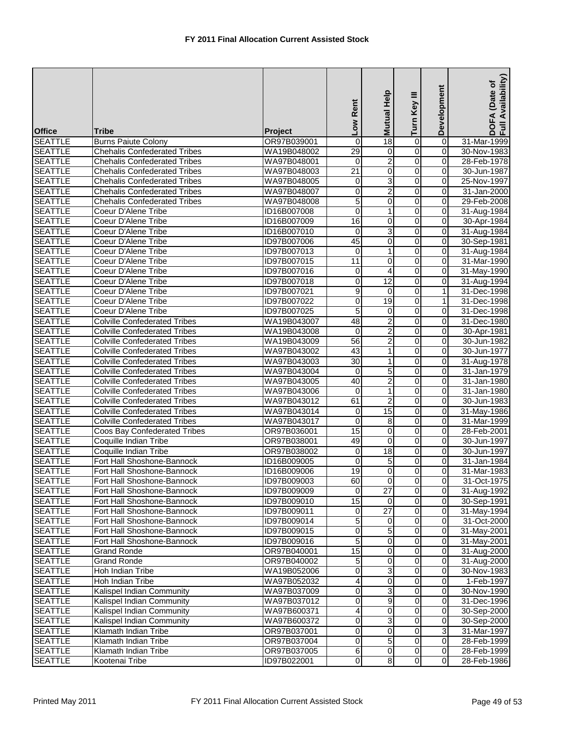# FY 2011 Final Allocation Current Assisted Stock

| Office | Tribe | Project | Low Rent | Mutual Help | Turn Key III | Development | DOFA (Date of Full Availability) |
|---|---|---|---|---|---|---|---|
| SEATTLE | Burns Paiute Colony | OR97B039001 | 0 | 18 | 0 | 0 | 31-Mar-1999 |
| SEATTLE | Chehalis Confederated Tribes | WA19B048002 | 29 | 0 | 0 | 0 | 30-Nov-1983 |
| SEATTLE | Chehalis Confederated Tribes | WA97B048001 | 0 | 2 | 0 | 0 | 28-Feb-1978 |
| SEATTLE | Chehalis Confederated Tribes | WA97B048003 | 21 | 0 | 0 | 0 | 30-Jun-1987 |
| SEATTLE | Chehalis Confederated Tribes | WA97B048005 | 0 | 3 | 0 | 0 | 25-Nov-1997 |
| SEATTLE | Chehalis Confederated Tribes | WA97B048007 | 0 | 2 | 0 | 0 | 31-Jan-2000 |
| SEATTLE | Chehalis Confederated Tribes | WA97B048008 | 5 | 0 | 0 | 0 | 29-Feb-2008 |
| SEATTLE | Coeur D'Alene Tribe | ID16B007008 | 0 | 1 | 0 | 0 | 31-Aug-1984 |
| SEATTLE | Coeur D'Alene Tribe | ID16B007009 | 16 | 0 | 0 | 0 | 30-Apr-1984 |
| SEATTLE | Coeur D'Alene Tribe | ID16B007010 | 0 | 3 | 0 | 0 | 31-Aug-1984 |
| SEATTLE | Coeur D'Alene Tribe | ID97B007006 | 45 | 0 | 0 | 0 | 30-Sep-1981 |
| SEATTLE | Coeur D'Alene Tribe | ID97B007013 | 0 | 1 | 0 | 0 | 31-Aug-1984 |
| SEATTLE | Coeur D'Alene Tribe | ID97B007015 | 11 | 0 | 0 | 0 | 31-Mar-1990 |
| SEATTLE | Coeur D'Alene Tribe | ID97B007016 | 0 | 4 | 0 | 0 | 31-May-1990 |
| SEATTLE | Coeur D'Alene Tribe | ID97B007018 | 0 | 12 | 0 | 0 | 31-Aug-1994 |
| SEATTLE | Coeur D'Alene Tribe | ID97B007021 | 9 | 0 | 0 | 1 | 31-Dec-1998 |
| SEATTLE | Coeur D'Alene Tribe | ID97B007022 | 0 | 19 | 0 | 1 | 31-Dec-1998 |
| SEATTLE | Coeur D'Alene Tribe | ID97B007025 | 5 | 0 | 0 | 0 | 31-Dec-1998 |
| SEATTLE | Colville Confederated Tribes | WA19B043007 | 48 | 2 | 0 | 0 | 31-Dec-1980 |
| SEATTLE | Colville Confederated Tribes | WA19B043008 | 0 | 2 | 0 | 0 | 30-Apr-1981 |
| SEATTLE | Colville Confederated Tribes | WA19B043009 | 56 | 2 | 0 | 0 | 30-Jun-1982 |
| SEATTLE | Colville Confederated Tribes | WA97B043002 | 43 | 1 | 0 | 0 | 30-Jun-1977 |
| SEATTLE | Colville Confederated Tribes | WA97B043003 | 30 | 1 | 0 | 0 | 31-Aug-1978 |
| SEATTLE | Colville Confederated Tribes | WA97B043004 | 0 | 5 | 0 | 0 | 31-Jan-1979 |
| SEATTLE | Colville Confederated Tribes | WA97B043005 | 40 | 2 | 0 | 0 | 31-Jan-1980 |
| SEATTLE | Colville Confederated Tribes | WA97B043006 | 0 | 1 | 0 | 0 | 31-Jan-1980 |
| SEATTLE | Colville Confederated Tribes | WA97B043012 | 61 | 2 | 0 | 0 | 30-Jun-1983 |
| SEATTLE | Colville Confederated Tribes | WA97B043014 | 0 | 15 | 0 | 0 | 31-May-1986 |
| SEATTLE | Colville Confederated Tribes | WA97B043017 | 0 | 8 | 0 | 0 | 31-Mar-1999 |
| SEATTLE | Coos Bay Confederated Tribes | OR97B036001 | 15 | 0 | 0 | 0 | 28-Feb-2001 |
| SEATTLE | Coquille Indian Tribe | OR97B038001 | 49 | 0 | 0 | 0 | 30-Jun-1997 |
| SEATTLE | Coquille Indian Tribe | OR97B038002 | 0 | 18 | 0 | 0 | 30-Jun-1997 |
| SEATTLE | Fort Hall Shoshone-Bannock | ID16B009005 | 0 | 5 | 0 | 0 | 31-Jan-1984 |
| SEATTLE | Fort Hall Shoshone-Bannock | ID16B009006 | 19 | 0 | 0 | 0 | 31-Mar-1983 |
| SEATTLE | Fort Hall Shoshone-Bannock | ID97B009003 | 60 | 0 | 0 | 0 | 31-Oct-1975 |
| SEATTLE | Fort Hall Shoshone-Bannock | ID97B009009 | 0 | 27 | 0 | 0 | 31-Aug-1992 |
| SEATTLE | Fort Hall Shoshone-Bannock | ID97B009010 | 15 | 0 | 0 | 0 | 30-Sep-1991 |
| SEATTLE | Fort Hall Shoshone-Bannock | ID97B009011 | 0 | 27 | 0 | 0 | 31-May-1994 |
| SEATTLE | Fort Hall Shoshone-Bannock | ID97B009014 | 5 | 0 | 0 | 0 | 31-Oct-2000 |
| SEATTLE | Fort Hall Shoshone-Bannock | ID97B009015 | 0 | 5 | 0 | 0 | 31-May-2001 |
| SEATTLE | Fort Hall Shoshone-Bannock | ID97B009016 | 5 | 0 | 0 | 0 | 31-May-2001 |
| SEATTLE | Grand Ronde | OR97B040001 | 15 | 0 | 0 | 0 | 31-Aug-2000 |
| SEATTLE | Grand Ronde | OR97B040002 | 5 | 0 | 0 | 0 | 31-Aug-2000 |
| SEATTLE | Hoh Indian Tribe | WA19B052006 | 0 | 3 | 0 | 0 | 30-Nov-1983 |
| SEATTLE | Hoh Indian Tribe | WA97B052032 | 4 | 0 | 0 | 0 | 1-Feb-1997 |
| SEATTLE | Kalispel Indian Community | WA97B037009 | 0 | 3 | 0 | 0 | 30-Nov-1990 |
| SEATTLE | Kalispel Indian Community | WA97B037012 | 0 | 9 | 0 | 0 | 31-Dec-1996 |
| SEATTLE | Kalispel Indian Community | WA97B600371 | 4 | 0 | 0 | 0 | 30-Sep-2000 |
| SEATTLE | Kalispel Indian Community | WA97B600372 | 0 | 3 | 0 | 0 | 30-Sep-2000 |
| SEATTLE | Klamath Indian Tribe | OR97B037001 | 0 | 0 | 0 | 3 | 31-Mar-1997 |
| SEATTLE | Klamath Indian Tribe | OR97B037004 | 0 | 5 | 0 | 0 | 28-Feb-1999 |
| SEATTLE | Klamath Indian Tribe | OR97B037005 | 6 | 0 | 0 | 0 | 28-Feb-1999 |
| SEATTLE | Kootenai Tribe | ID97B022001 | 0 | 8 | 0 | 0 | 28-Feb-1986 |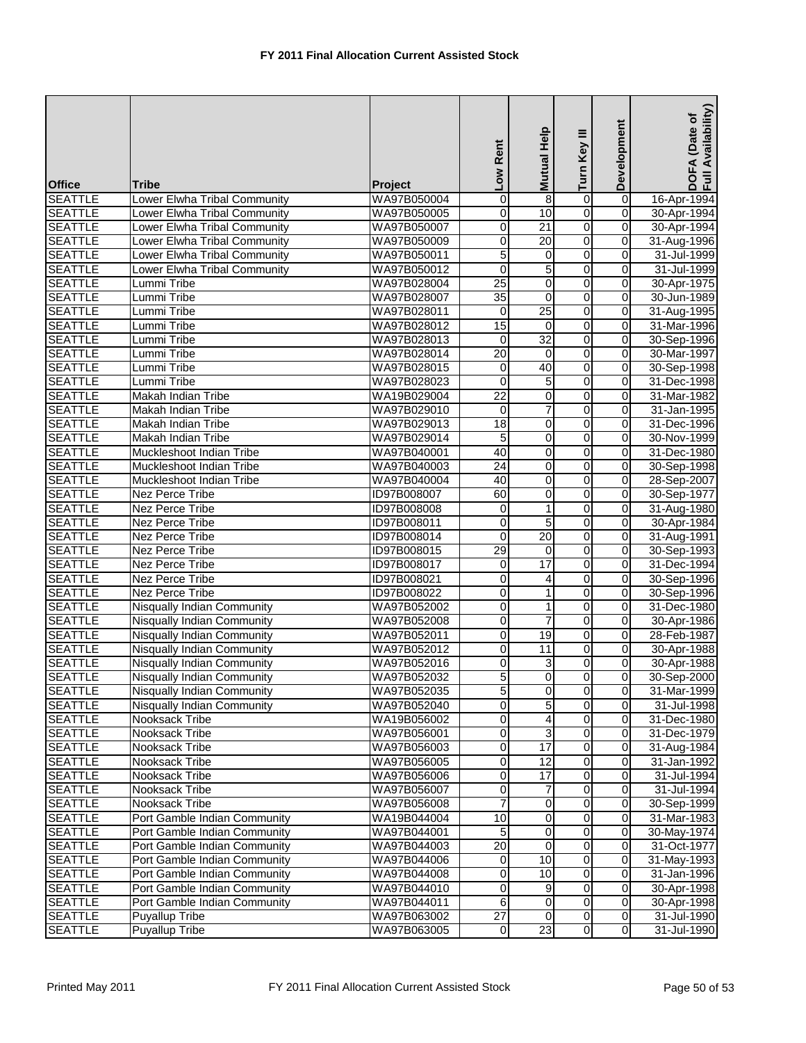# FY 2011 Final Allocation Current Assisted Stock

| Office | Tribe | Project | Low Rent | Mutual Help | Turn Key III | Development | DOFA (Date of Full Availability) |
|---|---|---|---|---|---|---|---|
| SEATTLE | Lower Elwha Tribal Community | WA97B050004 | 0 | 8 | 0 | 0 | 16-Apr-1994 |
| SEATTLE | Lower Elwha Tribal Community | WA97B050005 | 0 | 10 | 0 | 0 | 30-Apr-1994 |
| SEATTLE | Lower Elwha Tribal Community | WA97B050007 | 0 | 21 | 0 | 0 | 30-Apr-1994 |
| SEATTLE | Lower Elwha Tribal Community | WA97B050009 | 0 | 20 | 0 | 0 | 31-Aug-1996 |
| SEATTLE | Lower Elwha Tribal Community | WA97B050011 | 5 | 0 | 0 | 0 | 31-Jul-1999 |
| SEATTLE | Lower Elwha Tribal Community | WA97B050012 | 0 | 5 | 0 | 0 | 31-Jul-1999 |
| SEATTLE | Lummi Tribe | WA97B028004 | 25 | 0 | 0 | 0 | 30-Apr-1975 |
| SEATTLE | Lummi Tribe | WA97B028007 | 35 | 0 | 0 | 0 | 30-Jun-1989 |
| SEATTLE | Lummi Tribe | WA97B028011 | 0 | 25 | 0 | 0 | 31-Aug-1995 |
| SEATTLE | Lummi Tribe | WA97B028012 | 15 | 0 | 0 | 0 | 31-Mar-1996 |
| SEATTLE | Lummi Tribe | WA97B028013 | 0 | 32 | 0 | 0 | 30-Sep-1996 |
| SEATTLE | Lummi Tribe | WA97B028014 | 20 | 0 | 0 | 0 | 30-Mar-1997 |
| SEATTLE | Lummi Tribe | WA97B028015 | 0 | 40 | 0 | 0 | 30-Sep-1998 |
| SEATTLE | Lummi Tribe | WA97B028023 | 0 | 5 | 0 | 0 | 31-Dec-1998 |
| SEATTLE | Makah Indian Tribe | WA19B029004 | 22 | 0 | 0 | 0 | 31-Mar-1982 |
| SEATTLE | Makah Indian Tribe | WA97B029010 | 0 | 7 | 0 | 0 | 31-Jan-1995 |
| SEATTLE | Makah Indian Tribe | WA97B029013 | 18 | 0 | 0 | 0 | 31-Dec-1996 |
| SEATTLE | Makah Indian Tribe | WA97B029014 | 5 | 0 | 0 | 0 | 30-Nov-1999 |
| SEATTLE | Muckleshoot Indian Tribe | WA97B040001 | 40 | 0 | 0 | 0 | 31-Dec-1980 |
| SEATTLE | Muckleshoot Indian Tribe | WA97B040003 | 24 | 0 | 0 | 0 | 30-Sep-1998 |
| SEATTLE | Muckleshoot Indian Tribe | WA97B040004 | 40 | 0 | 0 | 0 | 28-Sep-2007 |
| SEATTLE | Nez Perce Tribe | ID97B008007 | 60 | 0 | 0 | 0 | 30-Sep-1977 |
| SEATTLE | Nez Perce Tribe | ID97B008008 | 0 | 1 | 0 | 0 | 31-Aug-1980 |
| SEATTLE | Nez Perce Tribe | ID97B008011 | 0 | 5 | 0 | 0 | 30-Apr-1984 |
| SEATTLE | Nez Perce Tribe | ID97B008014 | 0 | 20 | 0 | 0 | 31-Aug-1991 |
| SEATTLE | Nez Perce Tribe | ID97B008015 | 29 | 0 | 0 | 0 | 30-Sep-1993 |
| SEATTLE | Nez Perce Tribe | ID97B008017 | 0 | 17 | 0 | 0 | 31-Dec-1994 |
| SEATTLE | Nez Perce Tribe | ID97B008021 | 0 | 4 | 0 | 0 | 30-Sep-1996 |
| SEATTLE | Nez Perce Tribe | ID97B008022 | 0 | 1 | 0 | 0 | 30-Sep-1996 |
| SEATTLE | Nisqually Indian Community | WA97B052002 | 0 | 1 | 0 | 0 | 31-Dec-1980 |
| SEATTLE | Nisqually Indian Community | WA97B052008 | 0 | 7 | 0 | 0 | 30-Apr-1986 |
| SEATTLE | Nisqually Indian Community | WA97B052011 | 0 | 19 | 0 | 0 | 28-Feb-1987 |
| SEATTLE | Nisqually Indian Community | WA97B052012 | 0 | 11 | 0 | 0 | 30-Apr-1988 |
| SEATTLE | Nisqually Indian Community | WA97B052016 | 0 | 3 | 0 | 0 | 30-Apr-1988 |
| SEATTLE | Nisqually Indian Community | WA97B052032 | 5 | 0 | 0 | 0 | 30-Sep-2000 |
| SEATTLE | Nisqually Indian Community | WA97B052035 | 5 | 0 | 0 | 0 | 31-Mar-1999 |
| SEATTLE | Nisqually Indian Community | WA97B052040 | 0 | 5 | 0 | 0 | 31-Jul-1998 |
| SEATTLE | Nooksack Tribe | WA19B056002 | 0 | 4 | 0 | 0 | 31-Dec-1980 |
| SEATTLE | Nooksack Tribe | WA97B056001 | 0 | 3 | 0 | 0 | 31-Dec-1979 |
| SEATTLE | Nooksack Tribe | WA97B056003 | 0 | 17 | 0 | 0 | 31-Aug-1984 |
| SEATTLE | Nooksack Tribe | WA97B056005 | 0 | 12 | 0 | 0 | 31-Jan-1992 |
| SEATTLE | Nooksack Tribe | WA97B056006 | 0 | 17 | 0 | 0 | 31-Jul-1994 |
| SEATTLE | Nooksack Tribe | WA97B056007 | 0 | 7 | 0 | 0 | 31-Jul-1994 |
| SEATTLE | Nooksack Tribe | WA97B056008 | 7 | 0 | 0 | 0 | 30-Sep-1999 |
| SEATTLE | Port Gamble Indian Community | WA19B044004 | 10 | 0 | 0 | 0 | 31-Mar-1983 |
| SEATTLE | Port Gamble Indian Community | WA97B044001 | 5 | 0 | 0 | 0 | 30-May-1974 |
| SEATTLE | Port Gamble Indian Community | WA97B044003 | 20 | 0 | 0 | 0 | 31-Oct-1977 |
| SEATTLE | Port Gamble Indian Community | WA97B044006 | 0 | 10 | 0 | 0 | 31-May-1993 |
| SEATTLE | Port Gamble Indian Community | WA97B044008 | 0 | 10 | 0 | 0 | 31-Jan-1996 |
| SEATTLE | Port Gamble Indian Community | WA97B044010 | 0 | 9 | 0 | 0 | 30-Apr-1998 |
| SEATTLE | Port Gamble Indian Community | WA97B044011 | 6 | 0 | 0 | 0 | 30-Apr-1998 |
| SEATTLE | Puyallup Tribe | WA97B063002 | 27 | 0 | 0 | 0 | 31-Jul-1990 |
| SEATTLE | Puyallup Tribe | WA97B063005 | 0 | 23 | 0 | 0 | 31-Jul-1990 |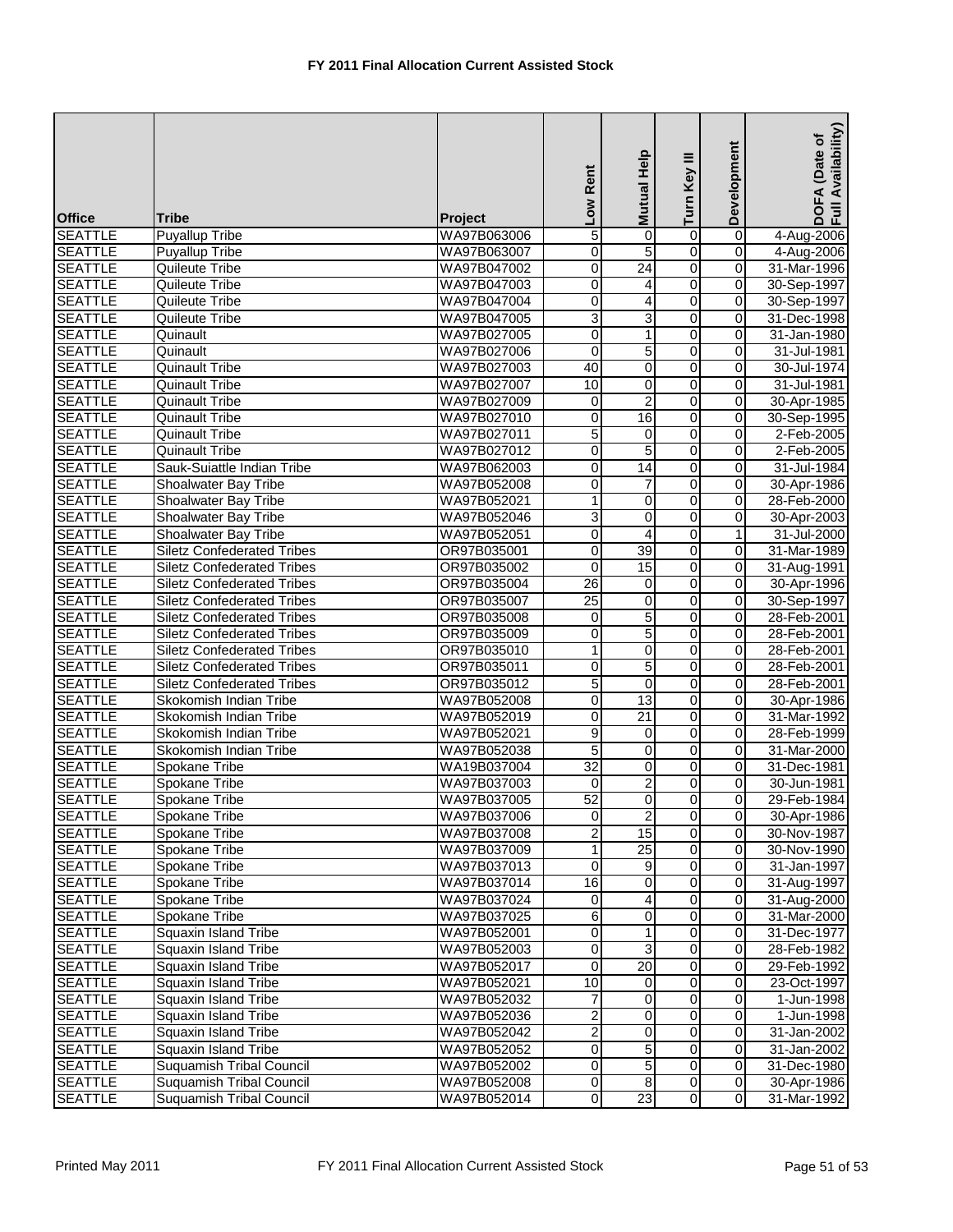# FY 2011 Final Allocation Current Assisted Stock

| Office | Tribe | Project | Low Rent | Mutual Help | Turn Key III | Development | DOFA (Date of Full Availability) |
|---|---|---|---|---|---|---|---|
| SEATTLE | Puyallup Tribe | WA97B063006 | 5 | 0 | 0 | 0 | 4-Aug-2006 |
| SEATTLE | Puyallup Tribe | WA97B063007 | 0 | 5 | 0 | 0 | 4-Aug-2006 |
| SEATTLE | Quileute Tribe | WA97B047002 | 0 | 24 | 0 | 0 | 31-Mar-1996 |
| SEATTLE | Quileute Tribe | WA97B047003 | 0 | 4 | 0 | 0 | 30-Sep-1997 |
| SEATTLE | Quileute Tribe | WA97B047004 | 0 | 4 | 0 | 0 | 30-Sep-1997 |
| SEATTLE | Quileute Tribe | WA97B047005 | 3 | 3 | 0 | 0 | 31-Dec-1998 |
| SEATTLE | Quinault | WA97B027005 | 0 | 1 | 0 | 0 | 31-Jan-1980 |
| SEATTLE | Quinault | WA97B027006 | 0 | 5 | 0 | 0 | 31-Jul-1981 |
| SEATTLE | Quinault Tribe | WA97B027003 | 40 | 0 | 0 | 0 | 30-Jul-1974 |
| SEATTLE | Quinault Tribe | WA97B027007 | 10 | 0 | 0 | 0 | 31-Jul-1981 |
| SEATTLE | Quinault Tribe | WA97B027009 | 0 | 2 | 0 | 0 | 30-Apr-1985 |
| SEATTLE | Quinault Tribe | WA97B027010 | 0 | 16 | 0 | 0 | 30-Sep-1995 |
| SEATTLE | Quinault Tribe | WA97B027011 | 5 | 0 | 0 | 0 | 2-Feb-2005 |
| SEATTLE | Quinault Tribe | WA97B027012 | 0 | 5 | 0 | 0 | 2-Feb-2005 |
| SEATTLE | Sauk-Suiattle Indian Tribe | WA97B062003 | 0 | 14 | 0 | 0 | 31-Jul-1984 |
| SEATTLE | Shoalwater Bay Tribe | WA97B052008 | 0 | 7 | 0 | 0 | 30-Apr-1986 |
| SEATTLE | Shoalwater Bay Tribe | WA97B052021 | 1 | 0 | 0 | 0 | 28-Feb-2000 |
| SEATTLE | Shoalwater Bay Tribe | WA97B052046 | 3 | 0 | 0 | 0 | 30-Apr-2003 |
| SEATTLE | Shoalwater Bay Tribe | WA97B052051 | 0 | 4 | 0 | 1 | 31-Jul-2000 |
| SEATTLE | Siletz Confederated Tribes | OR97B035001 | 0 | 39 | 0 | 0 | 31-Mar-1989 |
| SEATTLE | Siletz Confederated Tribes | OR97B035002 | 0 | 15 | 0 | 0 | 31-Aug-1991 |
| SEATTLE | Siletz Confederated Tribes | OR97B035004 | 26 | 0 | 0 | 0 | 30-Apr-1996 |
| SEATTLE | Siletz Confederated Tribes | OR97B035007 | 25 | 0 | 0 | 0 | 30-Sep-1997 |
| SEATTLE | Siletz Confederated Tribes | OR97B035008 | 0 | 5 | 0 | 0 | 28-Feb-2001 |
| SEATTLE | Siletz Confederated Tribes | OR97B035009 | 0 | 5 | 0 | 0 | 28-Feb-2001 |
| SEATTLE | Siletz Confederated Tribes | OR97B035010 | 1 | 0 | 0 | 0 | 28-Feb-2001 |
| SEATTLE | Siletz Confederated Tribes | OR97B035011 | 0 | 5 | 0 | 0 | 28-Feb-2001 |
| SEATTLE | Siletz Confederated Tribes | OR97B035012 | 5 | 0 | 0 | 0 | 28-Feb-2001 |
| SEATTLE | Skokomish Indian Tribe | WA97B052008 | 0 | 13 | 0 | 0 | 30-Apr-1986 |
| SEATTLE | Skokomish Indian Tribe | WA97B052019 | 0 | 21 | 0 | 0 | 31-Mar-1992 |
| SEATTLE | Skokomish Indian Tribe | WA97B052021 | 9 | 0 | 0 | 0 | 28-Feb-1999 |
| SEATTLE | Skokomish Indian Tribe | WA97B052038 | 5 | 0 | 0 | 0 | 31-Mar-2000 |
| SEATTLE | Spokane Tribe | WA19B037004 | 32 | 0 | 0 | 0 | 31-Dec-1981 |
| SEATTLE | Spokane Tribe | WA97B037003 | 0 | 2 | 0 | 0 | 30-Jun-1981 |
| SEATTLE | Spokane Tribe | WA97B037005 | 52 | 0 | 0 | 0 | 29-Feb-1984 |
| SEATTLE | Spokane Tribe | WA97B037006 | 0 | 2 | 0 | 0 | 30-Apr-1986 |
| SEATTLE | Spokane Tribe | WA97B037008 | 2 | 15 | 0 | 0 | 30-Nov-1987 |
| SEATTLE | Spokane Tribe | WA97B037009 | 1 | 25 | 0 | 0 | 30-Nov-1990 |
| SEATTLE | Spokane Tribe | WA97B037013 | 0 | 9 | 0 | 0 | 31-Jan-1997 |
| SEATTLE | Spokane Tribe | WA97B037014 | 16 | 0 | 0 | 0 | 31-Aug-1997 |
| SEATTLE | Spokane Tribe | WA97B037024 | 0 | 4 | 0 | 0 | 31-Aug-2000 |
| SEATTLE | Spokane Tribe | WA97B037025 | 6 | 0 | 0 | 0 | 31-Mar-2000 |
| SEATTLE | Squaxin Island Tribe | WA97B052001 | 0 | 1 | 0 | 0 | 31-Dec-1977 |
| SEATTLE | Squaxin Island Tribe | WA97B052003 | 0 | 3 | 0 | 0 | 28-Feb-1982 |
| SEATTLE | Squaxin Island Tribe | WA97B052017 | 0 | 20 | 0 | 0 | 29-Feb-1992 |
| SEATTLE | Squaxin Island Tribe | WA97B052021 | 10 | 0 | 0 | 0 | 23-Oct-1997 |
| SEATTLE | Squaxin Island Tribe | WA97B052032 | 7 | 0 | 0 | 0 | 1-Jun-1998 |
| SEATTLE | Squaxin Island Tribe | WA97B052036 | 2 | 0 | 0 | 0 | 1-Jun-1998 |
| SEATTLE | Squaxin Island Tribe | WA97B052042 | 2 | 0 | 0 | 0 | 31-Jan-2002 |
| SEATTLE | Squaxin Island Tribe | WA97B052052 | 0 | 5 | 0 | 0 | 31-Jan-2002 |
| SEATTLE | Suquamish Tribal Council | WA97B052002 | 0 | 5 | 0 | 0 | 31-Dec-1980 |
| SEATTLE | Suquamish Tribal Council | WA97B052008 | 0 | 8 | 0 | 0 | 30-Apr-1986 |
| SEATTLE | Suquamish Tribal Council | WA97B052014 | 0 | 23 | 0 | 0 | 31-Mar-1992 |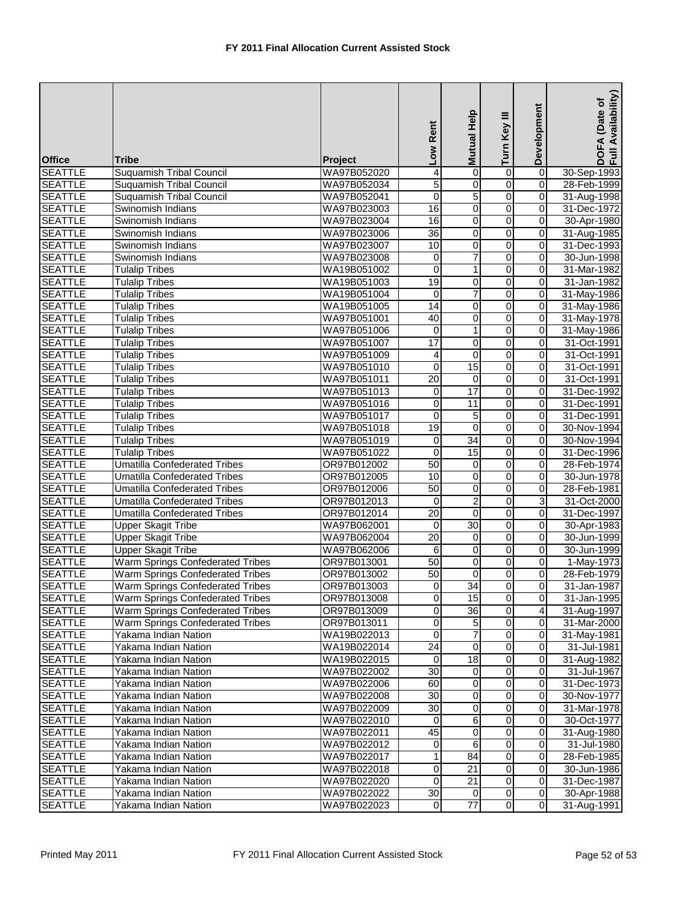# FY 2011 Final Allocation Current Assisted Stock

| Office | Tribe | Project | Low Rent | Mutual Help | Turn Key III | Development | DOFA (Date of Full Availability) |
|---|---|---|---|---|---|---|---|
| SEATTLE | Suquamish Tribal Council | WA97B052020 | 4 | 0 | 0 | 0 | 30-Sep-1993 |
| SEATTLE | Suquamish Tribal Council | WA97B052034 | 5 | 0 | 0 | 0 | 28-Feb-1999 |
| SEATTLE | Suquamish Tribal Council | WA97B052041 | 0 | 5 | 0 | 0 | 31-Aug-1998 |
| SEATTLE | Swinomish Indians | WA97B023003 | 16 | 0 | 0 | 0 | 31-Dec-1972 |
| SEATTLE | Swinomish Indians | WA97B023004 | 16 | 0 | 0 | 0 | 30-Apr-1980 |
| SEATTLE | Swinomish Indians | WA97B023006 | 36 | 0 | 0 | 0 | 31-Aug-1985 |
| SEATTLE | Swinomish Indians | WA97B023007 | 10 | 0 | 0 | 0 | 31-Dec-1993 |
| SEATTLE | Swinomish Indians | WA97B023008 | 0 | 7 | 0 | 0 | 30-Jun-1998 |
| SEATTLE | Tulalip Tribes | WA19B051002 | 0 | 1 | 0 | 0 | 31-Mar-1982 |
| SEATTLE | Tulalip Tribes | WA19B051003 | 19 | 0 | 0 | 0 | 31-Jan-1982 |
| SEATTLE | Tulalip Tribes | WA19B051004 | 0 | 7 | 0 | 0 | 31-May-1986 |
| SEATTLE | Tulalip Tribes | WA19B051005 | 14 | 0 | 0 | 0 | 31-May-1986 |
| SEATTLE | Tulalip Tribes | WA97B051001 | 40 | 0 | 0 | 0 | 31-May-1978 |
| SEATTLE | Tulalip Tribes | WA97B051006 | 0 | 1 | 0 | 0 | 31-May-1986 |
| SEATTLE | Tulalip Tribes | WA97B051007 | 17 | 0 | 0 | 0 | 31-Oct-1991 |
| SEATTLE | Tulalip Tribes | WA97B051009 | 4 | 0 | 0 | 0 | 31-Oct-1991 |
| SEATTLE | Tulalip Tribes | WA97B051010 | 0 | 15 | 0 | 0 | 31-Oct-1991 |
| SEATTLE | Tulalip Tribes | WA97B051011 | 20 | 0 | 0 | 0 | 31-Oct-1991 |
| SEATTLE | Tulalip Tribes | WA97B051013 | 0 | 17 | 0 | 0 | 31-Dec-1992 |
| SEATTLE | Tulalip Tribes | WA97B051016 | 0 | 11 | 0 | 0 | 31-Dec-1991 |
| SEATTLE | Tulalip Tribes | WA97B051017 | 0 | 5 | 0 | 0 | 31-Dec-1991 |
| SEATTLE | Tulalip Tribes | WA97B051018 | 19 | 0 | 0 | 0 | 30-Nov-1994 |
| SEATTLE | Tulalip Tribes | WA97B051019 | 0 | 34 | 0 | 0 | 30-Nov-1994 |
| SEATTLE | Tulalip Tribes | WA97B051022 | 0 | 15 | 0 | 0 | 31-Dec-1996 |
| SEATTLE | Umatilla Confederated Tribes | OR97B012002 | 50 | 0 | 0 | 0 | 28-Feb-1974 |
| SEATTLE | Umatilla Confederated Tribes | OR97B012005 | 10 | 0 | 0 | 0 | 30-Jun-1978 |
| SEATTLE | Umatilla Confederated Tribes | OR97B012006 | 50 | 0 | 0 | 0 | 28-Feb-1981 |
| SEATTLE | Umatilla Confederated Tribes | OR97B012013 | 0 | 2 | 0 | 3 | 31-Oct-2000 |
| SEATTLE | Umatilla Confederated Tribes | OR97B012014 | 20 | 0 | 0 | 0 | 31-Dec-1997 |
| SEATTLE | Upper Skagit Tribe | WA97B062001 | 0 | 30 | 0 | 0 | 30-Apr-1983 |
| SEATTLE | Upper Skagit Tribe | WA97B062004 | 20 | 0 | 0 | 0 | 30-Jun-1999 |
| SEATTLE | Upper Skagit Tribe | WA97B062006 | 6 | 0 | 0 | 0 | 30-Jun-1999 |
| SEATTLE | Warm Springs Confederated Tribes | OR97B013001 | 50 | 0 | 0 | 0 | 1-May-1973 |
| SEATTLE | Warm Springs Confederated Tribes | OR97B013002 | 50 | 0 | 0 | 0 | 28-Feb-1979 |
| SEATTLE | Warm Springs Confederated Tribes | OR97B013003 | 0 | 34 | 0 | 0 | 31-Jan-1987 |
| SEATTLE | Warm Springs Confederated Tribes | OR97B013008 | 0 | 15 | 0 | 0 | 31-Jan-1995 |
| SEATTLE | Warm Springs Confederated Tribes | OR97B013009 | 0 | 36 | 0 | 4 | 31-Aug-1997 |
| SEATTLE | Warm Springs Confederated Tribes | OR97B013011 | 0 | 5 | 0 | 0 | 31-Mar-2000 |
| SEATTLE | Yakama Indian Nation | WA19B022013 | 0 | 7 | 0 | 0 | 31-May-1981 |
| SEATTLE | Yakama Indian Nation | WA19B022014 | 24 | 0 | 0 | 0 | 31-Jul-1981 |
| SEATTLE | Yakama Indian Nation | WA19B022015 | 0 | 18 | 0 | 0 | 31-Aug-1982 |
| SEATTLE | Yakama Indian Nation | WA97B022002 | 30 | 0 | 0 | 0 | 31-Jul-1967 |
| SEATTLE | Yakama Indian Nation | WA97B022006 | 60 | 0 | 0 | 0 | 31-Dec-1973 |
| SEATTLE | Yakama Indian Nation | WA97B022008 | 30 | 0 | 0 | 0 | 30-Nov-1977 |
| SEATTLE | Yakama Indian Nation | WA97B022009 | 30 | 0 | 0 | 0 | 31-Mar-1978 |
| SEATTLE | Yakama Indian Nation | WA97B022010 | 0 | 6 | 0 | 0 | 30-Oct-1977 |
| SEATTLE | Yakama Indian Nation | WA97B022011 | 45 | 0 | 0 | 0 | 31-Aug-1980 |
| SEATTLE | Yakama Indian Nation | WA97B022012 | 0 | 6 | 0 | 0 | 31-Jul-1980 |
| SEATTLE | Yakama Indian Nation | WA97B022017 | 1 | 84 | 0 | 0 | 28-Feb-1985 |
| SEATTLE | Yakama Indian Nation | WA97B022018 | 0 | 21 | 0 | 0 | 30-Jun-1986 |
| SEATTLE | Yakama Indian Nation | WA97B022020 | 0 | 21 | 0 | 0 | 31-Dec-1987 |
| SEATTLE | Yakama Indian Nation | WA97B022022 | 30 | 0 | 0 | 0 | 30-Apr-1988 |
| SEATTLE | Yakama Indian Nation | WA97B022023 | 0 | 77 | 0 | 0 | 31-Aug-1991 |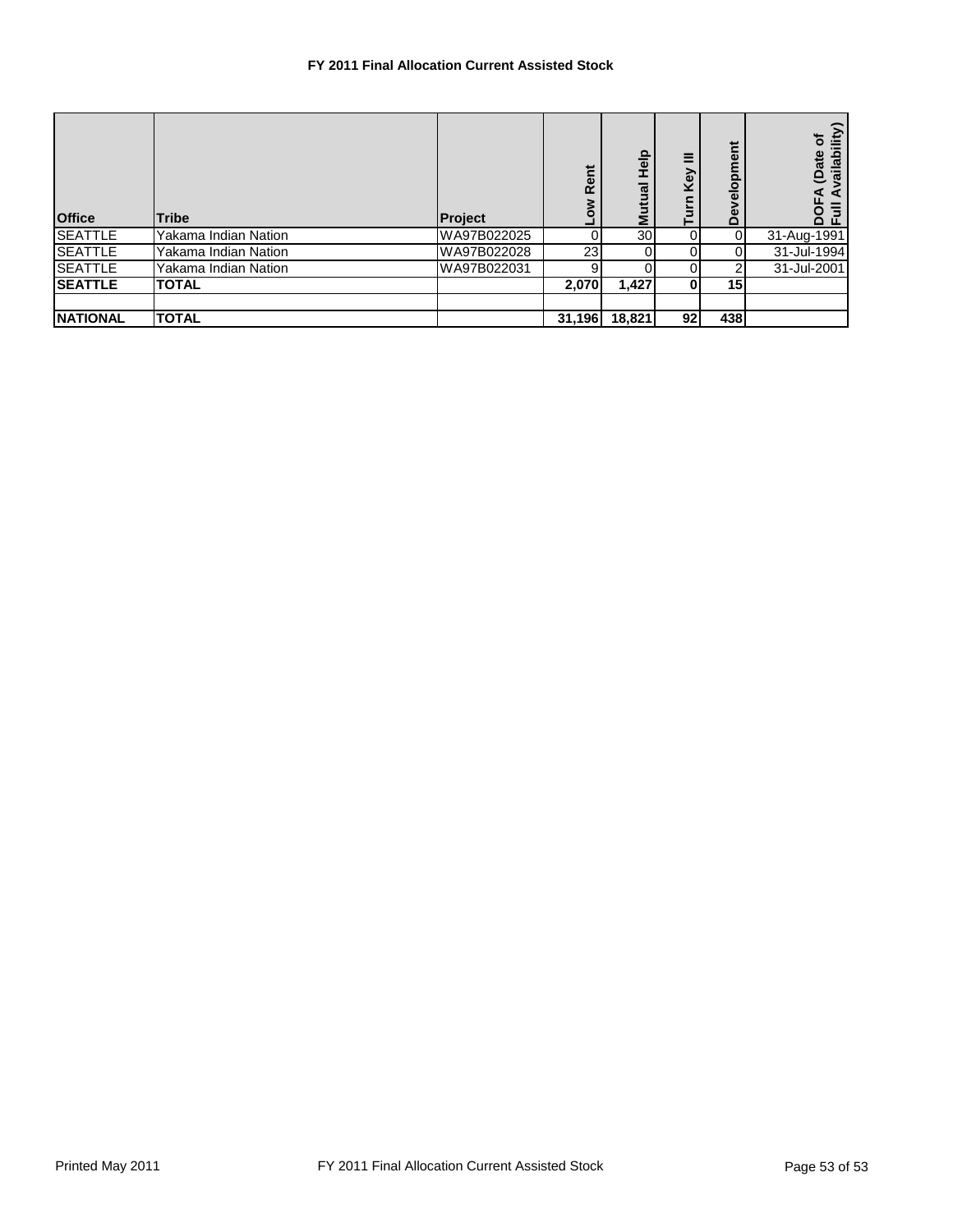**FY 2011 Final Allocation Current Assisted Stock**

| Office | Tribe | Project | Low Rent | Mutual Help | Turn Key III | Development | DOFA (Date of Full Availability) |
|---|---|---|---|---|---|---|---|
| SEATTLE | Yakama Indian Nation | WA97B022025 | 0 | 30 | 0 | 0 | 31-Aug-1991 |
| SEATTLE | Yakama Indian Nation | WA97B022028 | 23 | 0 | 0 | 0 | 31-Jul-1994 |
| SEATTLE | Yakama Indian Nation | WA97B022031 | 9 | 0 | 0 | 2 | 31-Jul-2001 |
| **SEATTLE** | **TOTAL** | | **2,070** | **1,427** | **0** | **15** | |
| | | | | | | | |
| **NATIONAL** | **TOTAL** | | **31,196** | **18,821** | **92** | **438** | |